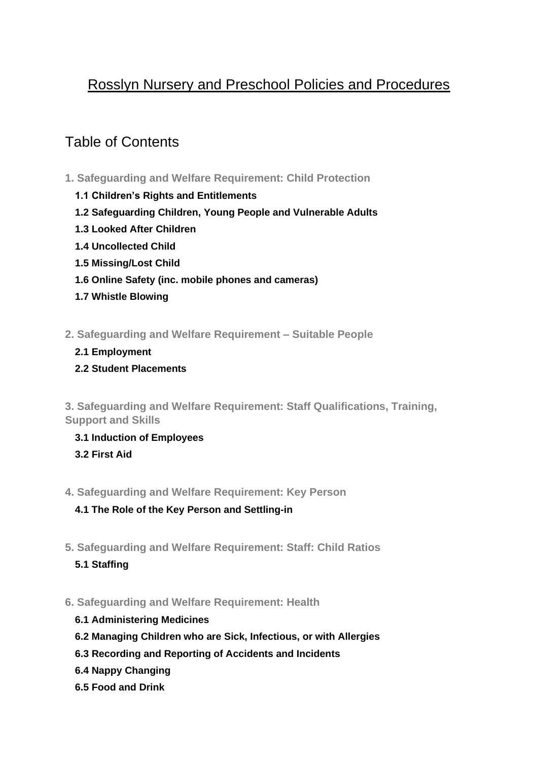# Rosslyn Nursery and Preschool Policies and Procedures

## Table of Contents

**1. Safeguarding and Welfare Requirement: Child Protection**

- **1.1 Children's Rights and Entitlements**
- **1.2 Safeguarding Children, Young People and Vulnerable Adults**
- **1.3 Looked After Children**
- **1.4 Uncollected Child**
- **1.5 Missing/Lost Child**
- **1.6 Online Safety (inc. mobile phones and cameras)**
- **1.7 Whistle Blowing**

**2. Safeguarding and Welfare Requirement – Suitable People**

- **2.1 Employment**
- **2.2 Student Placements**

**3. Safeguarding and Welfare Requirement: Staff Qualifications, Training, Support and Skills**

- **3.1 Induction of Employees**
- **3.2 First Aid**

**4. Safeguarding and Welfare Requirement: Key Person**

- **4.1 The Role of the Key Person and Settling-in**

**5. Safeguarding and Welfare Requirement: Staff: Child Ratios**

- **5.1 Staffing**

**6. Safeguarding and Welfare Requirement: Health**

- **6.1 Administering Medicines**
- **6.2 Managing Children who are Sick, Infectious, or with Allergies**
- **6.3 Recording and Reporting of Accidents and Incidents**
- **6.4 Nappy Changing**
- **6.5 Food and Drink**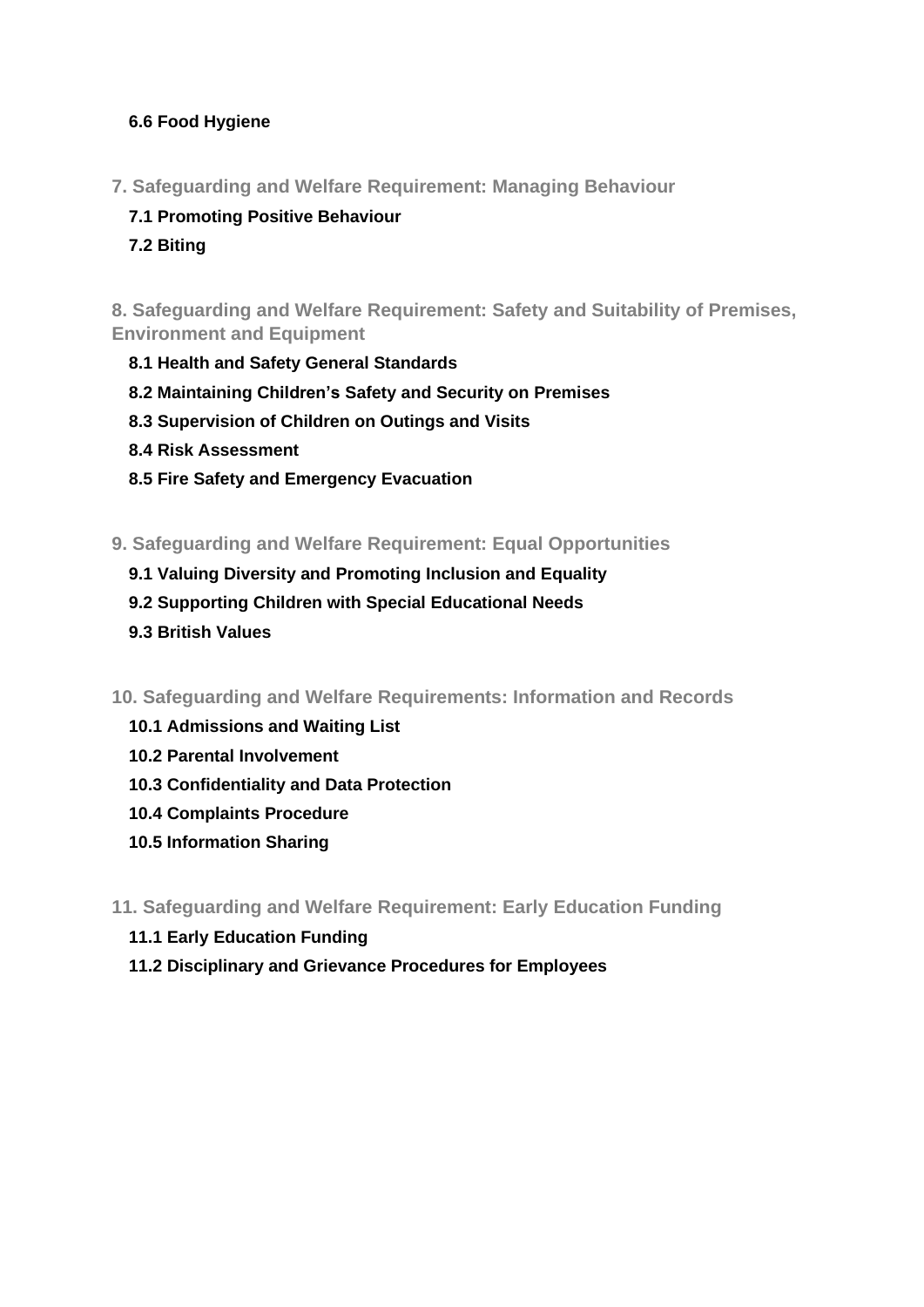**6.6 Food Hygiene**

**7. Safeguarding and Welfare Requirement: Managing Behaviour**

**7.1 Promoting Positive Behaviour**

**7.2 Biting**

**8. Safeguarding and Welfare Requirement: Safety and Suitability of Premises, Environment and Equipment**

**8.1 Health and Safety General Standards**

**8.2 Maintaining Children's Safety and Security on Premises**

**8.3 Supervision of Children on Outings and Visits**

**8.4 Risk Assessment**

**8.5 Fire Safety and Emergency Evacuation**

**9. Safeguarding and Welfare Requirement: Equal Opportunities**

**9.1 Valuing Diversity and Promoting Inclusion and Equality**

**9.2 Supporting Children with Special Educational Needs**

**9.3 British Values**

**10. Safeguarding and Welfare Requirements: Information and Records**

**10.1 Admissions and Waiting List**

**10.2 Parental Involvement**

**10.3 Confidentiality and Data Protection**

**10.4 Complaints Procedure**

**10.5 Information Sharing**

**11. Safeguarding and Welfare Requirement: Early Education Funding**

**11.1 Early Education Funding**

**11.2 Disciplinary and Grievance Procedures for Employees**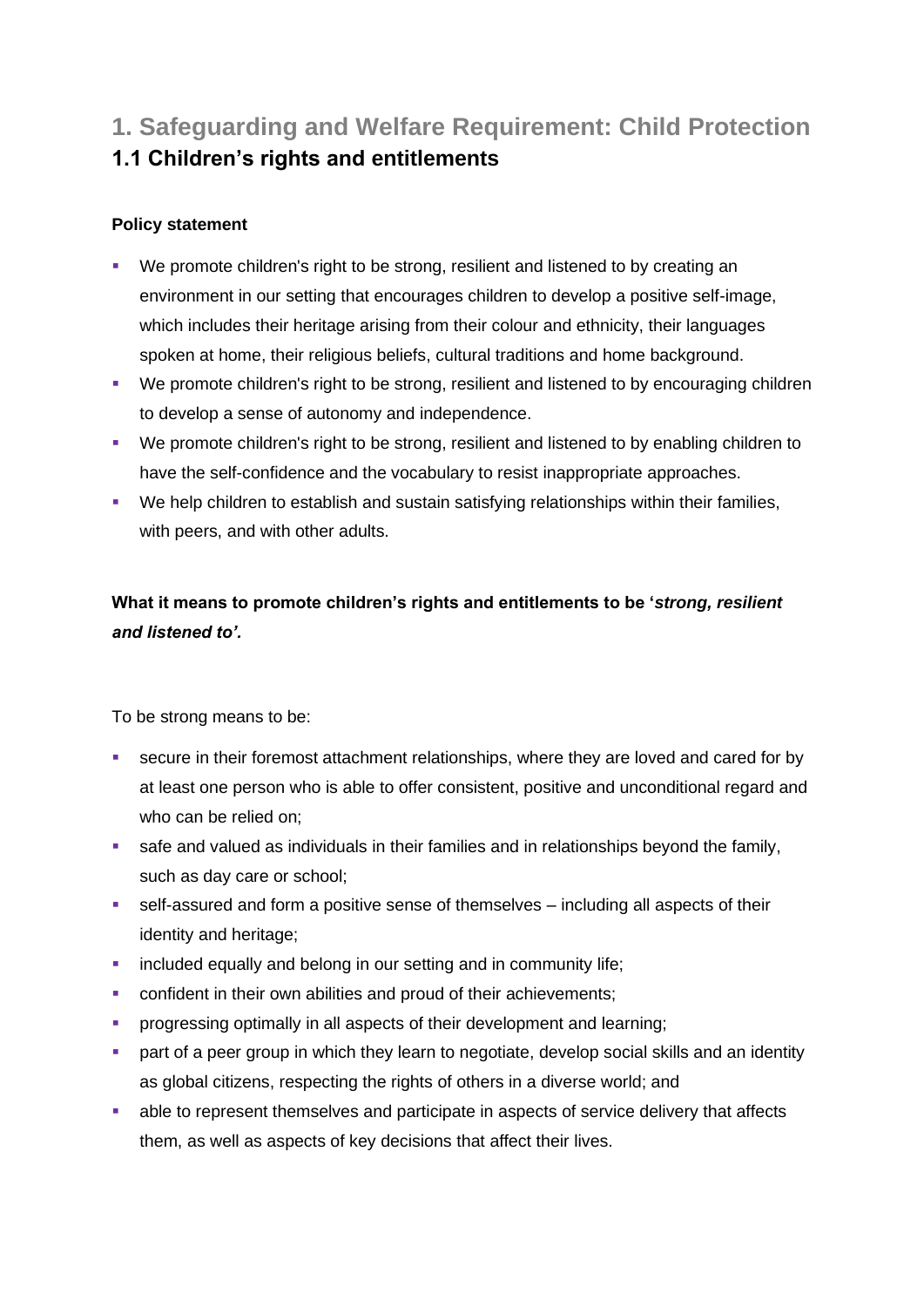# 1. Safeguarding and Welfare Requirement: Child Protection

## 1.1 Children's rights and entitlements

**Policy statement**

- We promote children's right to be strong, resilient and listened to by creating an environment in our setting that encourages children to develop a positive self-image, which includes their heritage arising from their colour and ethnicity, their languages spoken at home, their religious beliefs, cultural traditions and home background.
- We promote children's right to be strong, resilient and listened to by encouraging children to develop a sense of autonomy and independence.
- We promote children's right to be strong, resilient and listened to by enabling children to have the self-confidence and the vocabulary to resist inappropriate approaches.
- We help children to establish and sustain satisfying relationships within their families, with peers, and with other adults.

**What it means to promote children's rights and entitlements to be '*strong, resilient and listened to'*.**

To be strong means to be:

- secure in their foremost attachment relationships, where they are loved and cared for by at least one person who is able to offer consistent, positive and unconditional regard and who can be relied on;
- safe and valued as individuals in their families and in relationships beyond the family, such as day care or school;
- self-assured and form a positive sense of themselves – including all aspects of their identity and heritage;
- included equally and belong in our setting and in community life;
- confident in their own abilities and proud of their achievements;
- progressing optimally in all aspects of their development and learning;
- part of a peer group in which they learn to negotiate, develop social skills and an identity as global citizens, respecting the rights of others in a diverse world; and
- able to represent themselves and participate in aspects of service delivery that affects them, as well as aspects of key decisions that affect their lives.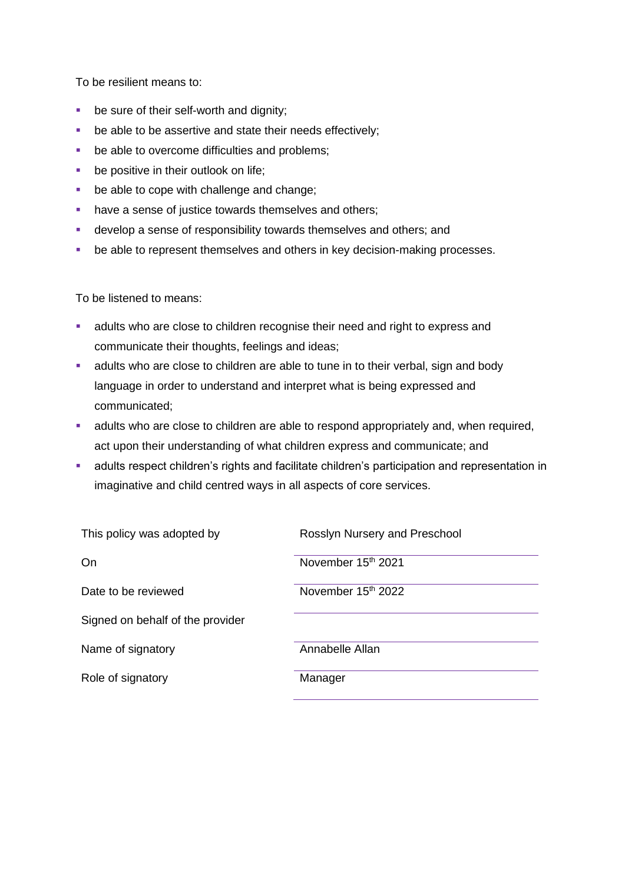To be resilient means to:

- be sure of their self-worth and dignity;
- be able to be assertive and state their needs effectively;
- be able to overcome difficulties and problems;
- be positive in their outlook on life;
- be able to cope with challenge and change;
- have a sense of justice towards themselves and others;
- develop a sense of responsibility towards themselves and others; and
- be able to represent themselves and others in key decision-making processes.

To be listened to means:

- adults who are close to children recognise their need and right to express and communicate their thoughts, feelings and ideas;
- adults who are close to children are able to tune in to their verbal, sign and body language in order to understand and interpret what is being expressed and communicated;
- adults who are close to children are able to respond appropriately and, when required, act upon their understanding of what children express and communicate; and
- adults respect children's rights and facilitate children's participation and representation in imaginative and child centred ways in all aspects of core services.

| | |
|---|---|
| This policy was adopted by | Rosslyn Nursery and Preschool |
| On | November 15th 2021 |
| Date to be reviewed | November 15th 2022 |
| Signed on behalf of the provider | |
| Name of signatory | Annabelle Allan |
| Role of signatory | Manager |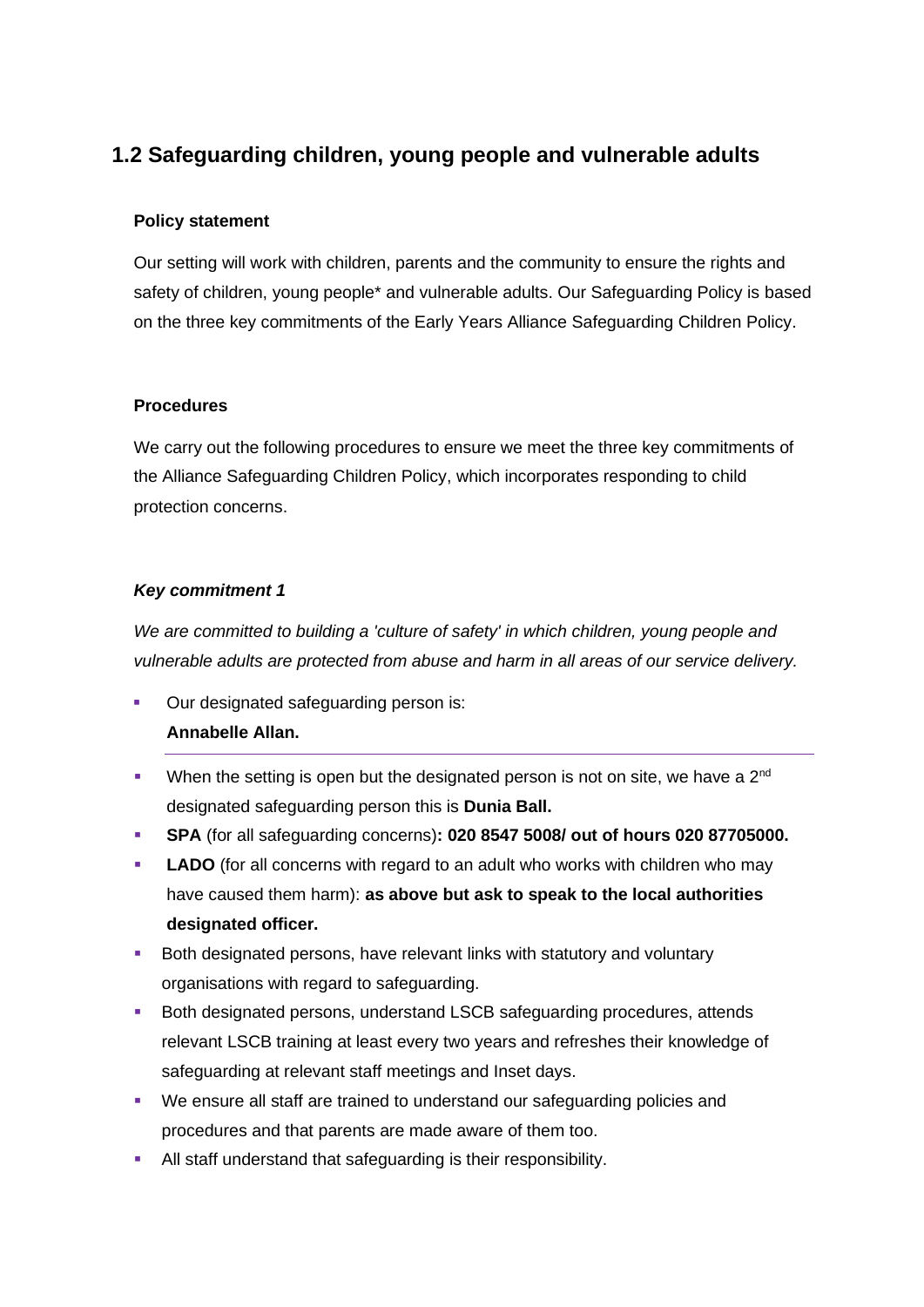## 1.2 Safeguarding children, young people and vulnerable adults

**Policy statement**

Our setting will work with children, parents and the community to ensure the rights and safety of children, young people* and vulnerable adults. Our Safeguarding Policy is based on the three key commitments of the Early Years Alliance Safeguarding Children Policy.

**Procedures**

We carry out the following procedures to ensure we meet the three key commitments of the Alliance Safeguarding Children Policy, which incorporates responding to child protection concerns.

***Key commitment 1***

*We are committed to building a 'culture of safety' in which children, young people and vulnerable adults are protected from abuse and harm in all areas of our service delivery.*

- Our designated safeguarding person is:
  **Annabelle Allan.**

---

- When the setting is open but the designated person is not on site, we have a 2nd designated safeguarding person this is **Dunia Ball.**
- **SPA** (for all safeguarding concerns)**: 020 8547 5008/ out of hours 020 87705000.**
- **LADO** (for all concerns with regard to an adult who works with children who may have caused them harm): **as above but ask to speak to the local authorities designated officer.**
- Both designated persons, have relevant links with statutory and voluntary organisations with regard to safeguarding.
- Both designated persons, understand LSCB safeguarding procedures, attends relevant LSCB training at least every two years and refreshes their knowledge of safeguarding at relevant staff meetings and Inset days.
- We ensure all staff are trained to understand our safeguarding policies and procedures and that parents are made aware of them too.
- All staff understand that safeguarding is their responsibility.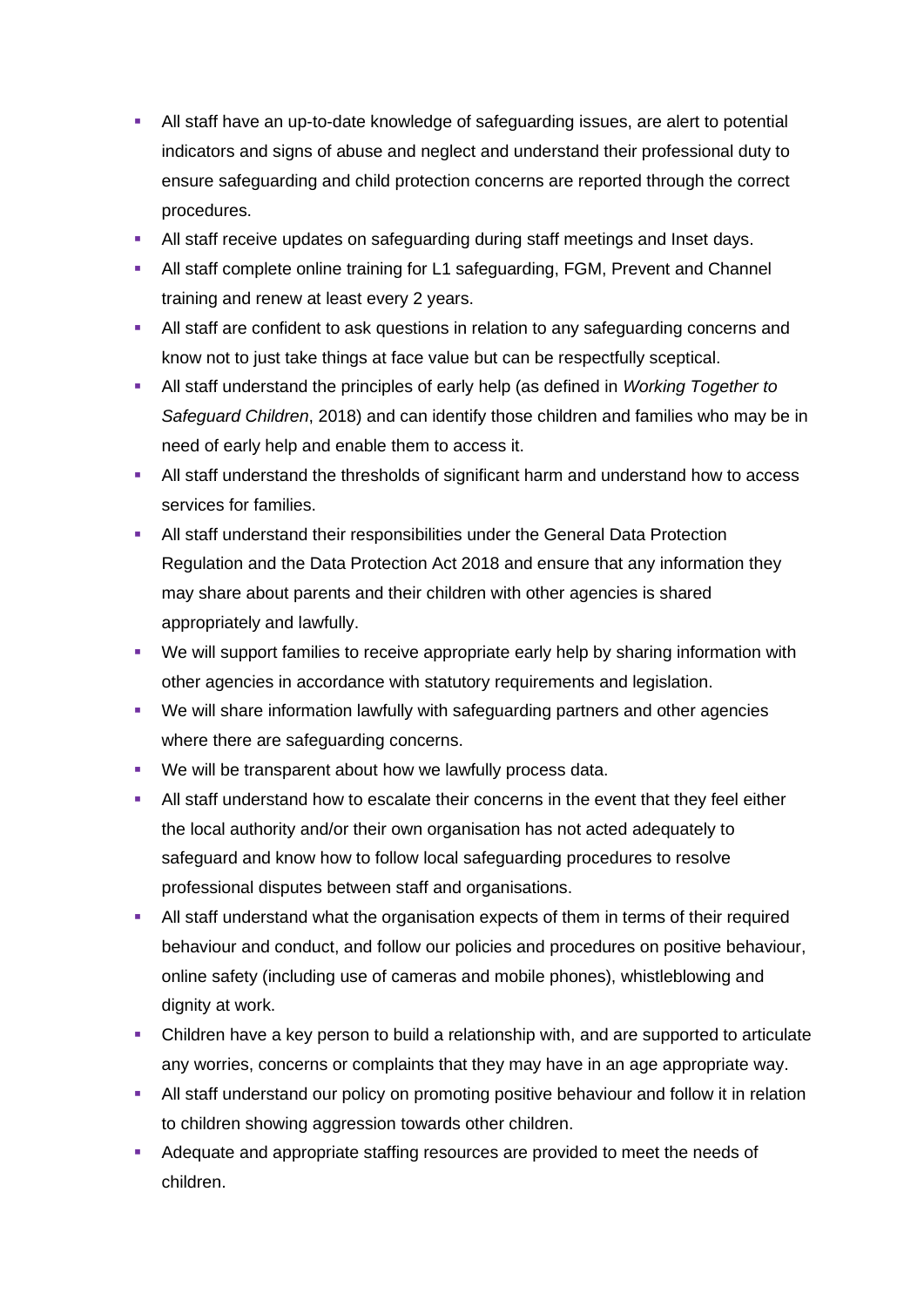- All staff have an up-to-date knowledge of safeguarding issues, are alert to potential indicators and signs of abuse and neglect and understand their professional duty to ensure safeguarding and child protection concerns are reported through the correct procedures.
- All staff receive updates on safeguarding during staff meetings and Inset days.
- All staff complete online training for L1 safeguarding, FGM, Prevent and Channel training and renew at least every 2 years.
- All staff are confident to ask questions in relation to any safeguarding concerns and know not to just take things at face value but can be respectfully sceptical.
- All staff understand the principles of early help (as defined in *Working Together to Safeguard Children*, 2018) and can identify those children and families who may be in need of early help and enable them to access it.
- All staff understand the thresholds of significant harm and understand how to access services for families.
- All staff understand their responsibilities under the General Data Protection Regulation and the Data Protection Act 2018 and ensure that any information they may share about parents and their children with other agencies is shared appropriately and lawfully.
- We will support families to receive appropriate early help by sharing information with other agencies in accordance with statutory requirements and legislation.
- We will share information lawfully with safeguarding partners and other agencies where there are safeguarding concerns.
- We will be transparent about how we lawfully process data.
- All staff understand how to escalate their concerns in the event that they feel either the local authority and/or their own organisation has not acted adequately to safeguard and know how to follow local safeguarding procedures to resolve professional disputes between staff and organisations.
- All staff understand what the organisation expects of them in terms of their required behaviour and conduct, and follow our policies and procedures on positive behaviour, online safety (including use of cameras and mobile phones), whistleblowing and dignity at work.
- Children have a key person to build a relationship with, and are supported to articulate any worries, concerns or complaints that they may have in an age appropriate way.
- All staff understand our policy on promoting positive behaviour and follow it in relation to children showing aggression towards other children.
- Adequate and appropriate staffing resources are provided to meet the needs of children.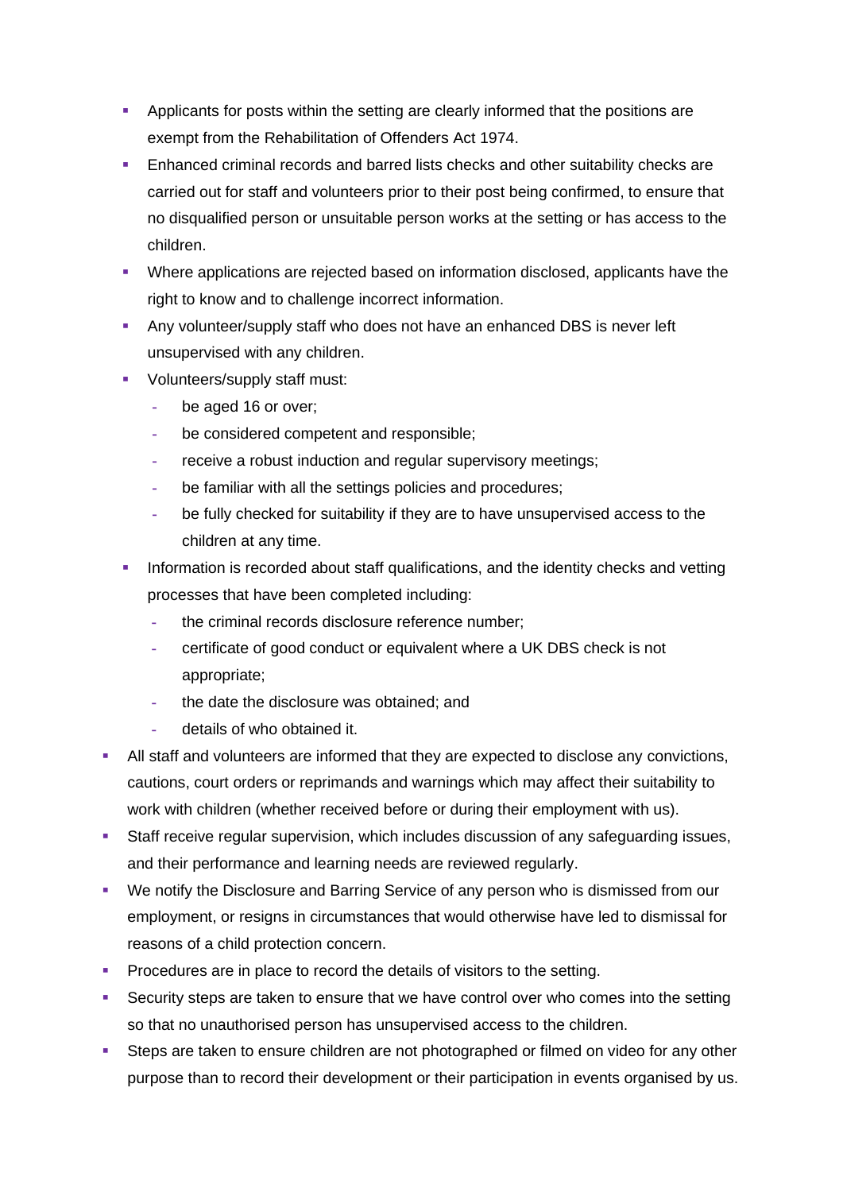- Applicants for posts within the setting are clearly informed that the positions are exempt from the Rehabilitation of Offenders Act 1974.
  - Enhanced criminal records and barred lists checks and other suitability checks are carried out for staff and volunteers prior to their post being confirmed, to ensure that no disqualified person or unsuitable person works at the setting or has access to the children.
  - Where applications are rejected based on information disclosed, applicants have the right to know and to challenge incorrect information.
  - Any volunteer/supply staff who does not have an enhanced DBS is never left unsupervised with any children.
  - Volunteers/supply staff must:
    - be aged 16 or over;
    - be considered competent and responsible;
    - receive a robust induction and regular supervisory meetings;
    - be familiar with all the settings policies and procedures;
    - be fully checked for suitability if they are to have unsupervised access to the children at any time.
  - Information is recorded about staff qualifications, and the identity checks and vetting processes that have been completed including:
    - the criminal records disclosure reference number;
    - certificate of good conduct or equivalent where a UK DBS check is not appropriate;
    - the date the disclosure was obtained; and
    - details of who obtained it.
- All staff and volunteers are informed that they are expected to disclose any convictions, cautions, court orders or reprimands and warnings which may affect their suitability to work with children (whether received before or during their employment with us).
- Staff receive regular supervision, which includes discussion of any safeguarding issues, and their performance and learning needs are reviewed regularly.
- We notify the Disclosure and Barring Service of any person who is dismissed from our employment, or resigns in circumstances that would otherwise have led to dismissal for reasons of a child protection concern.
- Procedures are in place to record the details of visitors to the setting.
- Security steps are taken to ensure that we have control over who comes into the setting so that no unauthorised person has unsupervised access to the children.
- Steps are taken to ensure children are not photographed or filmed on video for any other purpose than to record their development or their participation in events organised by us.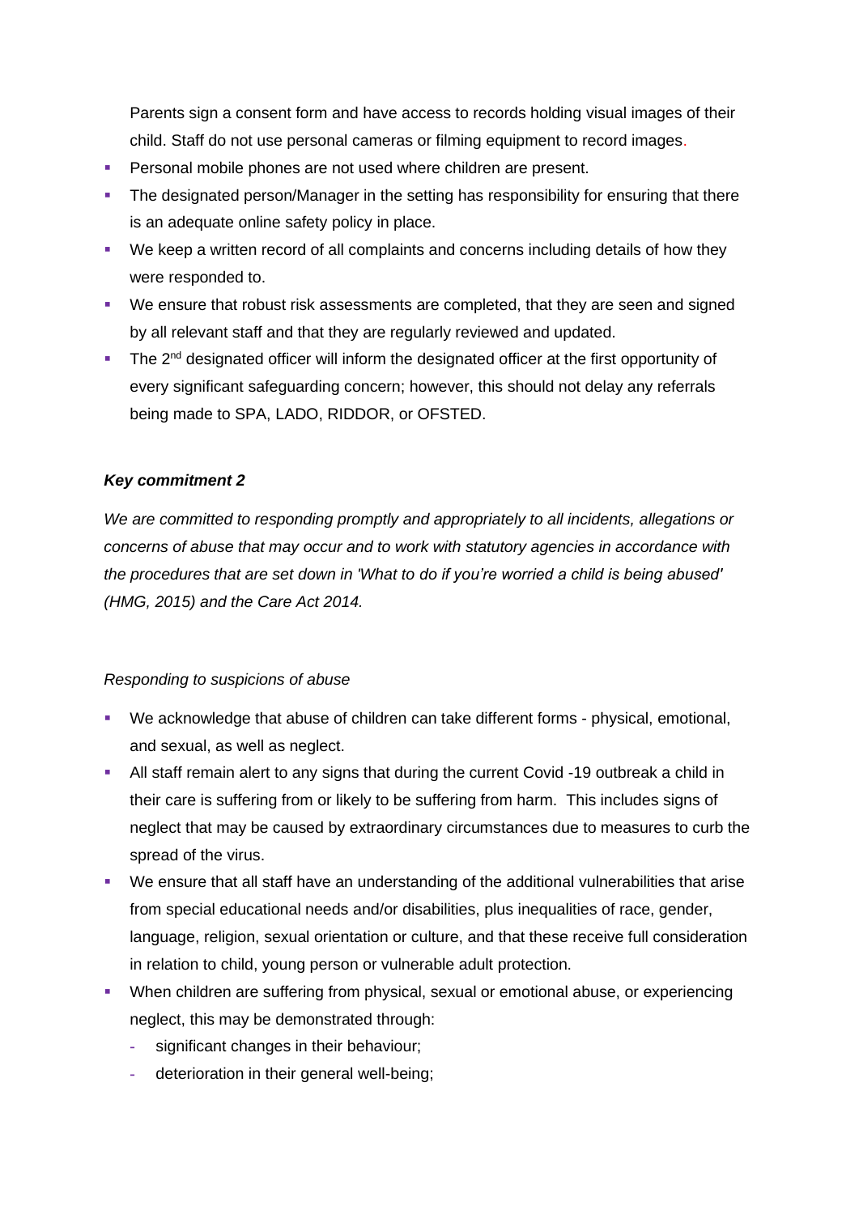Parents sign a consent form and have access to records holding visual images of their child. Staff do not use personal cameras or filming equipment to record images.

- Personal mobile phones are not used where children are present.
- The designated person/Manager in the setting has responsibility for ensuring that there is an adequate online safety policy in place.
- We keep a written record of all complaints and concerns including details of how they were responded to.
- We ensure that robust risk assessments are completed, that they are seen and signed by all relevant staff and that they are regularly reviewed and updated.
- The 2nd designated officer will inform the designated officer at the first opportunity of every significant safeguarding concern; however, this should not delay any referrals being made to SPA, LADO, RIDDOR, or OFSTED.

***Key commitment 2***

*We are committed to responding promptly and appropriately to all incidents, allegations or concerns of abuse that may occur and to work with statutory agencies in accordance with the procedures that are set down in 'What to do if you're worried a child is being abused' (HMG, 2015) and the Care Act 2014.*

*Responding to suspicions of abuse*

- We acknowledge that abuse of children can take different forms - physical, emotional, and sexual, as well as neglect.
- All staff remain alert to any signs that during the current Covid -19 outbreak a child in their care is suffering from or likely to be suffering from harm. This includes signs of neglect that may be caused by extraordinary circumstances due to measures to curb the spread of the virus.
- We ensure that all staff have an understanding of the additional vulnerabilities that arise from special educational needs and/or disabilities, plus inequalities of race, gender, language, religion, sexual orientation or culture, and that these receive full consideration in relation to child, young person or vulnerable adult protection.
- When children are suffering from physical, sexual or emotional abuse, or experiencing neglect, this may be demonstrated through:
  - significant changes in their behaviour;
  - deterioration in their general well-being;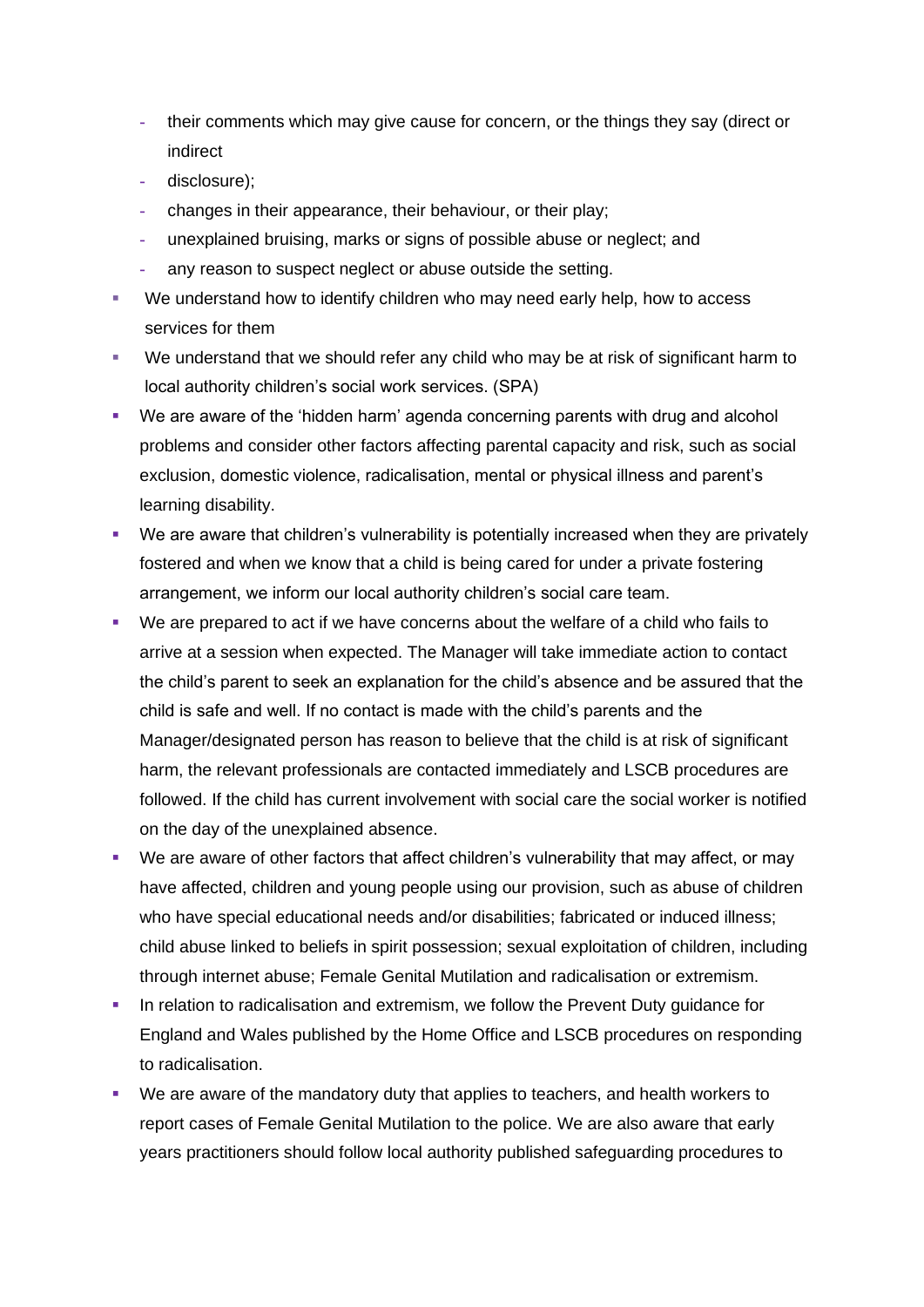- their comments which may give cause for concern, or the things they say (direct or indirect
  - disclosure);
  - changes in their appearance, their behaviour, or their play;
  - unexplained bruising, marks or signs of possible abuse or neglect; and
  - any reason to suspect neglect or abuse outside the setting.
- We understand how to identify children who may need early help, how to access services for them
- We understand that we should refer any child who may be at risk of significant harm to local authority children's social work services. (SPA)
- We are aware of the 'hidden harm' agenda concerning parents with drug and alcohol problems and consider other factors affecting parental capacity and risk, such as social exclusion, domestic violence, radicalisation, mental or physical illness and parent's learning disability.
- We are aware that children's vulnerability is potentially increased when they are privately fostered and when we know that a child is being cared for under a private fostering arrangement, we inform our local authority children's social care team.
- We are prepared to act if we have concerns about the welfare of a child who fails to arrive at a session when expected. The Manager will take immediate action to contact the child's parent to seek an explanation for the child's absence and be assured that the child is safe and well. If no contact is made with the child's parents and the Manager/designated person has reason to believe that the child is at risk of significant harm, the relevant professionals are contacted immediately and LSCB procedures are followed. If the child has current involvement with social care the social worker is notified on the day of the unexplained absence.
- We are aware of other factors that affect children's vulnerability that may affect, or may have affected, children and young people using our provision, such as abuse of children who have special educational needs and/or disabilities; fabricated or induced illness; child abuse linked to beliefs in spirit possession; sexual exploitation of children, including through internet abuse; Female Genital Mutilation and radicalisation or extremism.
- In relation to radicalisation and extremism, we follow the Prevent Duty guidance for England and Wales published by the Home Office and LSCB procedures on responding to radicalisation.
- We are aware of the mandatory duty that applies to teachers, and health workers to report cases of Female Genital Mutilation to the police. We are also aware that early years practitioners should follow local authority published safeguarding procedures to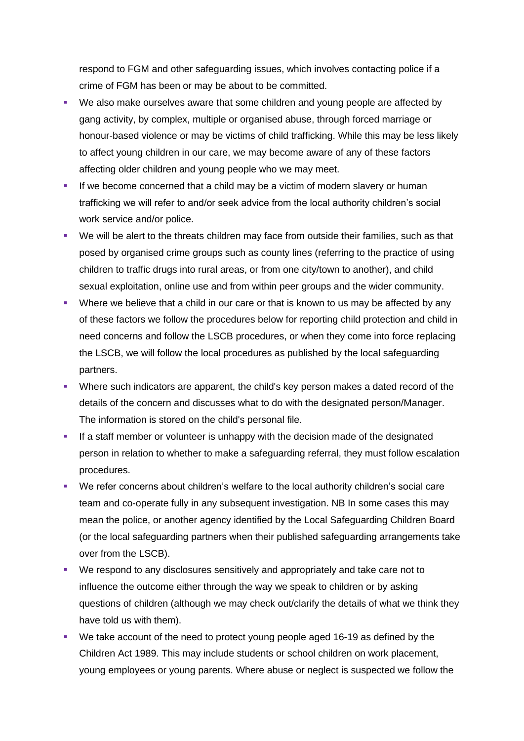respond to FGM and other safeguarding issues, which involves contacting police if a crime of FGM has been or may be about to be committed.

- We also make ourselves aware that some children and young people are affected by gang activity, by complex, multiple or organised abuse, through forced marriage or honour-based violence or may be victims of child trafficking. While this may be less likely to affect young children in our care, we may become aware of any of these factors affecting older children and young people who we may meet.
- If we become concerned that a child may be a victim of modern slavery or human trafficking we will refer to and/or seek advice from the local authority children's social work service and/or police.
- We will be alert to the threats children may face from outside their families, such as that posed by organised crime groups such as county lines (referring to the practice of using children to traffic drugs into rural areas, or from one city/town to another), and child sexual exploitation, online use and from within peer groups and the wider community.
- Where we believe that a child in our care or that is known to us may be affected by any of these factors we follow the procedures below for reporting child protection and child in need concerns and follow the LSCB procedures, or when they come into force replacing the LSCB, we will follow the local procedures as published by the local safeguarding partners.
- Where such indicators are apparent, the child's key person makes a dated record of the details of the concern and discusses what to do with the designated person/Manager. The information is stored on the child's personal file.
- If a staff member or volunteer is unhappy with the decision made of the designated person in relation to whether to make a safeguarding referral, they must follow escalation procedures.
- We refer concerns about children's welfare to the local authority children's social care team and co-operate fully in any subsequent investigation. NB In some cases this may mean the police, or another agency identified by the Local Safeguarding Children Board (or the local safeguarding partners when their published safeguarding arrangements take over from the LSCB).
- We respond to any disclosures sensitively and appropriately and take care not to influence the outcome either through the way we speak to children or by asking questions of children (although we may check out/clarify the details of what we think they have told us with them).
- We take account of the need to protect young people aged 16-19 as defined by the Children Act 1989. This may include students or school children on work placement, young employees or young parents. Where abuse or neglect is suspected we follow the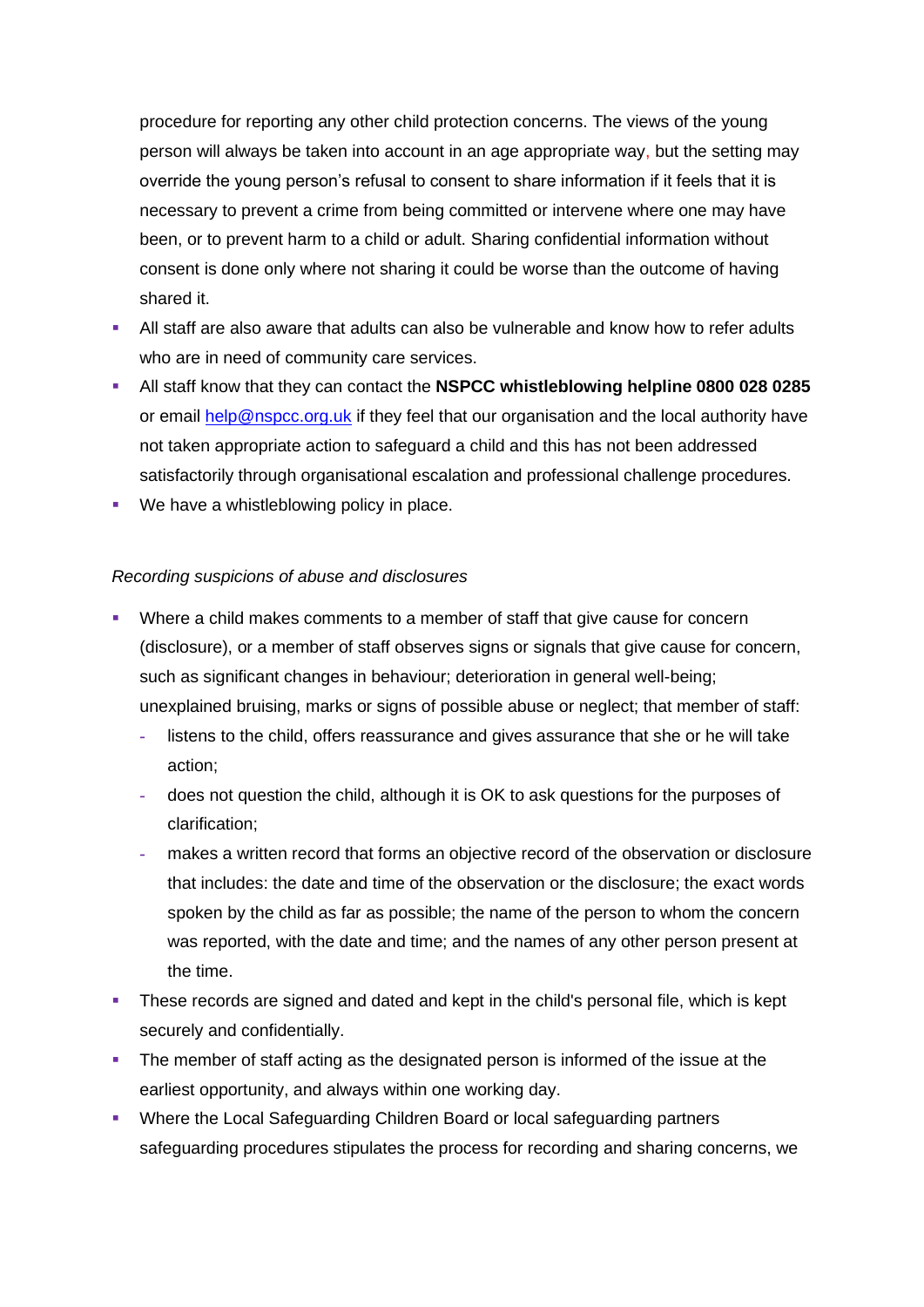procedure for reporting any other child protection concerns. The views of the young person will always be taken into account in an age appropriate way, but the setting may override the young person's refusal to consent to share information if it feels that it is necessary to prevent a crime from being committed or intervene where one may have been, or to prevent harm to a child or adult. Sharing confidential information without consent is done only where not sharing it could be worse than the outcome of having shared it.

- All staff are also aware that adults can also be vulnerable and know how to refer adults who are in need of community care services.
- All staff know that they can contact the **NSPCC whistleblowing helpline 0800 028 0285** or email [help@nspcc.org.uk](mailto:help@nspcc.org.uk) if they feel that our organisation and the local authority have not taken appropriate action to safeguard a child and this has not been addressed satisfactorily through organisational escalation and professional challenge procedures.
- We have a whistleblowing policy in place.

*Recording suspicions of abuse and disclosures*

- Where a child makes comments to a member of staff that give cause for concern (disclosure), or a member of staff observes signs or signals that give cause for concern, such as significant changes in behaviour; deterioration in general well-being; unexplained bruising, marks or signs of possible abuse or neglect; that member of staff:
  - listens to the child, offers reassurance and gives assurance that she or he will take action;
  - does not question the child, although it is OK to ask questions for the purposes of clarification;
  - makes a written record that forms an objective record of the observation or disclosure that includes: the date and time of the observation or the disclosure; the exact words spoken by the child as far as possible; the name of the person to whom the concern was reported, with the date and time; and the names of any other person present at the time.
- These records are signed and dated and kept in the child's personal file, which is kept securely and confidentially.
- The member of staff acting as the designated person is informed of the issue at the earliest opportunity, and always within one working day.
- Where the Local Safeguarding Children Board or local safeguarding partners safeguarding procedures stipulates the process for recording and sharing concerns, we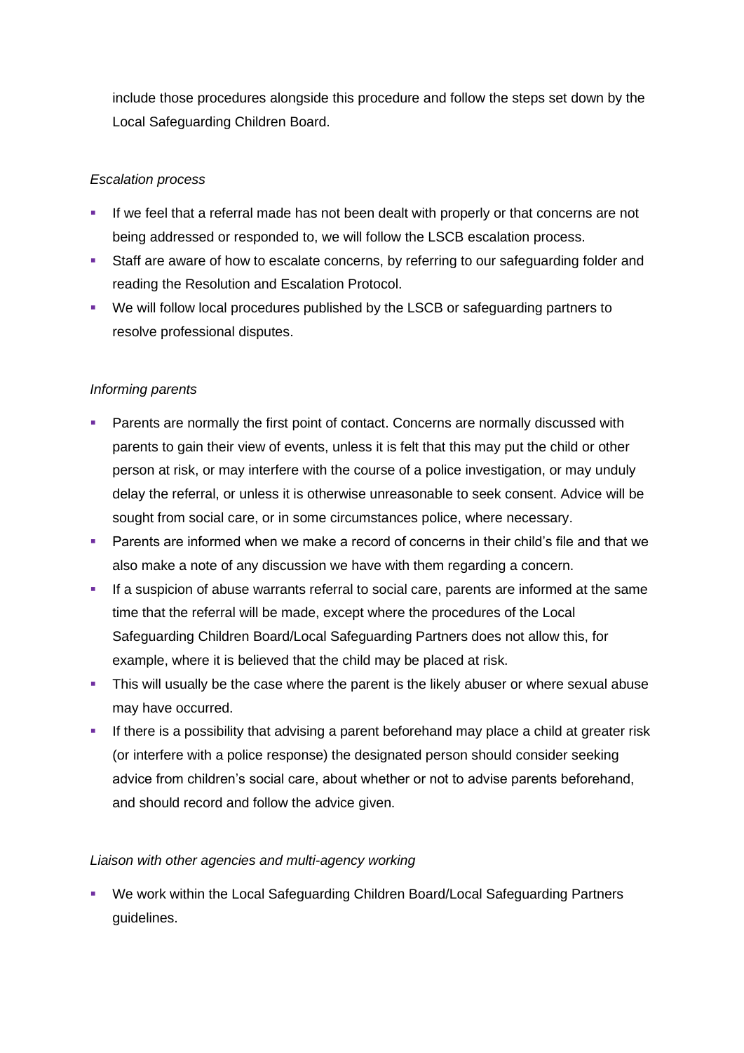include those procedures alongside this procedure and follow the steps set down by the Local Safeguarding Children Board.

*Escalation process*

- If we feel that a referral made has not been dealt with properly or that concerns are not being addressed or responded to, we will follow the LSCB escalation process.
- Staff are aware of how to escalate concerns, by referring to our safeguarding folder and reading the Resolution and Escalation Protocol.
- We will follow local procedures published by the LSCB or safeguarding partners to resolve professional disputes.

*Informing parents*

- Parents are normally the first point of contact. Concerns are normally discussed with parents to gain their view of events, unless it is felt that this may put the child or other person at risk, or may interfere with the course of a police investigation, or may unduly delay the referral, or unless it is otherwise unreasonable to seek consent. Advice will be sought from social care, or in some circumstances police, where necessary.
- Parents are informed when we make a record of concerns in their child's file and that we also make a note of any discussion we have with them regarding a concern.
- If a suspicion of abuse warrants referral to social care, parents are informed at the same time that the referral will be made, except where the procedures of the Local Safeguarding Children Board/Local Safeguarding Partners does not allow this, for example, where it is believed that the child may be placed at risk.
- This will usually be the case where the parent is the likely abuser or where sexual abuse may have occurred.
- If there is a possibility that advising a parent beforehand may place a child at greater risk (or interfere with a police response) the designated person should consider seeking advice from children's social care, about whether or not to advise parents beforehand, and should record and follow the advice given.

*Liaison with other agencies and multi-agency working*

- We work within the Local Safeguarding Children Board/Local Safeguarding Partners guidelines.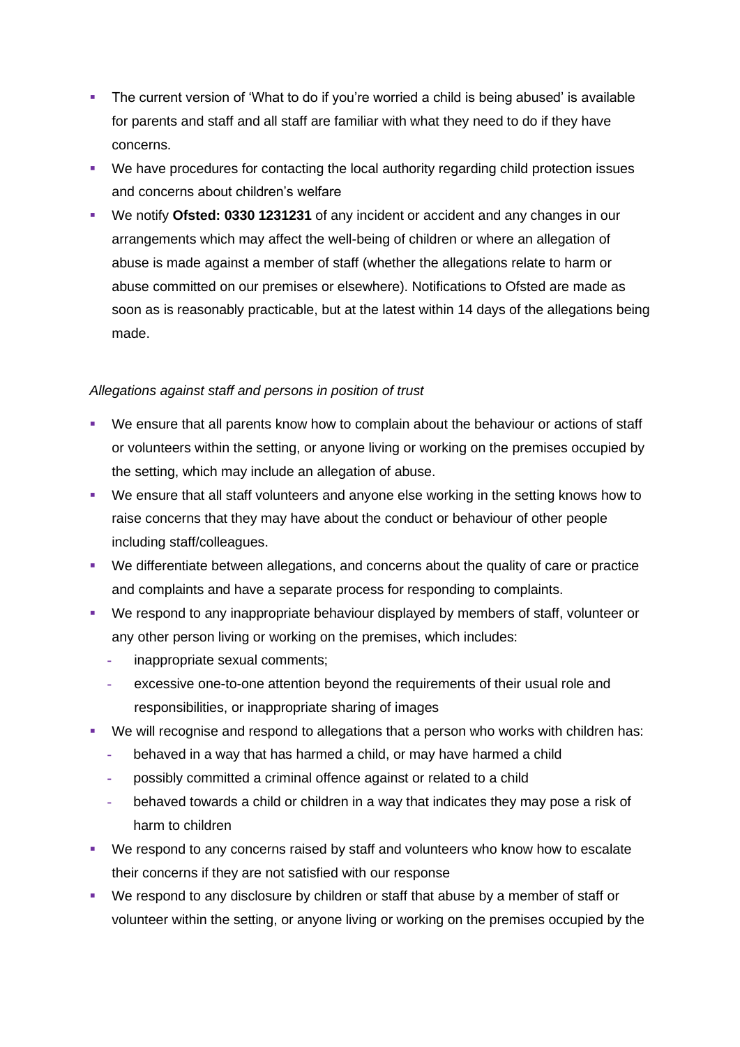- The current version of 'What to do if you're worried a child is being abused' is available for parents and staff and all staff are familiar with what they need to do if they have concerns.
- We have procedures for contacting the local authority regarding child protection issues and concerns about children's welfare
- We notify **Ofsted: 0330 1231231** of any incident or accident and any changes in our arrangements which may affect the well-being of children or where an allegation of abuse is made against a member of staff (whether the allegations relate to harm or abuse committed on our premises or elsewhere). Notifications to Ofsted are made as soon as is reasonably practicable, but at the latest within 14 days of the allegations being made.

*Allegations against staff and persons in position of trust*

- We ensure that all parents know how to complain about the behaviour or actions of staff or volunteers within the setting, or anyone living or working on the premises occupied by the setting, which may include an allegation of abuse.
- We ensure that all staff volunteers and anyone else working in the setting knows how to raise concerns that they may have about the conduct or behaviour of other people including staff/colleagues.
- We differentiate between allegations, and concerns about the quality of care or practice and complaints and have a separate process for responding to complaints.
- We respond to any inappropriate behaviour displayed by members of staff, volunteer or any other person living or working on the premises, which includes:
  - inappropriate sexual comments;
  - excessive one-to-one attention beyond the requirements of their usual role and responsibilities, or inappropriate sharing of images
- We will recognise and respond to allegations that a person who works with children has:
  - behaved in a way that has harmed a child, or may have harmed a child
  - possibly committed a criminal offence against or related to a child
  - behaved towards a child or children in a way that indicates they may pose a risk of harm to children
- We respond to any concerns raised by staff and volunteers who know how to escalate their concerns if they are not satisfied with our response
- We respond to any disclosure by children or staff that abuse by a member of staff or volunteer within the setting, or anyone living or working on the premises occupied by the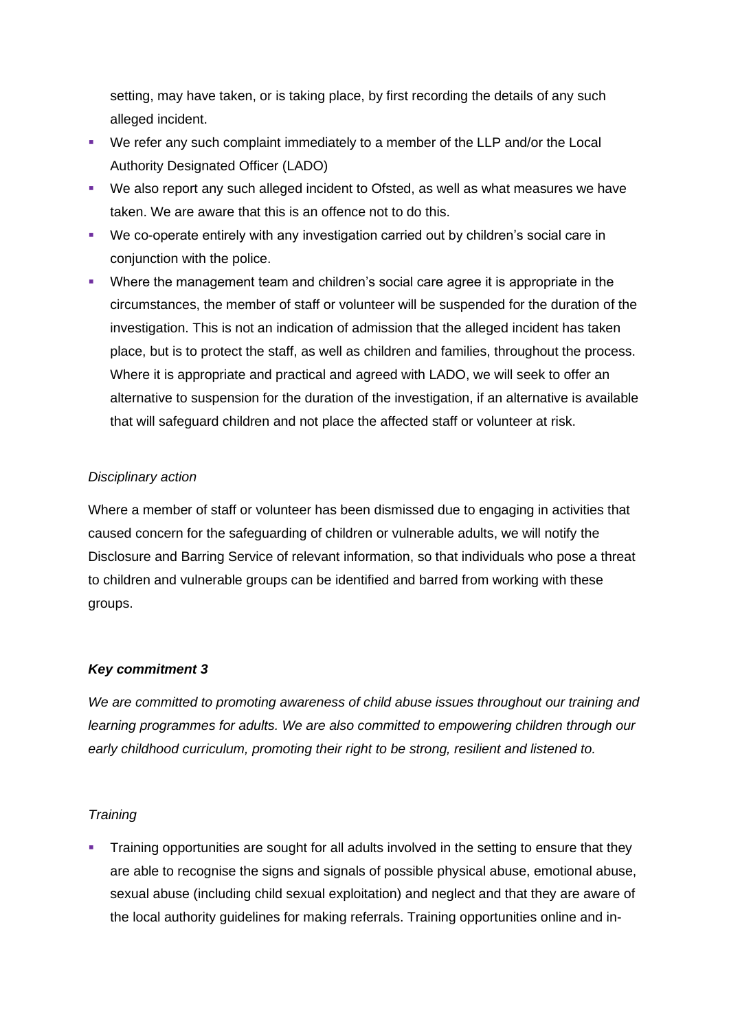setting, may have taken, or is taking place, by first recording the details of any such alleged incident.

- We refer any such complaint immediately to a member of the LLP and/or the Local Authority Designated Officer (LADO)
- We also report any such alleged incident to Ofsted, as well as what measures we have taken. We are aware that this is an offence not to do this.
- We co-operate entirely with any investigation carried out by children's social care in conjunction with the police.
- Where the management team and children's social care agree it is appropriate in the circumstances, the member of staff or volunteer will be suspended for the duration of the investigation. This is not an indication of admission that the alleged incident has taken place, but is to protect the staff, as well as children and families, throughout the process. Where it is appropriate and practical and agreed with LADO, we will seek to offer an alternative to suspension for the duration of the investigation, if an alternative is available that will safeguard children and not place the affected staff or volunteer at risk.

*Disciplinary action*

Where a member of staff or volunteer has been dismissed due to engaging in activities that caused concern for the safeguarding of children or vulnerable adults, we will notify the Disclosure and Barring Service of relevant information, so that individuals who pose a threat to children and vulnerable groups can be identified and barred from working with these groups.

***Key commitment 3***

*We are committed to promoting awareness of child abuse issues throughout our training and learning programmes for adults. We are also committed to empowering children through our early childhood curriculum, promoting their right to be strong, resilient and listened to.*

*Training*

- Training opportunities are sought for all adults involved in the setting to ensure that they are able to recognise the signs and signals of possible physical abuse, emotional abuse, sexual abuse (including child sexual exploitation) and neglect and that they are aware of the local authority guidelines for making referrals. Training opportunities online and in-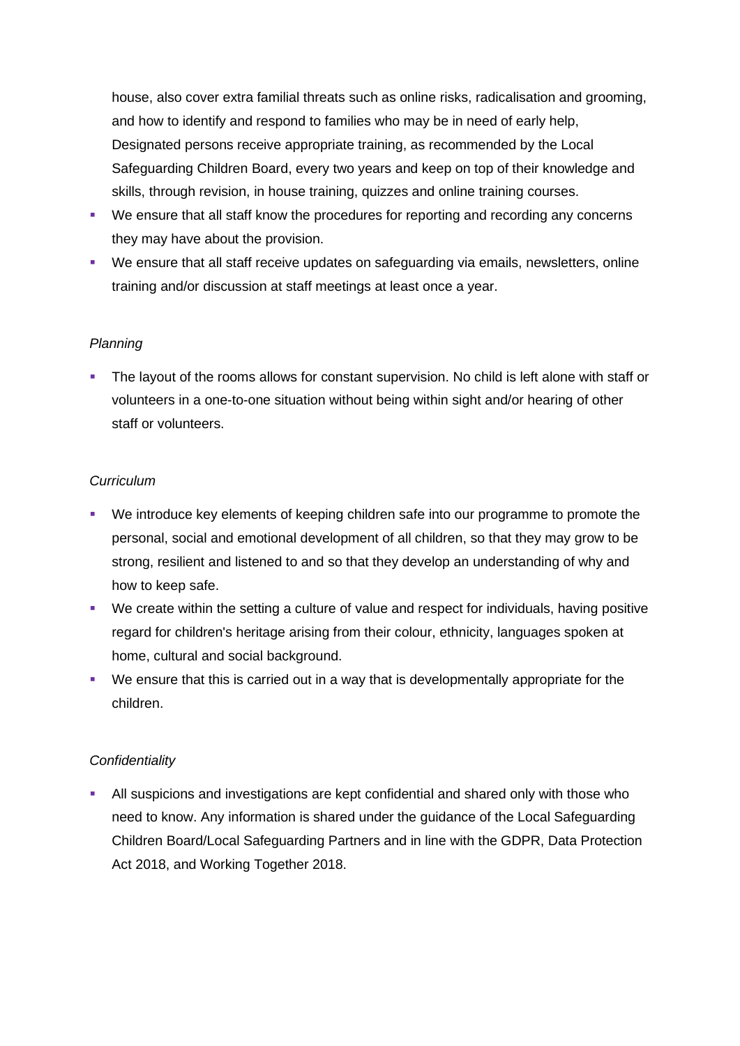house, also cover extra familial threats such as online risks, radicalisation and grooming, and how to identify and respond to families who may be in need of early help, Designated persons receive appropriate training, as recommended by the Local Safeguarding Children Board, every two years and keep on top of their knowledge and skills, through revision, in house training, quizzes and online training courses.

- We ensure that all staff know the procedures for reporting and recording any concerns they may have about the provision.
- We ensure that all staff receive updates on safeguarding via emails, newsletters, online training and/or discussion at staff meetings at least once a year.

*Planning*

- The layout of the rooms allows for constant supervision. No child is left alone with staff or volunteers in a one-to-one situation without being within sight and/or hearing of other staff or volunteers.

*Curriculum*

- We introduce key elements of keeping children safe into our programme to promote the personal, social and emotional development of all children, so that they may grow to be strong, resilient and listened to and so that they develop an understanding of why and how to keep safe.
- We create within the setting a culture of value and respect for individuals, having positive regard for children's heritage arising from their colour, ethnicity, languages spoken at home, cultural and social background.
- We ensure that this is carried out in a way that is developmentally appropriate for the children.

*Confidentiality*

- All suspicions and investigations are kept confidential and shared only with those who need to know. Any information is shared under the guidance of the Local Safeguarding Children Board/Local Safeguarding Partners and in line with the GDPR, Data Protection Act 2018, and Working Together 2018.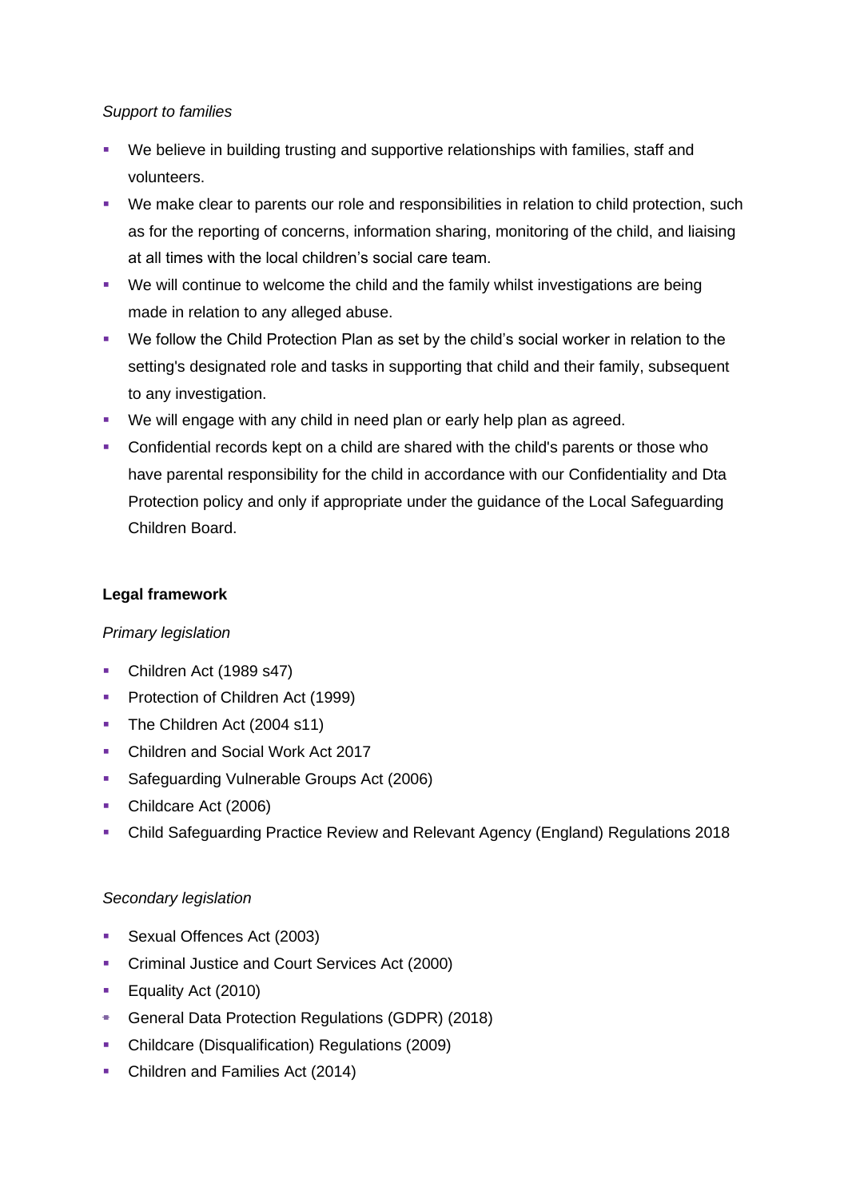*Support to families*

- We believe in building trusting and supportive relationships with families, staff and volunteers.
- We make clear to parents our role and responsibilities in relation to child protection, such as for the reporting of concerns, information sharing, monitoring of the child, and liaising at all times with the local children's social care team.
- We will continue to welcome the child and the family whilst investigations are being made in relation to any alleged abuse.
- We follow the Child Protection Plan as set by the child's social worker in relation to the setting's designated role and tasks in supporting that child and their family, subsequent to any investigation.
- We will engage with any child in need plan or early help plan as agreed.
- Confidential records kept on a child are shared with the child's parents or those who have parental responsibility for the child in accordance with our Confidentiality and Dta Protection policy and only if appropriate under the guidance of the Local Safeguarding Children Board.

**Legal framework**

*Primary legislation*

- Children Act (1989 s47)
- Protection of Children Act (1999)
- The Children Act (2004 s11)
- Children and Social Work Act 2017
- Safeguarding Vulnerable Groups Act (2006)
- Childcare Act (2006)
- Child Safeguarding Practice Review and Relevant Agency (England) Regulations 2018

*Secondary legislation*

- Sexual Offences Act (2003)
- Criminal Justice and Court Services Act (2000)
- Equality Act (2010)
- General Data Protection Regulations (GDPR) (2018)
- Childcare (Disqualification) Regulations (2009)
- Children and Families Act (2014)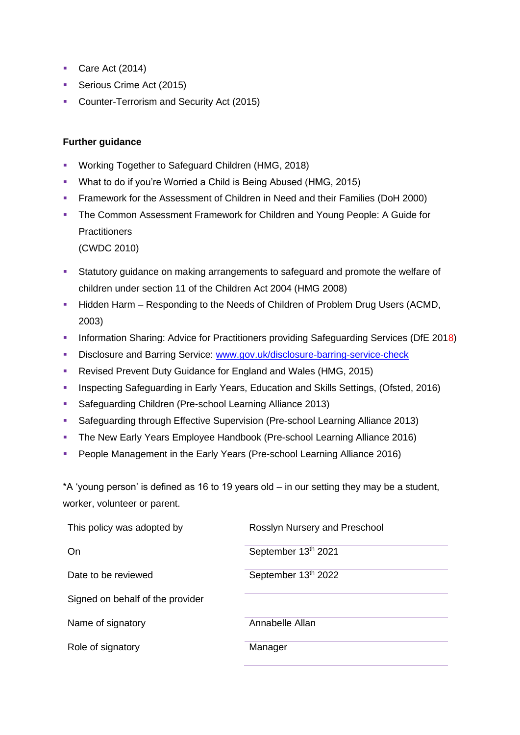- Care Act (2014)
- Serious Crime Act (2015)
- Counter-Terrorism and Security Act (2015)

**Further guidance**

- Working Together to Safeguard Children (HMG, 2018)
- What to do if you're Worried a Child is Being Abused (HMG, 2015)
- Framework for the Assessment of Children in Need and their Families (DoH 2000)
- The Common Assessment Framework for Children and Young People: A Guide for Practitioners
  (CWDC 2010)
- Statutory guidance on making arrangements to safeguard and promote the welfare of children under section 11 of the Children Act 2004 (HMG 2008)
- Hidden Harm – Responding to the Needs of Children of Problem Drug Users (ACMD, 2003)
- Information Sharing: Advice for Practitioners providing Safeguarding Services (DfE 2018)
- Disclosure and Barring Service: www.gov.uk/disclosure-barring-service-check
- Revised Prevent Duty Guidance for England and Wales (HMG, 2015)
- Inspecting Safeguarding in Early Years, Education and Skills Settings, (Ofsted, 2016)
- Safeguarding Children (Pre-school Learning Alliance 2013)
- Safeguarding through Effective Supervision (Pre-school Learning Alliance 2013)
- The New Early Years Employee Handbook (Pre-school Learning Alliance 2016)
- People Management in the Early Years (Pre-school Learning Alliance 2016)

*A 'young person' is defined as 16 to 19 years old – in our setting they may be a student, worker, volunteer or parent.

| | |
|---|---|
| This policy was adopted by | Rosslyn Nursery and Preschool |
| On | September 13th 2021 |
| Date to be reviewed | September 13th 2022 |
| Signed on behalf of the provider | |
| Name of signatory | Annabelle Allan |
| Role of signatory | Manager |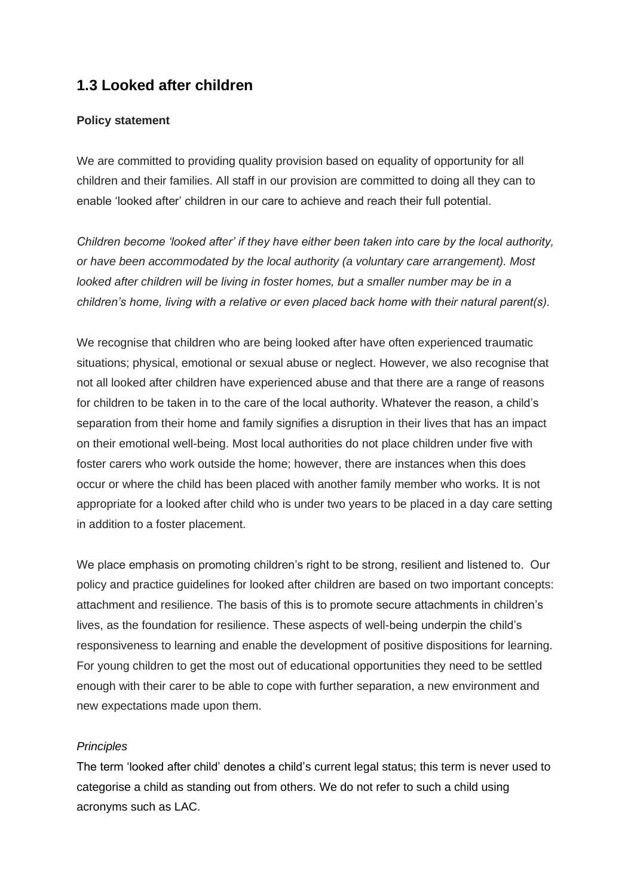## 1.3 Looked after children

**Policy statement**

We are committed to providing quality provision based on equality of opportunity for all children and their families. All staff in our provision are committed to doing all they can to enable 'looked after' children in our care to achieve and reach their full potential.

*Children become 'looked after' if they have either been taken into care by the local authority, or have been accommodated by the local authority (a voluntary care arrangement). Most looked after children will be living in foster homes, but a smaller number may be in a children's home, living with a relative or even placed back home with their natural parent(s).*

We recognise that children who are being looked after have often experienced traumatic situations; physical, emotional or sexual abuse or neglect. However, we also recognise that not all looked after children have experienced abuse and that there are a range of reasons for children to be taken in to the care of the local authority. Whatever the reason, a child's separation from their home and family signifies a disruption in their lives that has an impact on their emotional well-being. Most local authorities do not place children under five with foster carers who work outside the home; however, there are instances when this does occur or where the child has been placed with another family member who works. It is not appropriate for a looked after child who is under two years to be placed in a day care setting in addition to a foster placement.

We place emphasis on promoting children's right to be strong, resilient and listened to. Our policy and practice guidelines for looked after children are based on two important concepts: attachment and resilience. The basis of this is to promote secure attachments in children's lives, as the foundation for resilience. These aspects of well-being underpin the child's responsiveness to learning and enable the development of positive dispositions for learning. For young children to get the most out of educational opportunities they need to be settled enough with their carer to be able to cope with further separation, a new environment and new expectations made upon them.

*Principles*

The term 'looked after child' denotes a child's current legal status; this term is never used to categorise a child as standing out from others. We do not refer to such a child using acronyms such as LAC.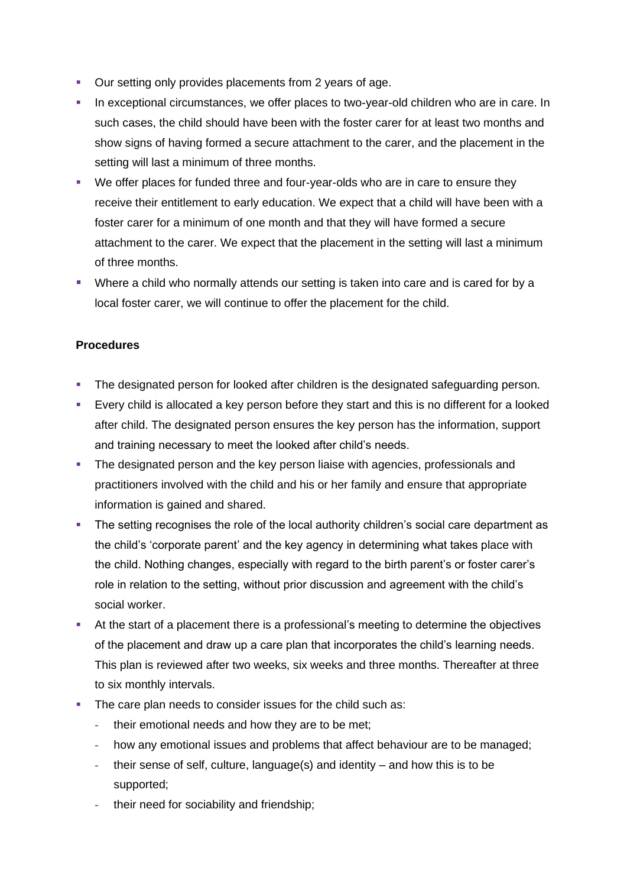- Our setting only provides placements from 2 years of age.
- In exceptional circumstances, we offer places to two-year-old children who are in care. In such cases, the child should have been with the foster carer for at least two months and show signs of having formed a secure attachment to the carer, and the placement in the setting will last a minimum of three months.
- We offer places for funded three and four-year-olds who are in care to ensure they receive their entitlement to early education. We expect that a child will have been with a foster carer for a minimum of one month and that they will have formed a secure attachment to the carer. We expect that the placement in the setting will last a minimum of three months.
- Where a child who normally attends our setting is taken into care and is cared for by a local foster carer, we will continue to offer the placement for the child.

**Procedures**

- The designated person for looked after children is the designated safeguarding person.
- Every child is allocated a key person before they start and this is no different for a looked after child. The designated person ensures the key person has the information, support and training necessary to meet the looked after child's needs.
- The designated person and the key person liaise with agencies, professionals and practitioners involved with the child and his or her family and ensure that appropriate information is gained and shared.
- The setting recognises the role of the local authority children's social care department as the child's 'corporate parent' and the key agency in determining what takes place with the child. Nothing changes, especially with regard to the birth parent's or foster carer's role in relation to the setting, without prior discussion and agreement with the child's social worker.
- At the start of a placement there is a professional's meeting to determine the objectives of the placement and draw up a care plan that incorporates the child's learning needs. This plan is reviewed after two weeks, six weeks and three months. Thereafter at three to six monthly intervals.
- The care plan needs to consider issues for the child such as:
  - their emotional needs and how they are to be met;
  - how any emotional issues and problems that affect behaviour are to be managed;
  - their sense of self, culture, language(s) and identity – and how this is to be supported;
  - their need for sociability and friendship;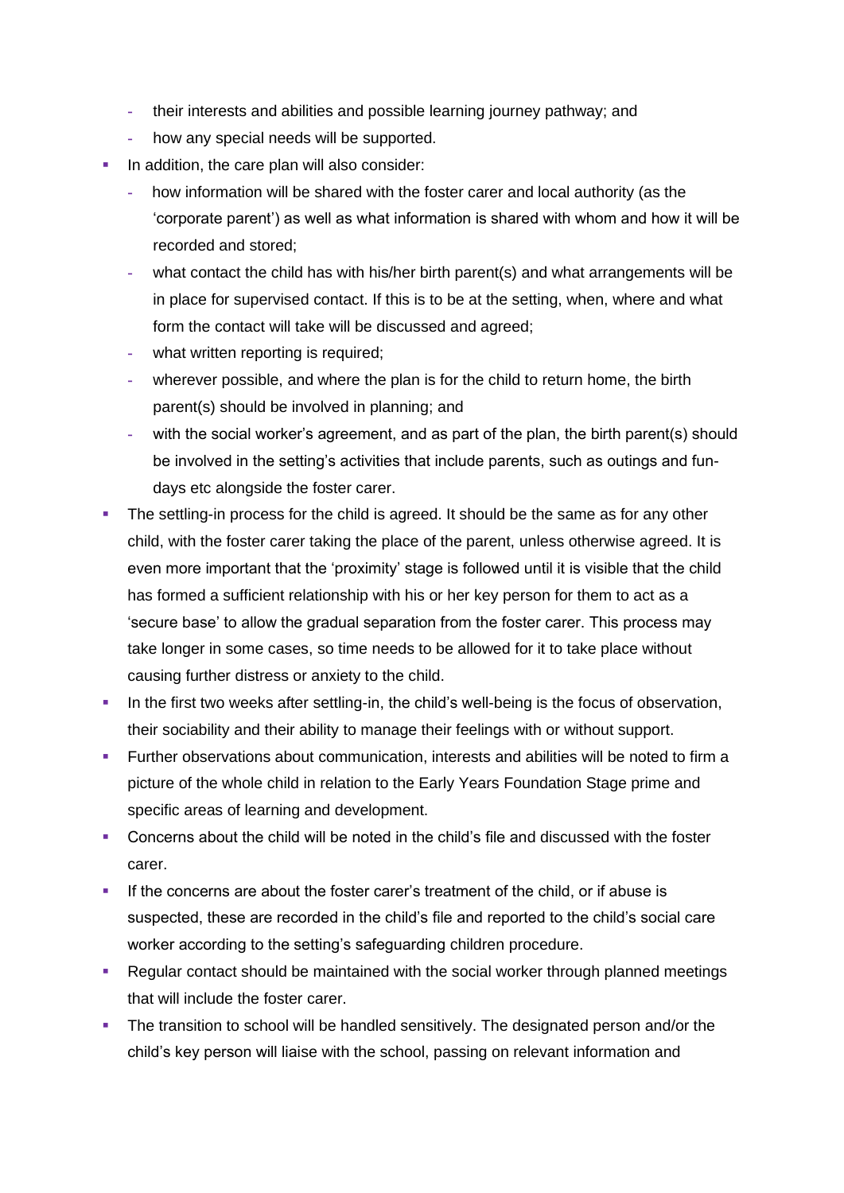- their interests and abilities and possible learning journey pathway; and
  - how any special needs will be supported.
- In addition, the care plan will also consider:
  - how information will be shared with the foster carer and local authority (as the 'corporate parent') as well as what information is shared with whom and how it will be recorded and stored;
  - what contact the child has with his/her birth parent(s) and what arrangements will be in place for supervised contact. If this is to be at the setting, when, where and what form the contact will take will be discussed and agreed;
  - what written reporting is required;
  - wherever possible, and where the plan is for the child to return home, the birth parent(s) should be involved in planning; and
  - with the social worker's agreement, and as part of the plan, the birth parent(s) should be involved in the setting's activities that include parents, such as outings and fun-days etc alongside the foster carer.
- The settling-in process for the child is agreed. It should be the same as for any other child, with the foster carer taking the place of the parent, unless otherwise agreed. It is even more important that the 'proximity' stage is followed until it is visible that the child has formed a sufficient relationship with his or her key person for them to act as a 'secure base' to allow the gradual separation from the foster carer. This process may take longer in some cases, so time needs to be allowed for it to take place without causing further distress or anxiety to the child.
- In the first two weeks after settling-in, the child's well-being is the focus of observation, their sociability and their ability to manage their feelings with or without support.
- Further observations about communication, interests and abilities will be noted to firm a picture of the whole child in relation to the Early Years Foundation Stage prime and specific areas of learning and development.
- Concerns about the child will be noted in the child's file and discussed with the foster carer.
- If the concerns are about the foster carer's treatment of the child, or if abuse is suspected, these are recorded in the child's file and reported to the child's social care worker according to the setting's safeguarding children procedure.
- Regular contact should be maintained with the social worker through planned meetings that will include the foster carer.
- The transition to school will be handled sensitively. The designated person and/or the child's key person will liaise with the school, passing on relevant information and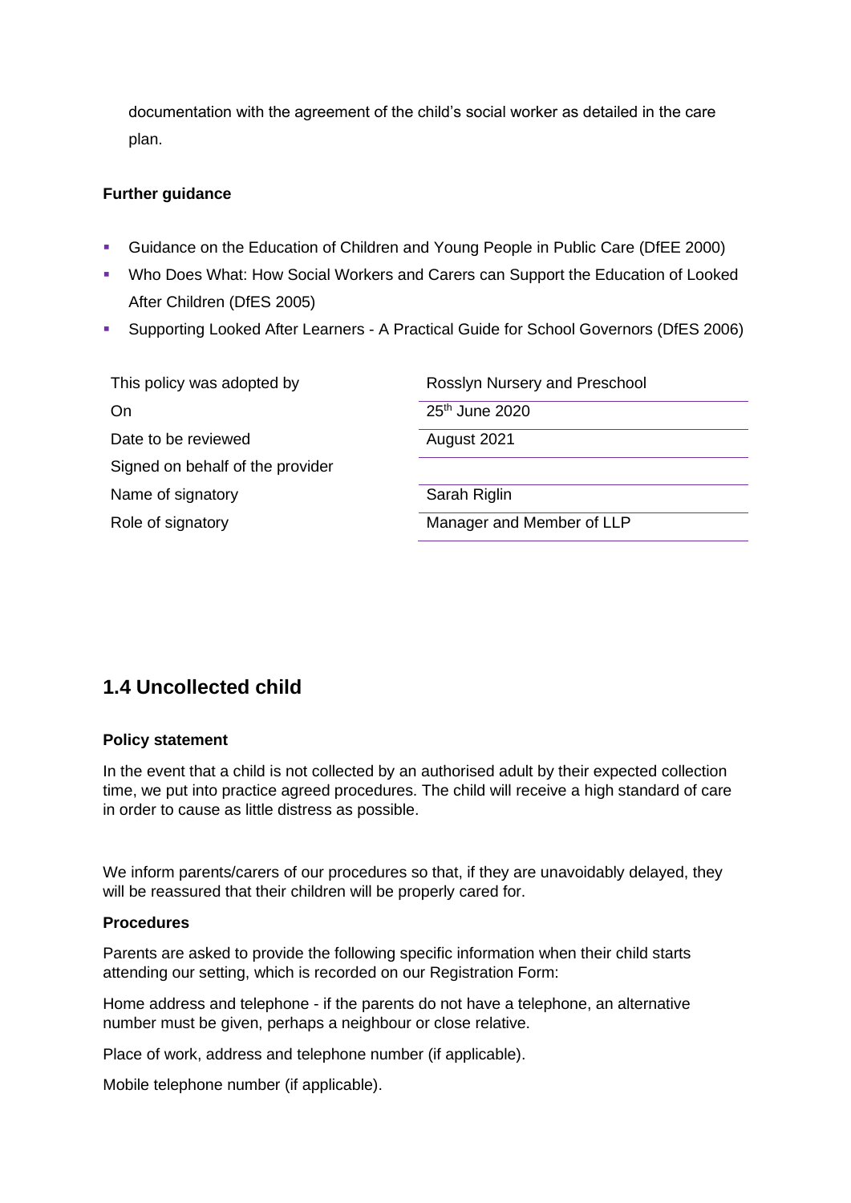documentation with the agreement of the child's social worker as detailed in the care plan.

**Further guidance**

- Guidance on the Education of Children and Young People in Public Care (DfEE 2000)
- Who Does What: How Social Workers and Carers can Support the Education of Looked After Children (DfES 2005)
- Supporting Looked After Learners - A Practical Guide for School Governors (DfES 2006)

| | |
|---|---|
| This policy was adopted by | Rosslyn Nursery and Preschool |
| On | 25th June 2020 |
| Date to be reviewed | August 2021 |
| Signed on behalf of the provider | |
| Name of signatory | Sarah Riglin |
| Role of signatory | Manager and Member of LLP |

## 1.4 Uncollected child

**Policy statement**

In the event that a child is not collected by an authorised adult by their expected collection time, we put into practice agreed procedures. The child will receive a high standard of care in order to cause as little distress as possible.

We inform parents/carers of our procedures so that, if they are unavoidably delayed, they will be reassured that their children will be properly cared for.

**Procedures**

Parents are asked to provide the following specific information when their child starts attending our setting, which is recorded on our Registration Form:

Home address and telephone - if the parents do not have a telephone, an alternative number must be given, perhaps a neighbour or close relative.

Place of work, address and telephone number (if applicable).

Mobile telephone number (if applicable).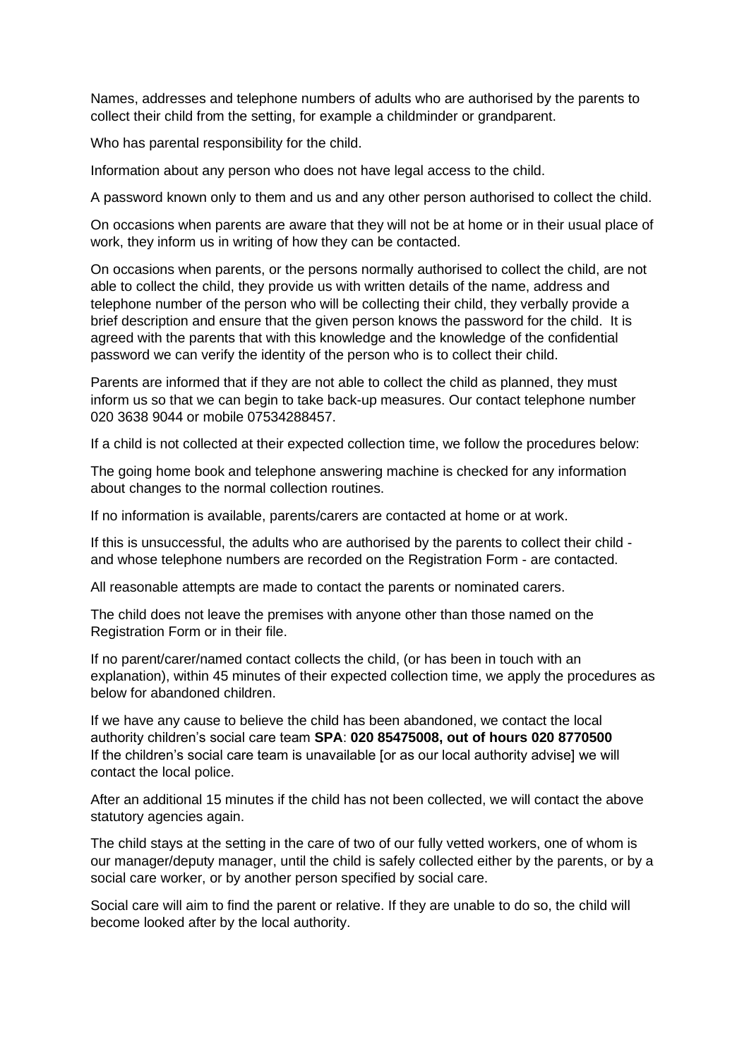Names, addresses and telephone numbers of adults who are authorised by the parents to collect their child from the setting, for example a childminder or grandparent.

Who has parental responsibility for the child.

Information about any person who does not have legal access to the child.

A password known only to them and us and any other person authorised to collect the child.

On occasions when parents are aware that they will not be at home or in their usual place of work, they inform us in writing of how they can be contacted.

On occasions when parents, or the persons normally authorised to collect the child, are not able to collect the child, they provide us with written details of the name, address and telephone number of the person who will be collecting their child, they verbally provide a brief description and ensure that the given person knows the password for the child. It is agreed with the parents that with this knowledge and the knowledge of the confidential password we can verify the identity of the person who is to collect their child.

Parents are informed that if they are not able to collect the child as planned, they must inform us so that we can begin to take back-up measures. Our contact telephone number 020 3638 9044 or mobile 07534288457.

If a child is not collected at their expected collection time, we follow the procedures below:

The going home book and telephone answering machine is checked for any information about changes to the normal collection routines.

If no information is available, parents/carers are contacted at home or at work.

If this is unsuccessful, the adults who are authorised by the parents to collect their child - and whose telephone numbers are recorded on the Registration Form - are contacted.

All reasonable attempts are made to contact the parents or nominated carers.

The child does not leave the premises with anyone other than those named on the Registration Form or in their file.

If no parent/carer/named contact collects the child, (or has been in touch with an explanation), within 45 minutes of their expected collection time, we apply the procedures as below for abandoned children.

If we have any cause to believe the child has been abandoned, we contact the local authority children's social care team **SPA**: **020 85475008, out of hours 020 8770500** If the children's social care team is unavailable [or as our local authority advise] we will contact the local police.

After an additional 15 minutes if the child has not been collected, we will contact the above statutory agencies again.

The child stays at the setting in the care of two of our fully vetted workers, one of whom is our manager/deputy manager, until the child is safely collected either by the parents, or by a social care worker, or by another person specified by social care.

Social care will aim to find the parent or relative. If they are unable to do so, the child will become looked after by the local authority.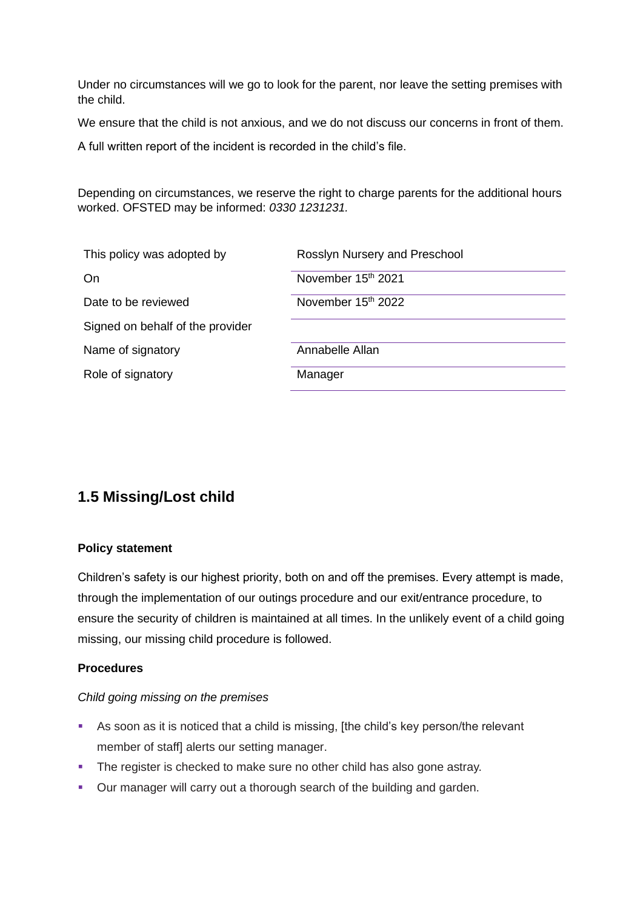Under no circumstances will we go to look for the parent, nor leave the setting premises with the child.

We ensure that the child is not anxious, and we do not discuss our concerns in front of them.

A full written report of the incident is recorded in the child's file.

Depending on circumstances, we reserve the right to charge parents for the additional hours worked. OFSTED may be informed: *0330 1231231.*

| | |
|---|---|
| This policy was adopted by | Rosslyn Nursery and Preschool |
| On | November 15th 2021 |
| Date to be reviewed | November 15th 2022 |
| Signed on behalf of the provider | |
| Name of signatory | Annabelle Allan |
| Role of signatory | Manager |

## 1.5 Missing/Lost child

**Policy statement**

Children's safety is our highest priority, both on and off the premises. Every attempt is made, through the implementation of our outings procedure and our exit/entrance procedure, to ensure the security of children is maintained at all times. In the unlikely event of a child going missing, our missing child procedure is followed.

**Procedures**

*Child going missing on the premises*

- As soon as it is noticed that a child is missing, [the child's key person/the relevant member of staff] alerts our setting manager.
- The register is checked to make sure no other child has also gone astray.
- Our manager will carry out a thorough search of the building and garden.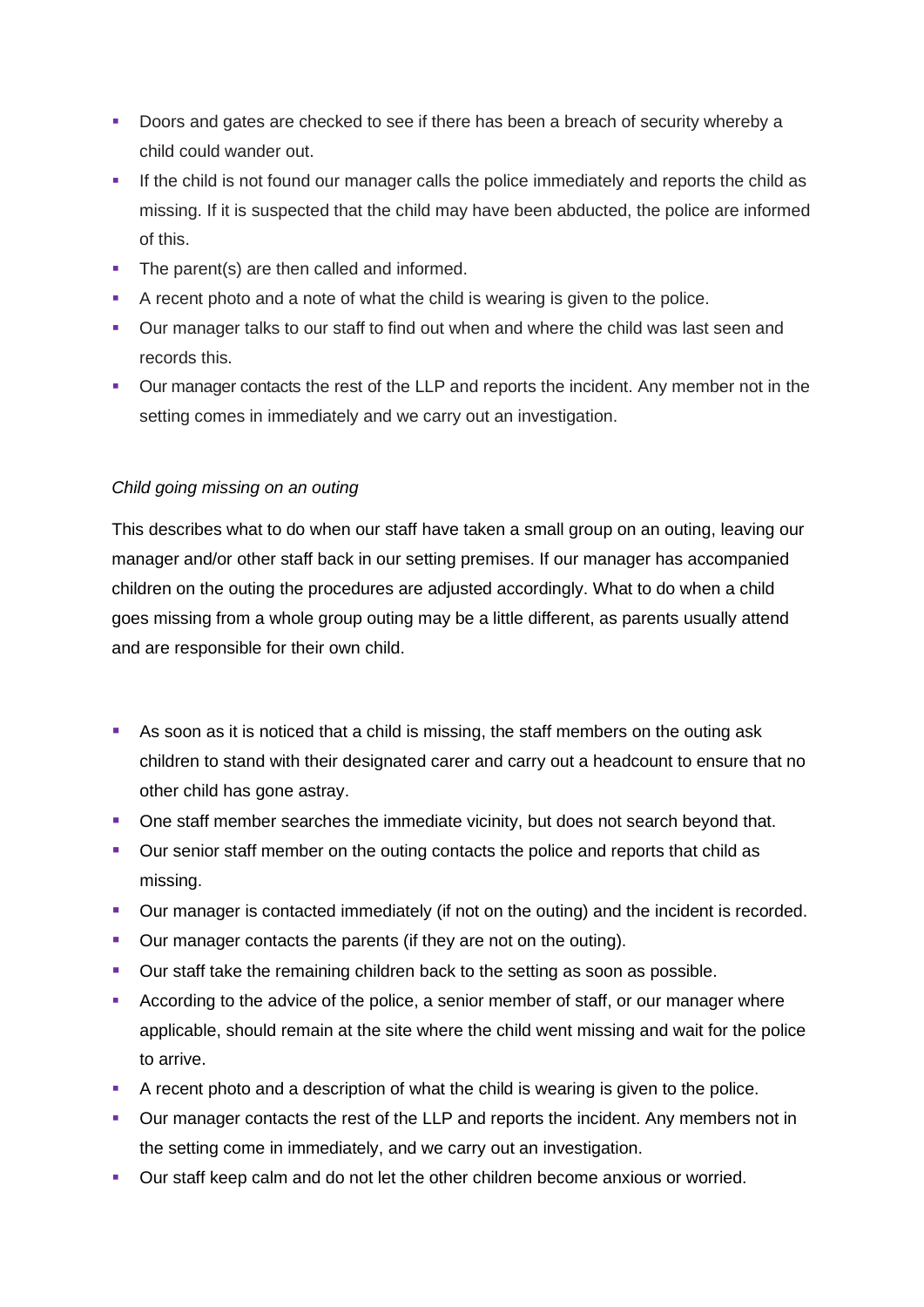- Doors and gates are checked to see if there has been a breach of security whereby a child could wander out.
- If the child is not found our manager calls the police immediately and reports the child as missing. If it is suspected that the child may have been abducted, the police are informed of this.
- The parent(s) are then called and informed.
- A recent photo and a note of what the child is wearing is given to the police.
- Our manager talks to our staff to find out when and where the child was last seen and records this.
- Our manager contacts the rest of the LLP and reports the incident. Any member not in the setting comes in immediately and we carry out an investigation.

*Child going missing on an outing*

This describes what to do when our staff have taken a small group on an outing, leaving our manager and/or other staff back in our setting premises. If our manager has accompanied children on the outing the procedures are adjusted accordingly. What to do when a child goes missing from a whole group outing may be a little different, as parents usually attend and are responsible for their own child.

- As soon as it is noticed that a child is missing, the staff members on the outing ask children to stand with their designated carer and carry out a headcount to ensure that no other child has gone astray.
- One staff member searches the immediate vicinity, but does not search beyond that.
- Our senior staff member on the outing contacts the police and reports that child as missing.
- Our manager is contacted immediately (if not on the outing) and the incident is recorded.
- Our manager contacts the parents (if they are not on the outing).
- Our staff take the remaining children back to the setting as soon as possible.
- According to the advice of the police, a senior member of staff, or our manager where applicable, should remain at the site where the child went missing and wait for the police to arrive.
- A recent photo and a description of what the child is wearing is given to the police.
- Our manager contacts the rest of the LLP and reports the incident. Any members not in the setting come in immediately, and we carry out an investigation.
- Our staff keep calm and do not let the other children become anxious or worried.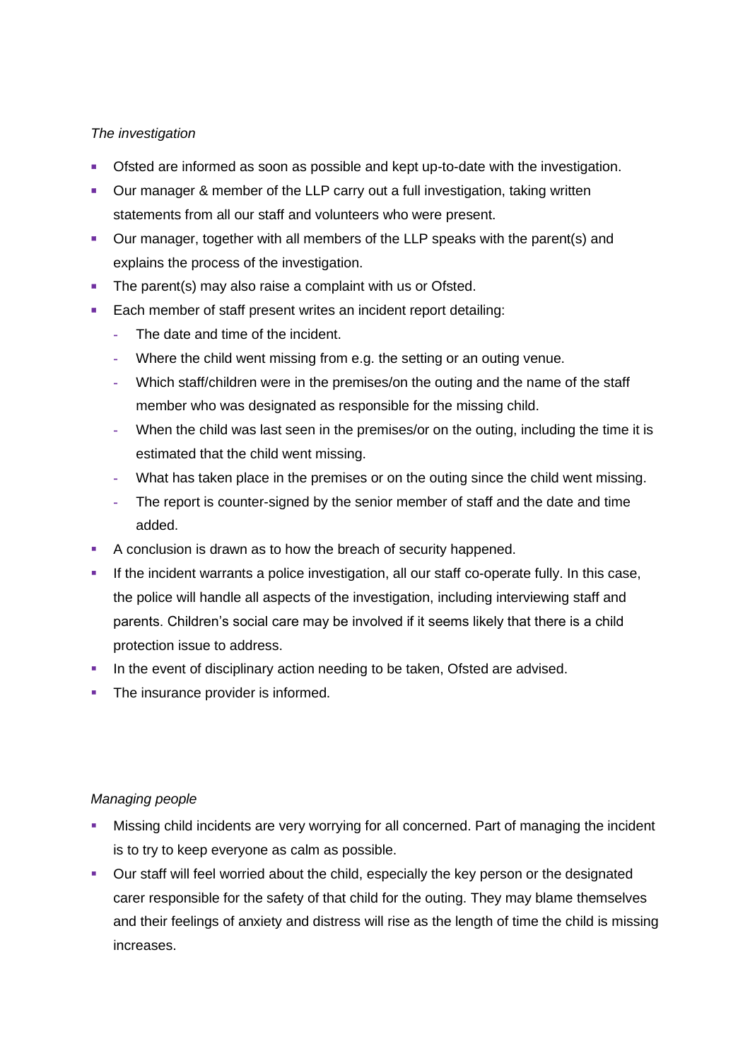*The investigation*

- Ofsted are informed as soon as possible and kept up-to-date with the investigation.
- Our manager & member of the LLP carry out a full investigation, taking written statements from all our staff and volunteers who were present.
- Our manager, together with all members of the LLP speaks with the parent(s) and explains the process of the investigation.
- The parent(s) may also raise a complaint with us or Ofsted.
- Each member of staff present writes an incident report detailing:
  - The date and time of the incident.
  - Where the child went missing from e.g. the setting or an outing venue.
  - Which staff/children were in the premises/on the outing and the name of the staff member who was designated as responsible for the missing child.
  - When the child was last seen in the premises/or on the outing, including the time it is estimated that the child went missing.
  - What has taken place in the premises or on the outing since the child went missing.
  - The report is counter-signed by the senior member of staff and the date and time added.
- A conclusion is drawn as to how the breach of security happened.
- If the incident warrants a police investigation, all our staff co-operate fully. In this case, the police will handle all aspects of the investigation, including interviewing staff and parents. Children's social care may be involved if it seems likely that there is a child protection issue to address.
- In the event of disciplinary action needing to be taken, Ofsted are advised.
- The insurance provider is informed.

*Managing people*

- Missing child incidents are very worrying for all concerned. Part of managing the incident is to try to keep everyone as calm as possible.
- Our staff will feel worried about the child, especially the key person or the designated carer responsible for the safety of that child for the outing. They may blame themselves and their feelings of anxiety and distress will rise as the length of time the child is missing increases.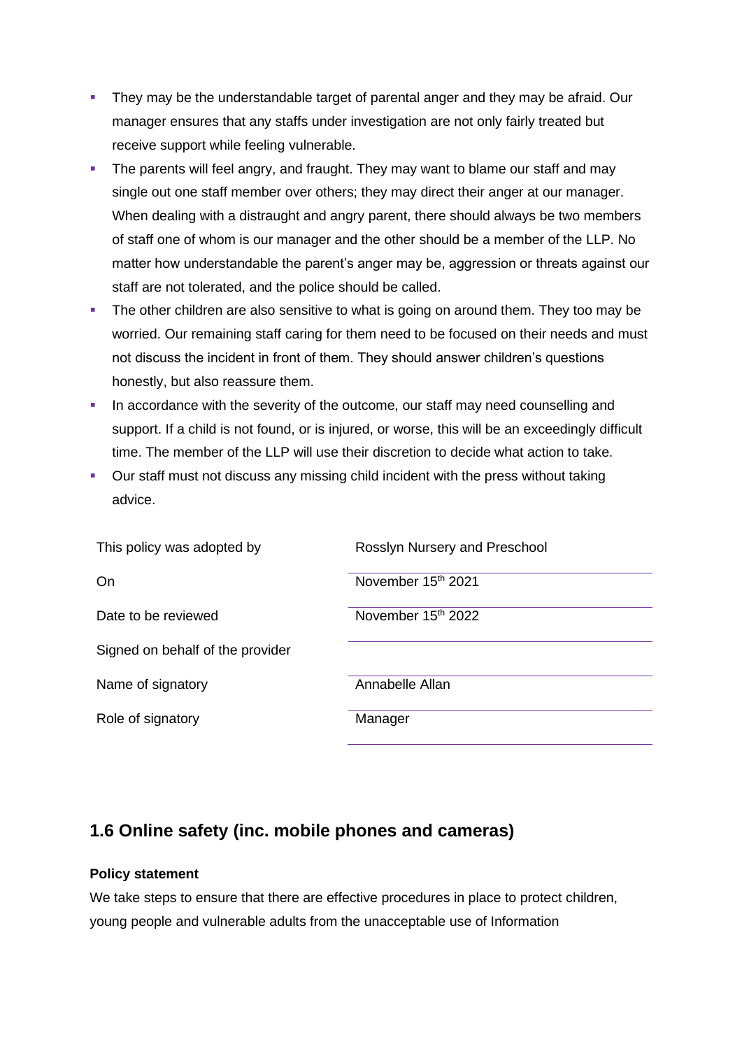- They may be the understandable target of parental anger and they may be afraid. Our manager ensures that any staffs under investigation are not only fairly treated but receive support while feeling vulnerable.
- The parents will feel angry, and fraught. They may want to blame our staff and may single out one staff member over others; they may direct their anger at our manager. When dealing with a distraught and angry parent, there should always be two members of staff one of whom is our manager and the other should be a member of the LLP. No matter how understandable the parent's anger may be, aggression or threats against our staff are not tolerated, and the police should be called.
- The other children are also sensitive to what is going on around them. They too may be worried. Our remaining staff caring for them need to be focused on their needs and must not discuss the incident in front of them. They should answer children's questions honestly, but also reassure them.
- In accordance with the severity of the outcome, our staff may need counselling and support. If a child is not found, or is injured, or worse, this will be an exceedingly difficult time. The member of the LLP will use their discretion to decide what action to take.
- Our staff must not discuss any missing child incident with the press without taking advice.

| | |
|---|---|
| This policy was adopted by | Rosslyn Nursery and Preschool |
| On | November 15th 2021 |
| Date to be reviewed | November 15th 2022 |
| Signed on behalf of the provider | |
| Name of signatory | Annabelle Allan |
| Role of signatory | Manager |

## 1.6 Online safety (inc. mobile phones and cameras)

**Policy statement**

We take steps to ensure that there are effective procedures in place to protect children, young people and vulnerable adults from the unacceptable use of Information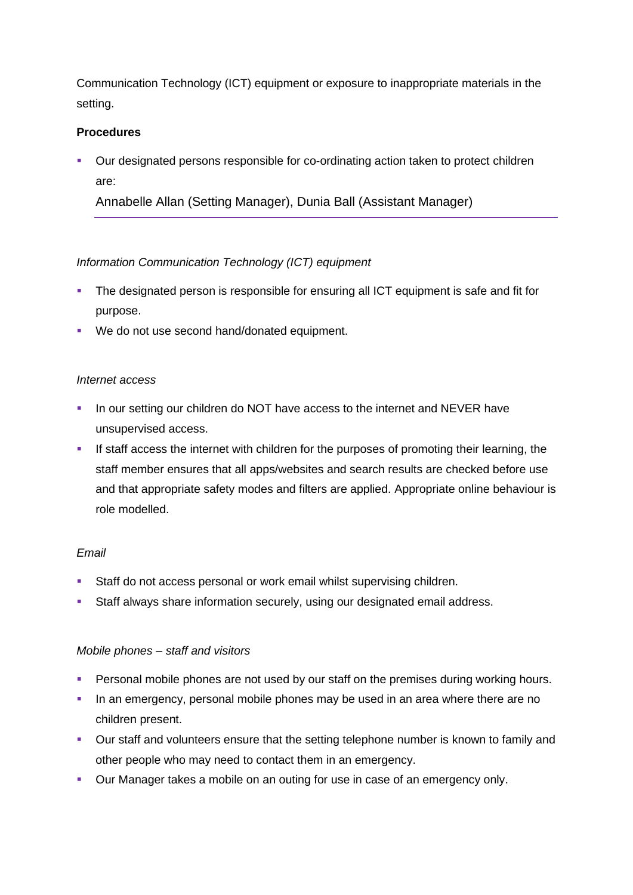Communication Technology (ICT) equipment or exposure to inappropriate materials in the setting.

**Procedures**

- Our designated persons responsible for co-ordinating action taken to protect children are:

  Annabelle Allan (Setting Manager), Dunia Ball (Assistant Manager)

*Information Communication Technology (ICT) equipment*

- The designated person is responsible for ensuring all ICT equipment is safe and fit for purpose.
- We do not use second hand/donated equipment.

*Internet access*

- In our setting our children do NOT have access to the internet and NEVER have unsupervised access.
- If staff access the internet with children for the purposes of promoting their learning, the staff member ensures that all apps/websites and search results are checked before use and that appropriate safety modes and filters are applied. Appropriate online behaviour is role modelled.

*Email*

- Staff do not access personal or work email whilst supervising children.
- Staff always share information securely, using our designated email address.

*Mobile phones – staff and visitors*

- Personal mobile phones are not used by our staff on the premises during working hours.
- In an emergency, personal mobile phones may be used in an area where there are no children present.
- Our staff and volunteers ensure that the setting telephone number is known to family and other people who may need to contact them in an emergency.
- Our Manager takes a mobile on an outing for use in case of an emergency only.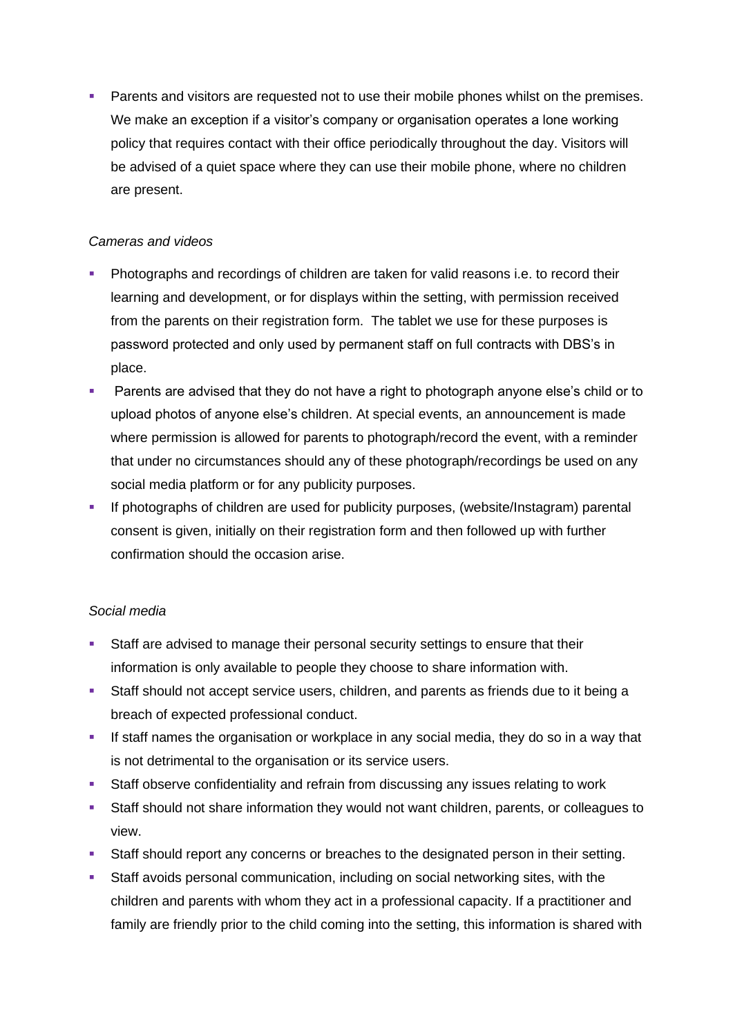- Parents and visitors are requested not to use their mobile phones whilst on the premises. We make an exception if a visitor's company or organisation operates a lone working policy that requires contact with their office periodically throughout the day. Visitors will be advised of a quiet space where they can use their mobile phone, where no children are present.

*Cameras and videos*

- Photographs and recordings of children are taken for valid reasons i.e. to record their learning and development, or for displays within the setting, with permission received from the parents on their registration form. The tablet we use for these purposes is password protected and only used by permanent staff on full contracts with DBS's in place.
- Parents are advised that they do not have a right to photograph anyone else's child or to upload photos of anyone else's children. At special events, an announcement is made where permission is allowed for parents to photograph/record the event, with a reminder that under no circumstances should any of these photograph/recordings be used on any social media platform or for any publicity purposes.
- If photographs of children are used for publicity purposes, (website/Instagram) parental consent is given, initially on their registration form and then followed up with further confirmation should the occasion arise.

*Social media*

- Staff are advised to manage their personal security settings to ensure that their information is only available to people they choose to share information with.
- Staff should not accept service users, children, and parents as friends due to it being a breach of expected professional conduct.
- If staff names the organisation or workplace in any social media, they do so in a way that is not detrimental to the organisation or its service users.
- Staff observe confidentiality and refrain from discussing any issues relating to work
- Staff should not share information they would not want children, parents, or colleagues to view.
- Staff should report any concerns or breaches to the designated person in their setting.
- Staff avoids personal communication, including on social networking sites, with the children and parents with whom they act in a professional capacity. If a practitioner and family are friendly prior to the child coming into the setting, this information is shared with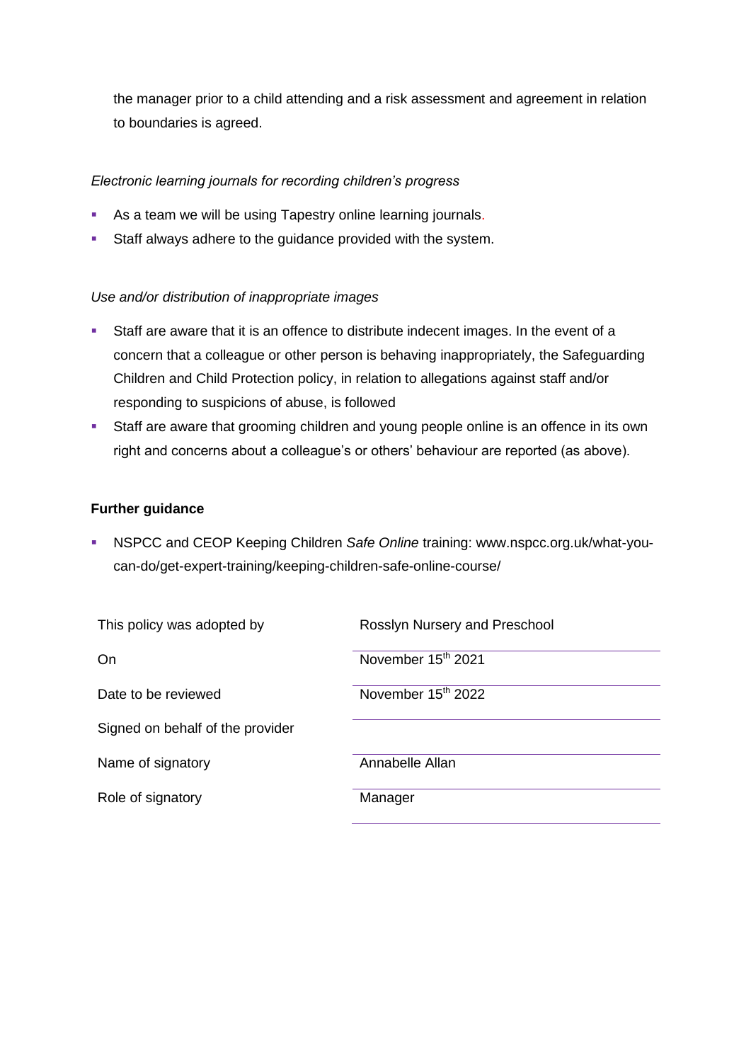the manager prior to a child attending and a risk assessment and agreement in relation to boundaries is agreed.

*Electronic learning journals for recording children's progress*

- As a team we will be using Tapestry online learning journals.
- Staff always adhere to the guidance provided with the system.

*Use and/or distribution of inappropriate images*

- Staff are aware that it is an offence to distribute indecent images. In the event of a concern that a colleague or other person is behaving inappropriately, the Safeguarding Children and Child Protection policy, in relation to allegations against staff and/or responding to suspicions of abuse, is followed
- Staff are aware that grooming children and young people online is an offence in its own right and concerns about a colleague's or others' behaviour are reported (as above).

**Further guidance**

- NSPCC and CEOP Keeping Children *Safe Online* training: www.nspcc.org.uk/what-you-can-do/get-expert-training/keeping-children-safe-online-course/

| | |
|---|---|
| This policy was adopted by | Rosslyn Nursery and Preschool |
| On | November 15th 2021 |
| Date to be reviewed | November 15th 2022 |
| Signed on behalf of the provider | |
| Name of signatory | Annabelle Allan |
| Role of signatory | Manager |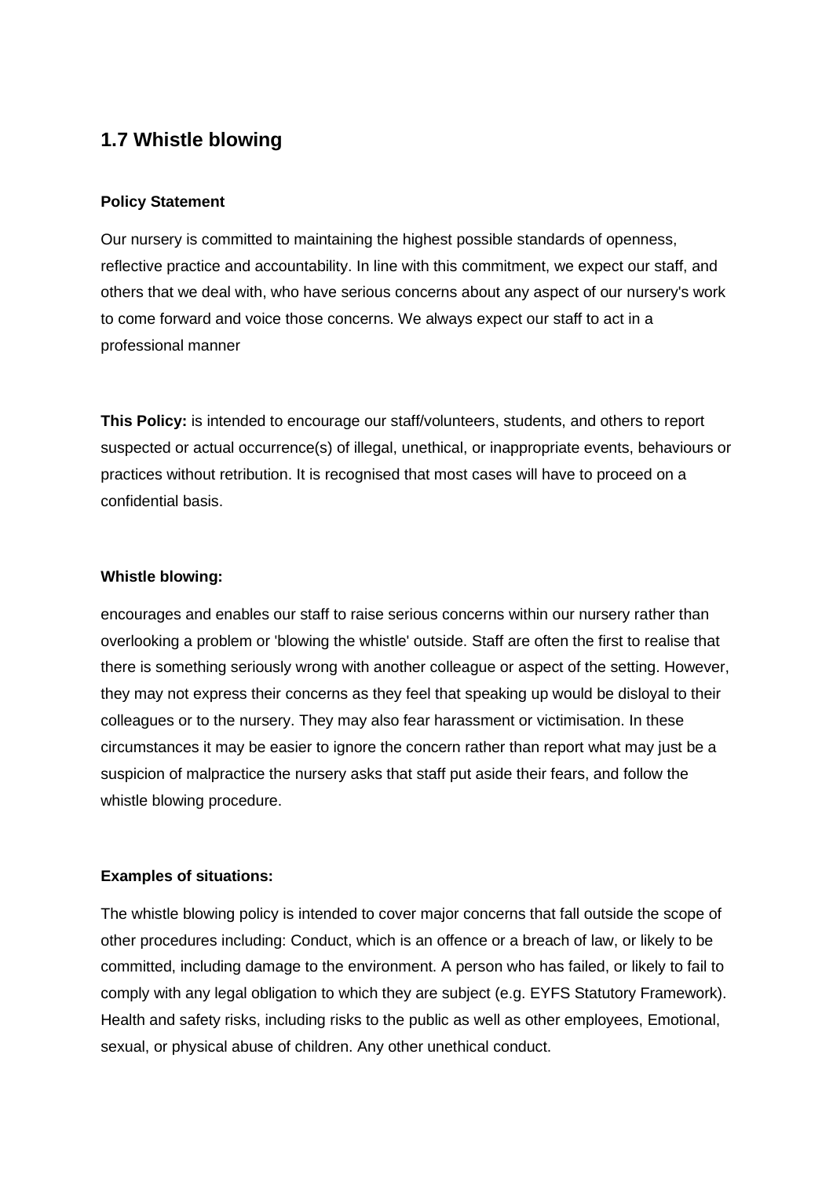## 1.7 Whistle blowing

**Policy Statement**

Our nursery is committed to maintaining the highest possible standards of openness, reflective practice and accountability. In line with this commitment, we expect our staff, and others that we deal with, who have serious concerns about any aspect of our nursery's work to come forward and voice those concerns. We always expect our staff to act in a professional manner

**This Policy:** is intended to encourage our staff/volunteers, students, and others to report suspected or actual occurrence(s) of illegal, unethical, or inappropriate events, behaviours or practices without retribution. It is recognised that most cases will have to proceed on a confidential basis.

**Whistle blowing:**

encourages and enables our staff to raise serious concerns within our nursery rather than overlooking a problem or 'blowing the whistle' outside. Staff are often the first to realise that there is something seriously wrong with another colleague or aspect of the setting. However, they may not express their concerns as they feel that speaking up would be disloyal to their colleagues or to the nursery. They may also fear harassment or victimisation. In these circumstances it may be easier to ignore the concern rather than report what may just be a suspicion of malpractice the nursery asks that staff put aside their fears, and follow the whistle blowing procedure.

**Examples of situations:**

The whistle blowing policy is intended to cover major concerns that fall outside the scope of other procedures including: Conduct, which is an offence or a breach of law, or likely to be committed, including damage to the environment. A person who has failed, or likely to fail to comply with any legal obligation to which they are subject (e.g. EYFS Statutory Framework). Health and safety risks, including risks to the public as well as other employees, Emotional, sexual, or physical abuse of children. Any other unethical conduct.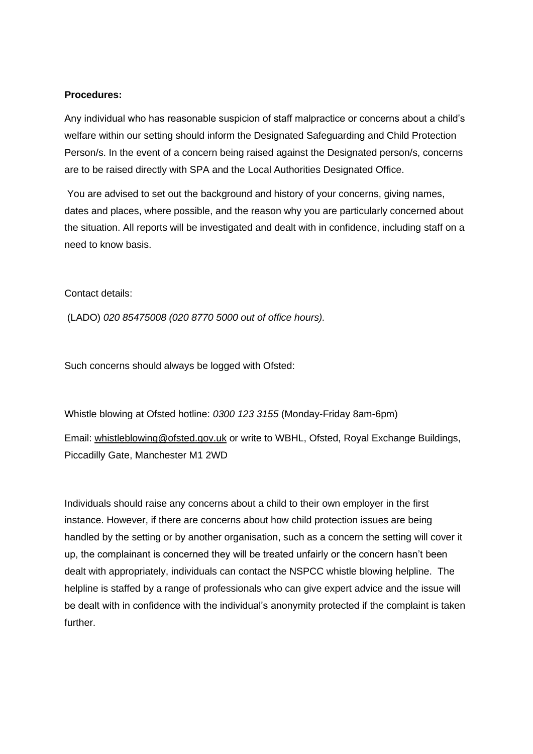**Procedures:**

Any individual who has reasonable suspicion of staff malpractice or concerns about a child's welfare within our setting should inform the Designated Safeguarding and Child Protection Person/s. In the event of a concern being raised against the Designated person/s, concerns are to be raised directly with SPA and the Local Authorities Designated Office.

You are advised to set out the background and history of your concerns, giving names, dates and places, where possible, and the reason why you are particularly concerned about the situation. All reports will be investigated and dealt with in confidence, including staff on a need to know basis.

Contact details:

(LADO) *020 85475008 (020 8770 5000 out of office hours).*

Such concerns should always be logged with Ofsted:

Whistle blowing at Ofsted hotline: *0300 123 3155* (Monday-Friday 8am-6pm)

Email: whistleblowing@ofsted.gov.uk or write to WBHL, Ofsted, Royal Exchange Buildings, Piccadilly Gate, Manchester M1 2WD

Individuals should raise any concerns about a child to their own employer in the first instance. However, if there are concerns about how child protection issues are being handled by the setting or by another organisation, such as a concern the setting will cover it up, the complainant is concerned they will be treated unfairly or the concern hasn't been dealt with appropriately, individuals can contact the NSPCC whistle blowing helpline. The helpline is staffed by a range of professionals who can give expert advice and the issue will be dealt with in confidence with the individual's anonymity protected if the complaint is taken further.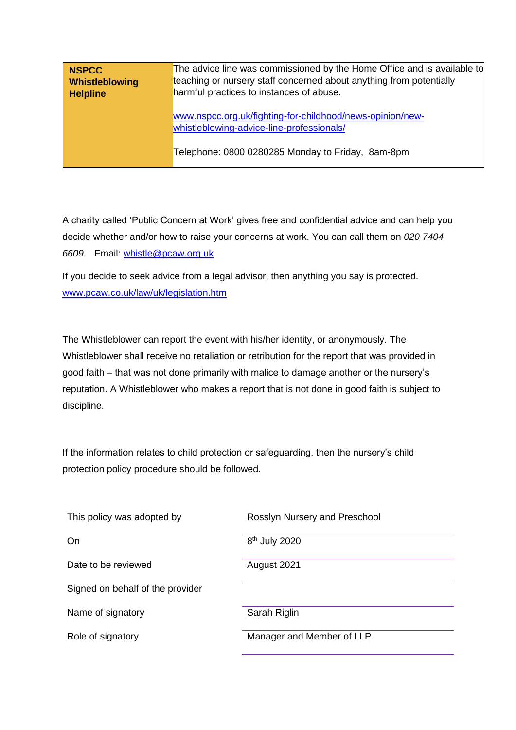| **NSPCC Whistleblowing Helpline** | The advice line was commissioned by the Home Office and is available to teaching or nursery staff concerned about anything from potentially harmful practices to instances of abuse.<br><br>www.nspcc.org.uk/fighting-for-childhood/news-opinion/new-whistleblowing-advice-line-professionals/<br><br>Telephone: 0800 0280285 Monday to Friday, 8am-8pm |
|---|---|

A charity called 'Public Concern at Work' gives free and confidential advice and can help you decide whether and/or how to raise your concerns at work. You can call them on *020 7404 6609*. Email: whistle@pcaw.org.uk

If you decide to seek advice from a legal advisor, then anything you say is protected. www.pcaw.co.uk/law/uk/legislation.htm

The Whistleblower can report the event with his/her identity, or anonymously. The Whistleblower shall receive no retaliation or retribution for the report that was provided in good faith – that was not done primarily with malice to damage another or the nursery's reputation. A Whistleblower who makes a report that is not done in good faith is subject to discipline.

If the information relates to child protection or safeguarding, then the nursery's child protection policy procedure should be followed.

| | |
|---|---|
| This policy was adopted by | Rosslyn Nursery and Preschool |
| On | 8th July 2020 |
| Date to be reviewed | August 2021 |
| Signed on behalf of the provider | |
| Name of signatory | Sarah Riglin |
| Role of signatory | Manager and Member of LLP |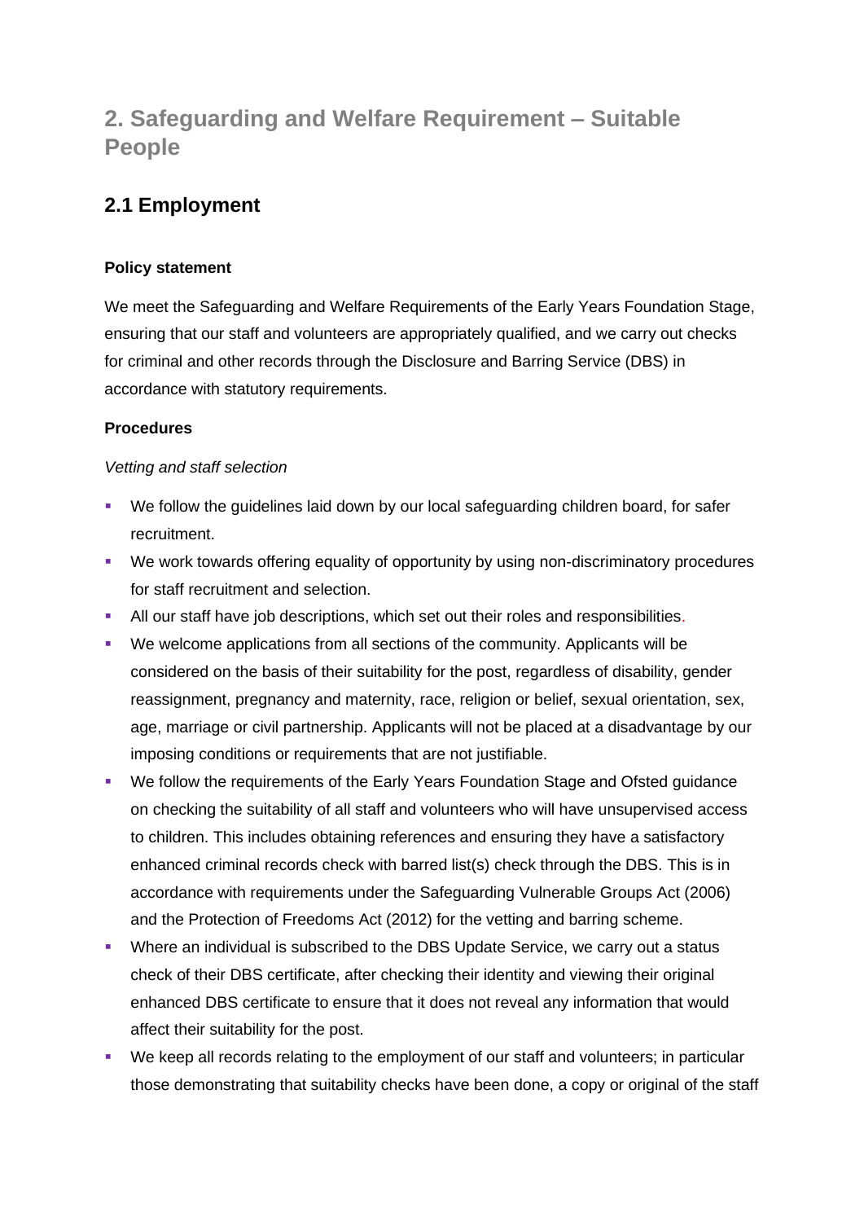# 2. Safeguarding and Welfare Requirement – Suitable People

## 2.1 Employment

**Policy statement**

We meet the Safeguarding and Welfare Requirements of the Early Years Foundation Stage, ensuring that our staff and volunteers are appropriately qualified, and we carry out checks for criminal and other records through the Disclosure and Barring Service (DBS) in accordance with statutory requirements.

**Procedures**

*Vetting and staff selection*

- We follow the guidelines laid down by our local safeguarding children board, for safer recruitment.
- We work towards offering equality of opportunity by using non-discriminatory procedures for staff recruitment and selection.
- All our staff have job descriptions, which set out their roles and responsibilities.
- We welcome applications from all sections of the community. Applicants will be considered on the basis of their suitability for the post, regardless of disability, gender reassignment, pregnancy and maternity, race, religion or belief, sexual orientation, sex, age, marriage or civil partnership. Applicants will not be placed at a disadvantage by our imposing conditions or requirements that are not justifiable.
- We follow the requirements of the Early Years Foundation Stage and Ofsted guidance on checking the suitability of all staff and volunteers who will have unsupervised access to children. This includes obtaining references and ensuring they have a satisfactory enhanced criminal records check with barred list(s) check through the DBS. This is in accordance with requirements under the Safeguarding Vulnerable Groups Act (2006) and the Protection of Freedoms Act (2012) for the vetting and barring scheme.
- Where an individual is subscribed to the DBS Update Service, we carry out a status check of their DBS certificate, after checking their identity and viewing their original enhanced DBS certificate to ensure that it does not reveal any information that would affect their suitability for the post.
- We keep all records relating to the employment of our staff and volunteers; in particular those demonstrating that suitability checks have been done, a copy or original of the staff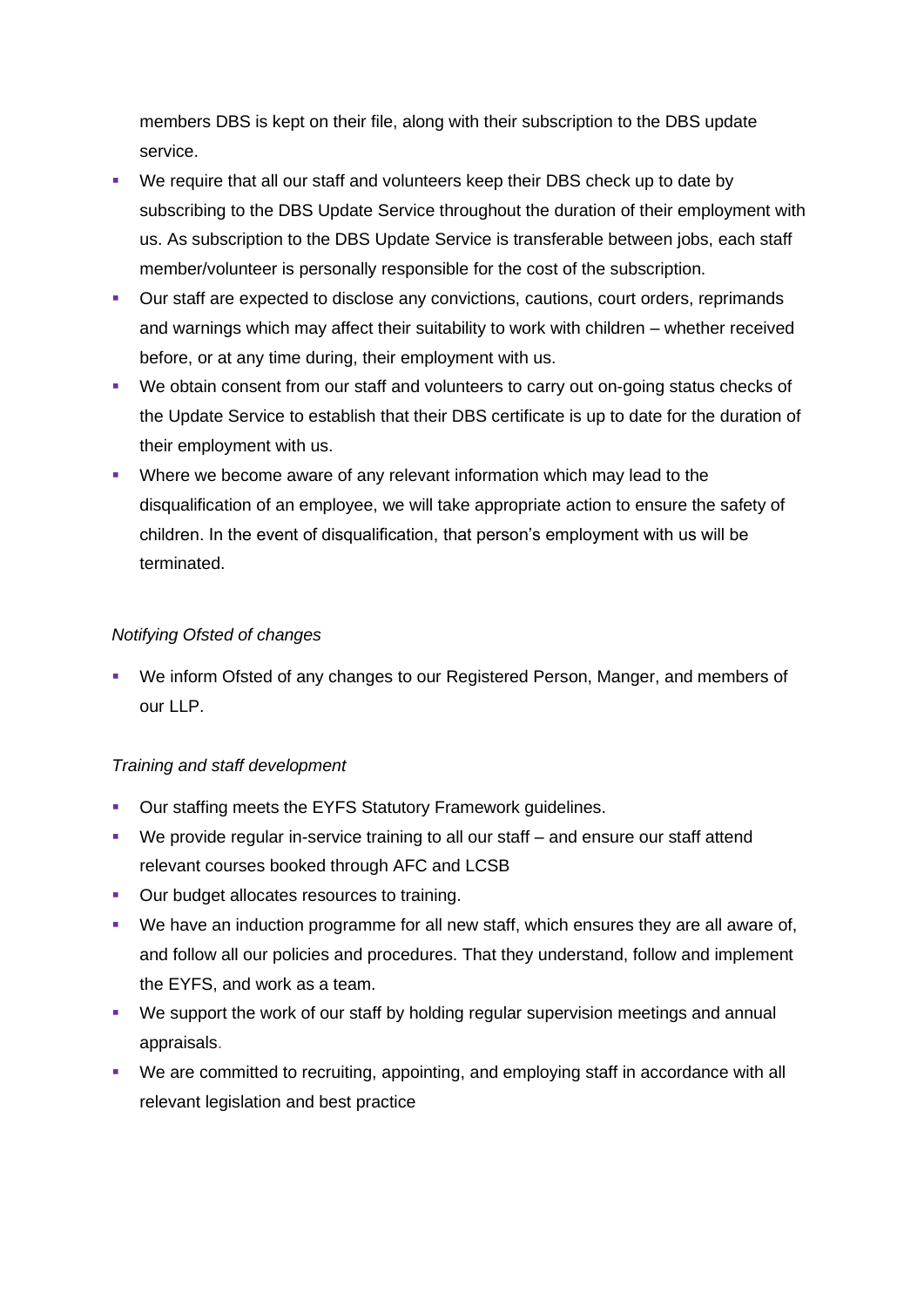members DBS is kept on their file, along with their subscription to the DBS update service.

- We require that all our staff and volunteers keep their DBS check up to date by subscribing to the DBS Update Service throughout the duration of their employment with us. As subscription to the DBS Update Service is transferable between jobs, each staff member/volunteer is personally responsible for the cost of the subscription.
- Our staff are expected to disclose any convictions, cautions, court orders, reprimands and warnings which may affect their suitability to work with children – whether received before, or at any time during, their employment with us.
- We obtain consent from our staff and volunteers to carry out on-going status checks of the Update Service to establish that their DBS certificate is up to date for the duration of their employment with us.
- Where we become aware of any relevant information which may lead to the disqualification of an employee, we will take appropriate action to ensure the safety of children. In the event of disqualification, that person's employment with us will be terminated.

*Notifying Ofsted of changes*

- We inform Ofsted of any changes to our Registered Person, Manger, and members of our LLP.

*Training and staff development*

- Our staffing meets the EYFS Statutory Framework guidelines.
- We provide regular in-service training to all our staff – and ensure our staff attend relevant courses booked through AFC and LCSB
- Our budget allocates resources to training.
- We have an induction programme for all new staff, which ensures they are all aware of, and follow all our policies and procedures. That they understand, follow and implement the EYFS, and work as a team.
- We support the work of our staff by holding regular supervision meetings and annual appraisals.
- We are committed to recruiting, appointing, and employing staff in accordance with all relevant legislation and best practice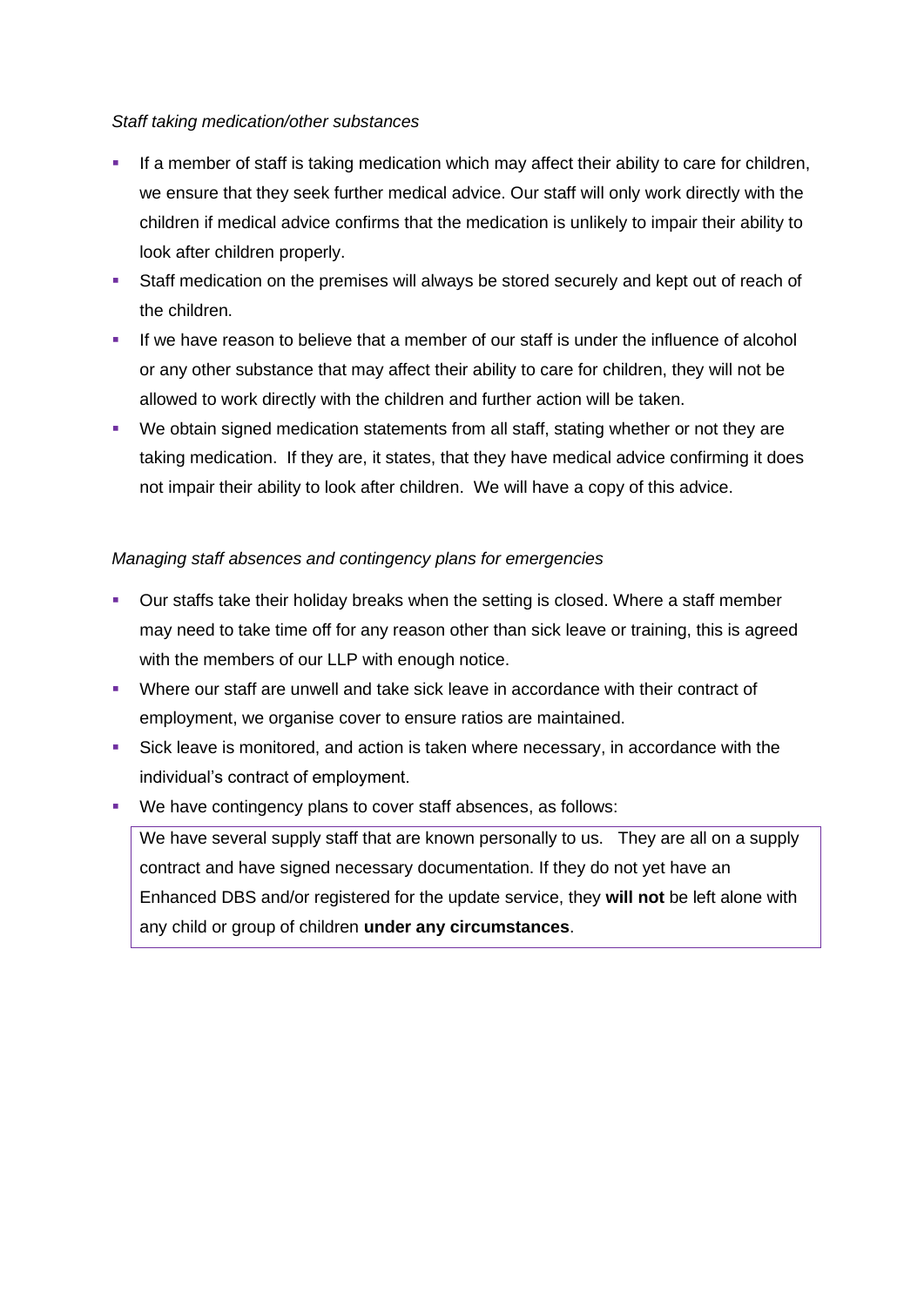*Staff taking medication/other substances*

- If a member of staff is taking medication which may affect their ability to care for children, we ensure that they seek further medical advice. Our staff will only work directly with the children if medical advice confirms that the medication is unlikely to impair their ability to look after children properly.
- Staff medication on the premises will always be stored securely and kept out of reach of the children.
- If we have reason to believe that a member of our staff is under the influence of alcohol or any other substance that may affect their ability to care for children, they will not be allowed to work directly with the children and further action will be taken.
- We obtain signed medication statements from all staff, stating whether or not they are taking medication. If they are, it states, that they have medical advice confirming it does not impair their ability to look after children. We will have a copy of this advice.

*Managing staff absences and contingency plans for emergencies*

- Our staffs take their holiday breaks when the setting is closed. Where a staff member may need to take time off for any reason other than sick leave or training, this is agreed with the members of our LLP with enough notice.
- Where our staff are unwell and take sick leave in accordance with their contract of employment, we organise cover to ensure ratios are maintained.
- Sick leave is monitored, and action is taken where necessary, in accordance with the individual's contract of employment.
- We have contingency plans to cover staff absences, as follows:

We have several supply staff that are known personally to us. They are all on a supply contract and have signed necessary documentation. If they do not yet have an Enhanced DBS and/or registered for the update service, they **will not** be left alone with any child or group of children **under any circumstances**.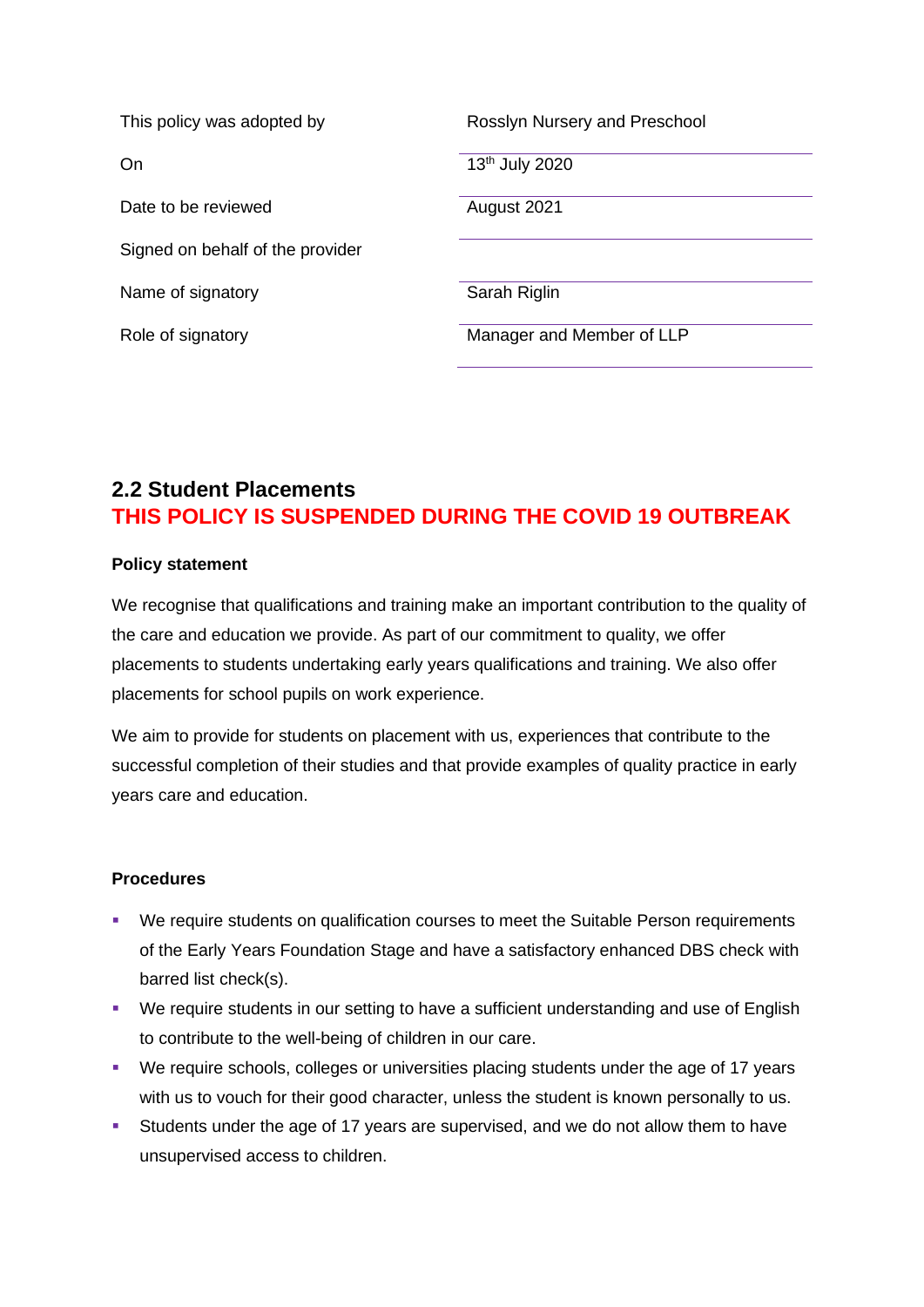| | |
|---|---|
| This policy was adopted by | Rosslyn Nursery and Preschool |
| On | 13th July 2020 |
| Date to be reviewed | August 2021 |
| Signed on behalf of the provider | |
| Name of signatory | Sarah Riglin |
| Role of signatory | Manager and Member of LLP |

## 2.2 Student Placements

## THIS POLICY IS SUSPENDED DURING THE COVID 19 OUTBREAK

**Policy statement**

We recognise that qualifications and training make an important contribution to the quality of the care and education we provide. As part of our commitment to quality, we offer placements to students undertaking early years qualifications and training. We also offer placements for school pupils on work experience.

We aim to provide for students on placement with us, experiences that contribute to the successful completion of their studies and that provide examples of quality practice in early years care and education.

**Procedures**

- We require students on qualification courses to meet the Suitable Person requirements of the Early Years Foundation Stage and have a satisfactory enhanced DBS check with barred list check(s).
- We require students in our setting to have a sufficient understanding and use of English to contribute to the well-being of children in our care.
- We require schools, colleges or universities placing students under the age of 17 years with us to vouch for their good character, unless the student is known personally to us.
- Students under the age of 17 years are supervised, and we do not allow them to have unsupervised access to children.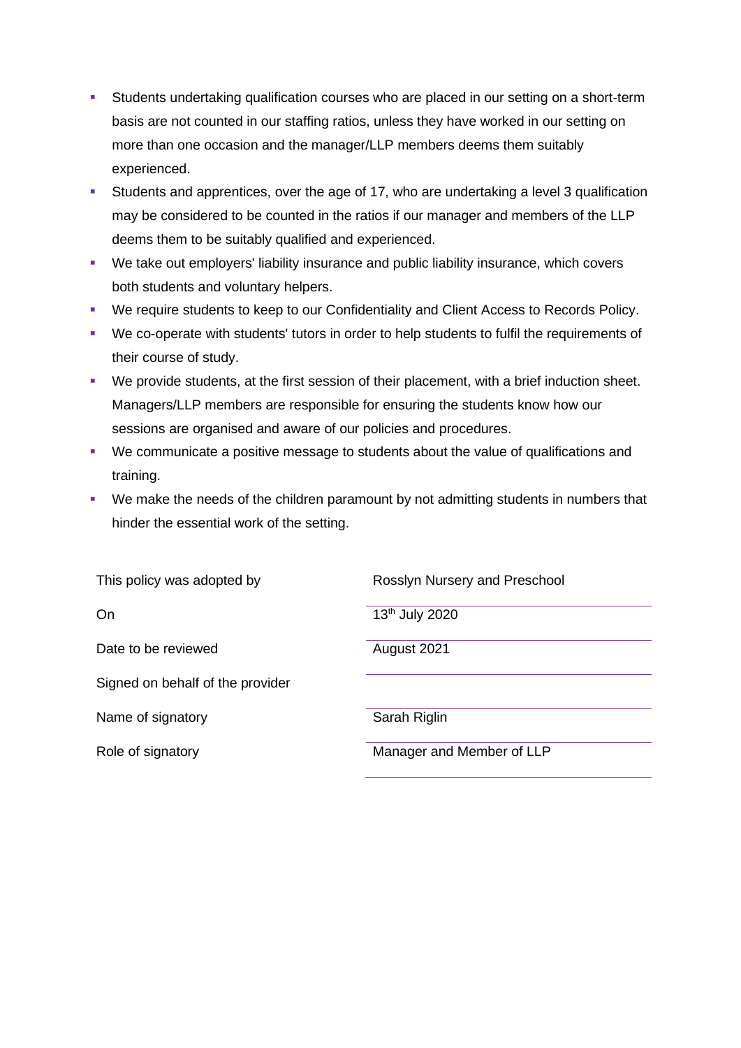- Students undertaking qualification courses who are placed in our setting on a short-term basis are not counted in our staffing ratios, unless they have worked in our setting on more than one occasion and the manager/LLP members deems them suitably experienced.
- Students and apprentices, over the age of 17, who are undertaking a level 3 qualification may be considered to be counted in the ratios if our manager and members of the LLP deems them to be suitably qualified and experienced.
- We take out employers' liability insurance and public liability insurance, which covers both students and voluntary helpers.
- We require students to keep to our Confidentiality and Client Access to Records Policy.
- We co-operate with students' tutors in order to help students to fulfil the requirements of their course of study.
- We provide students, at the first session of their placement, with a brief induction sheet. Managers/LLP members are responsible for ensuring the students know how our sessions are organised and aware of our policies and procedures.
- We communicate a positive message to students about the value of qualifications and training.
- We make the needs of the children paramount by not admitting students in numbers that hinder the essential work of the setting.

| | |
|---|---|
| This policy was adopted by | Rosslyn Nursery and Preschool |
| On | 13th July 2020 |
| Date to be reviewed | August 2021 |
| Signed on behalf of the provider | |
| Name of signatory | Sarah Riglin |
| Role of signatory | Manager and Member of LLP |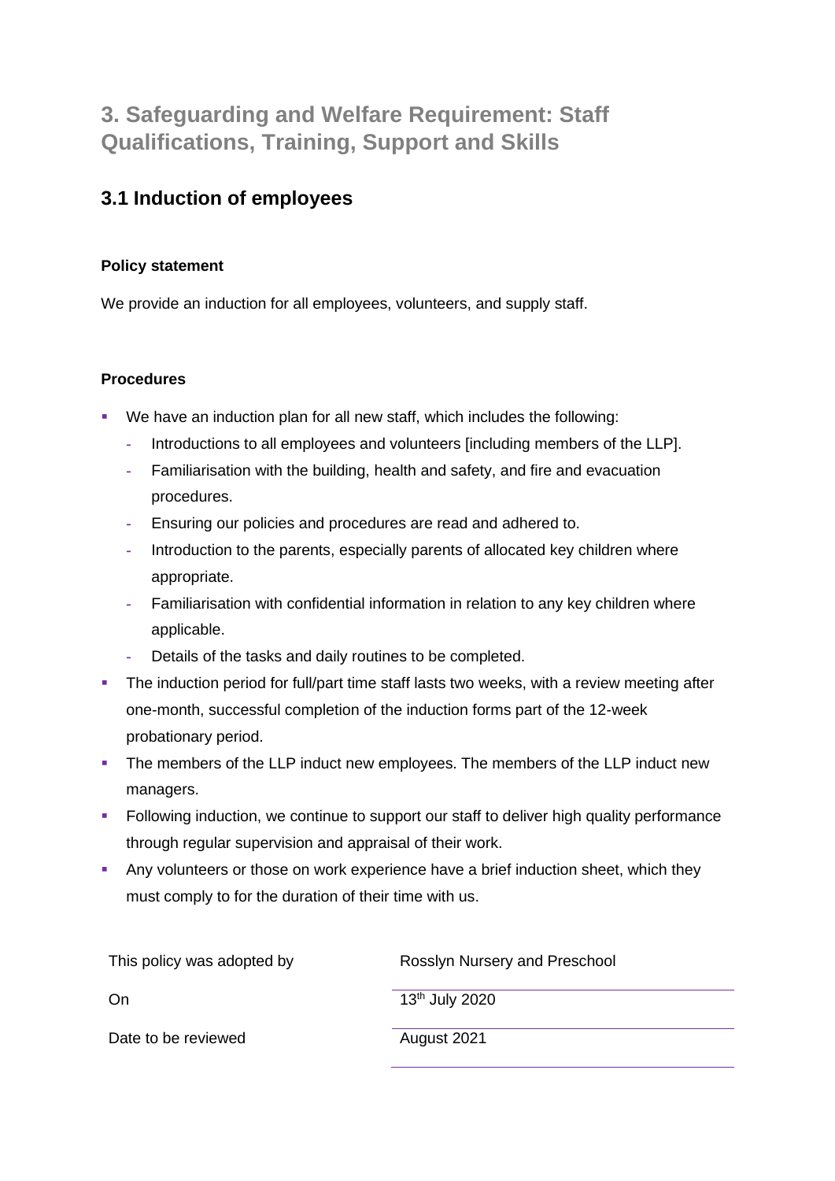# 3. Safeguarding and Welfare Requirement: Staff Qualifications, Training, Support and Skills

## 3.1 Induction of employees

**Policy statement**

We provide an induction for all employees, volunteers, and supply staff.

**Procedures**

- We have an induction plan for all new staff, which includes the following:
  - Introductions to all employees and volunteers [including members of the LLP].
  - Familiarisation with the building, health and safety, and fire and evacuation procedures.
  - Ensuring our policies and procedures are read and adhered to.
  - Introduction to the parents, especially parents of allocated key children where appropriate.
  - Familiarisation with confidential information in relation to any key children where applicable.
  - Details of the tasks and daily routines to be completed.
- The induction period for full/part time staff lasts two weeks, with a review meeting after one-month, successful completion of the induction forms part of the 12-week probationary period.
- The members of the LLP induct new employees. The members of the LLP induct new managers.
- Following induction, we continue to support our staff to deliver high quality performance through regular supervision and appraisal of their work.
- Any volunteers or those on work experience have a brief induction sheet, which they must comply to for the duration of their time with us.

| | |
|---|---|
| This policy was adopted by | Rosslyn Nursery and Preschool |
| On | 13th July 2020 |
| Date to be reviewed | August 2021 |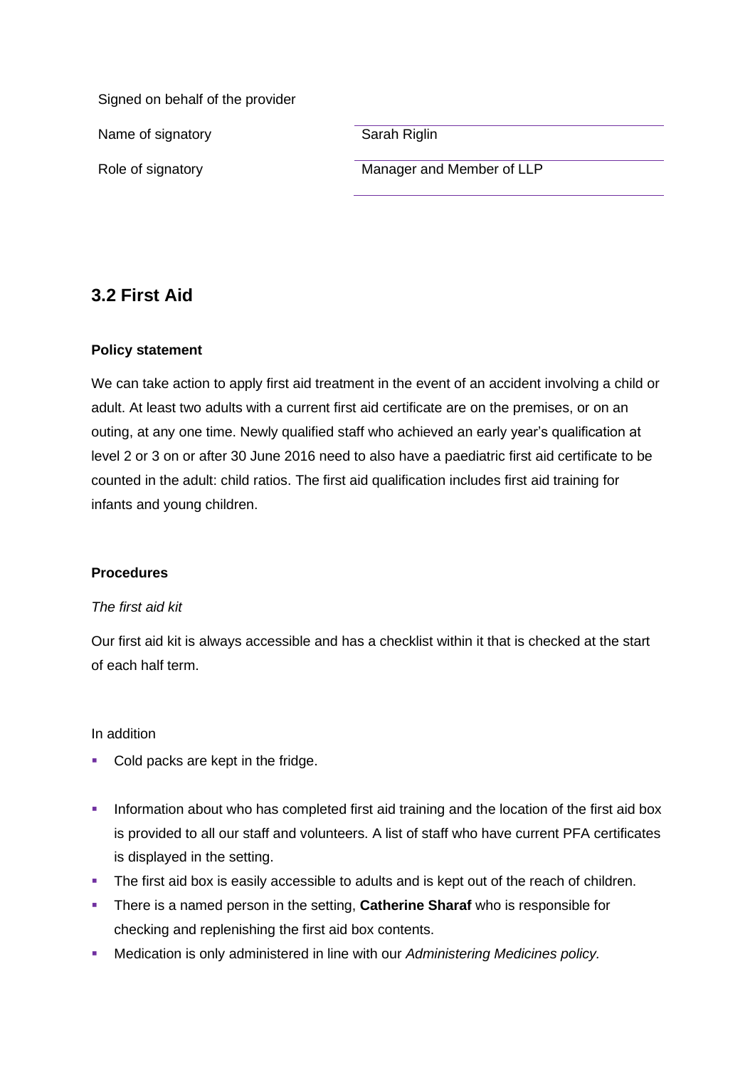Signed on behalf of the provider

| | |
|---|---|
| Name of signatory | Sarah Riglin |
| Role of signatory | Manager and Member of LLP |

## 3.2 First Aid

**Policy statement**

We can take action to apply first aid treatment in the event of an accident involving a child or adult. At least two adults with a current first aid certificate are on the premises, or on an outing, at any one time. Newly qualified staff who achieved an early year's qualification at level 2 or 3 on or after 30 June 2016 need to also have a paediatric first aid certificate to be counted in the adult: child ratios. The first aid qualification includes first aid training for infants and young children.

**Procedures**

*The first aid kit*

Our first aid kit is always accessible and has a checklist within it that is checked at the start of each half term.

In addition

- Cold packs are kept in the fridge.
- Information about who has completed first aid training and the location of the first aid box is provided to all our staff and volunteers. A list of staff who have current PFA certificates is displayed in the setting.
- The first aid box is easily accessible to adults and is kept out of the reach of children.
- There is a named person in the setting, **Catherine Sharaf** who is responsible for checking and replenishing the first aid box contents.
- Medication is only administered in line with our *Administering Medicines policy.*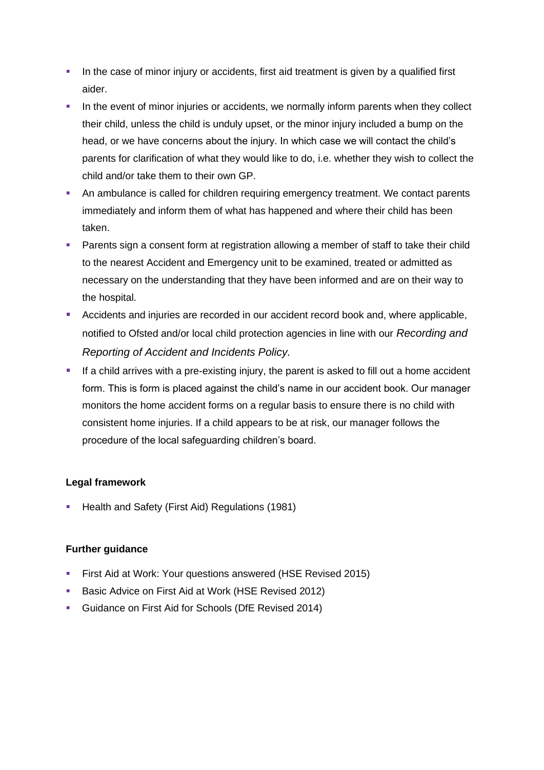- In the case of minor injury or accidents, first aid treatment is given by a qualified first aider.
- In the event of minor injuries or accidents, we normally inform parents when they collect their child, unless the child is unduly upset, or the minor injury included a bump on the head, or we have concerns about the injury. In which case we will contact the child's parents for clarification of what they would like to do, i.e. whether they wish to collect the child and/or take them to their own GP.
- An ambulance is called for children requiring emergency treatment. We contact parents immediately and inform them of what has happened and where their child has been taken.
- Parents sign a consent form at registration allowing a member of staff to take their child to the nearest Accident and Emergency unit to be examined, treated or admitted as necessary on the understanding that they have been informed and are on their way to the hospital.
- Accidents and injuries are recorded in our accident record book and, where applicable, notified to Ofsted and/or local child protection agencies in line with our *Recording and Reporting of Accident and Incidents Policy.*
- If a child arrives with a pre-existing injury, the parent is asked to fill out a home accident form. This is form is placed against the child's name in our accident book. Our manager monitors the home accident forms on a regular basis to ensure there is no child with consistent home injuries. If a child appears to be at risk, our manager follows the procedure of the local safeguarding children's board.

**Legal framework**

- Health and Safety (First Aid) Regulations (1981)

**Further guidance**

- First Aid at Work: Your questions answered (HSE Revised 2015)
- Basic Advice on First Aid at Work (HSE Revised 2012)
- Guidance on First Aid for Schools (DfE Revised 2014)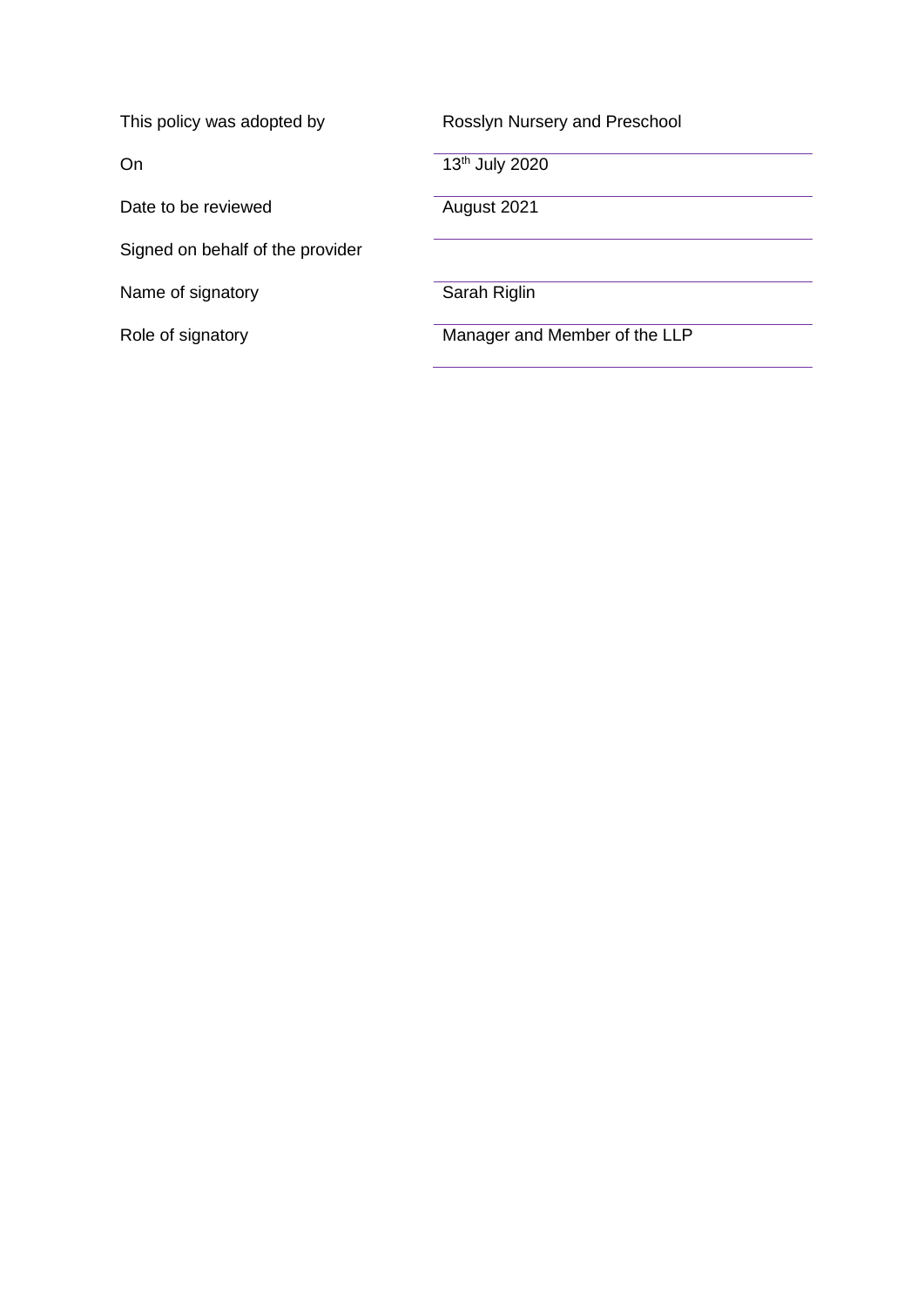| | |
|---|---|
| This policy was adopted by | Rosslyn Nursery and Preschool |
| On | 13th July 2020 |
| Date to be reviewed | August 2021 |
| Signed on behalf of the provider | |
| Name of signatory | Sarah Riglin |
| Role of signatory | Manager and Member of the LLP |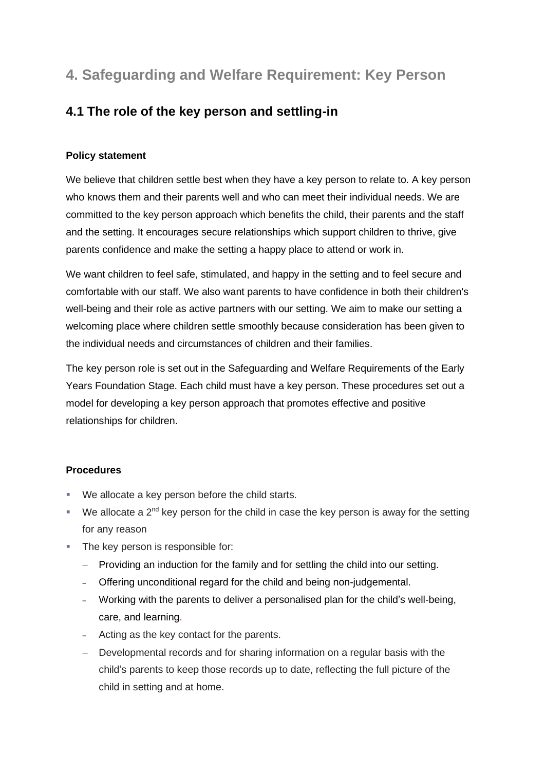# 4. Safeguarding and Welfare Requirement: Key Person

## 4.1 The role of the key person and settling-in

**Policy statement**

We believe that children settle best when they have a key person to relate to. A key person who knows them and their parents well and who can meet their individual needs. We are committed to the key person approach which benefits the child, their parents and the staff and the setting. It encourages secure relationships which support children to thrive, give parents confidence and make the setting a happy place to attend or work in.

We want children to feel safe, stimulated, and happy in the setting and to feel secure and comfortable with our staff. We also want parents to have confidence in both their children's well-being and their role as active partners with our setting. We aim to make our setting a welcoming place where children settle smoothly because consideration has been given to the individual needs and circumstances of children and their families.

The key person role is set out in the Safeguarding and Welfare Requirements of the Early Years Foundation Stage. Each child must have a key person. These procedures set out a model for developing a key person approach that promotes effective and positive relationships for children.

**Procedures**

- We allocate a key person before the child starts.
- We allocate a 2nd key person for the child in case the key person is away for the setting for any reason
- The key person is responsible for:
  - Providing an induction for the family and for settling the child into our setting.
  - Offering unconditional regard for the child and being non-judgemental.
  - Working with the parents to deliver a personalised plan for the child's well-being, care, and learning.
  - Acting as the key contact for the parents.
  - Developmental records and for sharing information on a regular basis with the child's parents to keep those records up to date, reflecting the full picture of the child in setting and at home.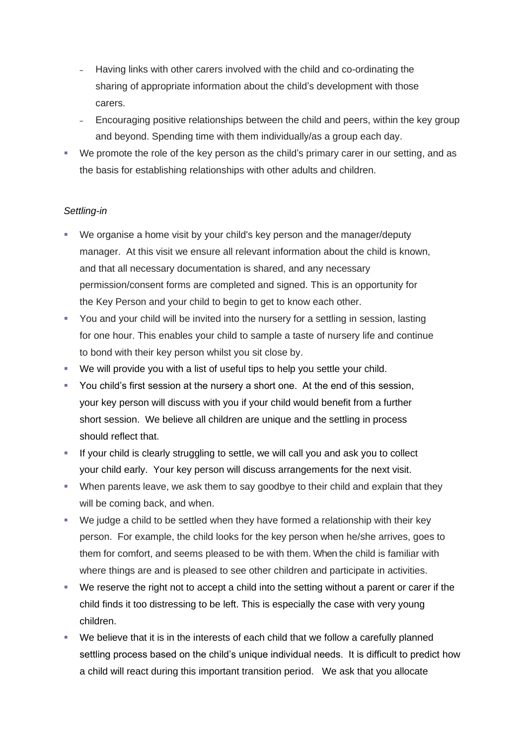- Having links with other carers involved with the child and co-ordinating the sharing of appropriate information about the child's development with those carers.
  - Encouraging positive relationships between the child and peers, within the key group and beyond. Spending time with them individually/as a group each day.
- We promote the role of the key person as the child's primary carer in our setting, and as the basis for establishing relationships with other adults and children.

*Settling-in*

- We organise a home visit by your child's key person and the manager/deputy manager. At this visit we ensure all relevant information about the child is known, and that all necessary documentation is shared, and any necessary permission/consent forms are completed and signed. This is an opportunity for the Key Person and your child to begin to get to know each other.
- You and your child will be invited into the nursery for a settling in session, lasting for one hour. This enables your child to sample a taste of nursery life and continue to bond with their key person whilst you sit close by.
- We will provide you with a list of useful tips to help you settle your child.
- You child's first session at the nursery a short one. At the end of this session, your key person will discuss with you if your child would benefit from a further short session. We believe all children are unique and the settling in process should reflect that.
- If your child is clearly struggling to settle, we will call you and ask you to collect your child early. Your key person will discuss arrangements for the next visit.
- When parents leave, we ask them to say goodbye to their child and explain that they will be coming back, and when.
- We judge a child to be settled when they have formed a relationship with their key person. For example, the child looks for the key person when he/she arrives, goes to them for comfort, and seems pleased to be with them. When the child is familiar with where things are and is pleased to see other children and participate in activities.
- We reserve the right not to accept a child into the setting without a parent or carer if the child finds it too distressing to be left. This is especially the case with very young children.
- We believe that it is in the interests of each child that we follow a carefully planned settling process based on the child's unique individual needs. It is difficult to predict how a child will react during this important transition period. We ask that you allocate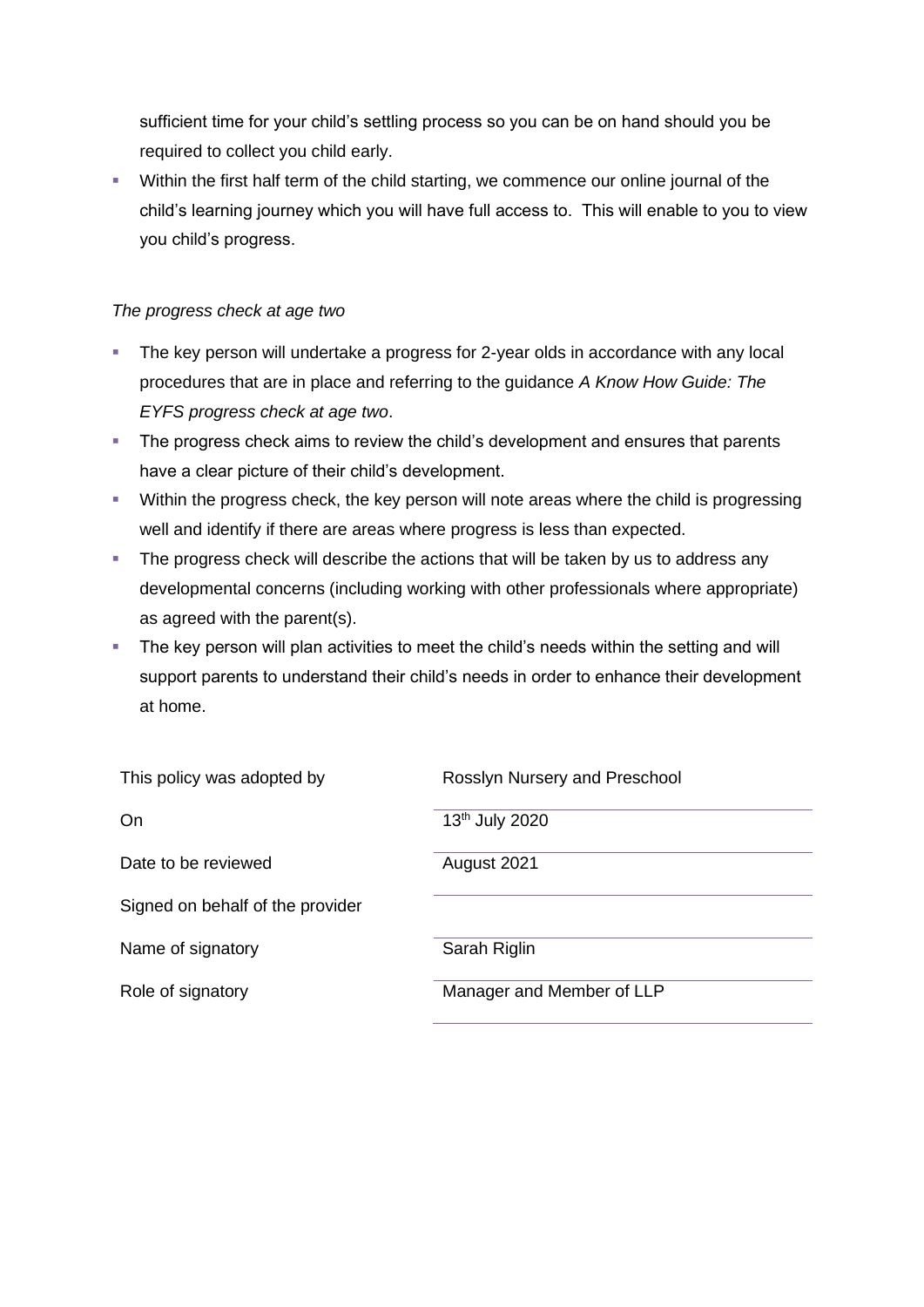sufficient time for your child's settling process so you can be on hand should you be required to collect you child early.

- Within the first half term of the child starting, we commence our online journal of the child's learning journey which you will have full access to. This will enable to you to view you child's progress.

*The progress check at age two*

- The key person will undertake a progress for 2-year olds in accordance with any local procedures that are in place and referring to the guidance *A Know How Guide: The EYFS progress check at age two*.
- The progress check aims to review the child's development and ensures that parents have a clear picture of their child's development.
- Within the progress check, the key person will note areas where the child is progressing well and identify if there are areas where progress is less than expected.
- The progress check will describe the actions that will be taken by us to address any developmental concerns (including working with other professionals where appropriate) as agreed with the parent(s).
- The key person will plan activities to meet the child's needs within the setting and will support parents to understand their child's needs in order to enhance their development at home.

| | |
|---|---|
| This policy was adopted by | Rosslyn Nursery and Preschool |
| On | 13th July 2020 |
| Date to be reviewed | August 2021 |
| Signed on behalf of the provider | |
| Name of signatory | Sarah Riglin |
| Role of signatory | Manager and Member of LLP |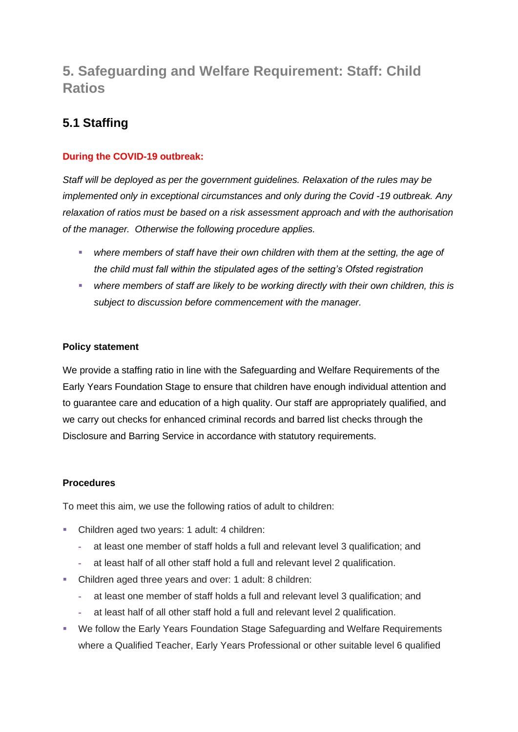## 5. Safeguarding and Welfare Requirement: Staff: Child Ratios

### 5.1 Staffing

**During the COVID-19 outbreak:**

*Staff will be deployed as per the government guidelines. Relaxation of the rules may be implemented only in exceptional circumstances and only during the Covid -19 outbreak. Any relaxation of ratios must be based on a risk assessment approach and with the authorisation of the manager. Otherwise the following procedure applies.*

- *where members of staff have their own children with them at the setting, the age of the child must fall within the stipulated ages of the setting's Ofsted registration*
- *where members of staff are likely to be working directly with their own children, this is subject to discussion before commencement with the manager.*

**Policy statement**

We provide a staffing ratio in line with the Safeguarding and Welfare Requirements of the Early Years Foundation Stage to ensure that children have enough individual attention and to guarantee care and education of a high quality. Our staff are appropriately qualified, and we carry out checks for enhanced criminal records and barred list checks through the Disclosure and Barring Service in accordance with statutory requirements.

**Procedures**

To meet this aim, we use the following ratios of adult to children:

- Children aged two years: 1 adult: 4 children:
  - at least one member of staff holds a full and relevant level 3 qualification; and
  - at least half of all other staff hold a full and relevant level 2 qualification.
- Children aged three years and over: 1 adult: 8 children:
  - at least one member of staff holds a full and relevant level 3 qualification; and
  - at least half of all other staff hold a full and relevant level 2 qualification.
- We follow the Early Years Foundation Stage Safeguarding and Welfare Requirements where a Qualified Teacher, Early Years Professional or other suitable level 6 qualified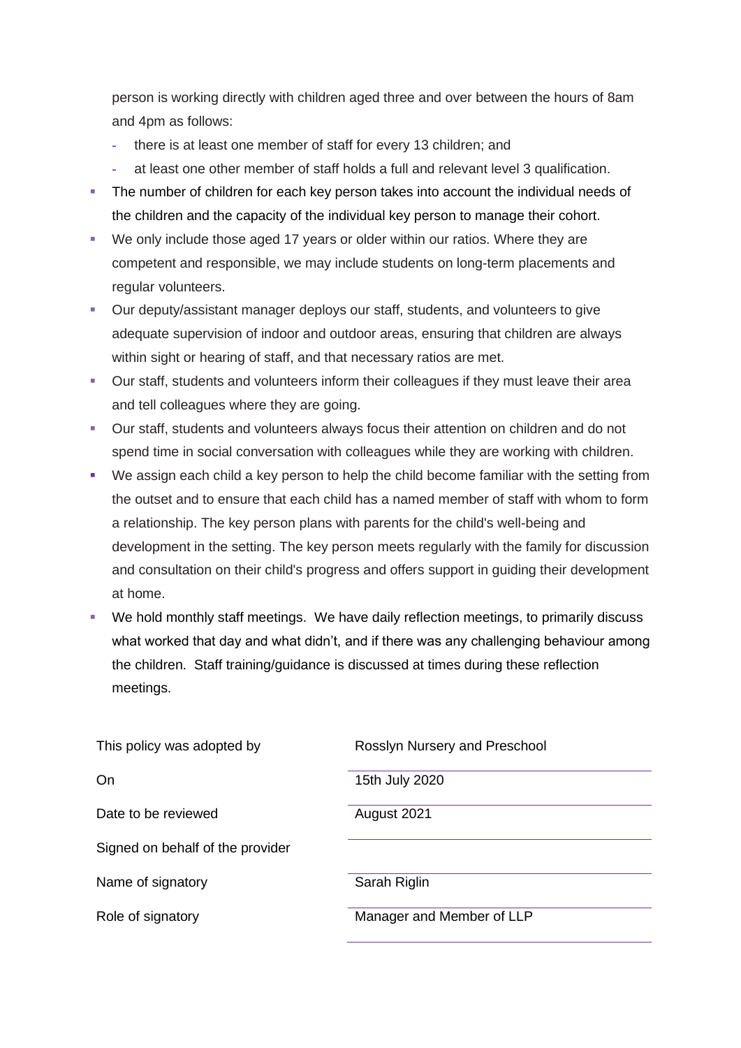person is working directly with children aged three and over between the hours of 8am and 4pm as follows:

- there is at least one member of staff for every 13 children; and
- at least one other member of staff holds a full and relevant level 3 qualification.

- The number of children for each key person takes into account the individual needs of the children and the capacity of the individual key person to manage their cohort.
- We only include those aged 17 years or older within our ratios. Where they are competent and responsible, we may include students on long-term placements and regular volunteers.
- Our deputy/assistant manager deploys our staff, students, and volunteers to give adequate supervision of indoor and outdoor areas, ensuring that children are always within sight or hearing of staff, and that necessary ratios are met.
- Our staff, students and volunteers inform their colleagues if they must leave their area and tell colleagues where they are going.
- Our staff, students and volunteers always focus their attention on children and do not spend time in social conversation with colleagues while they are working with children.
- We assign each child a key person to help the child become familiar with the setting from the outset and to ensure that each child has a named member of staff with whom to form a relationship. The key person plans with parents for the child's well-being and development in the setting. The key person meets regularly with the family for discussion and consultation on their child's progress and offers support in guiding their development at home.
- We hold monthly staff meetings. We have daily reflection meetings, to primarily discuss what worked that day and what didn't, and if there was any challenging behaviour among the children. Staff training/guidance is discussed at times during these reflection meetings.

| | |
|---|---|
| This policy was adopted by | Rosslyn Nursery and Preschool |
| On | 15th July 2020 |
| Date to be reviewed | August 2021 |
| Signed on behalf of the provider | |
| Name of signatory | Sarah Riglin |
| Role of signatory | Manager and Member of LLP |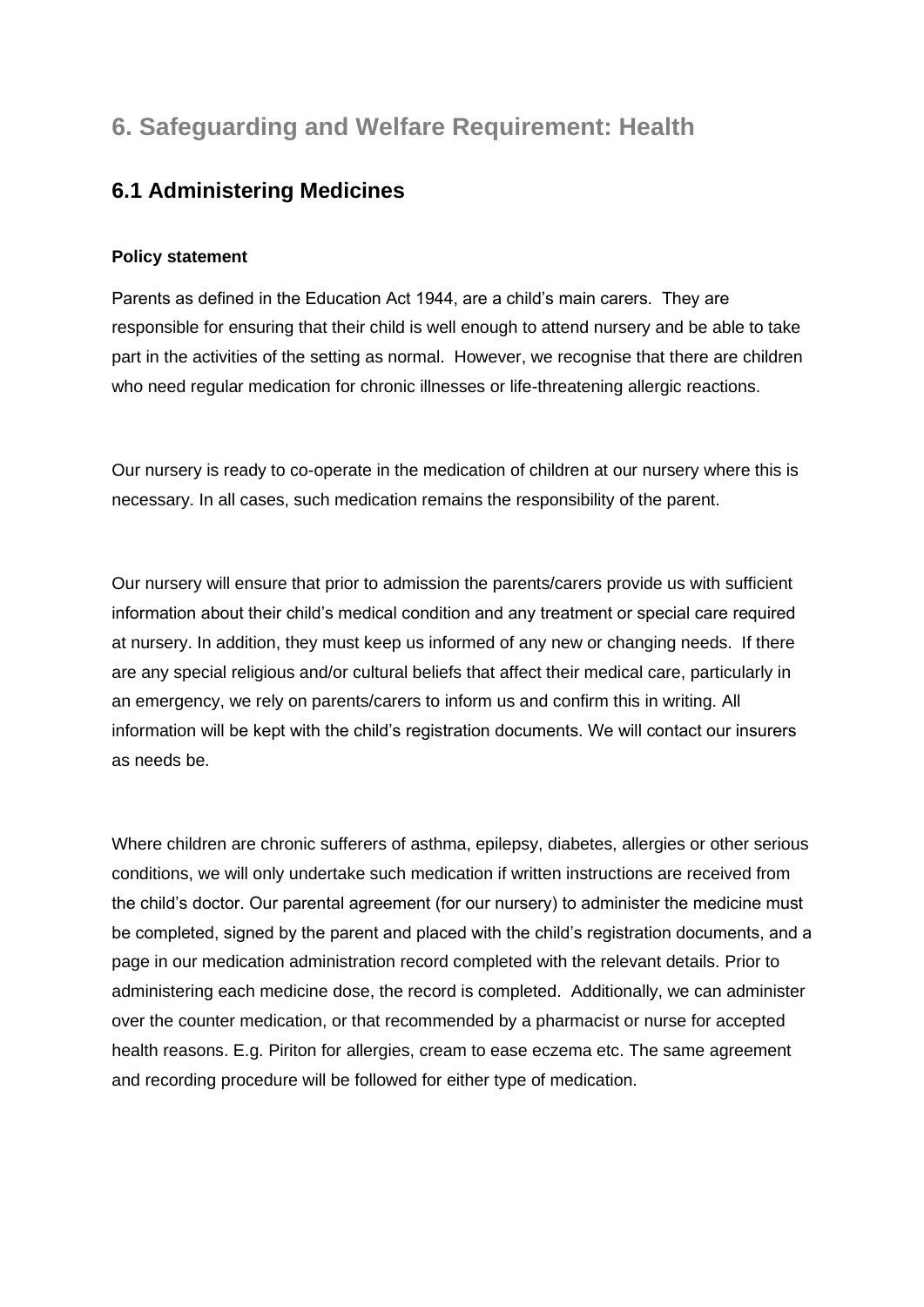# 6. Safeguarding and Welfare Requirement: Health

## 6.1 Administering Medicines

**Policy statement**

Parents as defined in the Education Act 1944, are a child's main carers. They are responsible for ensuring that their child is well enough to attend nursery and be able to take part in the activities of the setting as normal. However, we recognise that there are children who need regular medication for chronic illnesses or life-threatening allergic reactions.

Our nursery is ready to co-operate in the medication of children at our nursery where this is necessary. In all cases, such medication remains the responsibility of the parent.

Our nursery will ensure that prior to admission the parents/carers provide us with sufficient information about their child's medical condition and any treatment or special care required at nursery. In addition, they must keep us informed of any new or changing needs. If there are any special religious and/or cultural beliefs that affect their medical care, particularly in an emergency, we rely on parents/carers to inform us and confirm this in writing. All information will be kept with the child's registration documents. We will contact our insurers as needs be.

Where children are chronic sufferers of asthma, epilepsy, diabetes, allergies or other serious conditions, we will only undertake such medication if written instructions are received from the child's doctor. Our parental agreement (for our nursery) to administer the medicine must be completed, signed by the parent and placed with the child's registration documents, and a page in our medication administration record completed with the relevant details. Prior to administering each medicine dose, the record is completed. Additionally, we can administer over the counter medication, or that recommended by a pharmacist or nurse for accepted health reasons. E.g. Piriton for allergies, cream to ease eczema etc. The same agreement and recording procedure will be followed for either type of medication.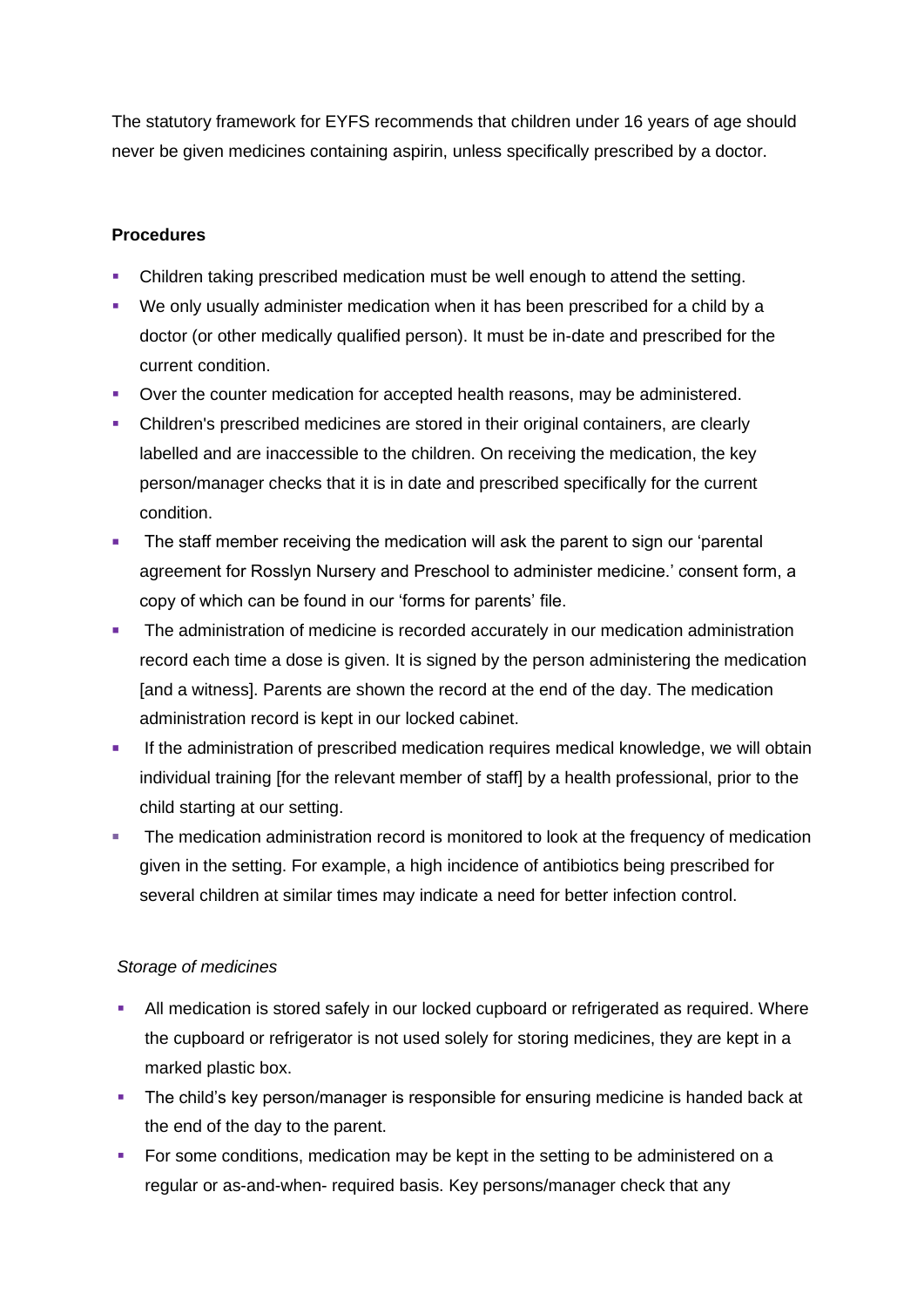The statutory framework for EYFS recommends that children under 16 years of age should never be given medicines containing aspirin, unless specifically prescribed by a doctor.

**Procedures**

- Children taking prescribed medication must be well enough to attend the setting.
- We only usually administer medication when it has been prescribed for a child by a doctor (or other medically qualified person). It must be in-date and prescribed for the current condition.
- Over the counter medication for accepted health reasons, may be administered.
- Children's prescribed medicines are stored in their original containers, are clearly labelled and are inaccessible to the children. On receiving the medication, the key person/manager checks that it is in date and prescribed specifically for the current condition.
- The staff member receiving the medication will ask the parent to sign our 'parental agreement for Rosslyn Nursery and Preschool to administer medicine.' consent form, a copy of which can be found in our 'forms for parents' file.
- The administration of medicine is recorded accurately in our medication administration record each time a dose is given. It is signed by the person administering the medication [and a witness]. Parents are shown the record at the end of the day. The medication administration record is kept in our locked cabinet.
- If the administration of prescribed medication requires medical knowledge, we will obtain individual training [for the relevant member of staff] by a health professional, prior to the child starting at our setting.
- The medication administration record is monitored to look at the frequency of medication given in the setting. For example, a high incidence of antibiotics being prescribed for several children at similar times may indicate a need for better infection control.

*Storage of medicines*

- All medication is stored safely in our locked cupboard or refrigerated as required. Where the cupboard or refrigerator is not used solely for storing medicines, they are kept in a marked plastic box.
- The child's key person/manager is responsible for ensuring medicine is handed back at the end of the day to the parent.
- For some conditions, medication may be kept in the setting to be administered on a regular or as-and-when- required basis. Key persons/manager check that any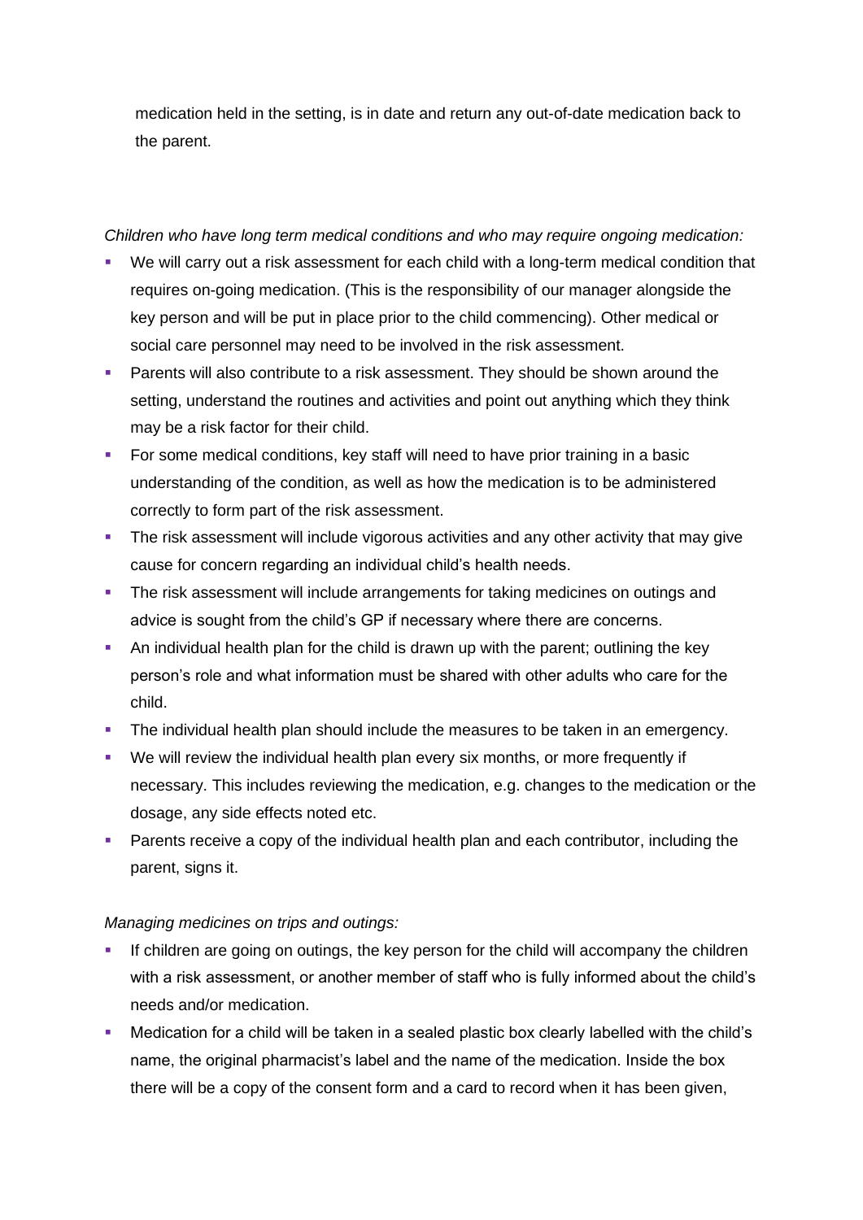medication held in the setting, is in date and return any out-of-date medication back to the parent.

*Children who have long term medical conditions and who may require ongoing medication:*

- We will carry out a risk assessment for each child with a long-term medical condition that requires on-going medication. (This is the responsibility of our manager alongside the key person and will be put in place prior to the child commencing). Other medical or social care personnel may need to be involved in the risk assessment.
- Parents will also contribute to a risk assessment. They should be shown around the setting, understand the routines and activities and point out anything which they think may be a risk factor for their child.
- For some medical conditions, key staff will need to have prior training in a basic understanding of the condition, as well as how the medication is to be administered correctly to form part of the risk assessment.
- The risk assessment will include vigorous activities and any other activity that may give cause for concern regarding an individual child's health needs.
- The risk assessment will include arrangements for taking medicines on outings and advice is sought from the child's GP if necessary where there are concerns.
- An individual health plan for the child is drawn up with the parent; outlining the key person's role and what information must be shared with other adults who care for the child.
- The individual health plan should include the measures to be taken in an emergency.
- We will review the individual health plan every six months, or more frequently if necessary. This includes reviewing the medication, e.g. changes to the medication or the dosage, any side effects noted etc.
- Parents receive a copy of the individual health plan and each contributor, including the parent, signs it.

*Managing medicines on trips and outings:*

- If children are going on outings, the key person for the child will accompany the children with a risk assessment, or another member of staff who is fully informed about the child's needs and/or medication.
- Medication for a child will be taken in a sealed plastic box clearly labelled with the child's name, the original pharmacist's label and the name of the medication. Inside the box there will be a copy of the consent form and a card to record when it has been given,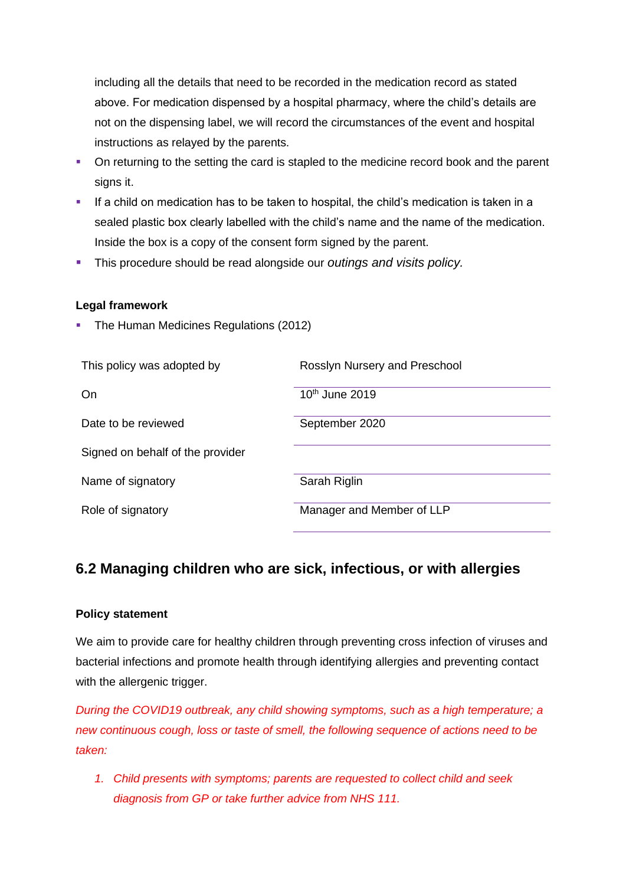including all the details that need to be recorded in the medication record as stated above. For medication dispensed by a hospital pharmacy, where the child's details are not on the dispensing label, we will record the circumstances of the event and hospital instructions as relayed by the parents.

- On returning to the setting the card is stapled to the medicine record book and the parent signs it.
- If a child on medication has to be taken to hospital, the child's medication is taken in a sealed plastic box clearly labelled with the child's name and the name of the medication. Inside the box is a copy of the consent form signed by the parent.
- This procedure should be read alongside our *outings and visits policy.*

**Legal framework**

- The Human Medicines Regulations (2012)

| | |
|---|---|
| This policy was adopted by | Rosslyn Nursery and Preschool |
| On | 10th June 2019 |
| Date to be reviewed | September 2020 |
| Signed on behalf of the provider | |
| Name of signatory | Sarah Riglin |
| Role of signatory | Manager and Member of LLP |

## 6.2 Managing children who are sick, infectious, or with allergies

**Policy statement**

We aim to provide care for healthy children through preventing cross infection of viruses and bacterial infections and promote health through identifying allergies and preventing contact with the allergenic trigger.

*During the COVID19 outbreak, any child showing symptoms, such as a high temperature; a new continuous cough, loss or taste of smell, the following sequence of actions need to be taken:*

1. *Child presents with symptoms; parents are requested to collect child and seek diagnosis from GP or take further advice from NHS 111.*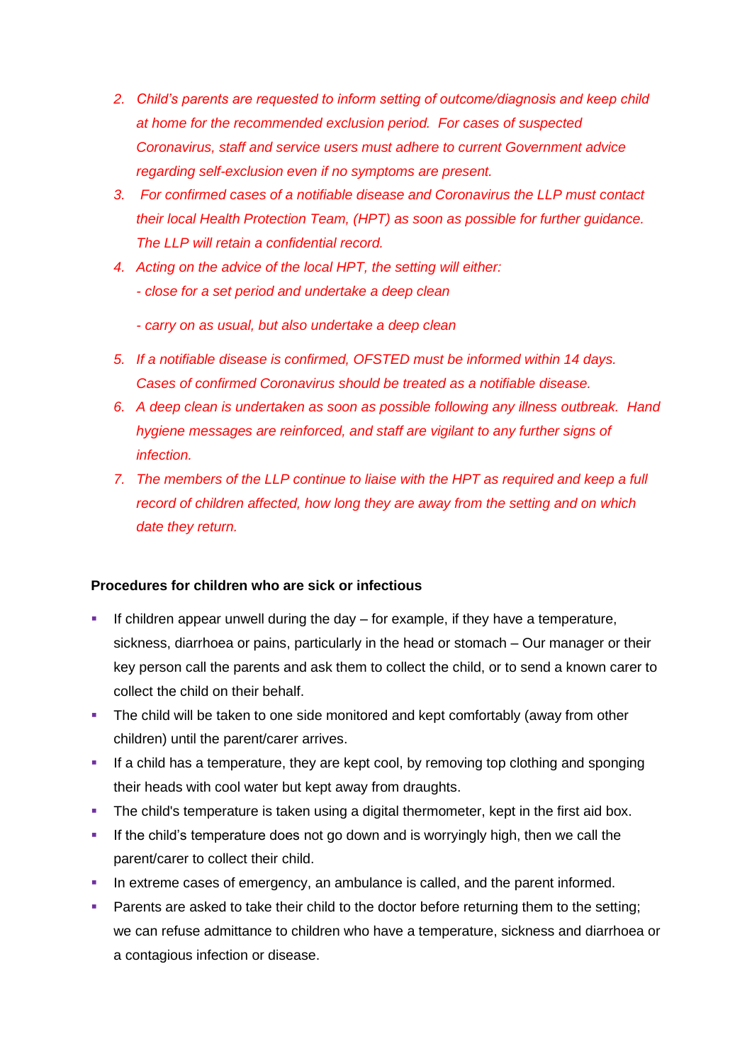2. *Child's parents are requested to inform setting of outcome/diagnosis and keep child at home for the recommended exclusion period. For cases of suspected Coronavirus, staff and service users must adhere to current Government advice regarding self-exclusion even if no symptoms are present.*
3. *For confirmed cases of a notifiable disease and Coronavirus the LLP must contact their local Health Protection Team, (HPT) as soon as possible for further guidance. The LLP will retain a confidential record.*
4. *Acting on the advice of the local HPT, the setting will either:*
   *- close for a set period and undertake a deep clean*

   *- carry on as usual, but also undertake a deep clean*
5. *If a notifiable disease is confirmed, OFSTED must be informed within 14 days. Cases of confirmed Coronavirus should be treated as a notifiable disease.*
6. *A deep clean is undertaken as soon as possible following any illness outbreak. Hand hygiene messages are reinforced, and staff are vigilant to any further signs of infection.*
7. *The members of the LLP continue to liaise with the HPT as required and keep a full record of children affected, how long they are away from the setting and on which date they return.*

**Procedures for children who are sick or infectious**

- If children appear unwell during the day – for example, if they have a temperature, sickness, diarrhoea or pains, particularly in the head or stomach – Our manager or their key person call the parents and ask them to collect the child, or to send a known carer to collect the child on their behalf.
- The child will be taken to one side monitored and kept comfortably (away from other children) until the parent/carer arrives.
- If a child has a temperature, they are kept cool, by removing top clothing and sponging their heads with cool water but kept away from draughts.
- The child's temperature is taken using a digital thermometer, kept in the first aid box.
- If the child's temperature does not go down and is worryingly high, then we call the parent/carer to collect their child.
- In extreme cases of emergency, an ambulance is called, and the parent informed.
- Parents are asked to take their child to the doctor before returning them to the setting; we can refuse admittance to children who have a temperature, sickness and diarrhoea or a contagious infection or disease.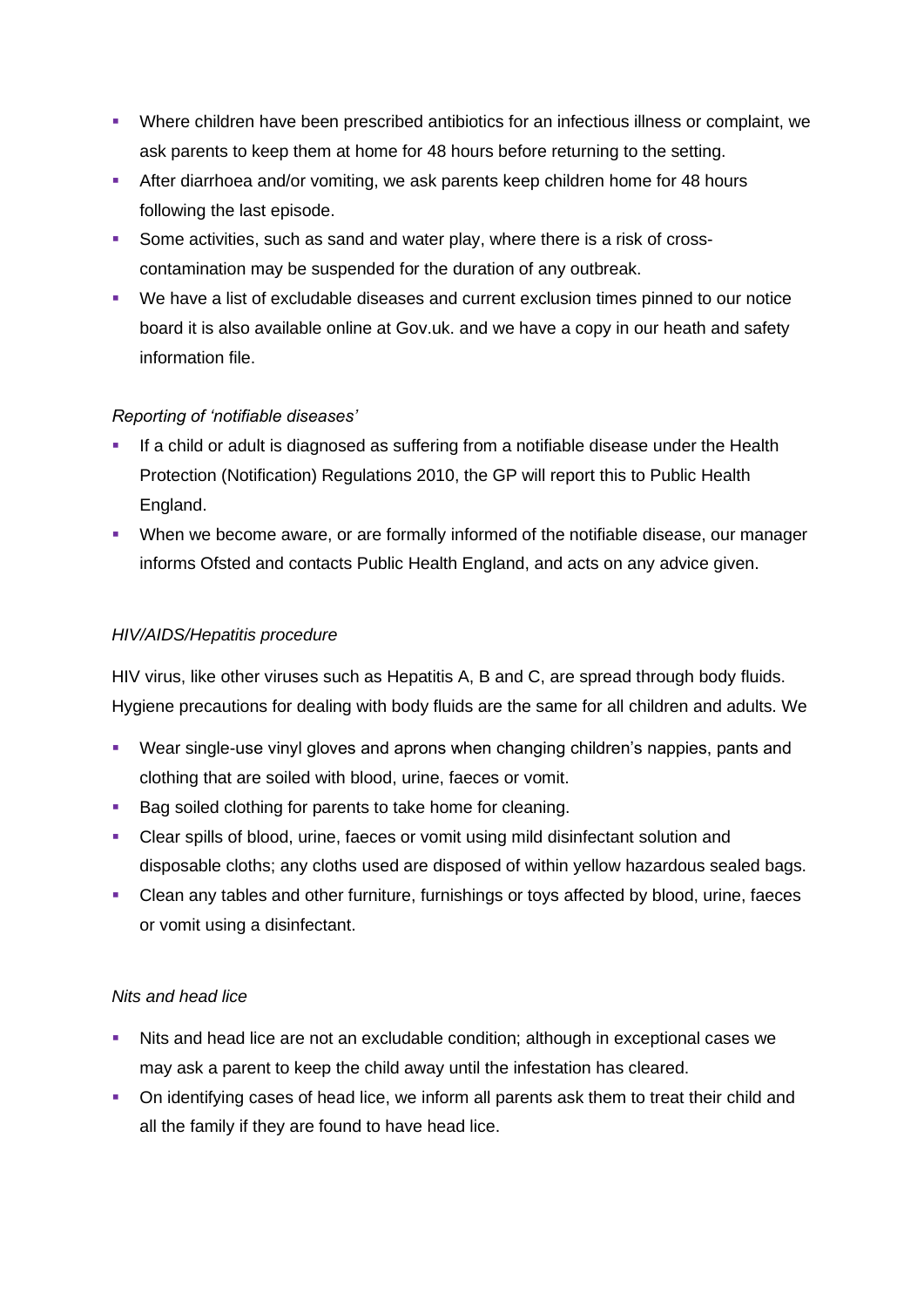- Where children have been prescribed antibiotics for an infectious illness or complaint, we ask parents to keep them at home for 48 hours before returning to the setting.
- After diarrhoea and/or vomiting, we ask parents keep children home for 48 hours following the last episode.
- Some activities, such as sand and water play, where there is a risk of cross-contamination may be suspended for the duration of any outbreak.
- We have a list of excludable diseases and current exclusion times pinned to our notice board it is also available online at Gov.uk. and we have a copy in our heath and safety information file.

*Reporting of 'notifiable diseases'*

- If a child or adult is diagnosed as suffering from a notifiable disease under the Health Protection (Notification) Regulations 2010, the GP will report this to Public Health England.
- When we become aware, or are formally informed of the notifiable disease, our manager informs Ofsted and contacts Public Health England, and acts on any advice given.

*HIV/AIDS/Hepatitis procedure*

HIV virus, like other viruses such as Hepatitis A, B and C, are spread through body fluids. Hygiene precautions for dealing with body fluids are the same for all children and adults. We

- Wear single-use vinyl gloves and aprons when changing children's nappies, pants and clothing that are soiled with blood, urine, faeces or vomit.
- Bag soiled clothing for parents to take home for cleaning.
- Clear spills of blood, urine, faeces or vomit using mild disinfectant solution and disposable cloths; any cloths used are disposed of within yellow hazardous sealed bags.
- Clean any tables and other furniture, furnishings or toys affected by blood, urine, faeces or vomit using a disinfectant.

*Nits and head lice*

- Nits and head lice are not an excludable condition; although in exceptional cases we may ask a parent to keep the child away until the infestation has cleared.
- On identifying cases of head lice, we inform all parents ask them to treat their child and all the family if they are found to have head lice.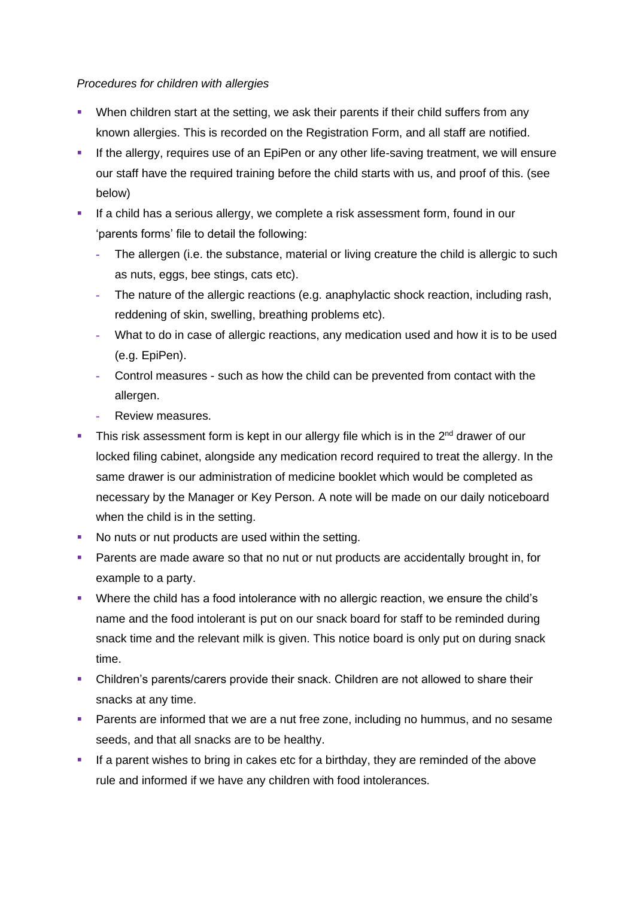*Procedures for children with allergies*

- When children start at the setting, we ask their parents if their child suffers from any known allergies. This is recorded on the Registration Form, and all staff are notified.
- If the allergy, requires use of an EpiPen or any other life-saving treatment, we will ensure our staff have the required training before the child starts with us, and proof of this. (see below)
- If a child has a serious allergy, we complete a risk assessment form, found in our 'parents forms' file to detail the following:
  - The allergen (i.e. the substance, material or living creature the child is allergic to such as nuts, eggs, bee stings, cats etc).
  - The nature of the allergic reactions (e.g. anaphylactic shock reaction, including rash, reddening of skin, swelling, breathing problems etc).
  - What to do in case of allergic reactions, any medication used and how it is to be used (e.g. EpiPen).
  - Control measures - such as how the child can be prevented from contact with the allergen.
  - Review measures.
- This risk assessment form is kept in our allergy file which is in the 2nd drawer of our locked filing cabinet, alongside any medication record required to treat the allergy. In the same drawer is our administration of medicine booklet which would be completed as necessary by the Manager or Key Person. A note will be made on our daily noticeboard when the child is in the setting.
- No nuts or nut products are used within the setting.
- Parents are made aware so that no nut or nut products are accidentally brought in, for example to a party.
- Where the child has a food intolerance with no allergic reaction, we ensure the child's name and the food intolerant is put on our snack board for staff to be reminded during snack time and the relevant milk is given. This notice board is only put on during snack time.
- Children's parents/carers provide their snack. Children are not allowed to share their snacks at any time.
- Parents are informed that we are a nut free zone, including no hummus, and no sesame seeds, and that all snacks are to be healthy.
- If a parent wishes to bring in cakes etc for a birthday, they are reminded of the above rule and informed if we have any children with food intolerances.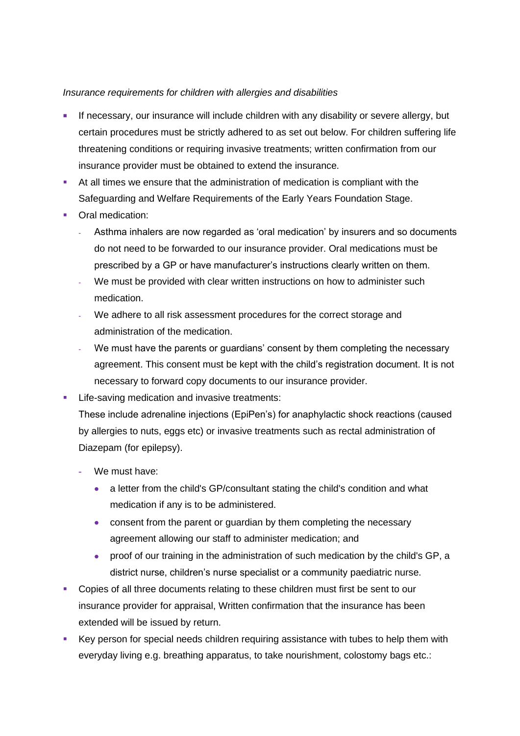*Insurance requirements for children with allergies and disabilities*

- If necessary, our insurance will include children with any disability or severe allergy, but certain procedures must be strictly adhered to as set out below. For children suffering life threatening conditions or requiring invasive treatments; written confirmation from our insurance provider must be obtained to extend the insurance.
- At all times we ensure that the administration of medication is compliant with the Safeguarding and Welfare Requirements of the Early Years Foundation Stage.
- Oral medication:
  - Asthma inhalers are now regarded as 'oral medication' by insurers and so documents do not need to be forwarded to our insurance provider. Oral medications must be prescribed by a GP or have manufacturer's instructions clearly written on them.
  - We must be provided with clear written instructions on how to administer such medication.
  - We adhere to all risk assessment procedures for the correct storage and administration of the medication.
  - We must have the parents or guardians' consent by them completing the necessary agreement. This consent must be kept with the child's registration document. It is not necessary to forward copy documents to our insurance provider.
- Life-saving medication and invasive treatments:
  These include adrenaline injections (EpiPen's) for anaphylactic shock reactions (caused by allergies to nuts, eggs etc) or invasive treatments such as rectal administration of Diazepam (for epilepsy).
  - We must have:
    - a letter from the child's GP/consultant stating the child's condition and what medication if any is to be administered.
    - consent from the parent or guardian by them completing the necessary agreement allowing our staff to administer medication; and
    - proof of our training in the administration of such medication by the child's GP, a district nurse, children's nurse specialist or a community paediatric nurse.
- Copies of all three documents relating to these children must first be sent to our insurance provider for appraisal, Written confirmation that the insurance has been extended will be issued by return.
- Key person for special needs children requiring assistance with tubes to help them with everyday living e.g. breathing apparatus, to take nourishment, colostomy bags etc.: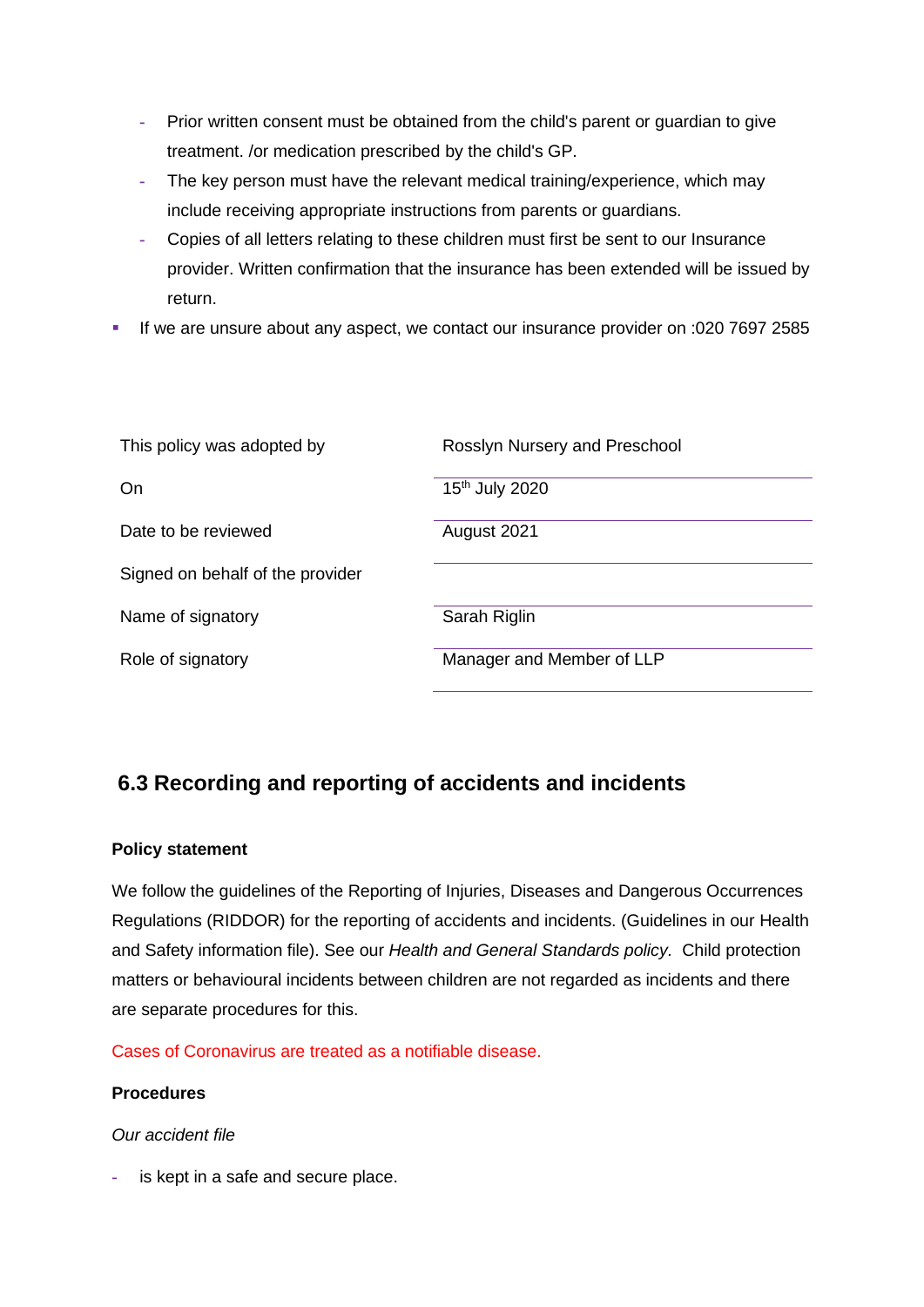- Prior written consent must be obtained from the child's parent or guardian to give treatment. /or medication prescribed by the child's GP.
  - The key person must have the relevant medical training/experience, which may include receiving appropriate instructions from parents or guardians.
  - Copies of all letters relating to these children must first be sent to our Insurance provider. Written confirmation that the insurance has been extended will be issued by return.
- If we are unsure about any aspect, we contact our insurance provider on :020 7697 2585

| | |
|---|---|
| This policy was adopted by | Rosslyn Nursery and Preschool |
| On | 15th July 2020 |
| Date to be reviewed | August 2021 |
| Signed on behalf of the provider | |
| Name of signatory | Sarah Riglin |
| Role of signatory | Manager and Member of LLP |

## 6.3 Recording and reporting of accidents and incidents

**Policy statement**

We follow the guidelines of the Reporting of Injuries, Diseases and Dangerous Occurrences Regulations (RIDDOR) for the reporting of accidents and incidents. (Guidelines in our Health and Safety information file). See our *Health and General Standards policy.* Child protection matters or behavioural incidents between children are not regarded as incidents and there are separate procedures for this.

Cases of Coronavirus are treated as a notifiable disease.

**Procedures**

*Our accident file*

- is kept in a safe and secure place.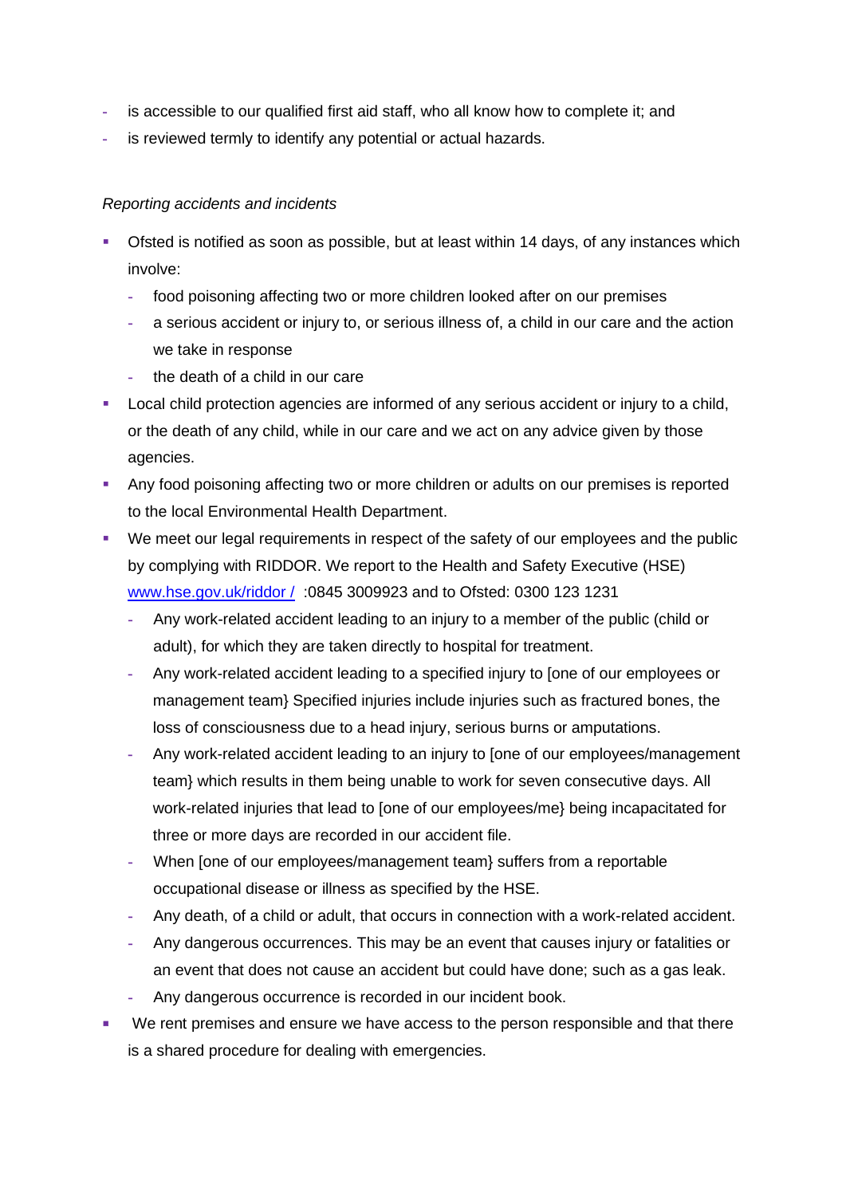- is accessible to our qualified first aid staff, who all know how to complete it; and
- is reviewed termly to identify any potential or actual hazards.

*Reporting accidents and incidents*

- Ofsted is notified as soon as possible, but at least within 14 days, of any instances which involve:
  - food poisoning affecting two or more children looked after on our premises
  - a serious accident or injury to, or serious illness of, a child in our care and the action we take in response
  - the death of a child in our care
- Local child protection agencies are informed of any serious accident or injury to a child, or the death of any child, while in our care and we act on any advice given by those agencies.
- Any food poisoning affecting two or more children or adults on our premises is reported to the local Environmental Health Department.
- We meet our legal requirements in respect of the safety of our employees and the public by complying with RIDDOR. We report to the Health and Safety Executive (HSE) [www.hse.gov.uk/riddor /](http://www.hse.gov.uk/riddor/) :0845 3009923 and to Ofsted: 0300 123 1231
  - Any work-related accident leading to an injury to a member of the public (child or adult), for which they are taken directly to hospital for treatment.
  - Any work-related accident leading to a specified injury to [one of our employees or management team} Specified injuries include injuries such as fractured bones, the loss of consciousness due to a head injury, serious burns or amputations.
  - Any work-related accident leading to an injury to [one of our employees/management team} which results in them being unable to work for seven consecutive days. All work-related injuries that lead to [one of our employees/me} being incapacitated for three or more days are recorded in our accident file.
  - When [one of our employees/management team} suffers from a reportable occupational disease or illness as specified by the HSE.
  - Any death, of a child or adult, that occurs in connection with a work-related accident.
  - Any dangerous occurrences. This may be an event that causes injury or fatalities or an event that does not cause an accident but could have done; such as a gas leak.
  - Any dangerous occurrence is recorded in our incident book.
- We rent premises and ensure we have access to the person responsible and that there is a shared procedure for dealing with emergencies.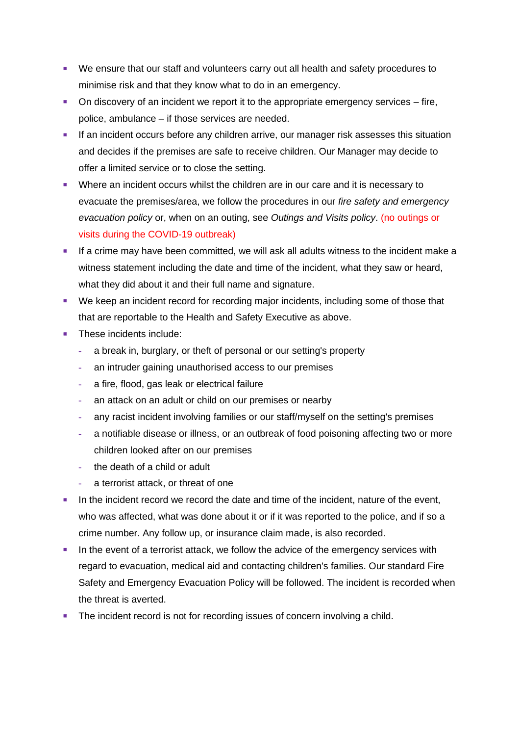- We ensure that our staff and volunteers carry out all health and safety procedures to minimise risk and that they know what to do in an emergency.
- On discovery of an incident we report it to the appropriate emergency services – fire, police, ambulance – if those services are needed.
- If an incident occurs before any children arrive, our manager risk assesses this situation and decides if the premises are safe to receive children. Our Manager may decide to offer a limited service or to close the setting.
- Where an incident occurs whilst the children are in our care and it is necessary to evacuate the premises/area, we follow the procedures in our *fire safety and emergency evacuation policy* or, when on an outing, see *Outings and Visits policy*. (no outings or visits during the COVID-19 outbreak)
- If a crime may have been committed, we will ask all adults witness to the incident make a witness statement including the date and time of the incident, what they saw or heard, what they did about it and their full name and signature.
- We keep an incident record for recording major incidents, including some of those that that are reportable to the Health and Safety Executive as above.
- These incidents include:
  - a break in, burglary, or theft of personal or our setting's property
  - an intruder gaining unauthorised access to our premises
  - a fire, flood, gas leak or electrical failure
  - an attack on an adult or child on our premises or nearby
  - any racist incident involving families or our staff/myself on the setting's premises
  - a notifiable disease or illness, or an outbreak of food poisoning affecting two or more children looked after on our premises
  - the death of a child or adult
  - a terrorist attack, or threat of one
- In the incident record we record the date and time of the incident, nature of the event, who was affected, what was done about it or if it was reported to the police, and if so a crime number. Any follow up, or insurance claim made, is also recorded.
- In the event of a terrorist attack, we follow the advice of the emergency services with regard to evacuation, medical aid and contacting children's families. Our standard Fire Safety and Emergency Evacuation Policy will be followed. The incident is recorded when the threat is averted.
- The incident record is not for recording issues of concern involving a child.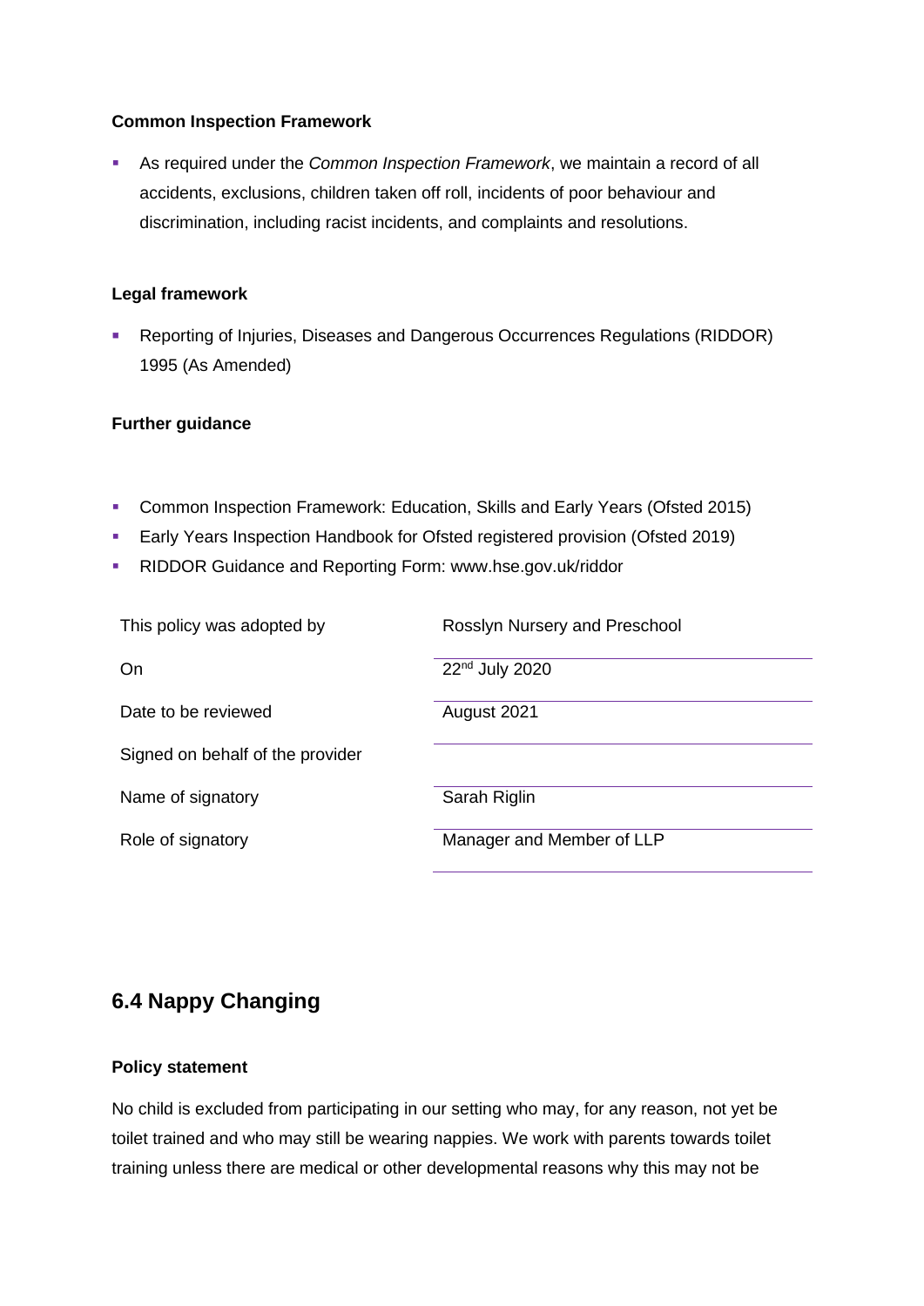**Common Inspection Framework**

- As required under the *Common Inspection Framework*, we maintain a record of all accidents, exclusions, children taken off roll, incidents of poor behaviour and discrimination, including racist incidents, and complaints and resolutions.

**Legal framework**

- Reporting of Injuries, Diseases and Dangerous Occurrences Regulations (RIDDOR) 1995 (As Amended)

**Further guidance**

- Common Inspection Framework: Education, Skills and Early Years (Ofsted 2015)
- Early Years Inspection Handbook for Ofsted registered provision (Ofsted 2019)
- RIDDOR Guidance and Reporting Form: www.hse.gov.uk/riddor

| | |
|---|---|
| This policy was adopted by | Rosslyn Nursery and Preschool |
| On | 22nd July 2020 |
| Date to be reviewed | August 2021 |
| Signed on behalf of the provider | |
| Name of signatory | Sarah Riglin |
| Role of signatory | Manager and Member of LLP |

## 6.4 Nappy Changing

**Policy statement**

No child is excluded from participating in our setting who may, for any reason, not yet be toilet trained and who may still be wearing nappies. We work with parents towards toilet training unless there are medical or other developmental reasons why this may not be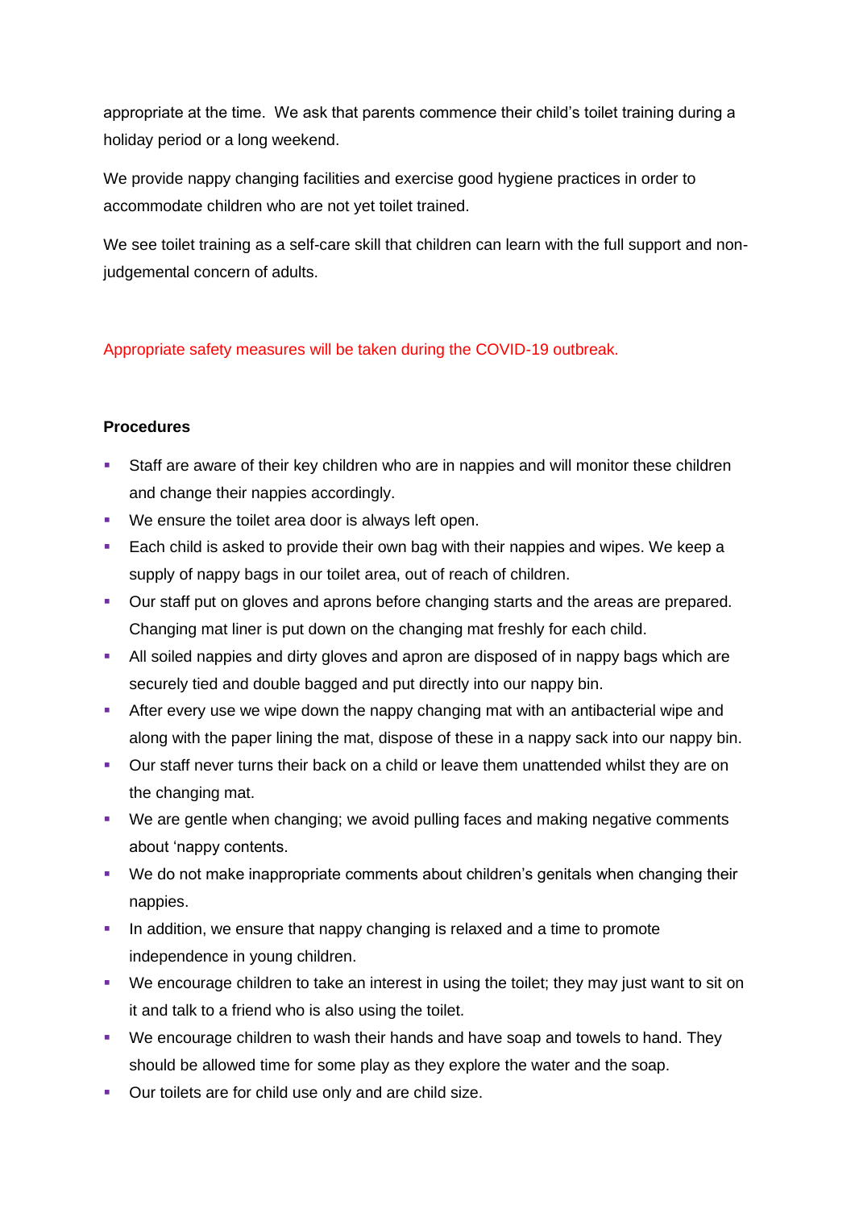appropriate at the time. We ask that parents commence their child's toilet training during a holiday period or a long weekend.

We provide nappy changing facilities and exercise good hygiene practices in order to accommodate children who are not yet toilet trained.

We see toilet training as a self-care skill that children can learn with the full support and non-judgemental concern of adults.

Appropriate safety measures will be taken during the COVID-19 outbreak.

**Procedures**

- Staff are aware of their key children who are in nappies and will monitor these children and change their nappies accordingly.
- We ensure the toilet area door is always left open.
- Each child is asked to provide their own bag with their nappies and wipes. We keep a supply of nappy bags in our toilet area, out of reach of children.
- Our staff put on gloves and aprons before changing starts and the areas are prepared. Changing mat liner is put down on the changing mat freshly for each child.
- All soiled nappies and dirty gloves and apron are disposed of in nappy bags which are securely tied and double bagged and put directly into our nappy bin.
- After every use we wipe down the nappy changing mat with an antibacterial wipe and along with the paper lining the mat, dispose of these in a nappy sack into our nappy bin.
- Our staff never turns their back on a child or leave them unattended whilst they are on the changing mat.
- We are gentle when changing; we avoid pulling faces and making negative comments about 'nappy contents.
- We do not make inappropriate comments about children's genitals when changing their nappies.
- In addition, we ensure that nappy changing is relaxed and a time to promote independence in young children.
- We encourage children to take an interest in using the toilet; they may just want to sit on it and talk to a friend who is also using the toilet.
- We encourage children to wash their hands and have soap and towels to hand. They should be allowed time for some play as they explore the water and the soap.
- Our toilets are for child use only and are child size.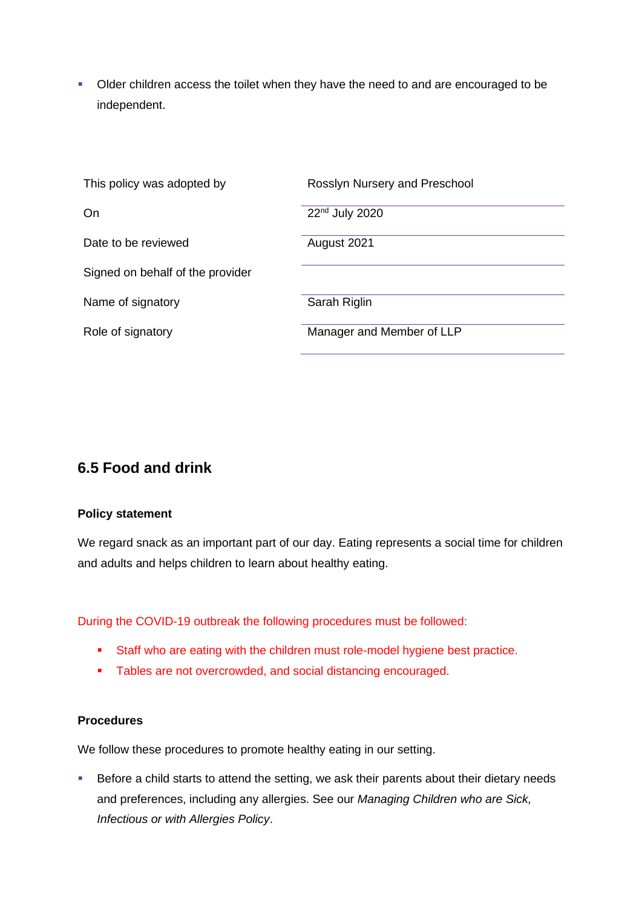- Older children access the toilet when they have the need to and are encouraged to be independent.

| | |
|---|---|
| This policy was adopted by | Rosslyn Nursery and Preschool |
| On | 22nd July 2020 |
| Date to be reviewed | August 2021 |
| Signed on behalf of the provider | |
| Name of signatory | Sarah Riglin |
| Role of signatory | Manager and Member of LLP |

## 6.5 Food and drink

**Policy statement**

We regard snack as an important part of our day. Eating represents a social time for children and adults and helps children to learn about healthy eating.

During the COVID-19 outbreak the following procedures must be followed:

- Staff who are eating with the children must role-model hygiene best practice.
- Tables are not overcrowded, and social distancing encouraged.

**Procedures**

We follow these procedures to promote healthy eating in our setting.

- Before a child starts to attend the setting, we ask their parents about their dietary needs and preferences, including any allergies. See our *Managing Children who are Sick, Infectious or with Allergies Policy*.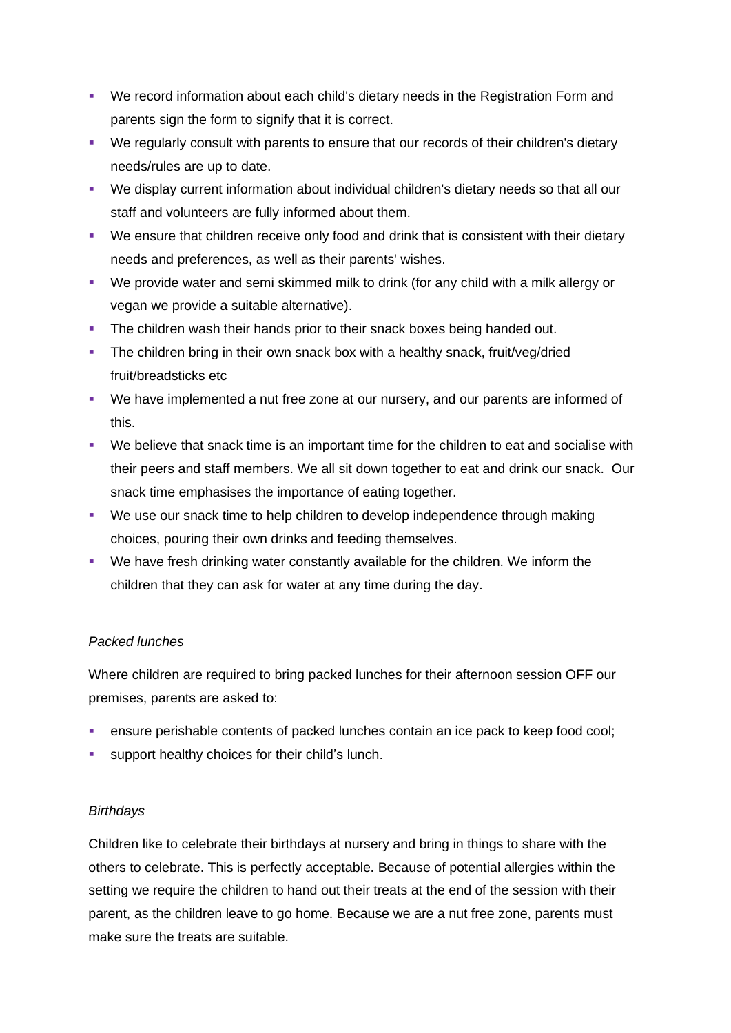- We record information about each child's dietary needs in the Registration Form and parents sign the form to signify that it is correct.
- We regularly consult with parents to ensure that our records of their children's dietary needs/rules are up to date.
- We display current information about individual children's dietary needs so that all our staff and volunteers are fully informed about them.
- We ensure that children receive only food and drink that is consistent with their dietary needs and preferences, as well as their parents' wishes.
- We provide water and semi skimmed milk to drink (for any child with a milk allergy or vegan we provide a suitable alternative).
- The children wash their hands prior to their snack boxes being handed out.
- The children bring in their own snack box with a healthy snack, fruit/veg/dried fruit/breadsticks etc
- We have implemented a nut free zone at our nursery, and our parents are informed of this.
- We believe that snack time is an important time for the children to eat and socialise with their peers and staff members. We all sit down together to eat and drink our snack. Our snack time emphasises the importance of eating together.
- We use our snack time to help children to develop independence through making choices, pouring their own drinks and feeding themselves.
- We have fresh drinking water constantly available for the children. We inform the children that they can ask for water at any time during the day.

*Packed lunches*

Where children are required to bring packed lunches for their afternoon session OFF our premises, parents are asked to:

- ensure perishable contents of packed lunches contain an ice pack to keep food cool;
- support healthy choices for their child's lunch.

*Birthdays*

Children like to celebrate their birthdays at nursery and bring in things to share with the others to celebrate. This is perfectly acceptable. Because of potential allergies within the setting we require the children to hand out their treats at the end of the session with their parent, as the children leave to go home. Because we are a nut free zone, parents must make sure the treats are suitable.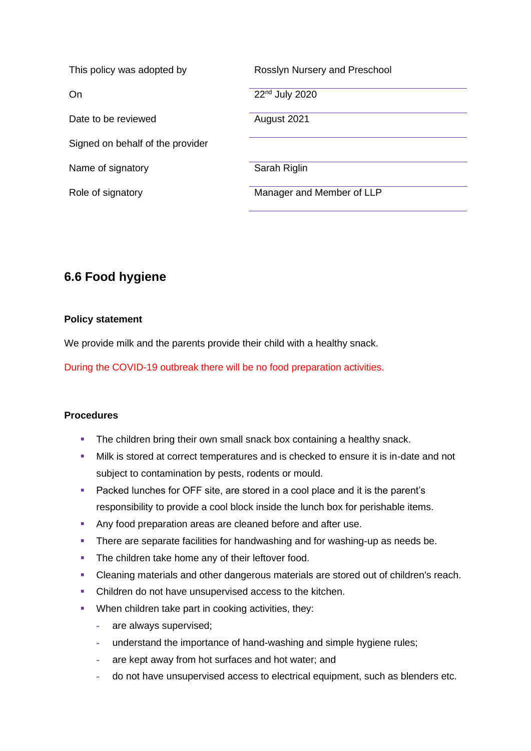| This policy was adopted by | Rosslyn Nursery and Preschool |
|---|---|
| On | 22nd July 2020 |
| Date to be reviewed | August 2021 |
| Signed on behalf of the provider | |
| Name of signatory | Sarah Riglin |
| Role of signatory | Manager and Member of LLP |

## 6.6 Food hygiene

**Policy statement**

We provide milk and the parents provide their child with a healthy snack.

During the COVID-19 outbreak there will be no food preparation activities.

**Procedures**

- The children bring their own small snack box containing a healthy snack.
- Milk is stored at correct temperatures and is checked to ensure it is in-date and not subject to contamination by pests, rodents or mould.
- Packed lunches for OFF site, are stored in a cool place and it is the parent's responsibility to provide a cool block inside the lunch box for perishable items.
- Any food preparation areas are cleaned before and after use.
- There are separate facilities for handwashing and for washing-up as needs be.
- The children take home any of their leftover food.
- Cleaning materials and other dangerous materials are stored out of children's reach.
- Children do not have unsupervised access to the kitchen.
- When children take part in cooking activities, they:
  - are always supervised;
  - understand the importance of hand-washing and simple hygiene rules;
  - are kept away from hot surfaces and hot water; and
  - do not have unsupervised access to electrical equipment, such as blenders etc.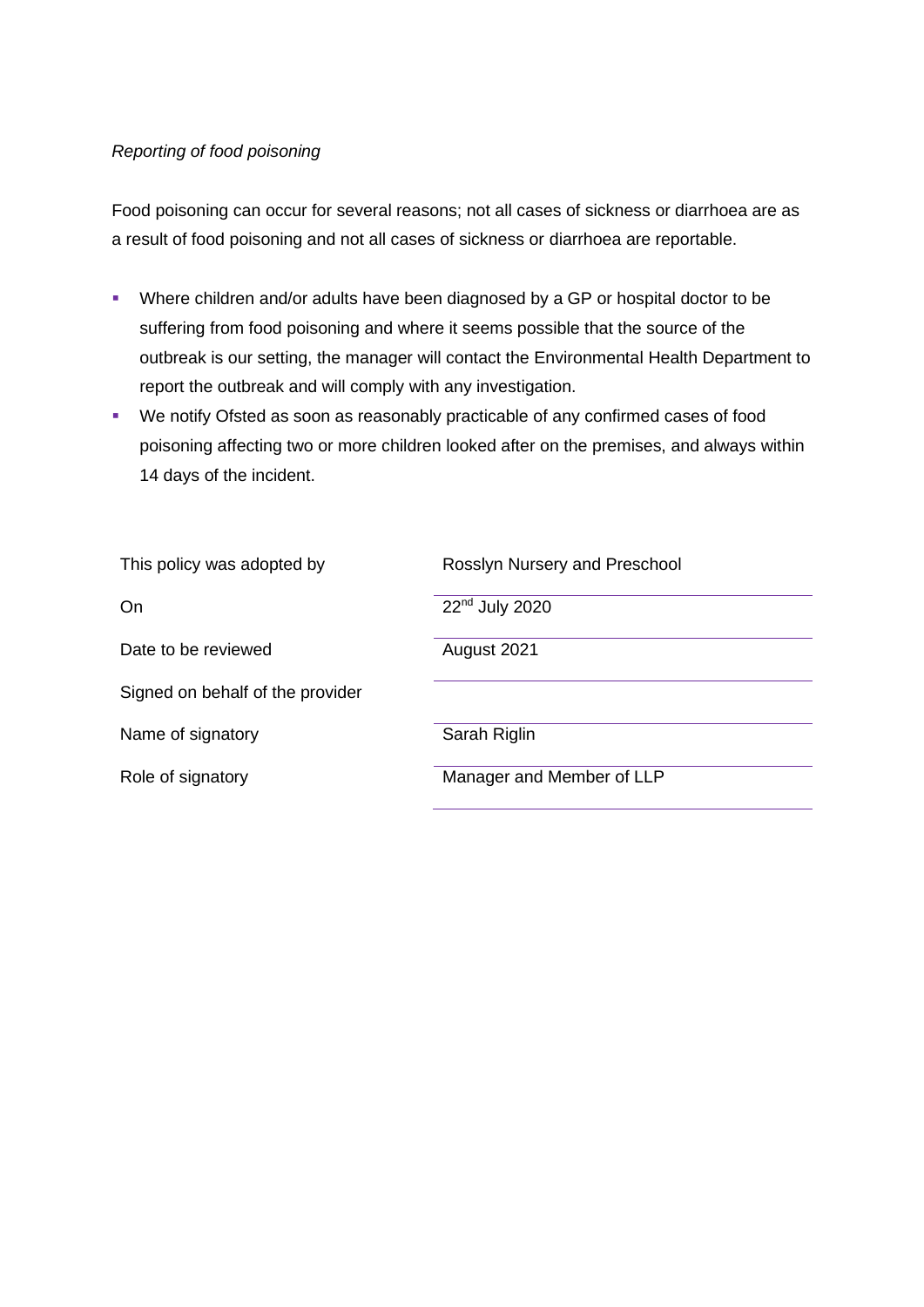*Reporting of food poisoning*

Food poisoning can occur for several reasons; not all cases of sickness or diarrhoea are as a result of food poisoning and not all cases of sickness or diarrhoea are reportable.

- Where children and/or adults have been diagnosed by a GP or hospital doctor to be suffering from food poisoning and where it seems possible that the source of the outbreak is our setting, the manager will contact the Environmental Health Department to report the outbreak and will comply with any investigation.
- We notify Ofsted as soon as reasonably practicable of any confirmed cases of food poisoning affecting two or more children looked after on the premises, and always within 14 days of the incident.

| | |
|---|---|
| This policy was adopted by | Rosslyn Nursery and Preschool |
| On | 22nd July 2020 |
| Date to be reviewed | August 2021 |
| Signed on behalf of the provider | |
| Name of signatory | Sarah Riglin |
| Role of signatory | Manager and Member of LLP |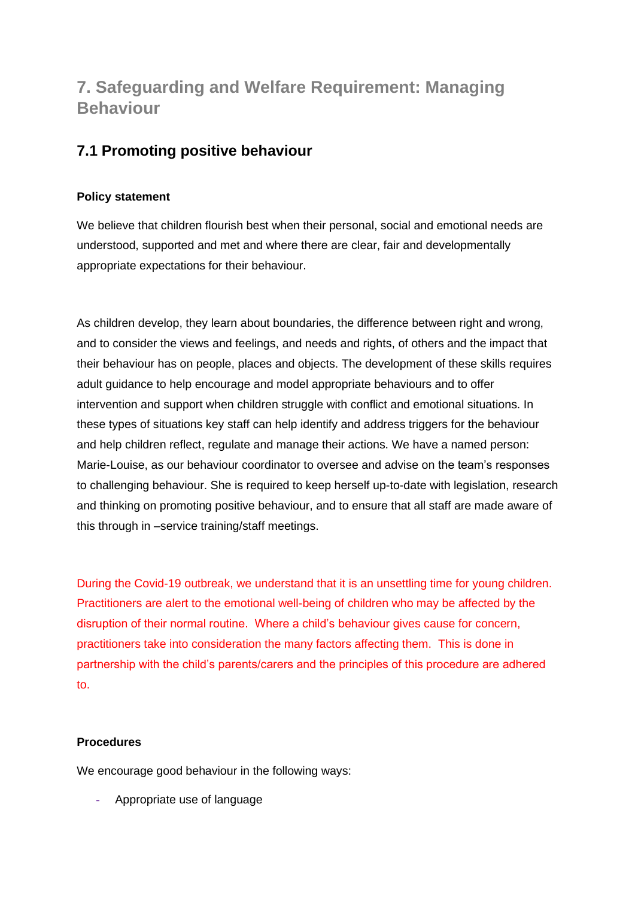## 7. Safeguarding and Welfare Requirement: Managing Behaviour

### 7.1 Promoting positive behaviour

**Policy statement**

We believe that children flourish best when their personal, social and emotional needs are understood, supported and met and where there are clear, fair and developmentally appropriate expectations for their behaviour.

As children develop, they learn about boundaries, the difference between right and wrong, and to consider the views and feelings, and needs and rights, of others and the impact that their behaviour has on people, places and objects. The development of these skills requires adult guidance to help encourage and model appropriate behaviours and to offer intervention and support when children struggle with conflict and emotional situations. In these types of situations key staff can help identify and address triggers for the behaviour and help children reflect, regulate and manage their actions. We have a named person: Marie-Louise, as our behaviour coordinator to oversee and advise on the team's responses to challenging behaviour. She is required to keep herself up-to-date with legislation, research and thinking on promoting positive behaviour, and to ensure that all staff are made aware of this through in –service training/staff meetings.

During the Covid-19 outbreak, we understand that it is an unsettling time for young children. Practitioners are alert to the emotional well-being of children who may be affected by the disruption of their normal routine. Where a child's behaviour gives cause for concern, practitioners take into consideration the many factors affecting them. This is done in partnership with the child's parents/carers and the principles of this procedure are adhered to.

**Procedures**

We encourage good behaviour in the following ways:

- Appropriate use of language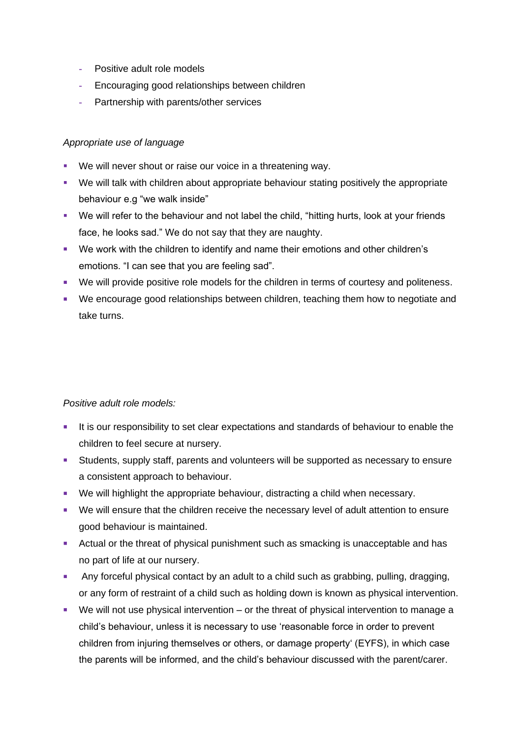- Positive adult role models
- Encouraging good relationships between children
- Partnership with parents/other services

*Appropriate use of language*

- We will never shout or raise our voice in a threatening way.
- We will talk with children about appropriate behaviour stating positively the appropriate behaviour e.g "we walk inside"
- We will refer to the behaviour and not label the child, "hitting hurts, look at your friends face, he looks sad." We do not say that they are naughty.
- We work with the children to identify and name their emotions and other children's emotions. "I can see that you are feeling sad".
- We will provide positive role models for the children in terms of courtesy and politeness.
- We encourage good relationships between children, teaching them how to negotiate and take turns.

*Positive adult role models:*

- It is our responsibility to set clear expectations and standards of behaviour to enable the children to feel secure at nursery.
- Students, supply staff, parents and volunteers will be supported as necessary to ensure a consistent approach to behaviour.
- We will highlight the appropriate behaviour, distracting a child when necessary.
- We will ensure that the children receive the necessary level of adult attention to ensure good behaviour is maintained.
- Actual or the threat of physical punishment such as smacking is unacceptable and has no part of life at our nursery.
- Any forceful physical contact by an adult to a child such as grabbing, pulling, dragging, or any form of restraint of a child such as holding down is known as physical intervention.
- We will not use physical intervention – or the threat of physical intervention to manage a child's behaviour, unless it is necessary to use 'reasonable force in order to prevent children from injuring themselves or others, or damage property' (EYFS), in which case the parents will be informed, and the child's behaviour discussed with the parent/carer.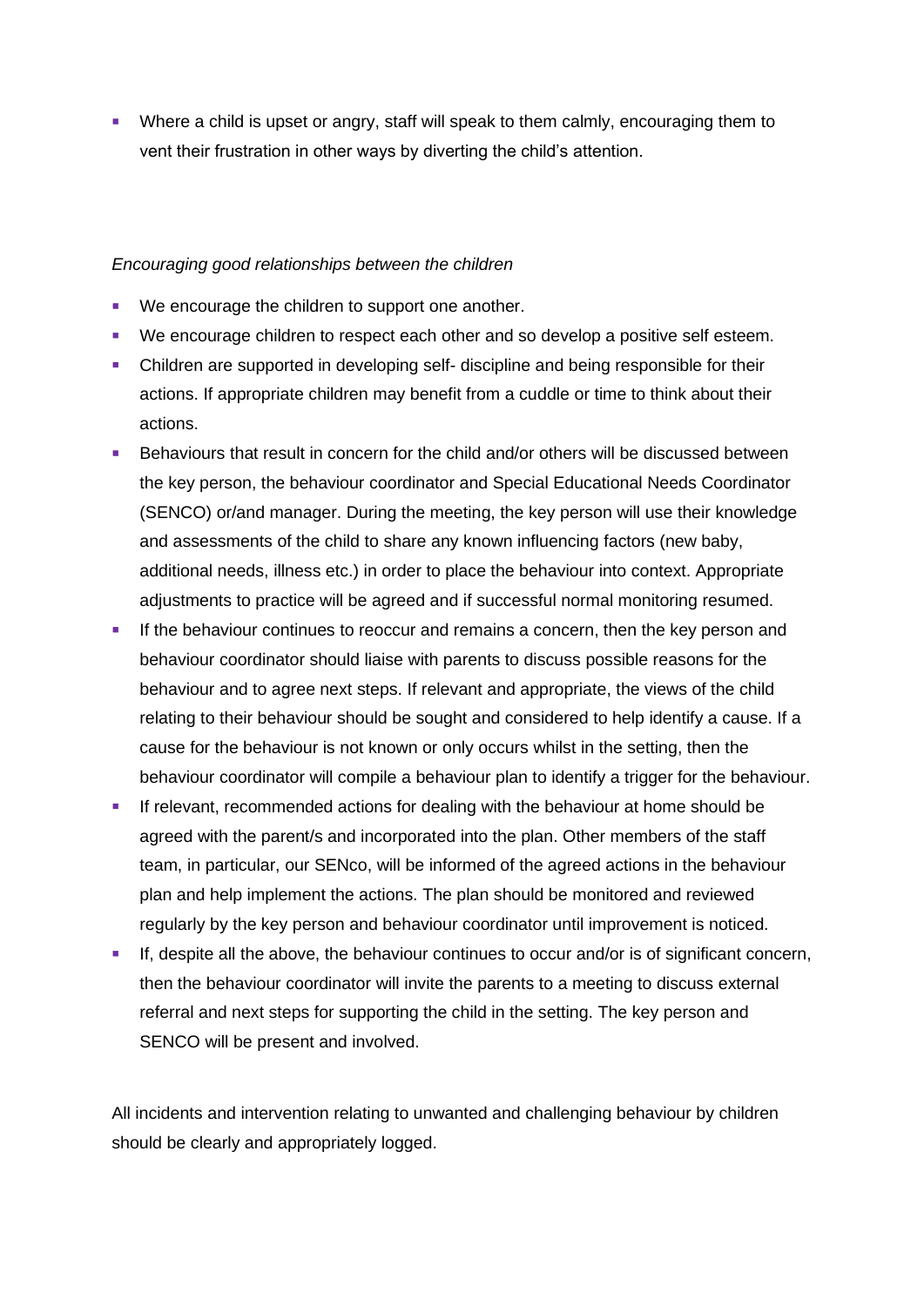- Where a child is upset or angry, staff will speak to them calmly, encouraging them to vent their frustration in other ways by diverting the child's attention.

*Encouraging good relationships between the children*

- We encourage the children to support one another.
- We encourage children to respect each other and so develop a positive self esteem.
- Children are supported in developing self- discipline and being responsible for their actions. If appropriate children may benefit from a cuddle or time to think about their actions.
- Behaviours that result in concern for the child and/or others will be discussed between the key person, the behaviour coordinator and Special Educational Needs Coordinator (SENCO) or/and manager. During the meeting, the key person will use their knowledge and assessments of the child to share any known influencing factors (new baby, additional needs, illness etc.) in order to place the behaviour into context. Appropriate adjustments to practice will be agreed and if successful normal monitoring resumed.
- If the behaviour continues to reoccur and remains a concern, then the key person and behaviour coordinator should liaise with parents to discuss possible reasons for the behaviour and to agree next steps. If relevant and appropriate, the views of the child relating to their behaviour should be sought and considered to help identify a cause. If a cause for the behaviour is not known or only occurs whilst in the setting, then the behaviour coordinator will compile a behaviour plan to identify a trigger for the behaviour.
- If relevant, recommended actions for dealing with the behaviour at home should be agreed with the parent/s and incorporated into the plan. Other members of the staff team, in particular, our SENco, will be informed of the agreed actions in the behaviour plan and help implement the actions. The plan should be monitored and reviewed regularly by the key person and behaviour coordinator until improvement is noticed.
- If, despite all the above, the behaviour continues to occur and/or is of significant concern, then the behaviour coordinator will invite the parents to a meeting to discuss external referral and next steps for supporting the child in the setting. The key person and SENCO will be present and involved.

All incidents and intervention relating to unwanted and challenging behaviour by children should be clearly and appropriately logged.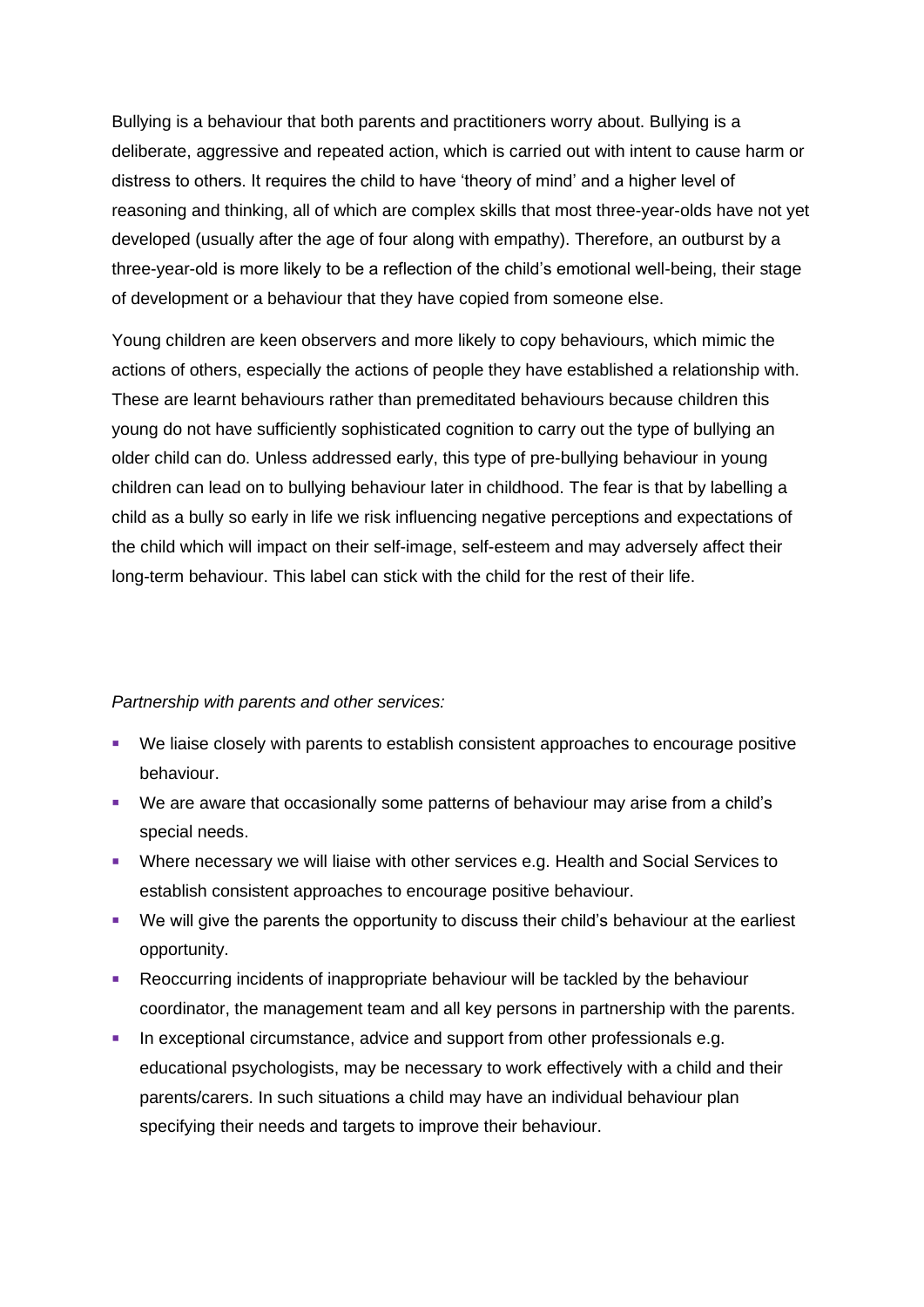Bullying is a behaviour that both parents and practitioners worry about. Bullying is a deliberate, aggressive and repeated action, which is carried out with intent to cause harm or distress to others. It requires the child to have 'theory of mind' and a higher level of reasoning and thinking, all of which are complex skills that most three-year-olds have not yet developed (usually after the age of four along with empathy). Therefore, an outburst by a three-year-old is more likely to be a reflection of the child's emotional well-being, their stage of development or a behaviour that they have copied from someone else.

Young children are keen observers and more likely to copy behaviours, which mimic the actions of others, especially the actions of people they have established a relationship with. These are learnt behaviours rather than premeditated behaviours because children this young do not have sufficiently sophisticated cognition to carry out the type of bullying an older child can do. Unless addressed early, this type of pre-bullying behaviour in young children can lead on to bullying behaviour later in childhood. The fear is that by labelling a child as a bully so early in life we risk influencing negative perceptions and expectations of the child which will impact on their self-image, self-esteem and may adversely affect their long-term behaviour. This label can stick with the child for the rest of their life.

*Partnership with parents and other services:*

- We liaise closely with parents to establish consistent approaches to encourage positive behaviour.
- We are aware that occasionally some patterns of behaviour may arise from a child's special needs.
- Where necessary we will liaise with other services e.g. Health and Social Services to establish consistent approaches to encourage positive behaviour.
- We will give the parents the opportunity to discuss their child's behaviour at the earliest opportunity.
- Reoccurring incidents of inappropriate behaviour will be tackled by the behaviour coordinator, the management team and all key persons in partnership with the parents.
- In exceptional circumstance, advice and support from other professionals e.g. educational psychologists, may be necessary to work effectively with a child and their parents/carers. In such situations a child may have an individual behaviour plan specifying their needs and targets to improve their behaviour.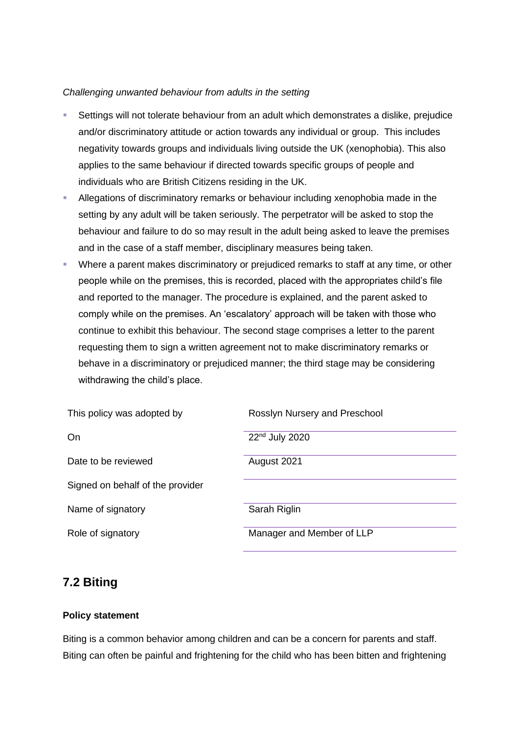*Challenging unwanted behaviour from adults in the setting*

- Settings will not tolerate behaviour from an adult which demonstrates a dislike, prejudice and/or discriminatory attitude or action towards any individual or group. This includes negativity towards groups and individuals living outside the UK (xenophobia). This also applies to the same behaviour if directed towards specific groups of people and individuals who are British Citizens residing in the UK.
- Allegations of discriminatory remarks or behaviour including xenophobia made in the setting by any adult will be taken seriously. The perpetrator will be asked to stop the behaviour and failure to do so may result in the adult being asked to leave the premises and in the case of a staff member, disciplinary measures being taken.
- Where a parent makes discriminatory or prejudiced remarks to staff at any time, or other people while on the premises, this is recorded, placed with the appropriates child's file and reported to the manager. The procedure is explained, and the parent asked to comply while on the premises. An 'escalatory' approach will be taken with those who continue to exhibit this behaviour. The second stage comprises a letter to the parent requesting them to sign a written agreement not to make discriminatory remarks or behave in a discriminatory or prejudiced manner; the third stage may be considering withdrawing the child's place.

| | |
|---|---|
| This policy was adopted by | Rosslyn Nursery and Preschool |
| On | 22nd July 2020 |
| Date to be reviewed | August 2021 |
| Signed on behalf of the provider | |
| Name of signatory | Sarah Riglin |
| Role of signatory | Manager and Member of LLP |

## 7.2 Biting

**Policy statement**

Biting is a common behavior among children and can be a concern for parents and staff. Biting can often be painful and frightening for the child who has been bitten and frightening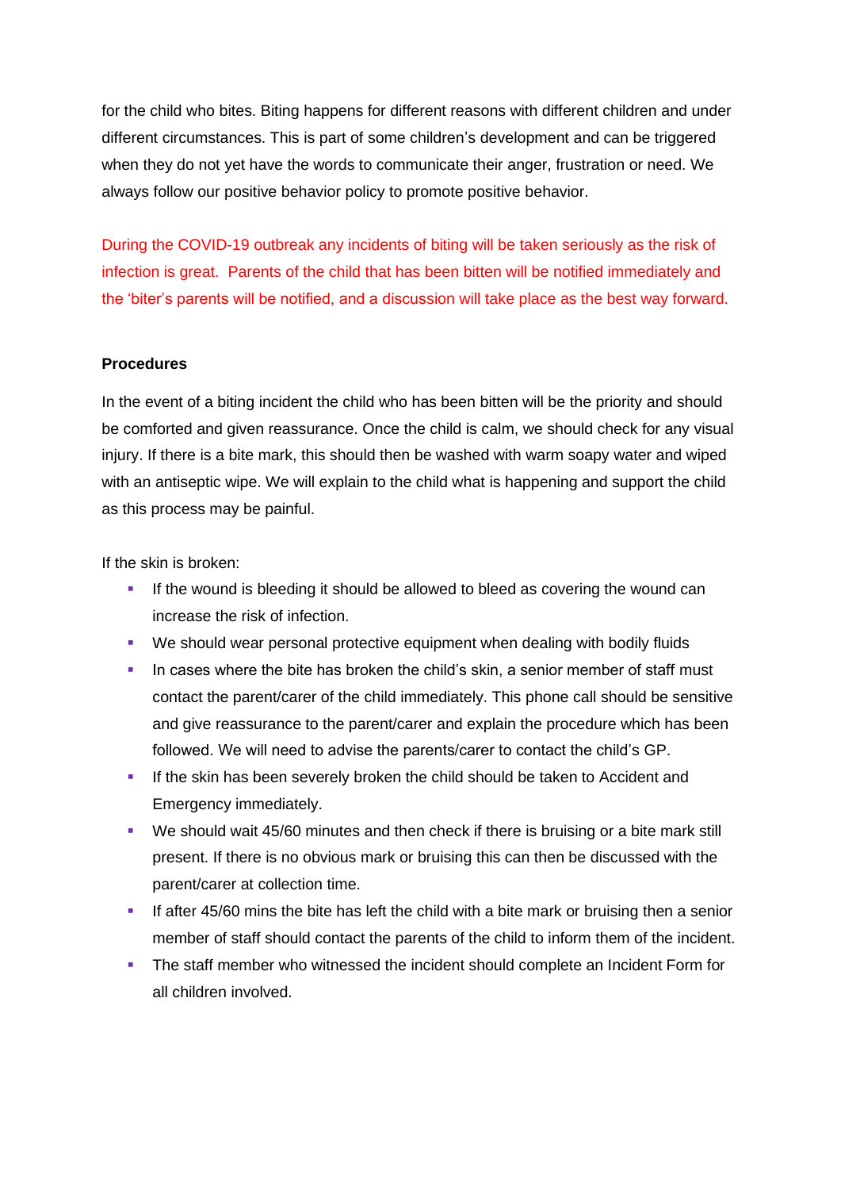for the child who bites. Biting happens for different reasons with different children and under different circumstances. This is part of some children's development and can be triggered when they do not yet have the words to communicate their anger, frustration or need. We always follow our positive behavior policy to promote positive behavior.

During the COVID-19 outbreak any incidents of biting will be taken seriously as the risk of infection is great. Parents of the child that has been bitten will be notified immediately and the 'biter's parents will be notified, and a discussion will take place as the best way forward.

**Procedures**

In the event of a biting incident the child who has been bitten will be the priority and should be comforted and given reassurance. Once the child is calm, we should check for any visual injury. If there is a bite mark, this should then be washed with warm soapy water and wiped with an antiseptic wipe. We will explain to the child what is happening and support the child as this process may be painful.

If the skin is broken:

- If the wound is bleeding it should be allowed to bleed as covering the wound can increase the risk of infection.
- We should wear personal protective equipment when dealing with bodily fluids
- In cases where the bite has broken the child's skin, a senior member of staff must contact the parent/carer of the child immediately. This phone call should be sensitive and give reassurance to the parent/carer and explain the procedure which has been followed. We will need to advise the parents/carer to contact the child's GP.
- If the skin has been severely broken the child should be taken to Accident and Emergency immediately.
- We should wait 45/60 minutes and then check if there is bruising or a bite mark still present. If there is no obvious mark or bruising this can then be discussed with the parent/carer at collection time.
- If after 45/60 mins the bite has left the child with a bite mark or bruising then a senior member of staff should contact the parents of the child to inform them of the incident.
- The staff member who witnessed the incident should complete an Incident Form for all children involved.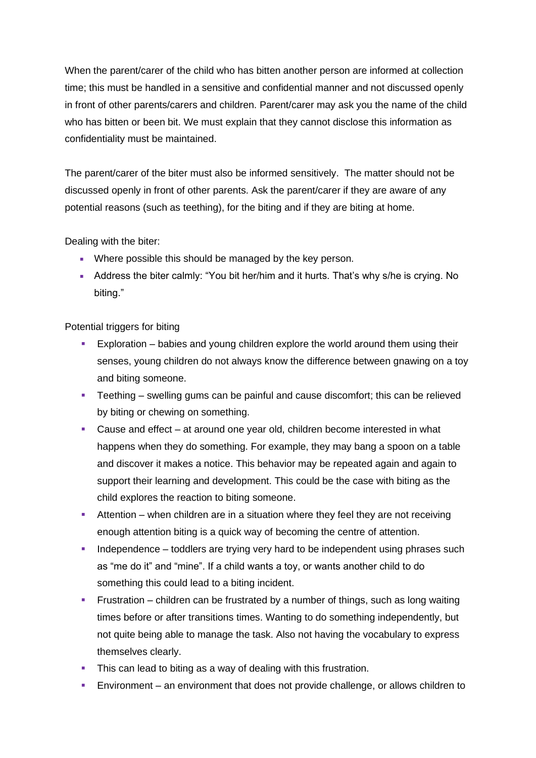When the parent/carer of the child who has bitten another person are informed at collection time; this must be handled in a sensitive and confidential manner and not discussed openly in front of other parents/carers and children. Parent/carer may ask you the name of the child who has bitten or been bit. We must explain that they cannot disclose this information as confidentiality must be maintained.

The parent/carer of the biter must also be informed sensitively. The matter should not be discussed openly in front of other parents. Ask the parent/carer if they are aware of any potential reasons (such as teething), for the biting and if they are biting at home.

Dealing with the biter:

- Where possible this should be managed by the key person.
- Address the biter calmly: "You bit her/him and it hurts. That's why s/he is crying. No biting."

Potential triggers for biting

- Exploration – babies and young children explore the world around them using their senses, young children do not always know the difference between gnawing on a toy and biting someone.
- Teething – swelling gums can be painful and cause discomfort; this can be relieved by biting or chewing on something.
- Cause and effect – at around one year old, children become interested in what happens when they do something. For example, they may bang a spoon on a table and discover it makes a notice. This behavior may be repeated again and again to support their learning and development. This could be the case with biting as the child explores the reaction to biting someone.
- Attention – when children are in a situation where they feel they are not receiving enough attention biting is a quick way of becoming the centre of attention.
- Independence – toddlers are trying very hard to be independent using phrases such as "me do it" and "mine". If a child wants a toy, or wants another child to do something this could lead to a biting incident.
- Frustration – children can be frustrated by a number of things, such as long waiting times before or after transitions times. Wanting to do something independently, but not quite being able to manage the task. Also not having the vocabulary to express themselves clearly.
- This can lead to biting as a way of dealing with this frustration.
- Environment – an environment that does not provide challenge, or allows children to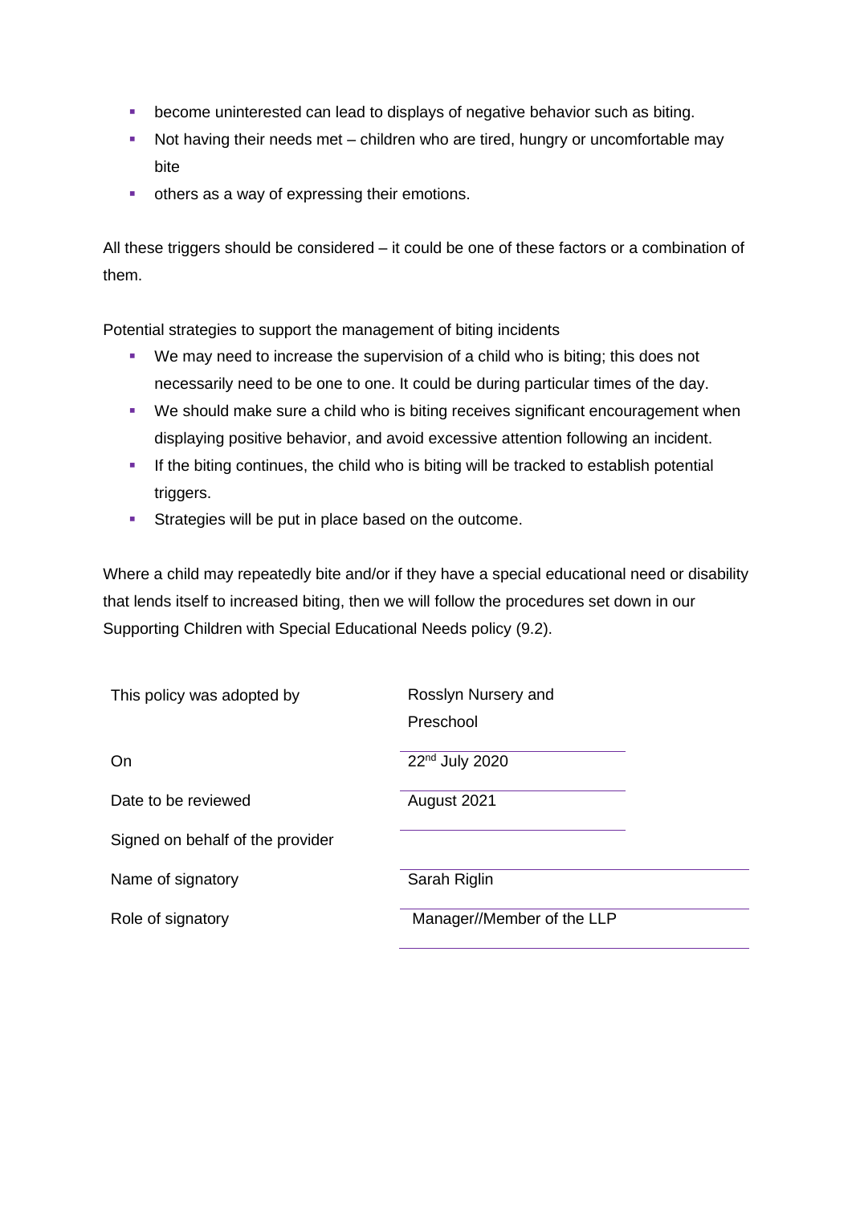- become uninterested can lead to displays of negative behavior such as biting.
- Not having their needs met – children who are tired, hungry or uncomfortable may bite
- others as a way of expressing their emotions.

All these triggers should be considered – it could be one of these factors or a combination of them.

Potential strategies to support the management of biting incidents

- We may need to increase the supervision of a child who is biting; this does not necessarily need to be one to one. It could be during particular times of the day.
- We should make sure a child who is biting receives significant encouragement when displaying positive behavior, and avoid excessive attention following an incident.
- If the biting continues, the child who is biting will be tracked to establish potential triggers.
- Strategies will be put in place based on the outcome.

Where a child may repeatedly bite and/or if they have a special educational need or disability that lends itself to increased biting, then we will follow the procedures set down in our Supporting Children with Special Educational Needs policy (9.2).

| | |
|---|---|
| This policy was adopted by | Rosslyn Nursery and Preschool |
| On | 22nd July 2020 |
| Date to be reviewed | August 2021 |
| Signed on behalf of the provider | |
| Name of signatory | Sarah Riglin |
| Role of signatory | Manager//Member of the LLP |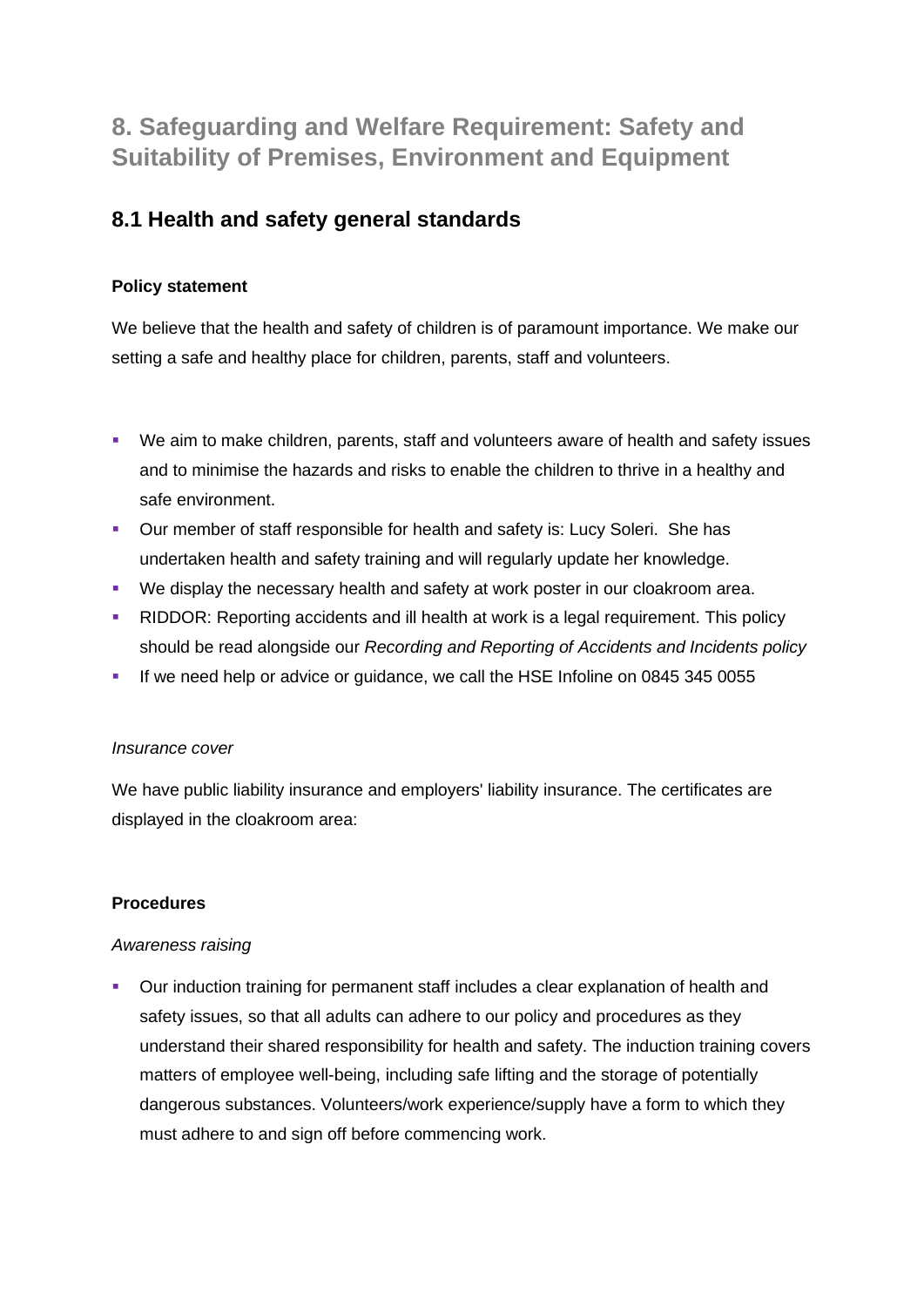# 8. Safeguarding and Welfare Requirement: Safety and Suitability of Premises, Environment and Equipment

## 8.1 Health and safety general standards

**Policy statement**

We believe that the health and safety of children is of paramount importance. We make our setting a safe and healthy place for children, parents, staff and volunteers.

- We aim to make children, parents, staff and volunteers aware of health and safety issues and to minimise the hazards and risks to enable the children to thrive in a healthy and safe environment.
- Our member of staff responsible for health and safety is: Lucy Soleri. She has undertaken health and safety training and will regularly update her knowledge.
- We display the necessary health and safety at work poster in our cloakroom area.
- RIDDOR: Reporting accidents and ill health at work is a legal requirement. This policy should be read alongside our *Recording and Reporting of Accidents and Incidents policy*
- If we need help or advice or guidance, we call the HSE Infoline on 0845 345 0055

*Insurance cover*

We have public liability insurance and employers' liability insurance. The certificates are displayed in the cloakroom area:

**Procedures**

*Awareness raising*

- Our induction training for permanent staff includes a clear explanation of health and safety issues, so that all adults can adhere to our policy and procedures as they understand their shared responsibility for health and safety. The induction training covers matters of employee well-being, including safe lifting and the storage of potentially dangerous substances. Volunteers/work experience/supply have a form to which they must adhere to and sign off before commencing work.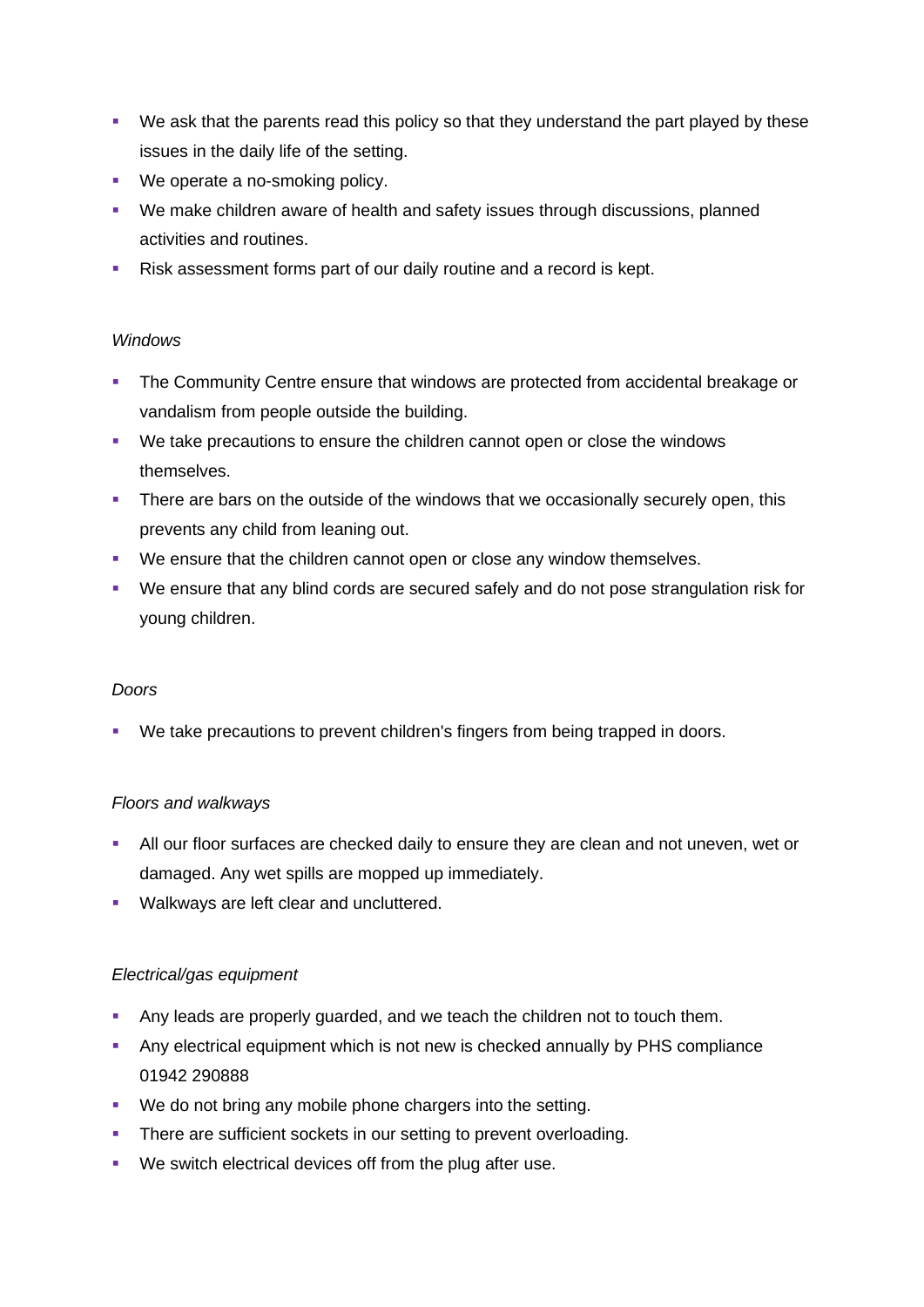- We ask that the parents read this policy so that they understand the part played by these issues in the daily life of the setting.
- We operate a no-smoking policy.
- We make children aware of health and safety issues through discussions, planned activities and routines.
- Risk assessment forms part of our daily routine and a record is kept.

*Windows*

- The Community Centre ensure that windows are protected from accidental breakage or vandalism from people outside the building.
- We take precautions to ensure the children cannot open or close the windows themselves.
- There are bars on the outside of the windows that we occasionally securely open, this prevents any child from leaning out.
- We ensure that the children cannot open or close any window themselves.
- We ensure that any blind cords are secured safely and do not pose strangulation risk for young children.

*Doors*

- We take precautions to prevent children's fingers from being trapped in doors.

*Floors and walkways*

- All our floor surfaces are checked daily to ensure they are clean and not uneven, wet or damaged. Any wet spills are mopped up immediately.
- Walkways are left clear and uncluttered.

*Electrical/gas equipment*

- Any leads are properly guarded, and we teach the children not to touch them.
- Any electrical equipment which is not new is checked annually by PHS compliance 01942 290888
- We do not bring any mobile phone chargers into the setting.
- There are sufficient sockets in our setting to prevent overloading.
- We switch electrical devices off from the plug after use.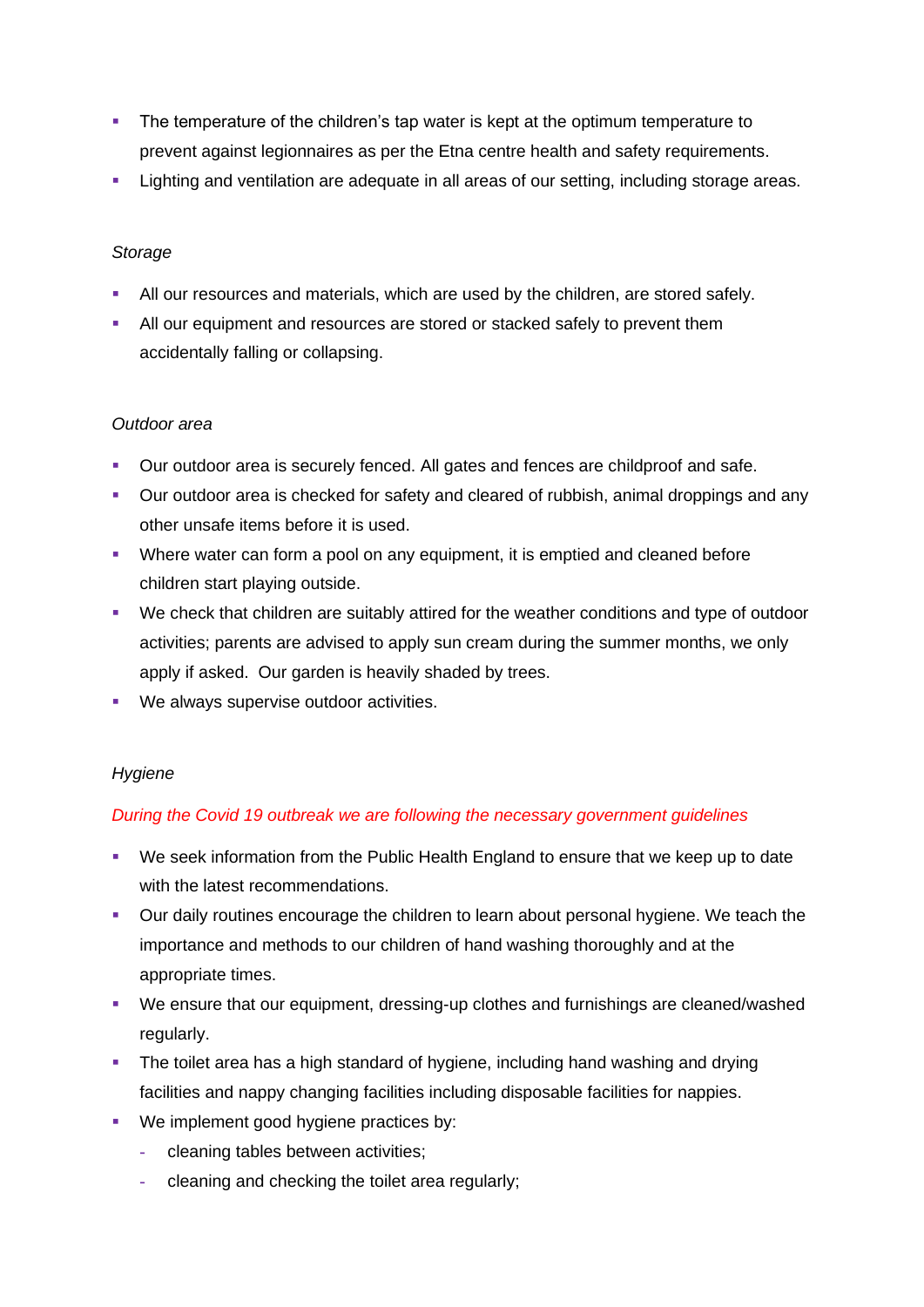- The temperature of the children's tap water is kept at the optimum temperature to prevent against legionnaires as per the Etna centre health and safety requirements.
- Lighting and ventilation are adequate in all areas of our setting, including storage areas.

*Storage*

- All our resources and materials, which are used by the children, are stored safely.
- All our equipment and resources are stored or stacked safely to prevent them accidentally falling or collapsing.

*Outdoor area*

- Our outdoor area is securely fenced. All gates and fences are childproof and safe.
- Our outdoor area is checked for safety and cleared of rubbish, animal droppings and any other unsafe items before it is used.
- Where water can form a pool on any equipment, it is emptied and cleaned before children start playing outside.
- We check that children are suitably attired for the weather conditions and type of outdoor activities; parents are advised to apply sun cream during the summer months, we only apply if asked. Our garden is heavily shaded by trees.
- We always supervise outdoor activities.

*Hygiene*

*During the Covid 19 outbreak we are following the necessary government guidelines*

- We seek information from the Public Health England to ensure that we keep up to date with the latest recommendations.
- Our daily routines encourage the children to learn about personal hygiene. We teach the importance and methods to our children of hand washing thoroughly and at the appropriate times.
- We ensure that our equipment, dressing-up clothes and furnishings are cleaned/washed regularly.
- The toilet area has a high standard of hygiene, including hand washing and drying facilities and nappy changing facilities including disposable facilities for nappies.
- We implement good hygiene practices by:
  - cleaning tables between activities;
  - cleaning and checking the toilet area regularly;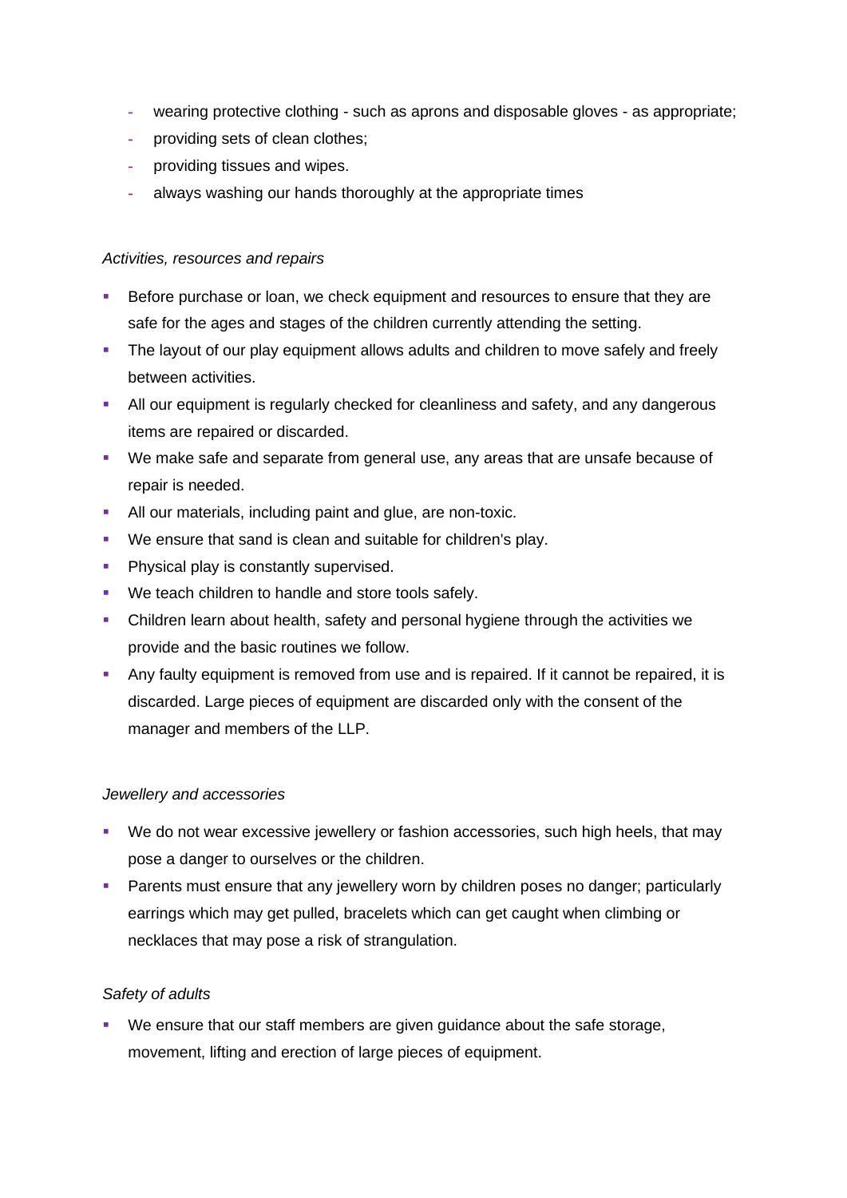- wearing protective clothing - such as aprons and disposable gloves - as appropriate;
- providing sets of clean clothes;
- providing tissues and wipes.
- always washing our hands thoroughly at the appropriate times

*Activities, resources and repairs*

- Before purchase or loan, we check equipment and resources to ensure that they are safe for the ages and stages of the children currently attending the setting.
- The layout of our play equipment allows adults and children to move safely and freely between activities.
- All our equipment is regularly checked for cleanliness and safety, and any dangerous items are repaired or discarded.
- We make safe and separate from general use, any areas that are unsafe because of repair is needed.
- All our materials, including paint and glue, are non-toxic.
- We ensure that sand is clean and suitable for children's play.
- Physical play is constantly supervised.
- We teach children to handle and store tools safely.
- Children learn about health, safety and personal hygiene through the activities we provide and the basic routines we follow.
- Any faulty equipment is removed from use and is repaired. If it cannot be repaired, it is discarded. Large pieces of equipment are discarded only with the consent of the manager and members of the LLP.

*Jewellery and accessories*

- We do not wear excessive jewellery or fashion accessories, such high heels, that may pose a danger to ourselves or the children.
- Parents must ensure that any jewellery worn by children poses no danger; particularly earrings which may get pulled, bracelets which can get caught when climbing or necklaces that may pose a risk of strangulation.

*Safety of adults*

- We ensure that our staff members are given guidance about the safe storage, movement, lifting and erection of large pieces of equipment.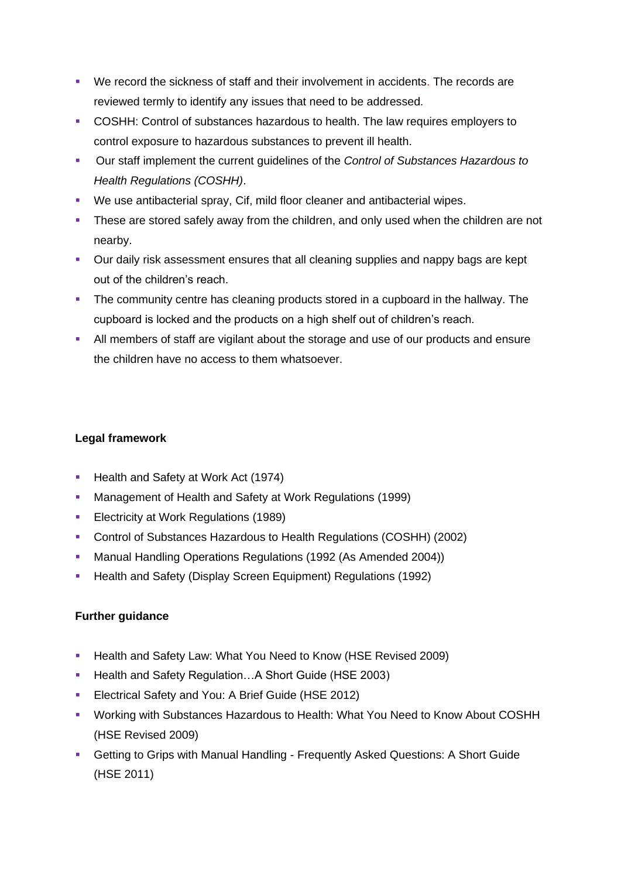- We record the sickness of staff and their involvement in accidents. The records are reviewed termly to identify any issues that need to be addressed.
- COSHH: Control of substances hazardous to health. The law requires employers to control exposure to hazardous substances to prevent ill health.
- Our staff implement the current guidelines of the *Control of Substances Hazardous to Health Regulations (COSHH)*.
- We use antibacterial spray, Cif, mild floor cleaner and antibacterial wipes.
- These are stored safely away from the children, and only used when the children are not nearby.
- Our daily risk assessment ensures that all cleaning supplies and nappy bags are kept out of the children's reach.
- The community centre has cleaning products stored in a cupboard in the hallway. The cupboard is locked and the products on a high shelf out of children's reach.
- All members of staff are vigilant about the storage and use of our products and ensure the children have no access to them whatsoever.

**Legal framework**

- Health and Safety at Work Act (1974)
- Management of Health and Safety at Work Regulations (1999)
- Electricity at Work Regulations (1989)
- Control of Substances Hazardous to Health Regulations (COSHH) (2002)
- Manual Handling Operations Regulations (1992 (As Amended 2004))
- Health and Safety (Display Screen Equipment) Regulations (1992)

**Further guidance**

- Health and Safety Law: What You Need to Know (HSE Revised 2009)
- Health and Safety Regulation…A Short Guide (HSE 2003)
- Electrical Safety and You: A Brief Guide (HSE 2012)
- Working with Substances Hazardous to Health: What You Need to Know About COSHH (HSE Revised 2009)
- Getting to Grips with Manual Handling - Frequently Asked Questions: A Short Guide (HSE 2011)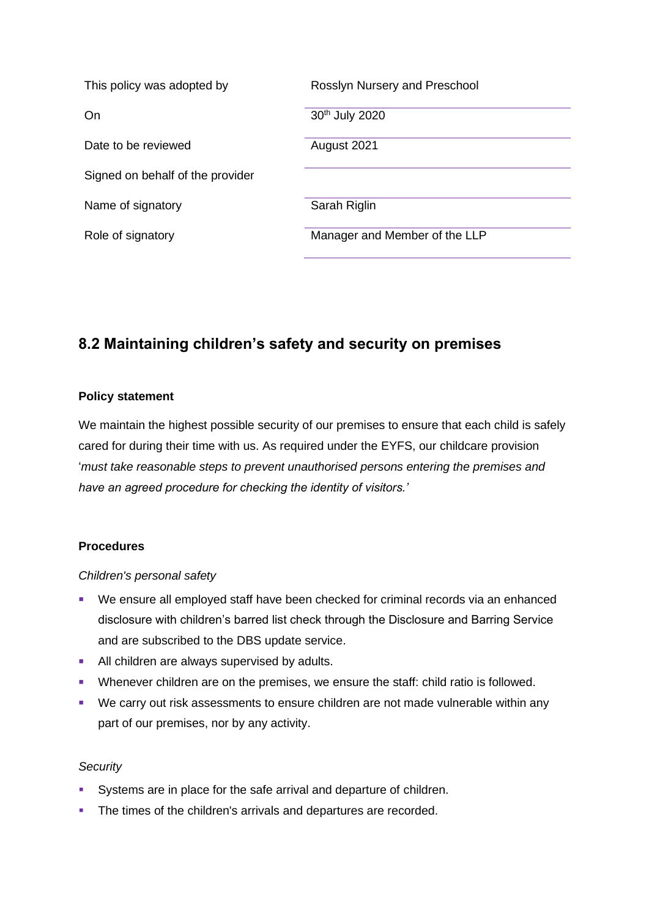| This policy was adopted by | Rosslyn Nursery and Preschool |
| --- | --- |
| On | 30th July 2020 |
| Date to be reviewed | August 2021 |
| Signed on behalf of the provider | |
| Name of signatory | Sarah Riglin |
| Role of signatory | Manager and Member of the LLP |

## 8.2 Maintaining children's safety and security on premises

**Policy statement**

We maintain the highest possible security of our premises to ensure that each child is safely cared for during their time with us. As required under the EYFS, our childcare provision '*must take reasonable steps to prevent unauthorised persons entering the premises and have an agreed procedure for checking the identity of visitors.'*

**Procedures**

*Children's personal safety*

- We ensure all employed staff have been checked for criminal records via an enhanced disclosure with children's barred list check through the Disclosure and Barring Service and are subscribed to the DBS update service.
- All children are always supervised by adults.
- Whenever children are on the premises, we ensure the staff: child ratio is followed.
- We carry out risk assessments to ensure children are not made vulnerable within any part of our premises, nor by any activity.

*Security*

- Systems are in place for the safe arrival and departure of children.
- The times of the children's arrivals and departures are recorded.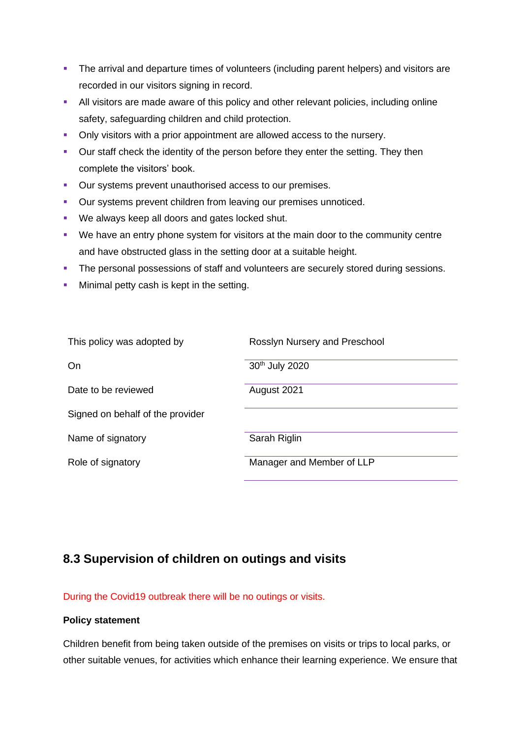- The arrival and departure times of volunteers (including parent helpers) and visitors are recorded in our visitors signing in record.
- All visitors are made aware of this policy and other relevant policies, including online safety, safeguarding children and child protection.
- Only visitors with a prior appointment are allowed access to the nursery.
- Our staff check the identity of the person before they enter the setting. They then complete the visitors' book.
- Our systems prevent unauthorised access to our premises.
- Our systems prevent children from leaving our premises unnoticed.
- We always keep all doors and gates locked shut.
- We have an entry phone system for visitors at the main door to the community centre and have obstructed glass in the setting door at a suitable height.
- The personal possessions of staff and volunteers are securely stored during sessions.
- Minimal petty cash is kept in the setting.

| | |
|---|---|
| This policy was adopted by | Rosslyn Nursery and Preschool |
| On | 30th July 2020 |
| Date to be reviewed | August 2021 |
| Signed on behalf of the provider | |
| Name of signatory | Sarah Riglin |
| Role of signatory | Manager and Member of LLP |

## 8.3 Supervision of children on outings and visits

During the Covid19 outbreak there will be no outings or visits.

**Policy statement**

Children benefit from being taken outside of the premises on visits or trips to local parks, or other suitable venues, for activities which enhance their learning experience. We ensure that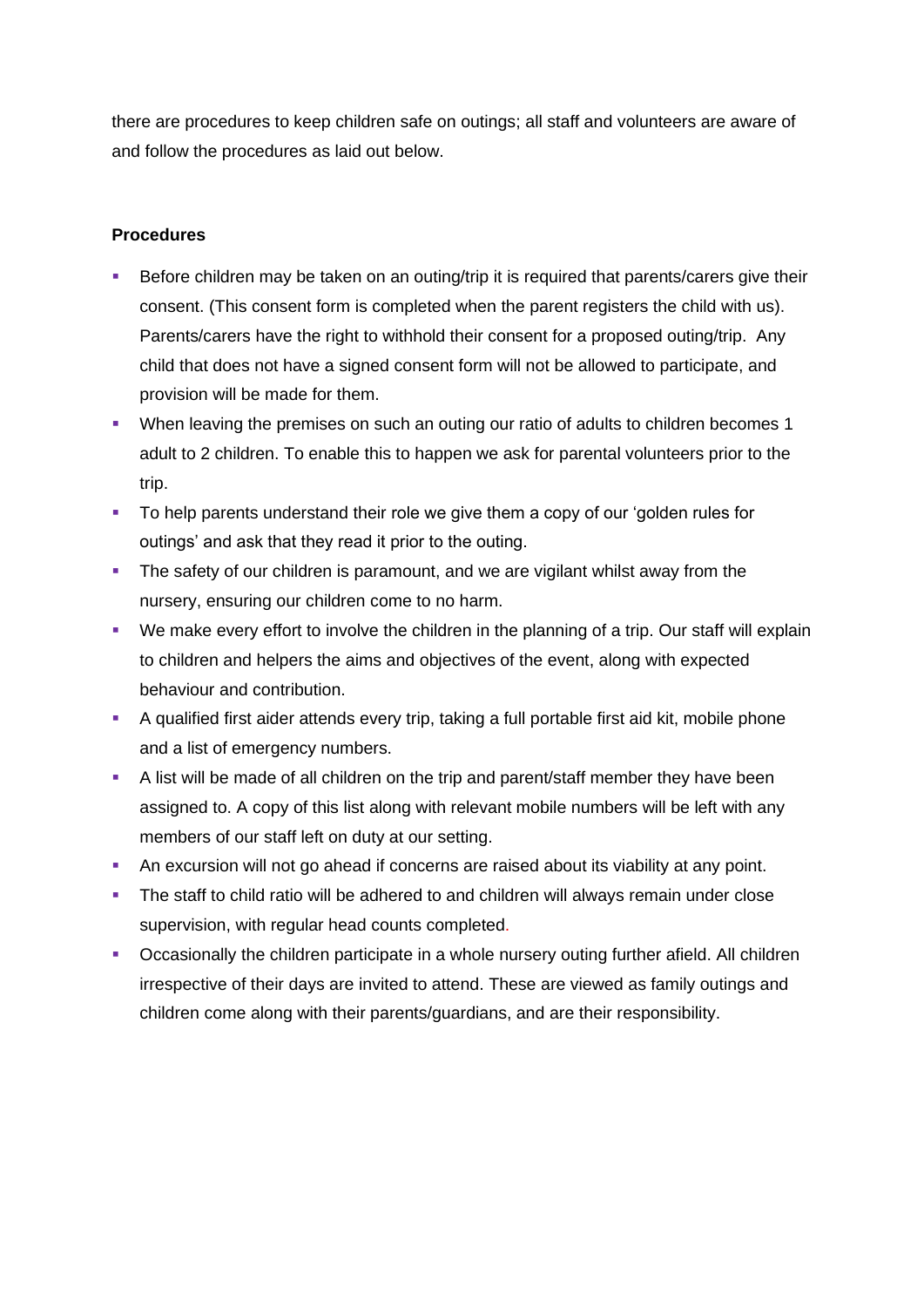there are procedures to keep children safe on outings; all staff and volunteers are aware of and follow the procedures as laid out below.

**Procedures**

- Before children may be taken on an outing/trip it is required that parents/carers give their consent. (This consent form is completed when the parent registers the child with us). Parents/carers have the right to withhold their consent for a proposed outing/trip. Any child that does not have a signed consent form will not be allowed to participate, and provision will be made for them.
- When leaving the premises on such an outing our ratio of adults to children becomes 1 adult to 2 children. To enable this to happen we ask for parental volunteers prior to the trip.
- To help parents understand their role we give them a copy of our 'golden rules for outings' and ask that they read it prior to the outing.
- The safety of our children is paramount, and we are vigilant whilst away from the nursery, ensuring our children come to no harm.
- We make every effort to involve the children in the planning of a trip. Our staff will explain to children and helpers the aims and objectives of the event, along with expected behaviour and contribution.
- A qualified first aider attends every trip, taking a full portable first aid kit, mobile phone and a list of emergency numbers.
- A list will be made of all children on the trip and parent/staff member they have been assigned to. A copy of this list along with relevant mobile numbers will be left with any members of our staff left on duty at our setting.
- An excursion will not go ahead if concerns are raised about its viability at any point.
- The staff to child ratio will be adhered to and children will always remain under close supervision, with regular head counts completed.
- Occasionally the children participate in a whole nursery outing further afield. All children irrespective of their days are invited to attend. These are viewed as family outings and children come along with their parents/guardians, and are their responsibility.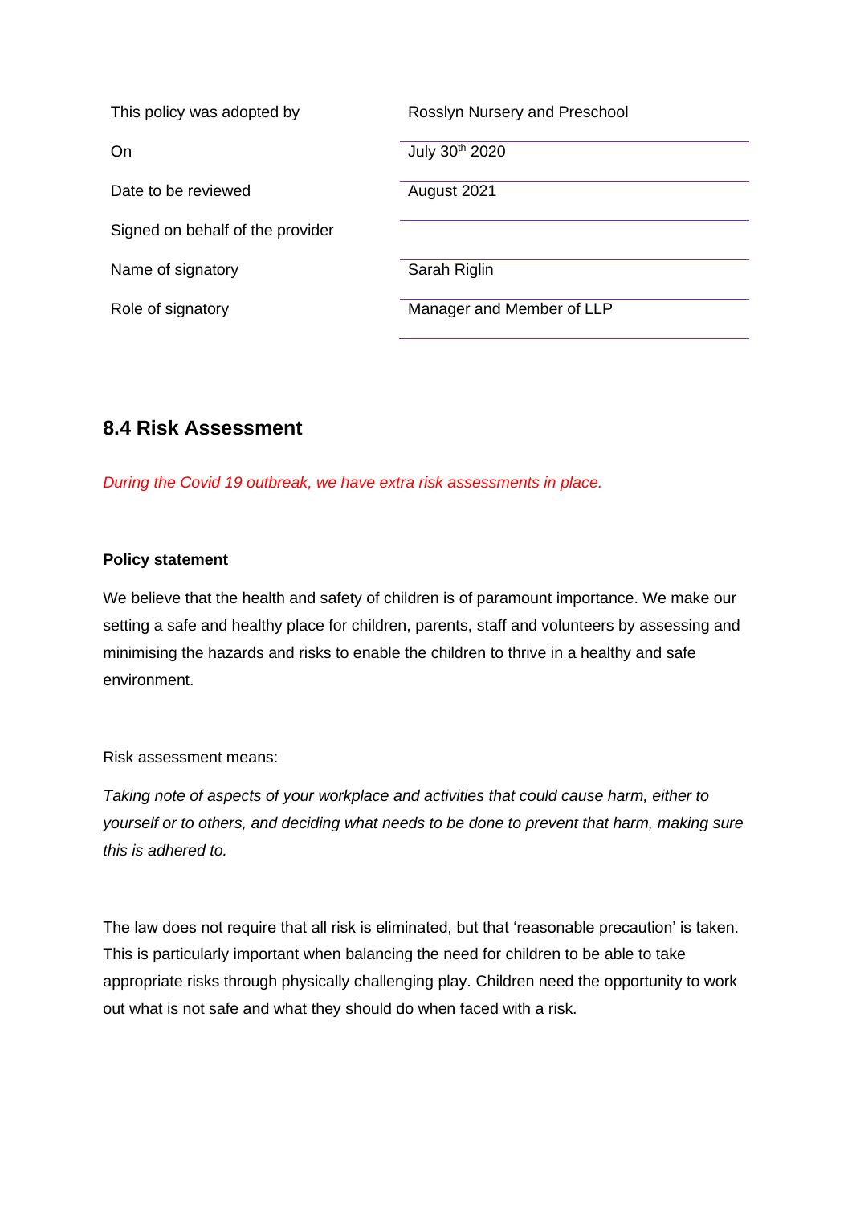| | |
|---|---|
| This policy was adopted by | Rosslyn Nursery and Preschool |
| On | July 30th 2020 |
| Date to be reviewed | August 2021 |
| Signed on behalf of the provider | |
| Name of signatory | Sarah Riglin |
| Role of signatory | Manager and Member of LLP |

## 8.4 Risk Assessment

*During the Covid 19 outbreak, we have extra risk assessments in place.*

**Policy statement**

We believe that the health and safety of children is of paramount importance. We make our setting a safe and healthy place for children, parents, staff and volunteers by assessing and minimising the hazards and risks to enable the children to thrive in a healthy and safe environment.

Risk assessment means:

*Taking note of aspects of your workplace and activities that could cause harm, either to yourself or to others, and deciding what needs to be done to prevent that harm, making sure this is adhered to.*

The law does not require that all risk is eliminated, but that 'reasonable precaution' is taken. This is particularly important when balancing the need for children to be able to take appropriate risks through physically challenging play. Children need the opportunity to work out what is not safe and what they should do when faced with a risk.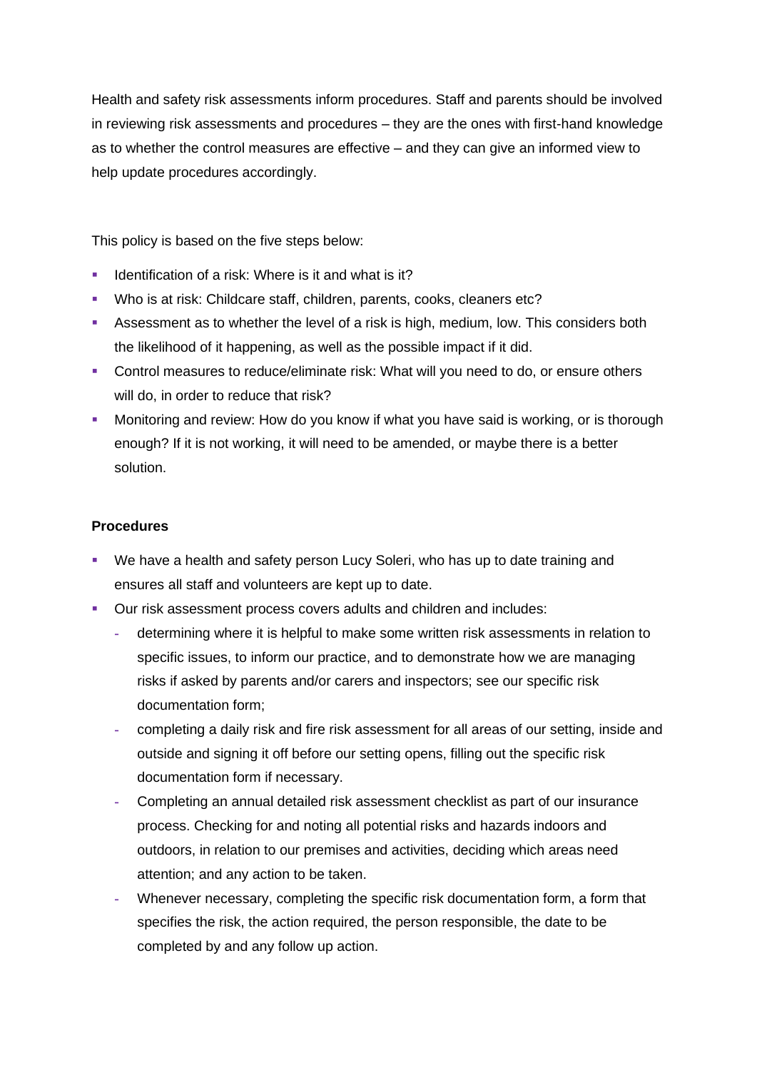Health and safety risk assessments inform procedures. Staff and parents should be involved in reviewing risk assessments and procedures – they are the ones with first-hand knowledge as to whether the control measures are effective – and they can give an informed view to help update procedures accordingly.

This policy is based on the five steps below:

- Identification of a risk: Where is it and what is it?
- Who is at risk: Childcare staff, children, parents, cooks, cleaners etc?
- Assessment as to whether the level of a risk is high, medium, low. This considers both the likelihood of it happening, as well as the possible impact if it did.
- Control measures to reduce/eliminate risk: What will you need to do, or ensure others will do, in order to reduce that risk?
- Monitoring and review: How do you know if what you have said is working, or is thorough enough? If it is not working, it will need to be amended, or maybe there is a better solution.

**Procedures**

- We have a health and safety person Lucy Soleri, who has up to date training and ensures all staff and volunteers are kept up to date.
- Our risk assessment process covers adults and children and includes:
  - determining where it is helpful to make some written risk assessments in relation to specific issues, to inform our practice, and to demonstrate how we are managing risks if asked by parents and/or carers and inspectors; see our specific risk documentation form;
  - completing a daily risk and fire risk assessment for all areas of our setting, inside and outside and signing it off before our setting opens, filling out the specific risk documentation form if necessary.
  - Completing an annual detailed risk assessment checklist as part of our insurance process. Checking for and noting all potential risks and hazards indoors and outdoors, in relation to our premises and activities, deciding which areas need attention; and any action to be taken.
  - Whenever necessary, completing the specific risk documentation form, a form that specifies the risk, the action required, the person responsible, the date to be completed by and any follow up action.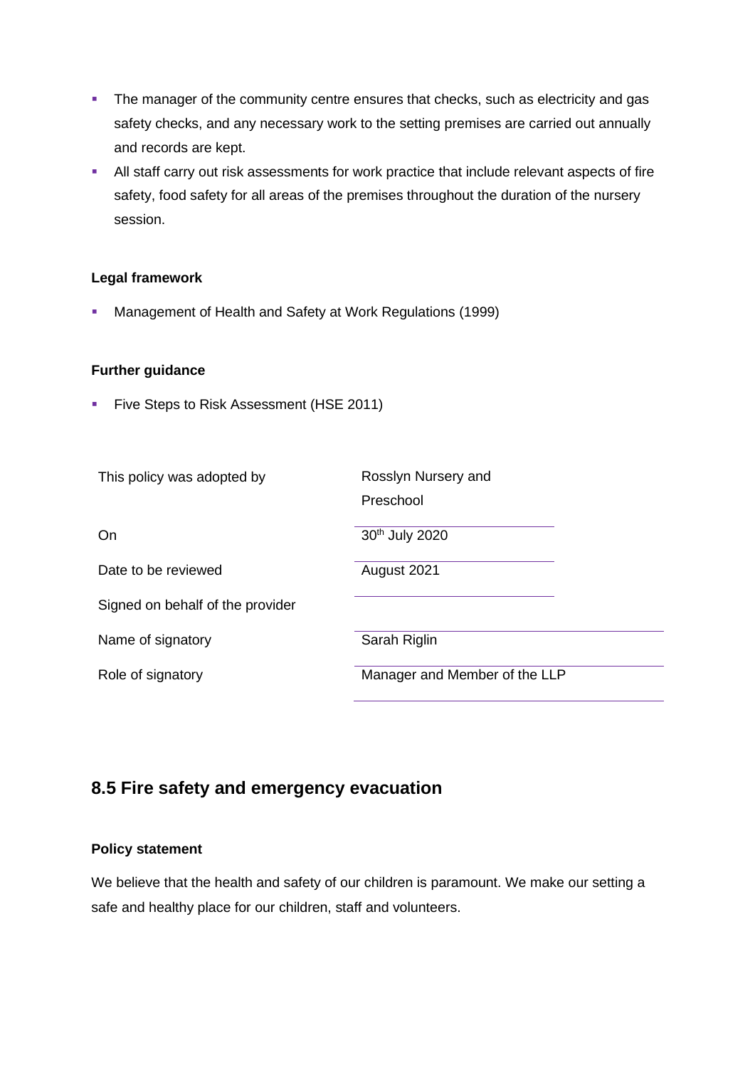- The manager of the community centre ensures that checks, such as electricity and gas safety checks, and any necessary work to the setting premises are carried out annually and records are kept.
- All staff carry out risk assessments for work practice that include relevant aspects of fire safety, food safety for all areas of the premises throughout the duration of the nursery session.

**Legal framework**

- Management of Health and Safety at Work Regulations (1999)

**Further guidance**

- Five Steps to Risk Assessment (HSE 2011)

| | |
|---|---|
| This policy was adopted by | Rosslyn Nursery and Preschool |
| On | 30th July 2020 |
| Date to be reviewed | August 2021 |
| Signed on behalf of the provider | |
| Name of signatory | Sarah Riglin |
| Role of signatory | Manager and Member of the LLP |

## 8.5 Fire safety and emergency evacuation

**Policy statement**

We believe that the health and safety of our children is paramount. We make our setting a safe and healthy place for our children, staff and volunteers.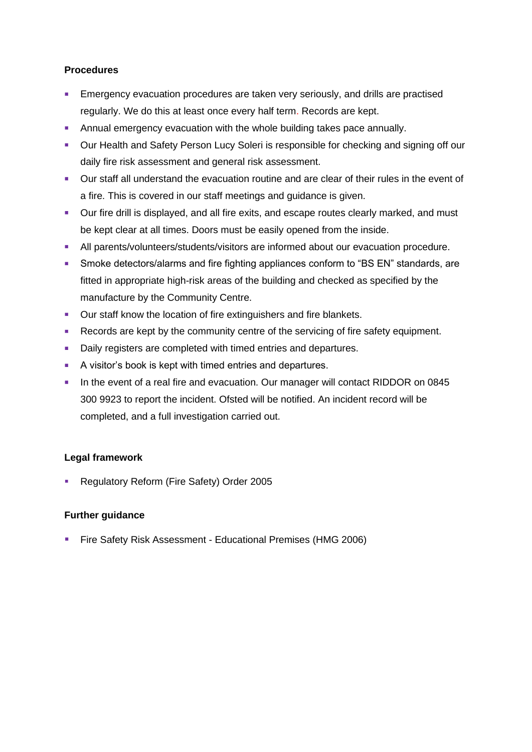**Procedures**

- Emergency evacuation procedures are taken very seriously, and drills are practised regularly. We do this at least once every half term. Records are kept.
- Annual emergency evacuation with the whole building takes pace annually.
- Our Health and Safety Person Lucy Soleri is responsible for checking and signing off our daily fire risk assessment and general risk assessment.
- Our staff all understand the evacuation routine and are clear of their rules in the event of a fire. This is covered in our staff meetings and guidance is given.
- Our fire drill is displayed, and all fire exits, and escape routes clearly marked, and must be kept clear at all times. Doors must be easily opened from the inside.
- All parents/volunteers/students/visitors are informed about our evacuation procedure.
- Smoke detectors/alarms and fire fighting appliances conform to "BS EN" standards, are fitted in appropriate high-risk areas of the building and checked as specified by the manufacture by the Community Centre.
- Our staff know the location of fire extinguishers and fire blankets.
- Records are kept by the community centre of the servicing of fire safety equipment.
- Daily registers are completed with timed entries and departures.
- A visitor's book is kept with timed entries and departures.
- In the event of a real fire and evacuation. Our manager will contact RIDDOR on 0845 300 9923 to report the incident. Ofsted will be notified. An incident record will be completed, and a full investigation carried out.

**Legal framework**

- Regulatory Reform (Fire Safety) Order 2005

**Further guidance**

- Fire Safety Risk Assessment - Educational Premises (HMG 2006)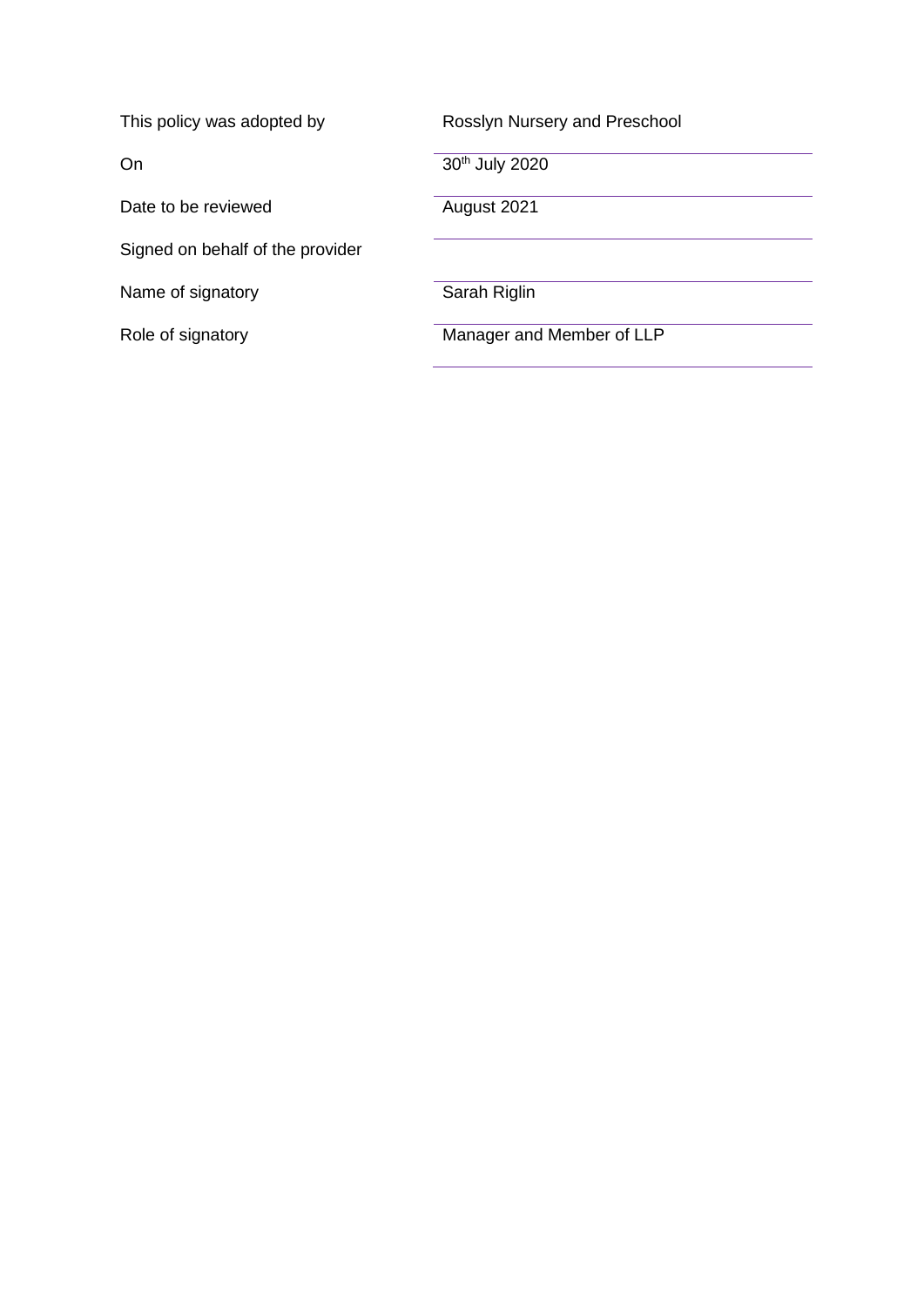| | |
|---|---|
| This policy was adopted by | Rosslyn Nursery and Preschool |
| On | 30th July 2020 |
| Date to be reviewed | August 2021 |
| Signed on behalf of the provider | |
| Name of signatory | Sarah Riglin |
| Role of signatory | Manager and Member of LLP |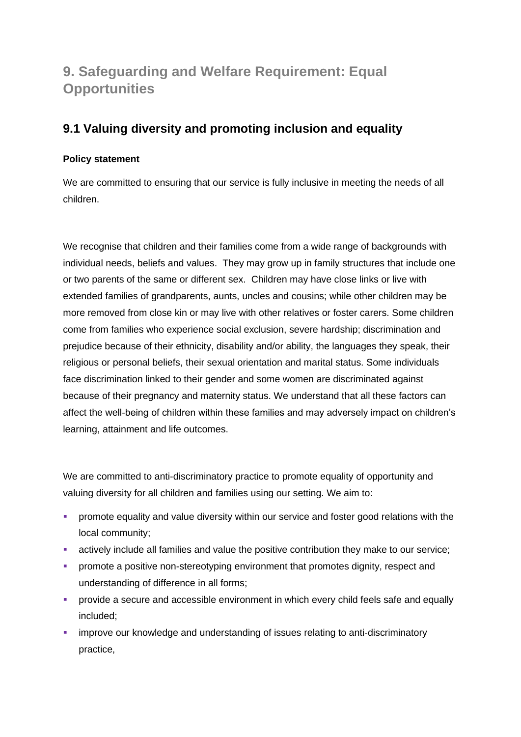# 9. Safeguarding and Welfare Requirement: Equal Opportunities

## 9.1 Valuing diversity and promoting inclusion and equality

### Policy statement

We are committed to ensuring that our service is fully inclusive in meeting the needs of all children.

We recognise that children and their families come from a wide range of backgrounds with individual needs, beliefs and values. They may grow up in family structures that include one or two parents of the same or different sex. Children may have close links or live with extended families of grandparents, aunts, uncles and cousins; while other children may be more removed from close kin or may live with other relatives or foster carers. Some children come from families who experience social exclusion, severe hardship; discrimination and prejudice because of their ethnicity, disability and/or ability, the languages they speak, their religious or personal beliefs, their sexual orientation and marital status. Some individuals face discrimination linked to their gender and some women are discriminated against because of their pregnancy and maternity status. We understand that all these factors can affect the well-being of children within these families and may adversely impact on children's learning, attainment and life outcomes.

We are committed to anti-discriminatory practice to promote equality of opportunity and valuing diversity for all children and families using our setting. We aim to:

- promote equality and value diversity within our service and foster good relations with the local community;
- actively include all families and value the positive contribution they make to our service;
- promote a positive non-stereotyping environment that promotes dignity, respect and understanding of difference in all forms;
- provide a secure and accessible environment in which every child feels safe and equally included;
- improve our knowledge and understanding of issues relating to anti-discriminatory practice,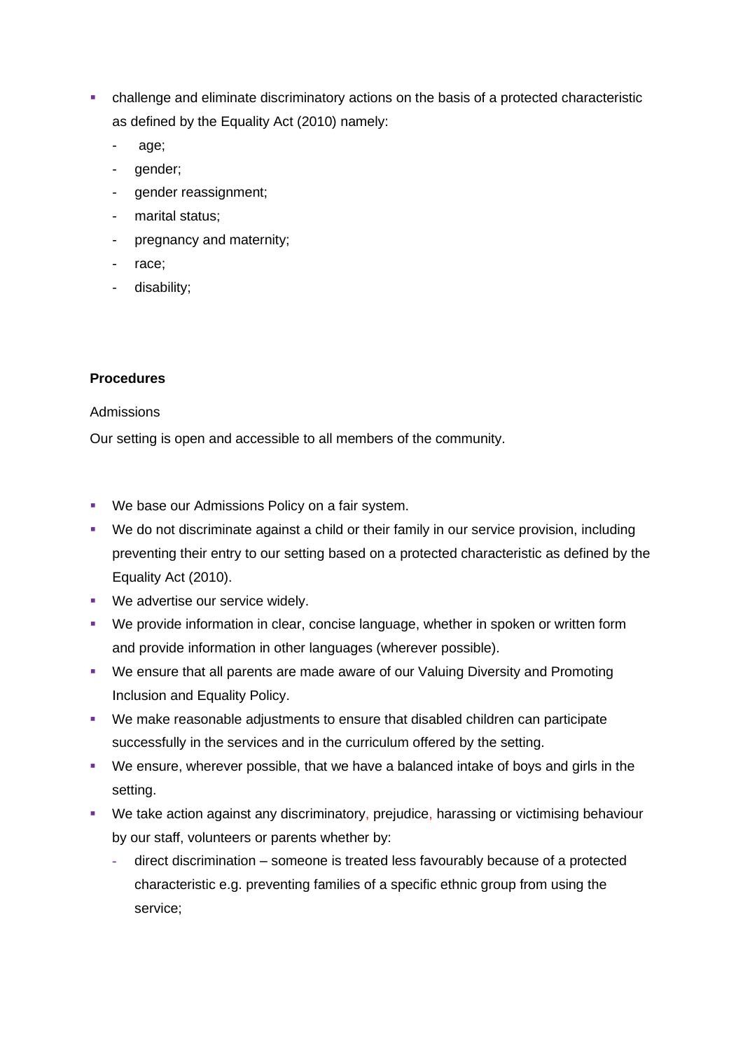- challenge and eliminate discriminatory actions on the basis of a protected characteristic as defined by the Equality Act (2010) namely:
  - age;
  - gender;
  - gender reassignment;
  - marital status;
  - pregnancy and maternity;
  - race;
  - disability;

**Procedures**

Admissions

Our setting is open and accessible to all members of the community.

- We base our Admissions Policy on a fair system.
- We do not discriminate against a child or their family in our service provision, including preventing their entry to our setting based on a protected characteristic as defined by the Equality Act (2010).
- We advertise our service widely.
- We provide information in clear, concise language, whether in spoken or written form and provide information in other languages (wherever possible).
- We ensure that all parents are made aware of our Valuing Diversity and Promoting Inclusion and Equality Policy.
- We make reasonable adjustments to ensure that disabled children can participate successfully in the services and in the curriculum offered by the setting.
- We ensure, wherever possible, that we have a balanced intake of boys and girls in the setting.
- We take action against any discriminatory, prejudice, harassing or victimising behaviour by our staff, volunteers or parents whether by:
  - direct discrimination – someone is treated less favourably because of a protected characteristic e.g. preventing families of a specific ethnic group from using the service;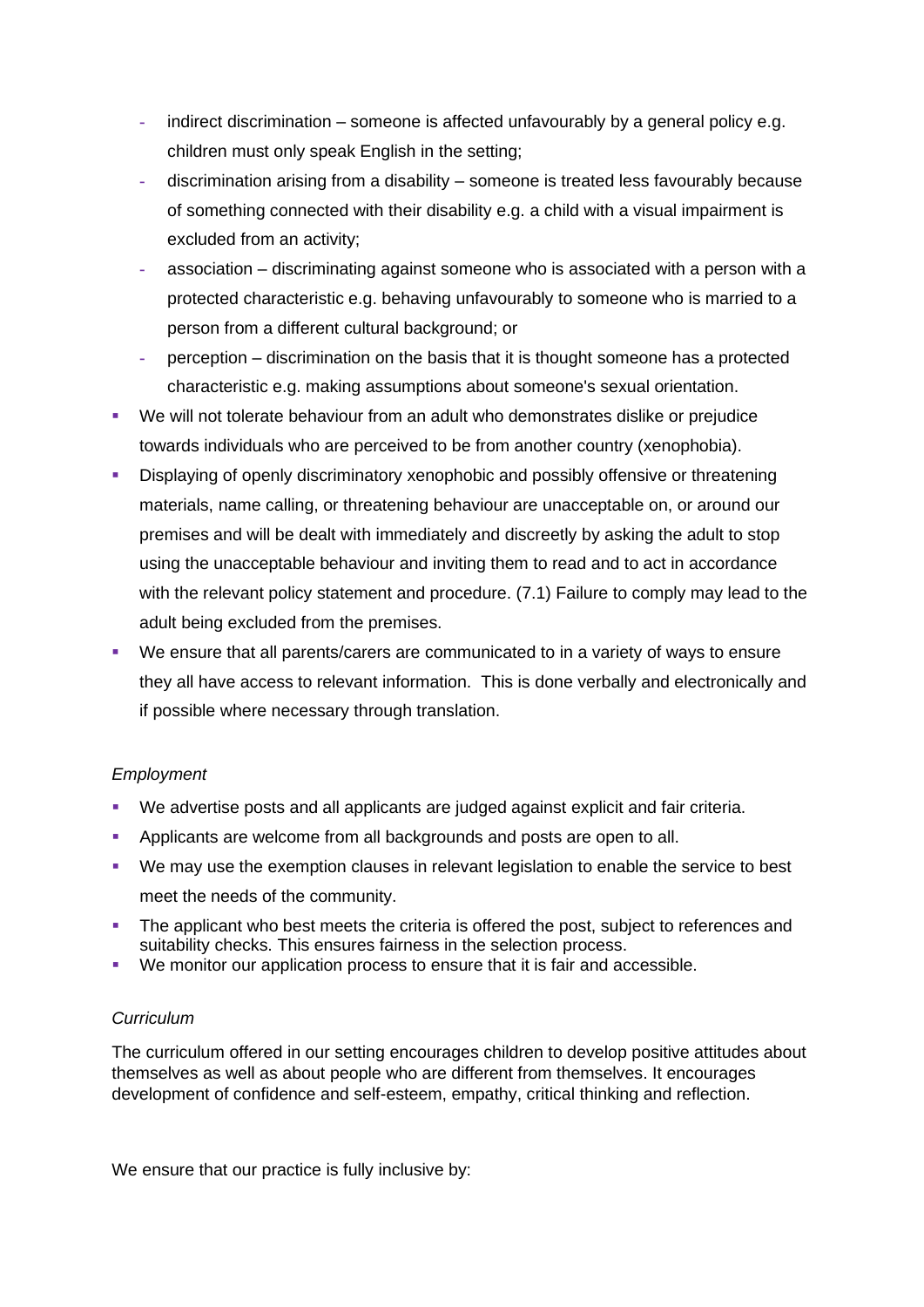- indirect discrimination – someone is affected unfavourably by a general policy e.g. children must only speak English in the setting;
  - discrimination arising from a disability – someone is treated less favourably because of something connected with their disability e.g. a child with a visual impairment is excluded from an activity;
  - association – discriminating against someone who is associated with a person with a protected characteristic e.g. behaving unfavourably to someone who is married to a person from a different cultural background; or
  - perception – discrimination on the basis that it is thought someone has a protected characteristic e.g. making assumptions about someone's sexual orientation.
- We will not tolerate behaviour from an adult who demonstrates dislike or prejudice towards individuals who are perceived to be from another country (xenophobia).
- Displaying of openly discriminatory xenophobic and possibly offensive or threatening materials, name calling, or threatening behaviour are unacceptable on, or around our premises and will be dealt with immediately and discreetly by asking the adult to stop using the unacceptable behaviour and inviting them to read and to act in accordance with the relevant policy statement and procedure. (7.1) Failure to comply may lead to the adult being excluded from the premises.
- We ensure that all parents/carers are communicated to in a variety of ways to ensure they all have access to relevant information. This is done verbally and electronically and if possible where necessary through translation.

*Employment*

- We advertise posts and all applicants are judged against explicit and fair criteria.
- Applicants are welcome from all backgrounds and posts are open to all.
- We may use the exemption clauses in relevant legislation to enable the service to best meet the needs of the community.
- The applicant who best meets the criteria is offered the post, subject to references and suitability checks. This ensures fairness in the selection process.
- We monitor our application process to ensure that it is fair and accessible.

*Curriculum*

The curriculum offered in our setting encourages children to develop positive attitudes about themselves as well as about people who are different from themselves. It encourages development of confidence and self-esteem, empathy, critical thinking and reflection.

We ensure that our practice is fully inclusive by: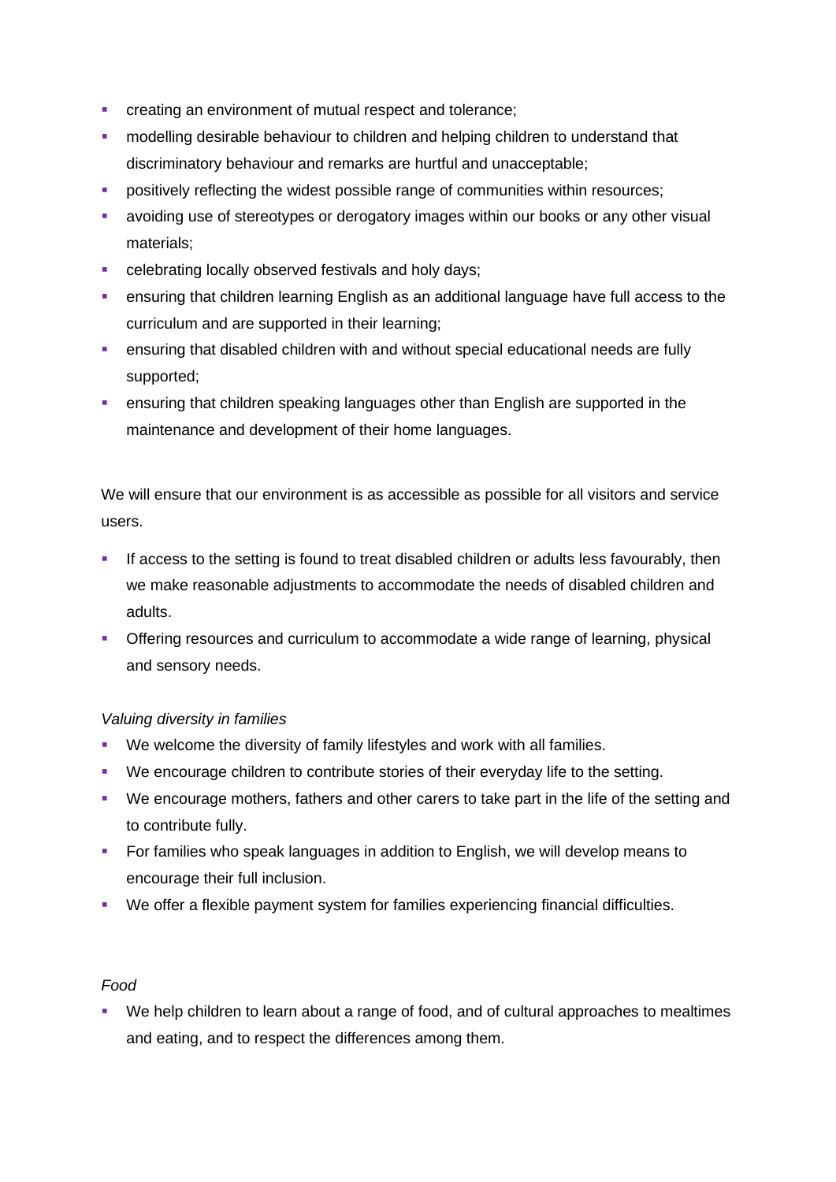- creating an environment of mutual respect and tolerance;
- modelling desirable behaviour to children and helping children to understand that discriminatory behaviour and remarks are hurtful and unacceptable;
- positively reflecting the widest possible range of communities within resources;
- avoiding use of stereotypes or derogatory images within our books or any other visual materials;
- celebrating locally observed festivals and holy days;
- ensuring that children learning English as an additional language have full access to the curriculum and are supported in their learning;
- ensuring that disabled children with and without special educational needs are fully supported;
- ensuring that children speaking languages other than English are supported in the maintenance and development of their home languages.

We will ensure that our environment is as accessible as possible for all visitors and service users.

- If access to the setting is found to treat disabled children or adults less favourably, then we make reasonable adjustments to accommodate the needs of disabled children and adults.
- Offering resources and curriculum to accommodate a wide range of learning, physical and sensory needs.

*Valuing diversity in families*

- We welcome the diversity of family lifestyles and work with all families.
- We encourage children to contribute stories of their everyday life to the setting.
- We encourage mothers, fathers and other carers to take part in the life of the setting and to contribute fully.
- For families who speak languages in addition to English, we will develop means to encourage their full inclusion.
- We offer a flexible payment system for families experiencing financial difficulties.

*Food*

- We help children to learn about a range of food, and of cultural approaches to mealtimes and eating, and to respect the differences among them.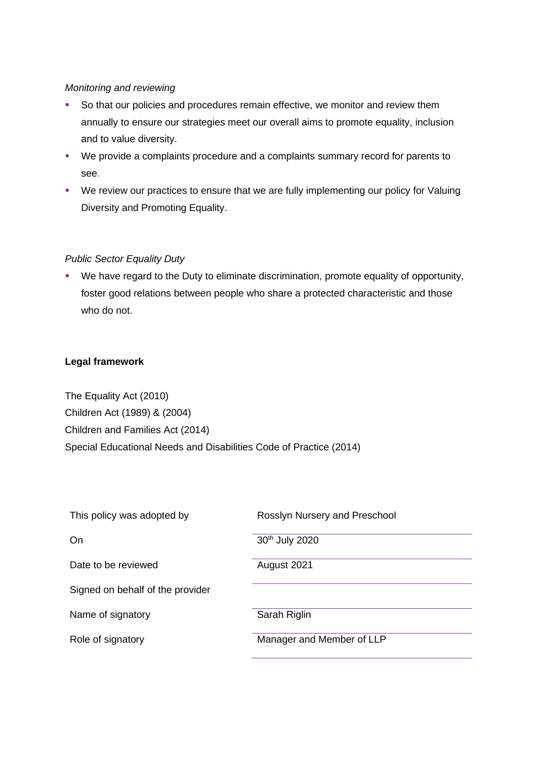*Monitoring and reviewing*

- So that our policies and procedures remain effective, we monitor and review them annually to ensure our strategies meet our overall aims to promote equality, inclusion and to value diversity.
- We provide a complaints procedure and a complaints summary record for parents to see.
- We review our practices to ensure that we are fully implementing our policy for Valuing Diversity and Promoting Equality.

*Public Sector Equality Duty*

- We have regard to the Duty to eliminate discrimination, promote equality of opportunity, foster good relations between people who share a protected characteristic and those who do not.

**Legal framework**

The Equality Act (2010)
Children Act (1989) & (2004)
Children and Families Act (2014)
Special Educational Needs and Disabilities Code of Practice (2014)

| | |
|---|---|
| This policy was adopted by | Rosslyn Nursery and Preschool |
| On | 30th July 2020 |
| Date to be reviewed | August 2021 |
| Signed on behalf of the provider | |
| Name of signatory | Sarah Riglin |
| Role of signatory | Manager and Member of LLP |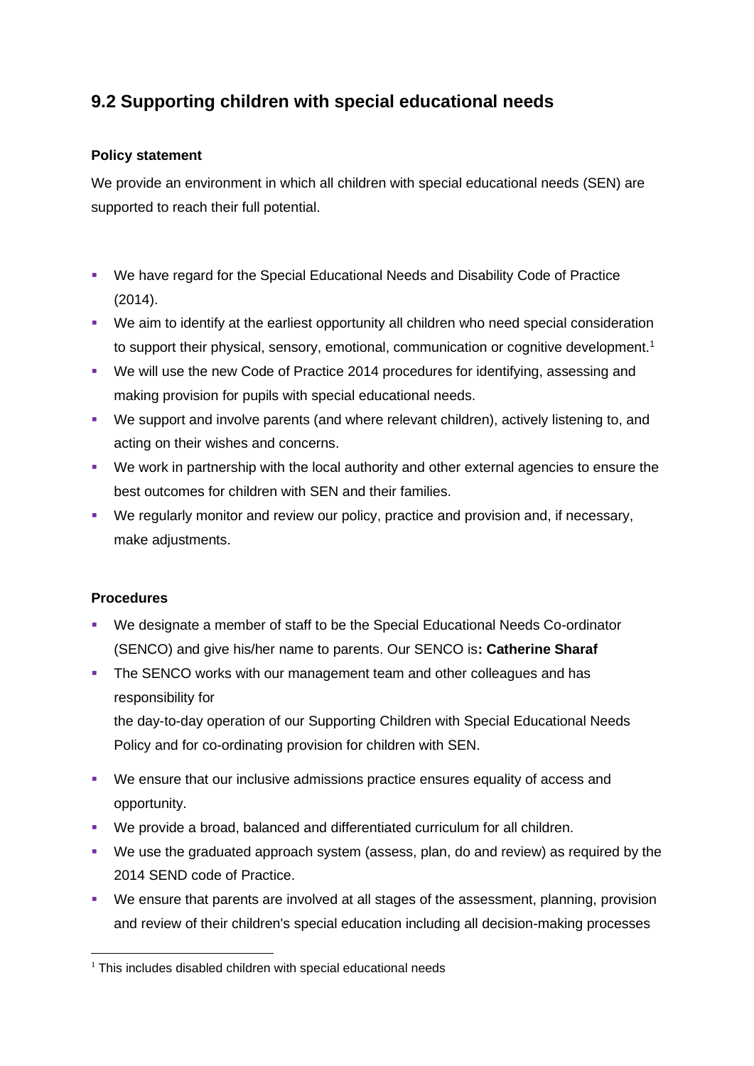## 9.2 Supporting children with special educational needs

**Policy statement**

We provide an environment in which all children with special educational needs (SEN) are supported to reach their full potential.

- We have regard for the Special Educational Needs and Disability Code of Practice (2014).
- We aim to identify at the earliest opportunity all children who need special consideration to support their physical, sensory, emotional, communication or cognitive development.[1]
- We will use the new Code of Practice 2014 procedures for identifying, assessing and making provision for pupils with special educational needs.
- We support and involve parents (and where relevant children), actively listening to, and acting on their wishes and concerns.
- We work in partnership with the local authority and other external agencies to ensure the best outcomes for children with SEN and their families.
- We regularly monitor and review our policy, practice and provision and, if necessary, make adjustments.

**Procedures**

- We designate a member of staff to be the Special Educational Needs Co-ordinator (SENCO) and give his/her name to parents. Our SENCO is**: Catherine Sharaf**
- The SENCO works with our management team and other colleagues and has responsibility for
  the day-to-day operation of our Supporting Children with Special Educational Needs Policy and for co-ordinating provision for children with SEN.
- We ensure that our inclusive admissions practice ensures equality of access and opportunity.
- We provide a broad, balanced and differentiated curriculum for all children.
- We use the graduated approach system (assess, plan, do and review) as required by the 2014 SEND code of Practice.
- We ensure that parents are involved at all stages of the assessment, planning, provision and review of their children's special education including all decision-making processes

[1] This includes disabled children with special educational needs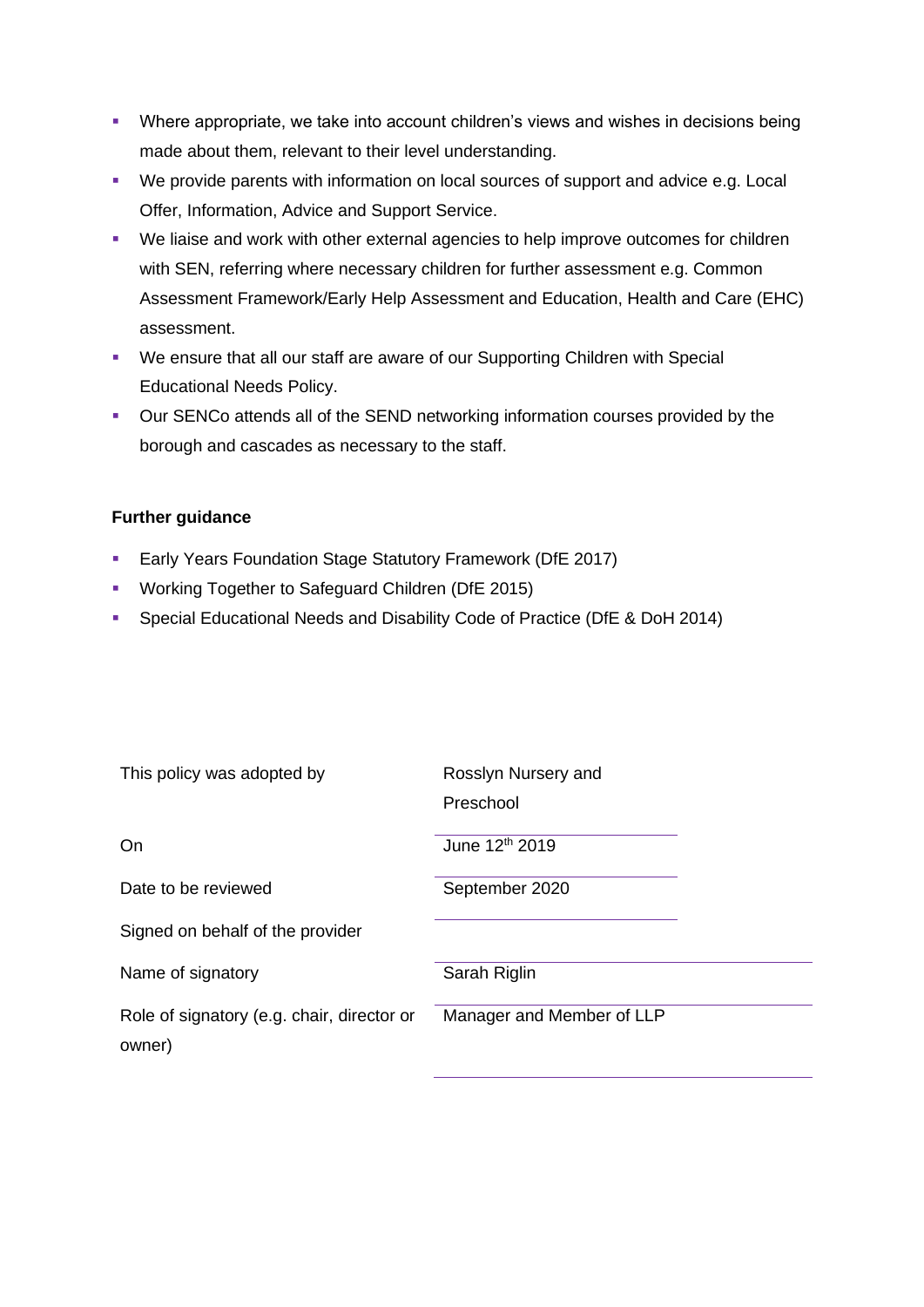- Where appropriate, we take into account children's views and wishes in decisions being made about them, relevant to their level understanding.
- We provide parents with information on local sources of support and advice e.g. Local Offer, Information, Advice and Support Service.
- We liaise and work with other external agencies to help improve outcomes for children with SEN, referring where necessary children for further assessment e.g. Common Assessment Framework/Early Help Assessment and Education, Health and Care (EHC) assessment.
- We ensure that all our staff are aware of our Supporting Children with Special Educational Needs Policy.
- Our SENCo attends all of the SEND networking information courses provided by the borough and cascades as necessary to the staff.

**Further guidance**

- Early Years Foundation Stage Statutory Framework (DfE 2017)
- Working Together to Safeguard Children (DfE 2015)
- Special Educational Needs and Disability Code of Practice (DfE & DoH 2014)

| | |
|---|---|
| This policy was adopted by | Rosslyn Nursery and Preschool |
| On | June 12th 2019 |
| Date to be reviewed | September 2020 |
| Signed on behalf of the provider | |
| Name of signatory | Sarah Riglin |
| Role of signatory (e.g. chair, director or owner) | Manager and Member of LLP |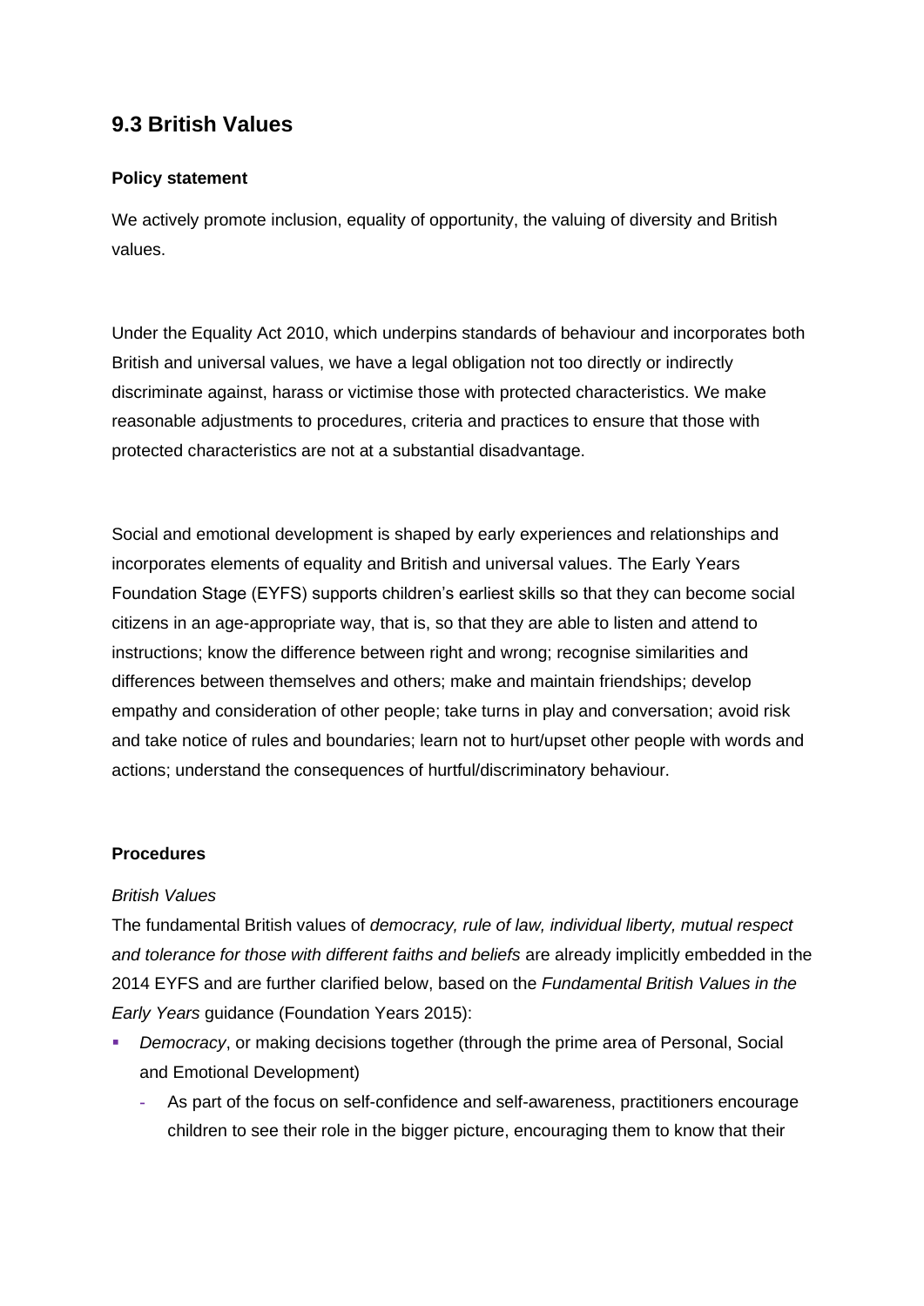## 9.3 British Values

**Policy statement**

We actively promote inclusion, equality of opportunity, the valuing of diversity and British values.

Under the Equality Act 2010, which underpins standards of behaviour and incorporates both British and universal values, we have a legal obligation not too directly or indirectly discriminate against, harass or victimise those with protected characteristics. We make reasonable adjustments to procedures, criteria and practices to ensure that those with protected characteristics are not at a substantial disadvantage.

Social and emotional development is shaped by early experiences and relationships and incorporates elements of equality and British and universal values. The Early Years Foundation Stage (EYFS) supports children's earliest skills so that they can become social citizens in an age-appropriate way, that is, so that they are able to listen and attend to instructions; know the difference between right and wrong; recognise similarities and differences between themselves and others; make and maintain friendships; develop empathy and consideration of other people; take turns in play and conversation; avoid risk and take notice of rules and boundaries; learn not to hurt/upset other people with words and actions; understand the consequences of hurtful/discriminatory behaviour.

**Procedures**

*British Values*

The fundamental British values of *democracy, rule of law, individual liberty, mutual respect and tolerance for those with different faiths and beliefs* are already implicitly embedded in the 2014 EYFS and are further clarified below, based on the *Fundamental British Values in the Early Years* guidance (Foundation Years 2015):

- *Democracy*, or making decisions together (through the prime area of Personal, Social and Emotional Development)
  - As part of the focus on self-confidence and self-awareness, practitioners encourage children to see their role in the bigger picture, encouraging them to know that their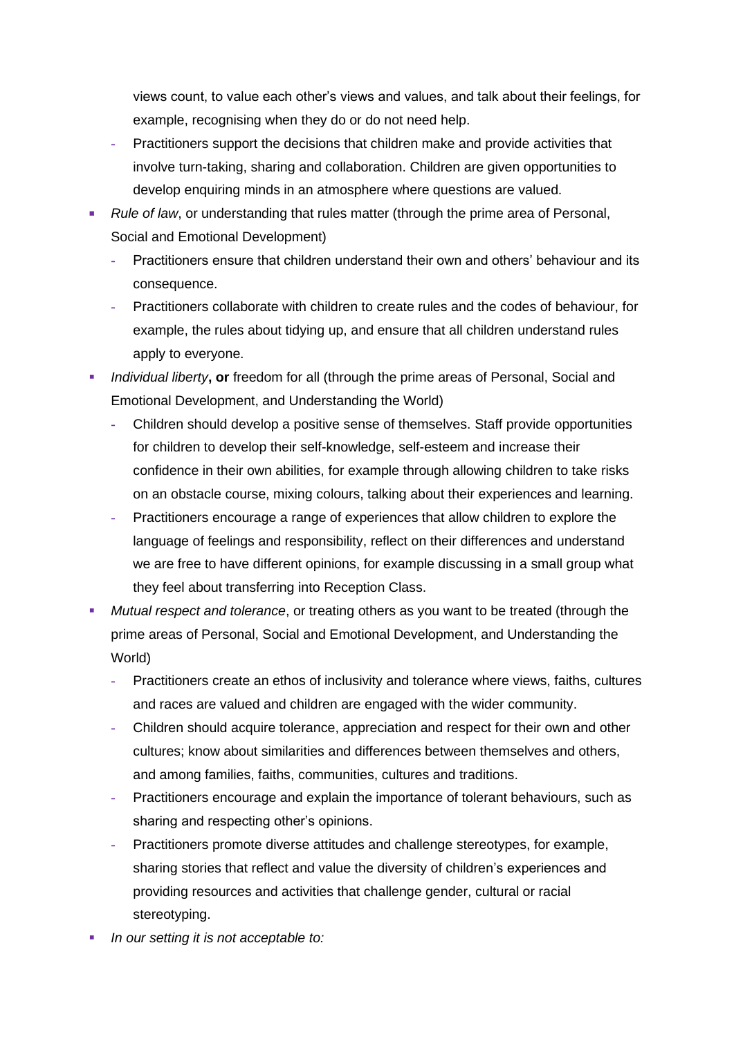views count, to value each other's views and values, and talk about their feelings, for example, recognising when they do or do not need help.
  - Practitioners support the decisions that children make and provide activities that involve turn-taking, sharing and collaboration. Children are given opportunities to develop enquiring minds in an atmosphere where questions are valued.
- *Rule of law*, or understanding that rules matter (through the prime area of Personal, Social and Emotional Development)
  - Practitioners ensure that children understand their own and others' behaviour and its consequence.
  - Practitioners collaborate with children to create rules and the codes of behaviour, for example, the rules about tidying up, and ensure that all children understand rules apply to everyone.
- *Individual liberty*, **or** freedom for all (through the prime areas of Personal, Social and Emotional Development, and Understanding the World)
  - Children should develop a positive sense of themselves. Staff provide opportunities for children to develop their self-knowledge, self-esteem and increase their confidence in their own abilities, for example through allowing children to take risks on an obstacle course, mixing colours, talking about their experiences and learning.
  - Practitioners encourage a range of experiences that allow children to explore the language of feelings and responsibility, reflect on their differences and understand we are free to have different opinions, for example discussing in a small group what they feel about transferring into Reception Class.
- *Mutual respect and tolerance*, or treating others as you want to be treated (through the prime areas of Personal, Social and Emotional Development, and Understanding the World)
  - Practitioners create an ethos of inclusivity and tolerance where views, faiths, cultures and races are valued and children are engaged with the wider community.
  - Children should acquire tolerance, appreciation and respect for their own and other cultures; know about similarities and differences between themselves and others, and among families, faiths, communities, cultures and traditions.
  - Practitioners encourage and explain the importance of tolerant behaviours, such as sharing and respecting other's opinions.
  - Practitioners promote diverse attitudes and challenge stereotypes, for example, sharing stories that reflect and value the diversity of children's experiences and providing resources and activities that challenge gender, cultural or racial stereotyping.
- *In our setting it is not acceptable to:*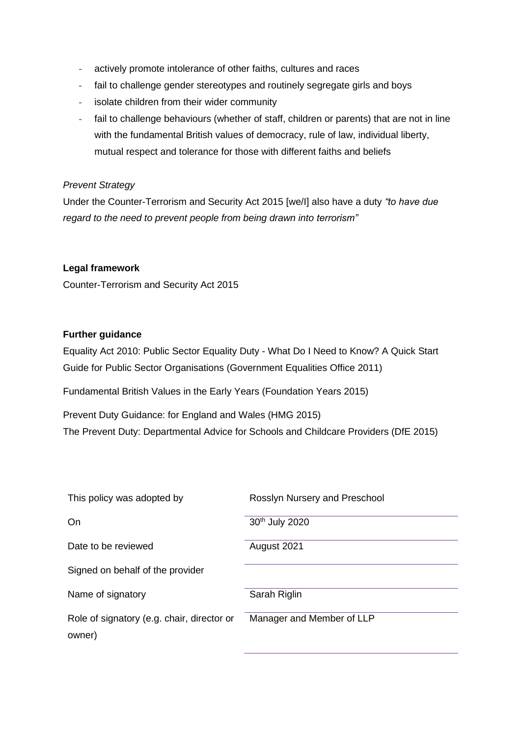- actively promote intolerance of other faiths, cultures and races
- fail to challenge gender stereotypes and routinely segregate girls and boys
- isolate children from their wider community
- fail to challenge behaviours (whether of staff, children or parents) that are not in line with the fundamental British values of democracy, rule of law, individual liberty, mutual respect and tolerance for those with different faiths and beliefs

*Prevent Strategy*

Under the Counter-Terrorism and Security Act 2015 [we/I] also have a duty *"to have due regard to the need to prevent people from being drawn into terrorism"*

**Legal framework**

Counter-Terrorism and Security Act 2015

**Further guidance**

Equality Act 2010: Public Sector Equality Duty - What Do I Need to Know? A Quick Start Guide for Public Sector Organisations (Government Equalities Office 2011)

Fundamental British Values in the Early Years (Foundation Years 2015)

Prevent Duty Guidance: for England and Wales (HMG 2015)

The Prevent Duty: Departmental Advice for Schools and Childcare Providers (DfE 2015)

| | |
|---|---|
| This policy was adopted by | Rosslyn Nursery and Preschool |
| On | 30th July 2020 |
| Date to be reviewed | August 2021 |
| Signed on behalf of the provider | |
| Name of signatory | Sarah Riglin |
| Role of signatory (e.g. chair, director or owner) | Manager and Member of LLP |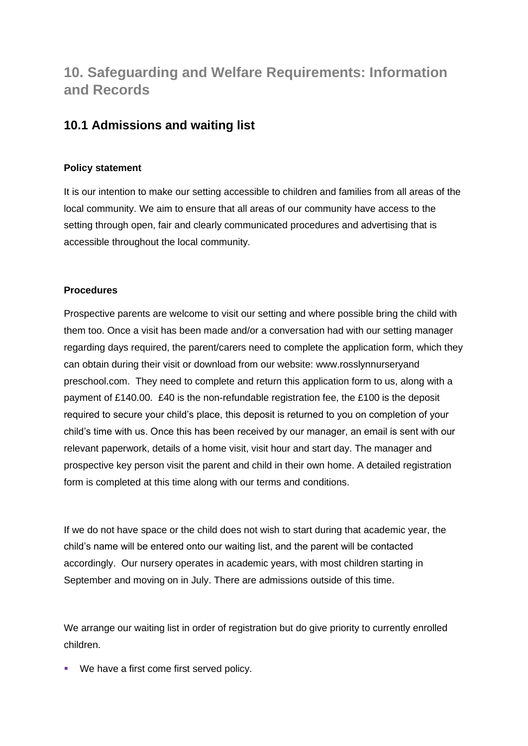## 10. Safeguarding and Welfare Requirements: Information and Records

### 10.1 Admissions and waiting list

**Policy statement**

It is our intention to make our setting accessible to children and families from all areas of the local community. We aim to ensure that all areas of our community have access to the setting through open, fair and clearly communicated procedures and advertising that is accessible throughout the local community.

**Procedures**

Prospective parents are welcome to visit our setting and where possible bring the child with them too. Once a visit has been made and/or a conversation had with our setting manager regarding days required, the parent/carers need to complete the application form, which they can obtain during their visit or download from our website: www.rosslynnurseryand preschool.com. They need to complete and return this application form to us, along with a payment of £140.00. £40 is the non-refundable registration fee, the £100 is the deposit required to secure your child's place, this deposit is returned to you on completion of your child's time with us. Once this has been received by our manager, an email is sent with our relevant paperwork, details of a home visit, visit hour and start day. The manager and prospective key person visit the parent and child in their own home. A detailed registration form is completed at this time along with our terms and conditions.

If we do not have space or the child does not wish to start during that academic year, the child's name will be entered onto our waiting list, and the parent will be contacted accordingly. Our nursery operates in academic years, with most children starting in September and moving on in July. There are admissions outside of this time.

We arrange our waiting list in order of registration but do give priority to currently enrolled children.

- We have a first come first served policy.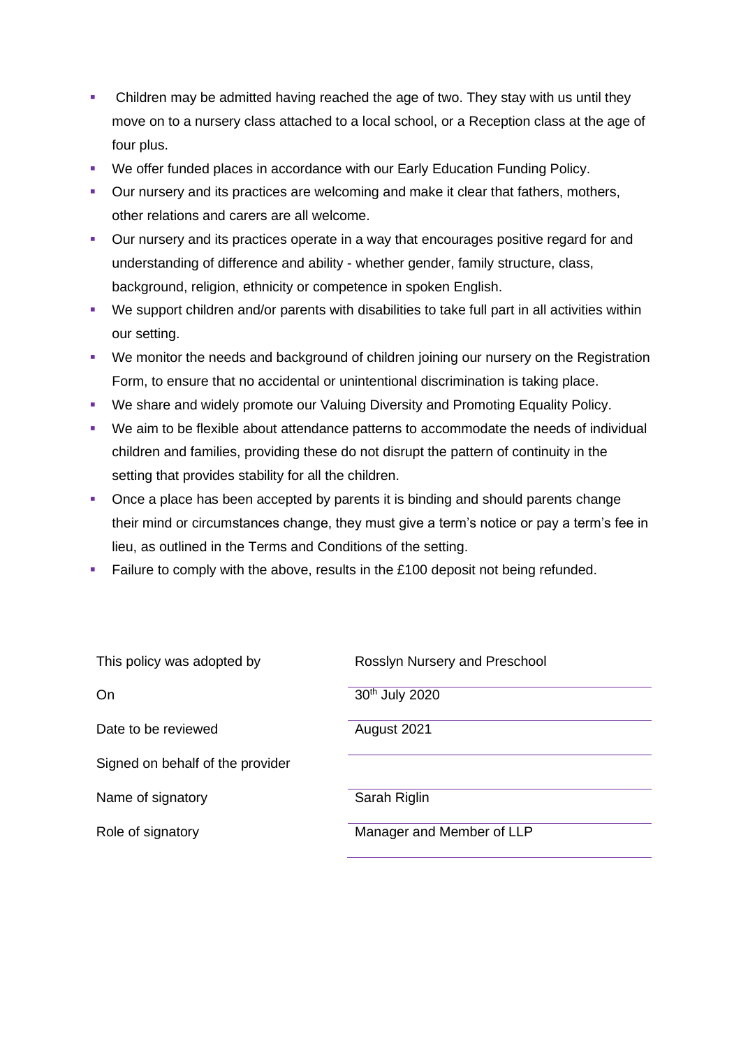- Children may be admitted having reached the age of two. They stay with us until they move on to a nursery class attached to a local school, or a Reception class at the age of four plus.
- We offer funded places in accordance with our Early Education Funding Policy.
- Our nursery and its practices are welcoming and make it clear that fathers, mothers, other relations and carers are all welcome.
- Our nursery and its practices operate in a way that encourages positive regard for and understanding of difference and ability - whether gender, family structure, class, background, religion, ethnicity or competence in spoken English.
- We support children and/or parents with disabilities to take full part in all activities within our setting.
- We monitor the needs and background of children joining our nursery on the Registration Form, to ensure that no accidental or unintentional discrimination is taking place.
- We share and widely promote our Valuing Diversity and Promoting Equality Policy.
- We aim to be flexible about attendance patterns to accommodate the needs of individual children and families, providing these do not disrupt the pattern of continuity in the setting that provides stability for all the children.
- Once a place has been accepted by parents it is binding and should parents change their mind or circumstances change, they must give a term's notice or pay a term's fee in lieu, as outlined in the Terms and Conditions of the setting.
- Failure to comply with the above, results in the £100 deposit not being refunded.

| | |
|---|---|
| This policy was adopted by | Rosslyn Nursery and Preschool |
| On | 30th July 2020 |
| Date to be reviewed | August 2021 |
| Signed on behalf of the provider | |
| Name of signatory | Sarah Riglin |
| Role of signatory | Manager and Member of LLP |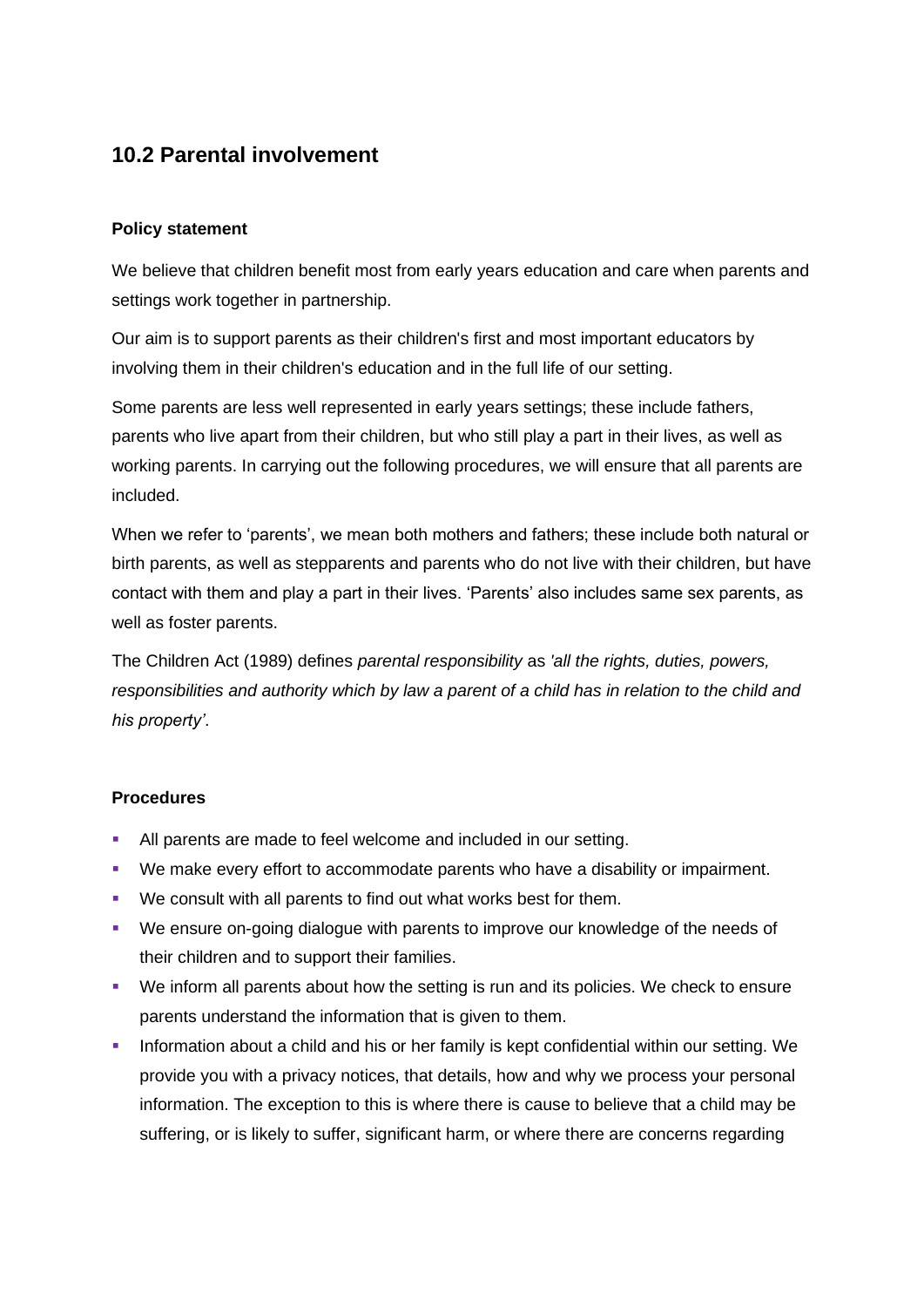## 10.2 Parental involvement

**Policy statement**

We believe that children benefit most from early years education and care when parents and settings work together in partnership.

Our aim is to support parents as their children's first and most important educators by involving them in their children's education and in the full life of our setting.

Some parents are less well represented in early years settings; these include fathers, parents who live apart from their children, but who still play a part in their lives, as well as working parents. In carrying out the following procedures, we will ensure that all parents are included.

When we refer to 'parents', we mean both mothers and fathers; these include both natural or birth parents, as well as stepparents and parents who do not live with their children, but have contact with them and play a part in their lives. 'Parents' also includes same sex parents, as well as foster parents.

The Children Act (1989) defines *parental responsibility* as *'all the rights, duties, powers, responsibilities and authority which by law a parent of a child has in relation to the child and his property'*.

**Procedures**

- All parents are made to feel welcome and included in our setting.
- We make every effort to accommodate parents who have a disability or impairment.
- We consult with all parents to find out what works best for them.
- We ensure on-going dialogue with parents to improve our knowledge of the needs of their children and to support their families.
- We inform all parents about how the setting is run and its policies. We check to ensure parents understand the information that is given to them.
- Information about a child and his or her family is kept confidential within our setting. We provide you with a privacy notices, that details, how and why we process your personal information. The exception to this is where there is cause to believe that a child may be suffering, or is likely to suffer, significant harm, or where there are concerns regarding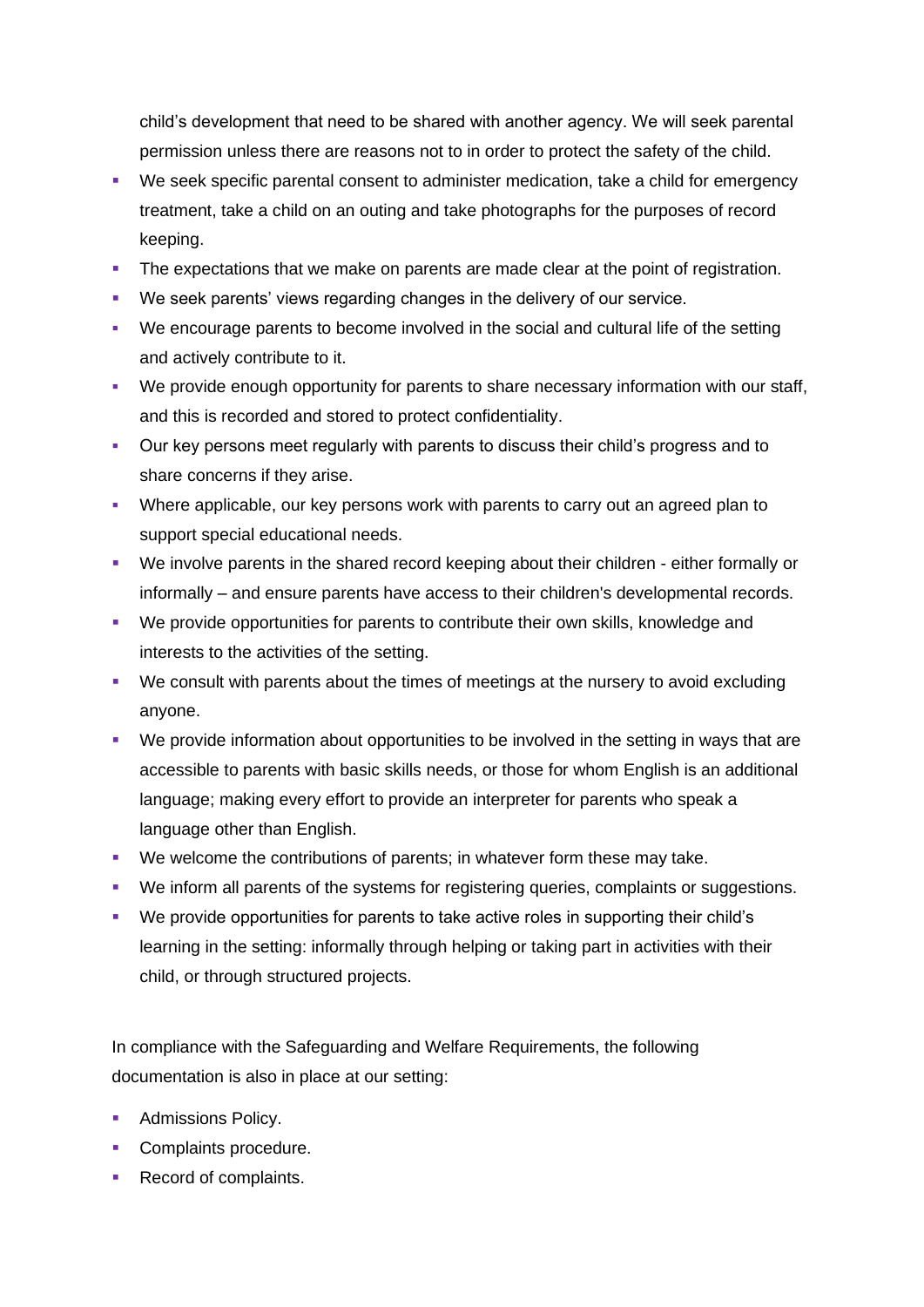child's development that need to be shared with another agency. We will seek parental permission unless there are reasons not to in order to protect the safety of the child.

- We seek specific parental consent to administer medication, take a child for emergency treatment, take a child on an outing and take photographs for the purposes of record keeping.
- The expectations that we make on parents are made clear at the point of registration.
- We seek parents' views regarding changes in the delivery of our service.
- We encourage parents to become involved in the social and cultural life of the setting and actively contribute to it.
- We provide enough opportunity for parents to share necessary information with our staff, and this is recorded and stored to protect confidentiality.
- Our key persons meet regularly with parents to discuss their child's progress and to share concerns if they arise.
- Where applicable, our key persons work with parents to carry out an agreed plan to support special educational needs.
- We involve parents in the shared record keeping about their children - either formally or informally – and ensure parents have access to their children's developmental records.
- We provide opportunities for parents to contribute their own skills, knowledge and interests to the activities of the setting.
- We consult with parents about the times of meetings at the nursery to avoid excluding anyone.
- We provide information about opportunities to be involved in the setting in ways that are accessible to parents with basic skills needs, or those for whom English is an additional language; making every effort to provide an interpreter for parents who speak a language other than English.
- We welcome the contributions of parents; in whatever form these may take.
- We inform all parents of the systems for registering queries, complaints or suggestions.
- We provide opportunities for parents to take active roles in supporting their child's learning in the setting: informally through helping or taking part in activities with their child, or through structured projects.

In compliance with the Safeguarding and Welfare Requirements, the following documentation is also in place at our setting:

- Admissions Policy.
- Complaints procedure.
- Record of complaints.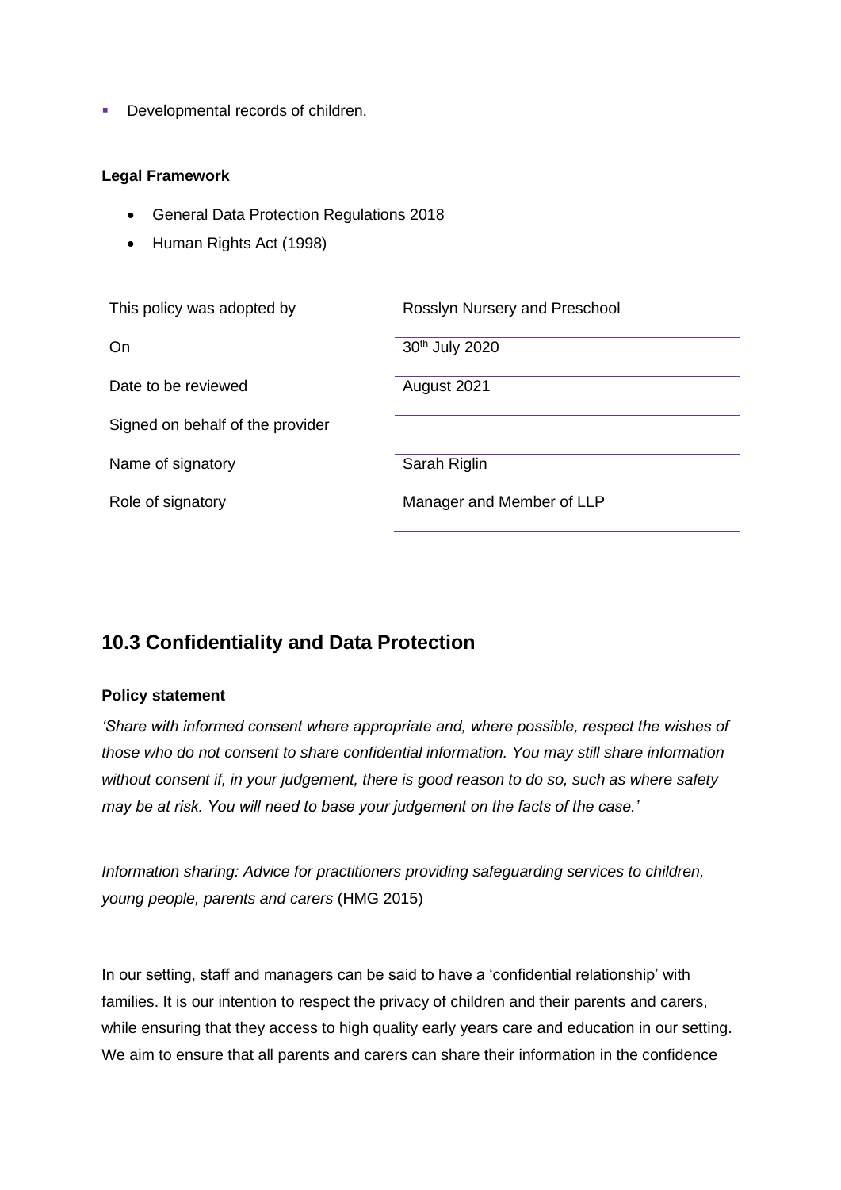- Developmental records of children.

**Legal Framework**

- General Data Protection Regulations 2018
- Human Rights Act (1998)

| | |
|---|---|
| This policy was adopted by | Rosslyn Nursery and Preschool |
| On | 30th July 2020 |
| Date to be reviewed | August 2021 |
| Signed on behalf of the provider | |
| Name of signatory | Sarah Riglin |
| Role of signatory | Manager and Member of LLP |

## 10.3 Confidentiality and Data Protection

**Policy statement**

*'Share with informed consent where appropriate and, where possible, respect the wishes of those who do not consent to share confidential information. You may still share information without consent if, in your judgement, there is good reason to do so, such as where safety may be at risk. You will need to base your judgement on the facts of the case.'*

*Information sharing: Advice for practitioners providing safeguarding services to children, young people, parents and carers* (HMG 2015)

In our setting, staff and managers can be said to have a 'confidential relationship' with families. It is our intention to respect the privacy of children and their parents and carers, while ensuring that they access to high quality early years care and education in our setting. We aim to ensure that all parents and carers can share their information in the confidence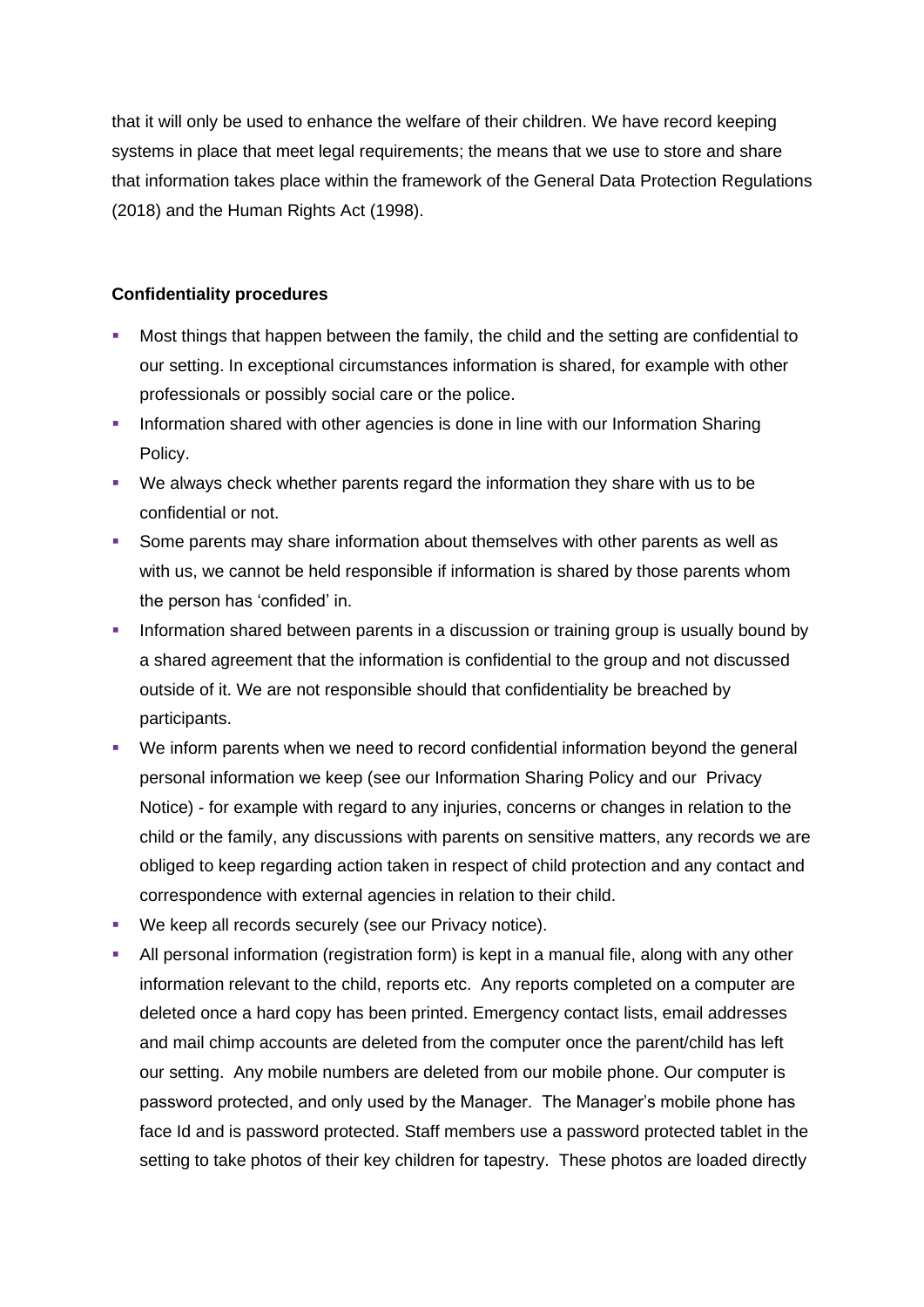that it will only be used to enhance the welfare of their children. We have record keeping systems in place that meet legal requirements; the means that we use to store and share that information takes place within the framework of the General Data Protection Regulations (2018) and the Human Rights Act (1998).

**Confidentiality procedures**

- Most things that happen between the family, the child and the setting are confidential to our setting. In exceptional circumstances information is shared, for example with other professionals or possibly social care or the police.
- Information shared with other agencies is done in line with our Information Sharing Policy.
- We always check whether parents regard the information they share with us to be confidential or not.
- Some parents may share information about themselves with other parents as well as with us, we cannot be held responsible if information is shared by those parents whom the person has 'confided' in.
- Information shared between parents in a discussion or training group is usually bound by a shared agreement that the information is confidential to the group and not discussed outside of it. We are not responsible should that confidentiality be breached by participants.
- We inform parents when we need to record confidential information beyond the general personal information we keep (see our Information Sharing Policy and our Privacy Notice) - for example with regard to any injuries, concerns or changes in relation to the child or the family, any discussions with parents on sensitive matters, any records we are obliged to keep regarding action taken in respect of child protection and any contact and correspondence with external agencies in relation to their child.
- We keep all records securely (see our Privacy notice).
- All personal information (registration form) is kept in a manual file, along with any other information relevant to the child, reports etc. Any reports completed on a computer are deleted once a hard copy has been printed. Emergency contact lists, email addresses and mail chimp accounts are deleted from the computer once the parent/child has left our setting. Any mobile numbers are deleted from our mobile phone. Our computer is password protected, and only used by the Manager. The Manager's mobile phone has face Id and is password protected. Staff members use a password protected tablet in the setting to take photos of their key children for tapestry. These photos are loaded directly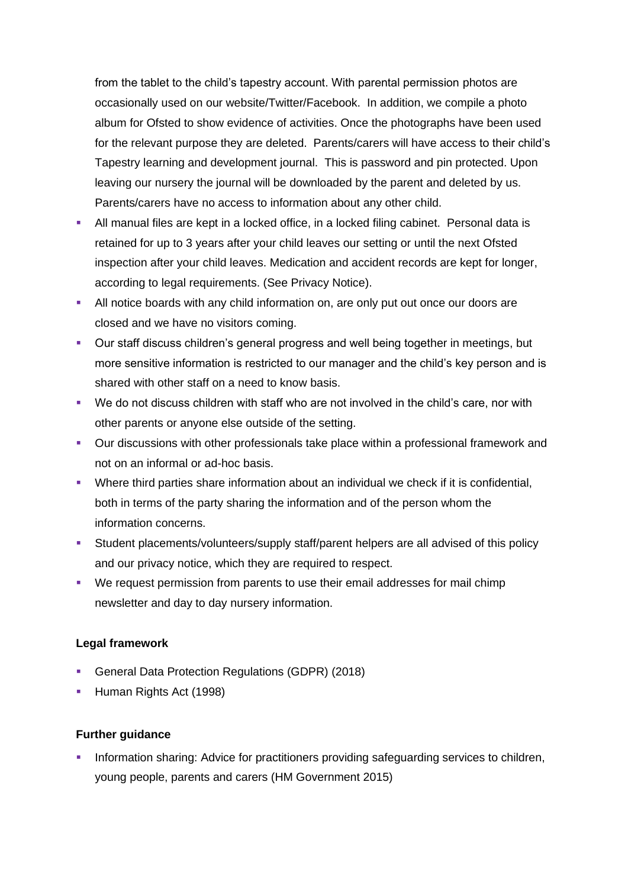from the tablet to the child's tapestry account. With parental permission photos are occasionally used on our website/Twitter/Facebook. In addition, we compile a photo album for Ofsted to show evidence of activities. Once the photographs have been used for the relevant purpose they are deleted. Parents/carers will have access to their child's Tapestry learning and development journal. This is password and pin protected. Upon leaving our nursery the journal will be downloaded by the parent and deleted by us. Parents/carers have no access to information about any other child.

- All manual files are kept in a locked office, in a locked filing cabinet. Personal data is retained for up to 3 years after your child leaves our setting or until the next Ofsted inspection after your child leaves. Medication and accident records are kept for longer, according to legal requirements. (See Privacy Notice).
- All notice boards with any child information on, are only put out once our doors are closed and we have no visitors coming.
- Our staff discuss children's general progress and well being together in meetings, but more sensitive information is restricted to our manager and the child's key person and is shared with other staff on a need to know basis.
- We do not discuss children with staff who are not involved in the child's care, nor with other parents or anyone else outside of the setting.
- Our discussions with other professionals take place within a professional framework and not on an informal or ad-hoc basis.
- Where third parties share information about an individual we check if it is confidential, both in terms of the party sharing the information and of the person whom the information concerns.
- Student placements/volunteers/supply staff/parent helpers are all advised of this policy and our privacy notice, which they are required to respect.
- We request permission from parents to use their email addresses for mail chimp newsletter and day to day nursery information.

**Legal framework**

- General Data Protection Regulations (GDPR) (2018)
- Human Rights Act (1998)

**Further guidance**

- Information sharing: Advice for practitioners providing safeguarding services to children, young people, parents and carers (HM Government 2015)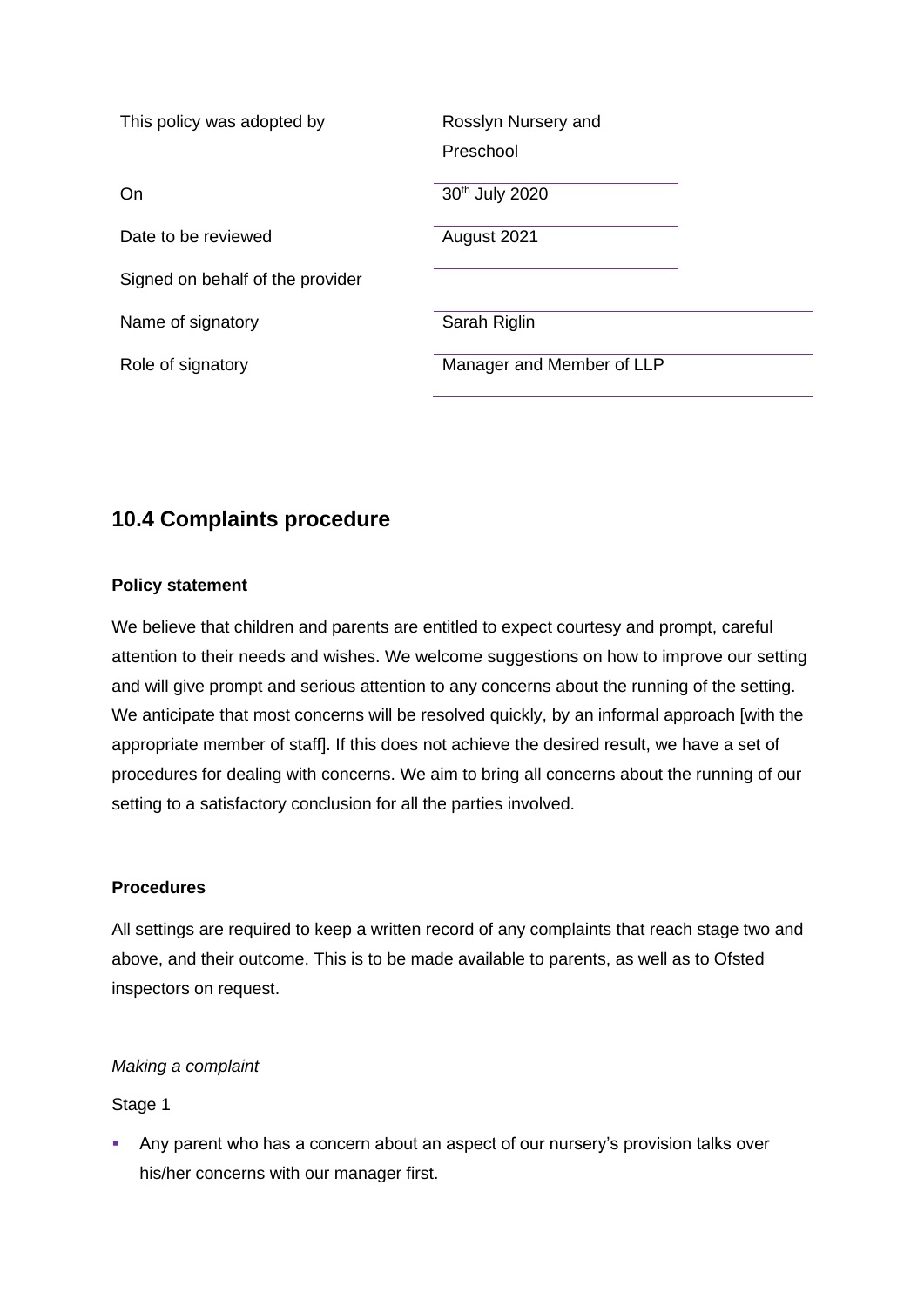| This policy was adopted by | Rosslyn Nursery and Preschool |
| --- | --- |
| On | 30th July 2020 |
| Date to be reviewed | August 2021 |
| Signed on behalf of the provider | |
| Name of signatory | Sarah Riglin |
| Role of signatory | Manager and Member of LLP |

## 10.4 Complaints procedure

**Policy statement**

We believe that children and parents are entitled to expect courtesy and prompt, careful attention to their needs and wishes. We welcome suggestions on how to improve our setting and will give prompt and serious attention to any concerns about the running of the setting. We anticipate that most concerns will be resolved quickly, by an informal approach [with the appropriate member of staff]. If this does not achieve the desired result, we have a set of procedures for dealing with concerns. We aim to bring all concerns about the running of our setting to a satisfactory conclusion for all the parties involved.

**Procedures**

All settings are required to keep a written record of any complaints that reach stage two and above, and their outcome. This is to be made available to parents, as well as to Ofsted inspectors on request.

*Making a complaint*

Stage 1

- Any parent who has a concern about an aspect of our nursery's provision talks over his/her concerns with our manager first.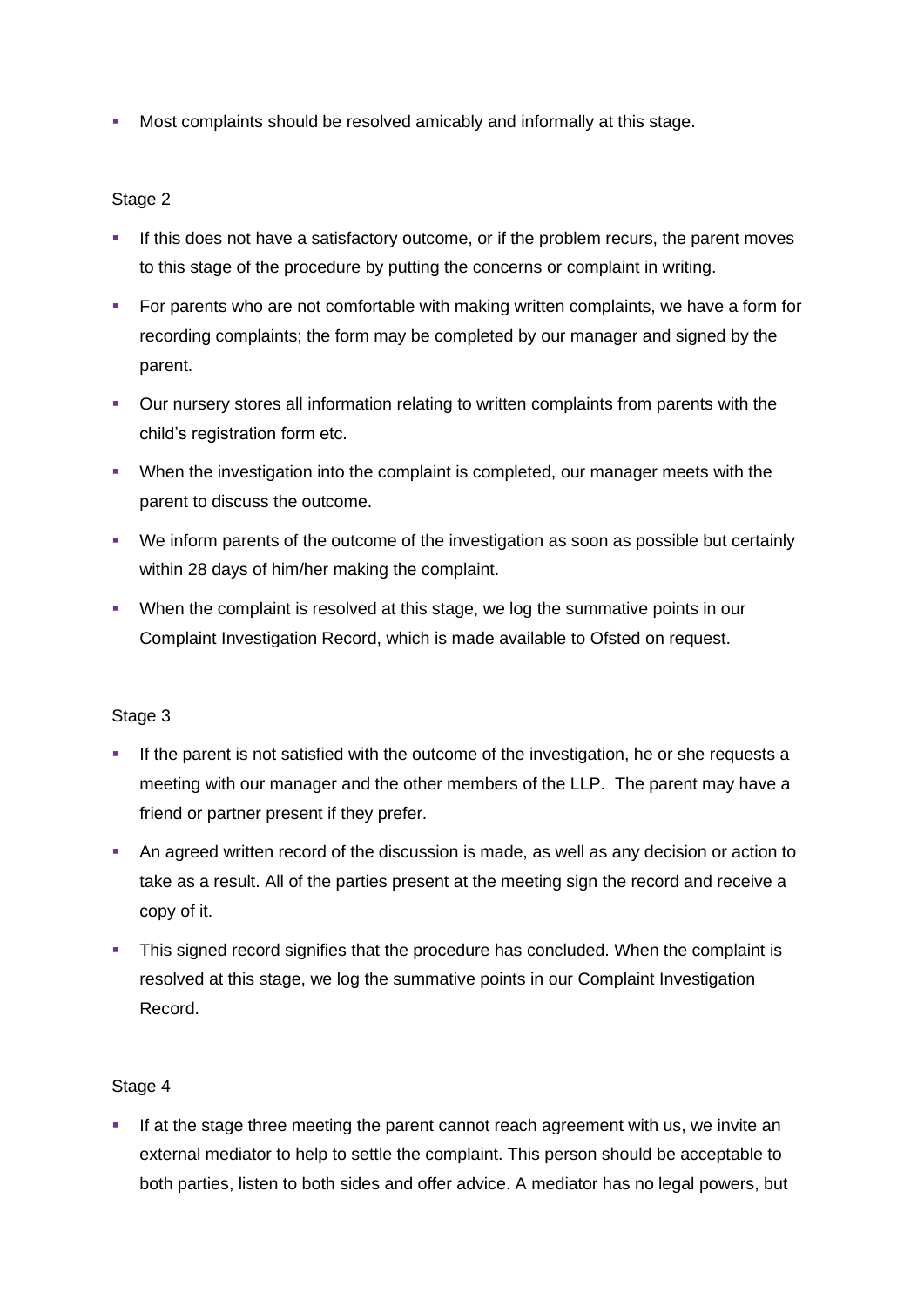- Most complaints should be resolved amicably and informally at this stage.

Stage 2

- If this does not have a satisfactory outcome, or if the problem recurs, the parent moves to this stage of the procedure by putting the concerns or complaint in writing.
- For parents who are not comfortable with making written complaints, we have a form for recording complaints; the form may be completed by our manager and signed by the parent.
- Our nursery stores all information relating to written complaints from parents with the child's registration form etc.
- When the investigation into the complaint is completed, our manager meets with the parent to discuss the outcome.
- We inform parents of the outcome of the investigation as soon as possible but certainly within 28 days of him/her making the complaint.
- When the complaint is resolved at this stage, we log the summative points in our Complaint Investigation Record, which is made available to Ofsted on request.

Stage 3

- If the parent is not satisfied with the outcome of the investigation, he or she requests a meeting with our manager and the other members of the LLP. The parent may have a friend or partner present if they prefer.
- An agreed written record of the discussion is made, as well as any decision or action to take as a result. All of the parties present at the meeting sign the record and receive a copy of it.
- This signed record signifies that the procedure has concluded. When the complaint is resolved at this stage, we log the summative points in our Complaint Investigation Record.

Stage 4

- If at the stage three meeting the parent cannot reach agreement with us, we invite an external mediator to help to settle the complaint. This person should be acceptable to both parties, listen to both sides and offer advice. A mediator has no legal powers, but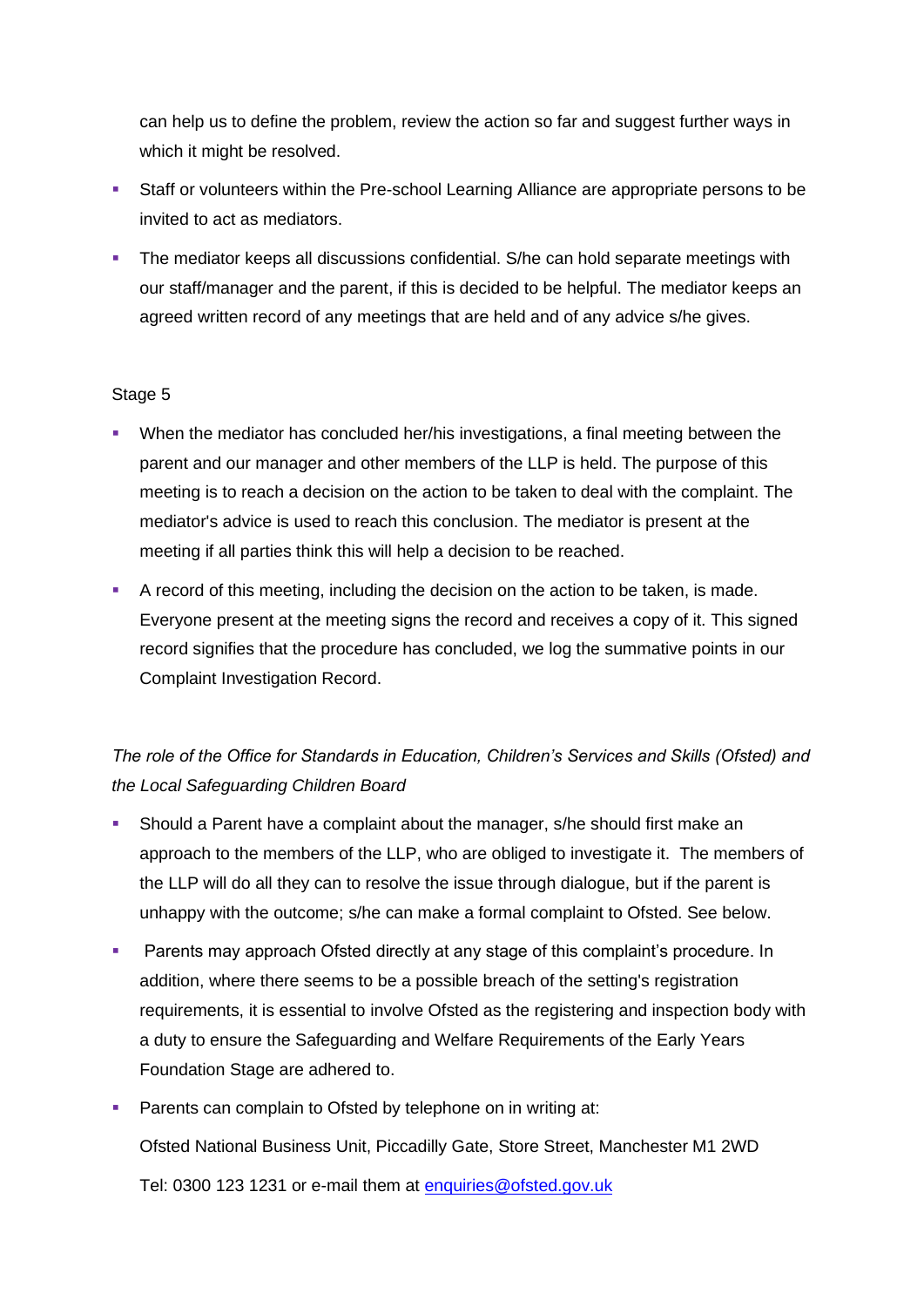can help us to define the problem, review the action so far and suggest further ways in which it might be resolved.

- Staff or volunteers within the Pre-school Learning Alliance are appropriate persons to be invited to act as mediators.
- The mediator keeps all discussions confidential. S/he can hold separate meetings with our staff/manager and the parent, if this is decided to be helpful. The mediator keeps an agreed written record of any meetings that are held and of any advice s/he gives.

Stage 5

- When the mediator has concluded her/his investigations, a final meeting between the parent and our manager and other members of the LLP is held. The purpose of this meeting is to reach a decision on the action to be taken to deal with the complaint. The mediator's advice is used to reach this conclusion. The mediator is present at the meeting if all parties think this will help a decision to be reached.
- A record of this meeting, including the decision on the action to be taken, is made. Everyone present at the meeting signs the record and receives a copy of it. This signed record signifies that the procedure has concluded, we log the summative points in our Complaint Investigation Record.

*The role of the Office for Standards in Education, Children's Services and Skills (Ofsted) and the Local Safeguarding Children Board*

- Should a Parent have a complaint about the manager, s/he should first make an approach to the members of the LLP, who are obliged to investigate it. The members of the LLP will do all they can to resolve the issue through dialogue, but if the parent is unhappy with the outcome; s/he can make a formal complaint to Ofsted. See below.
- Parents may approach Ofsted directly at any stage of this complaint's procedure. In addition, where there seems to be a possible breach of the setting's registration requirements, it is essential to involve Ofsted as the registering and inspection body with a duty to ensure the Safeguarding and Welfare Requirements of the Early Years Foundation Stage are adhered to.
- Parents can complain to Ofsted by telephone on in writing at:

  Ofsted National Business Unit, Piccadilly Gate, Store Street, Manchester M1 2WD

  Tel: 0300 123 1231 or e-mail them at [enquiries@ofsted.gov.uk](mailto:enquiries@ofsted.gov.uk)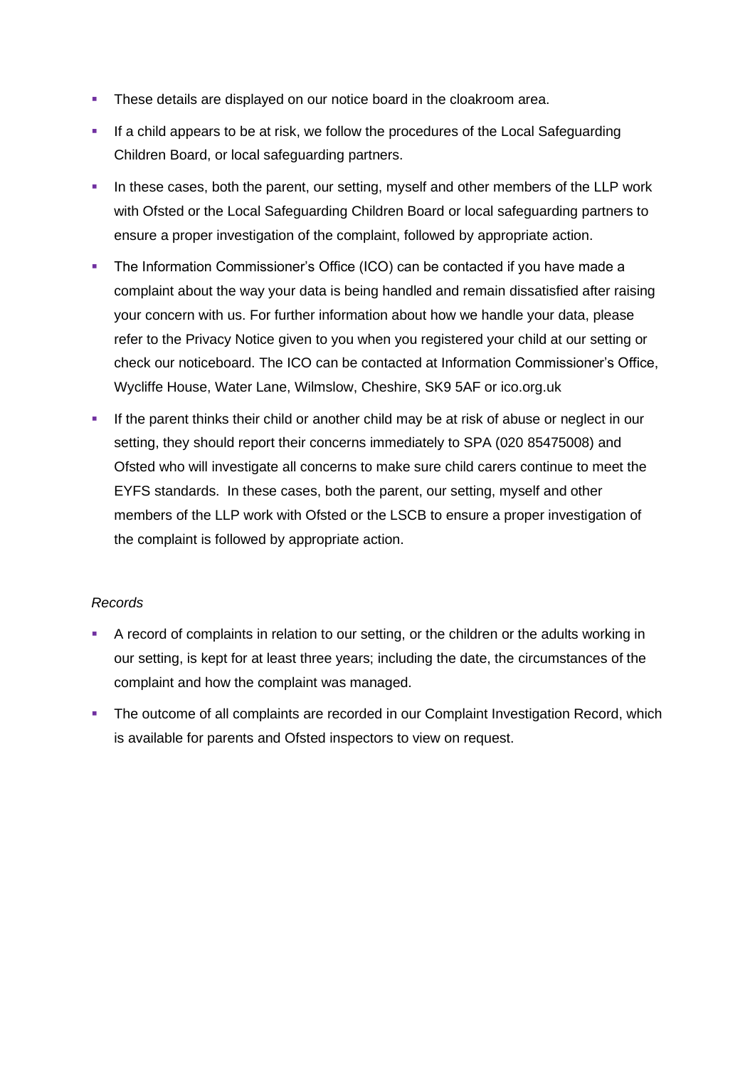- These details are displayed on our notice board in the cloakroom area.
- If a child appears to be at risk, we follow the procedures of the Local Safeguarding Children Board, or local safeguarding partners.
- In these cases, both the parent, our setting, myself and other members of the LLP work with Ofsted or the Local Safeguarding Children Board or local safeguarding partners to ensure a proper investigation of the complaint, followed by appropriate action.
- The Information Commissioner's Office (ICO) can be contacted if you have made a complaint about the way your data is being handled and remain dissatisfied after raising your concern with us. For further information about how we handle your data, please refer to the Privacy Notice given to you when you registered your child at our setting or check our noticeboard. The ICO can be contacted at Information Commissioner's Office, Wycliffe House, Water Lane, Wilmslow, Cheshire, SK9 5AF or ico.org.uk
- If the parent thinks their child or another child may be at risk of abuse or neglect in our setting, they should report their concerns immediately to SPA (020 85475008) and Ofsted who will investigate all concerns to make sure child carers continue to meet the EYFS standards. In these cases, both the parent, our setting, myself and other members of the LLP work with Ofsted or the LSCB to ensure a proper investigation of the complaint is followed by appropriate action.

*Records*

- A record of complaints in relation to our setting, or the children or the adults working in our setting, is kept for at least three years; including the date, the circumstances of the complaint and how the complaint was managed.
- The outcome of all complaints are recorded in our Complaint Investigation Record, which is available for parents and Ofsted inspectors to view on request.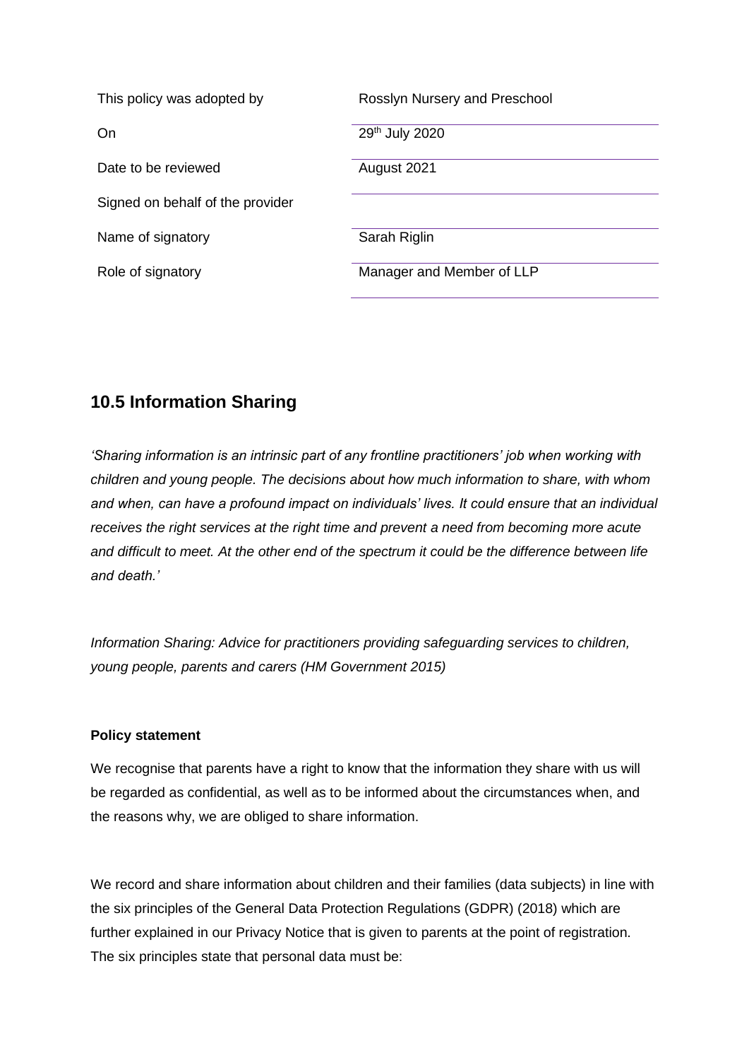| This policy was adopted by | Rosslyn Nursery and Preschool |
| --- | --- |
| On | 29th July 2020 |
| Date to be reviewed | August 2021 |
| Signed on behalf of the provider | |
| Name of signatory | Sarah Riglin |
| Role of signatory | Manager and Member of LLP |

## 10.5 Information Sharing

*'Sharing information is an intrinsic part of any frontline practitioners' job when working with children and young people. The decisions about how much information to share, with whom and when, can have a profound impact on individuals' lives. It could ensure that an individual receives the right services at the right time and prevent a need from becoming more acute and difficult to meet. At the other end of the spectrum it could be the difference between life and death.'*

*Information Sharing: Advice for practitioners providing safeguarding services to children, young people, parents and carers (HM Government 2015)*

**Policy statement**

We recognise that parents have a right to know that the information they share with us will be regarded as confidential, as well as to be informed about the circumstances when, and the reasons why, we are obliged to share information.

We record and share information about children and their families (data subjects) in line with the six principles of the General Data Protection Regulations (GDPR) (2018) which are further explained in our Privacy Notice that is given to parents at the point of registration. The six principles state that personal data must be: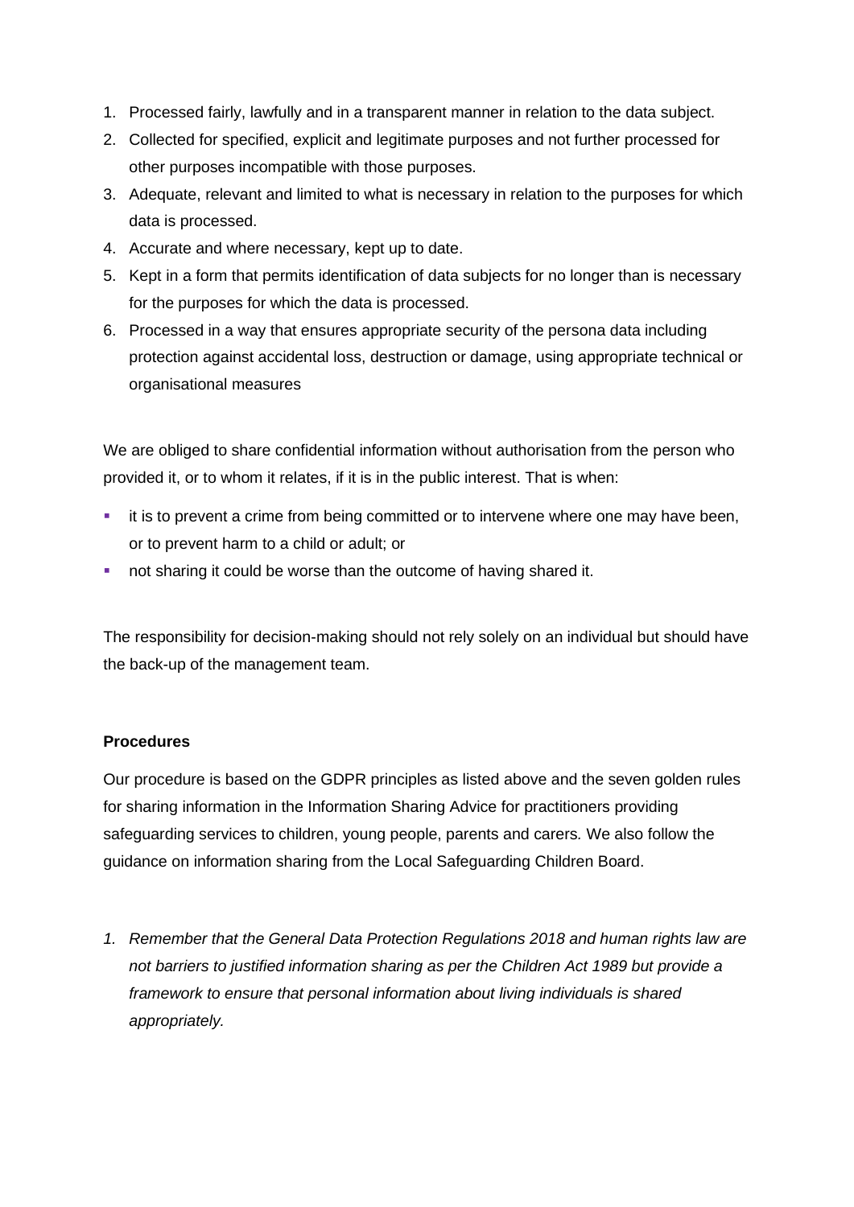1. Processed fairly, lawfully and in a transparent manner in relation to the data subject.
2. Collected for specified, explicit and legitimate purposes and not further processed for other purposes incompatible with those purposes.
3. Adequate, relevant and limited to what is necessary in relation to the purposes for which data is processed.
4. Accurate and where necessary, kept up to date.
5. Kept in a form that permits identification of data subjects for no longer than is necessary for the purposes for which the data is processed.
6. Processed in a way that ensures appropriate security of the persona data including protection against accidental loss, destruction or damage, using appropriate technical or organisational measures

We are obliged to share confidential information without authorisation from the person who provided it, or to whom it relates, if it is in the public interest. That is when:

- it is to prevent a crime from being committed or to intervene where one may have been, or to prevent harm to a child or adult; or
- not sharing it could be worse than the outcome of having shared it.

The responsibility for decision-making should not rely solely on an individual but should have the back-up of the management team.

**Procedures**

Our procedure is based on the GDPR principles as listed above and the seven golden rules for sharing information in the Information Sharing Advice for practitioners providing safeguarding services to children, young people, parents and carers. We also follow the guidance on information sharing from the Local Safeguarding Children Board.

1. *Remember that the General Data Protection Regulations 2018 and human rights law are not barriers to justified information sharing as per the Children Act 1989 but provide a framework to ensure that personal information about living individuals is shared appropriately.*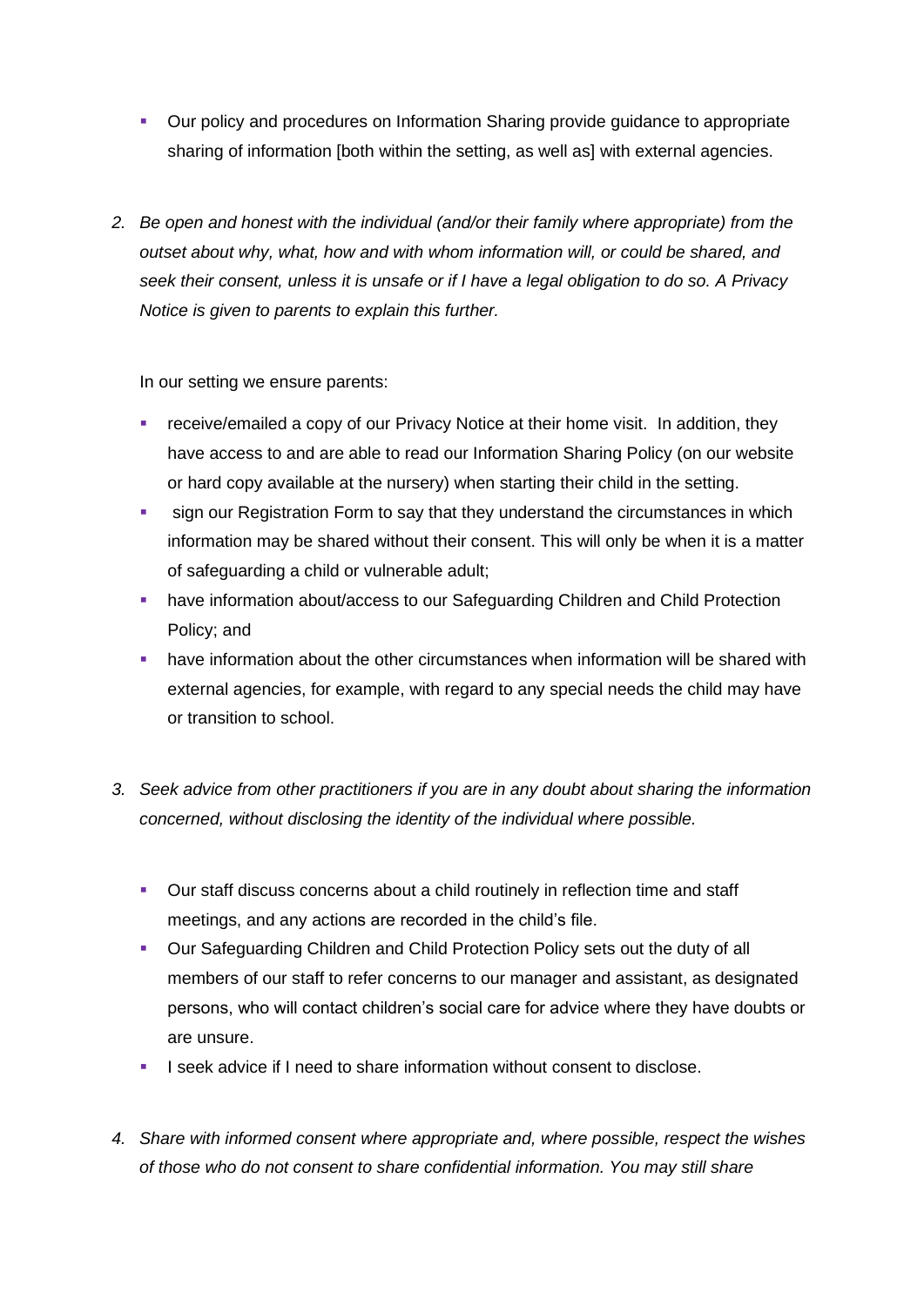- Our policy and procedures on Information Sharing provide guidance to appropriate sharing of information [both within the setting, as well as] with external agencies.

2. *Be open and honest with the individual (and/or their family where appropriate) from the outset about why, what, how and with whom information will, or could be shared, and seek their consent, unless it is unsafe or if I have a legal obligation to do so. A Privacy Notice is given to parents to explain this further.*

   In our setting we ensure parents:

   - receive/emailed a copy of our Privacy Notice at their home visit. In addition, they have access to and are able to read our Information Sharing Policy (on our website or hard copy available at the nursery) when starting their child in the setting.
   - sign our Registration Form to say that they understand the circumstances in which information may be shared without their consent. This will only be when it is a matter of safeguarding a child or vulnerable adult;
   - have information about/access to our Safeguarding Children and Child Protection Policy; and
   - have information about the other circumstances when information will be shared with external agencies, for example, with regard to any special needs the child may have or transition to school.

3. *Seek advice from other practitioners if you are in any doubt about sharing the information concerned, without disclosing the identity of the individual where possible.*

   - Our staff discuss concerns about a child routinely in reflection time and staff meetings, and any actions are recorded in the child's file.
   - Our Safeguarding Children and Child Protection Policy sets out the duty of all members of our staff to refer concerns to our manager and assistant, as designated persons, who will contact children's social care for advice where they have doubts or are unsure.
   - I seek advice if I need to share information without consent to disclose.

4. *Share with informed consent where appropriate and, where possible, respect the wishes of those who do not consent to share confidential information. You may still share*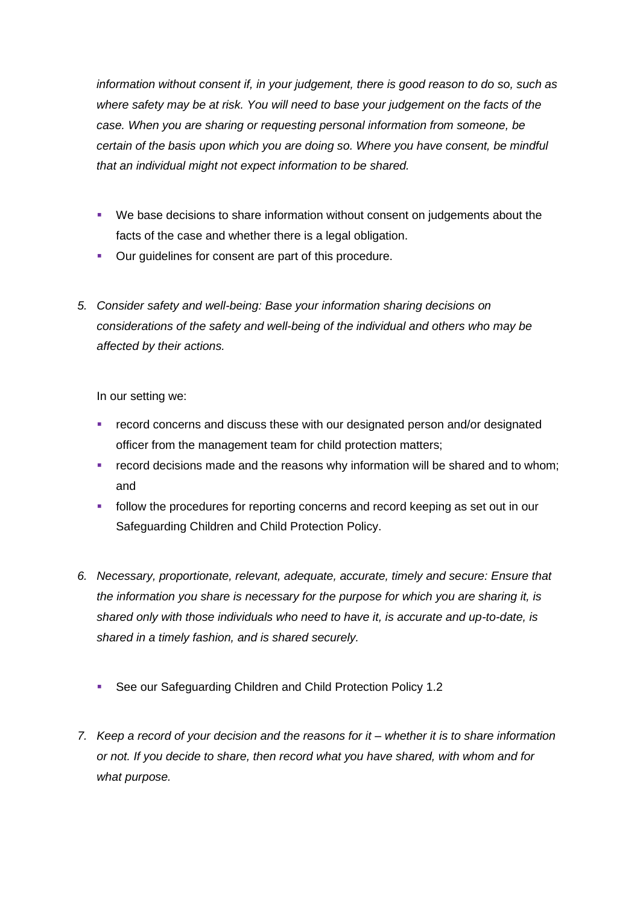*information without consent if, in your judgement, there is good reason to do so, such as where safety may be at risk. You will need to base your judgement on the facts of the case. When you are sharing or requesting personal information from someone, be certain of the basis upon which you are doing so. Where you have consent, be mindful that an individual might not expect information to be shared.*

- We base decisions to share information without consent on judgements about the facts of the case and whether there is a legal obligation.
- Our guidelines for consent are part of this procedure.

5. *Consider safety and well-being: Base your information sharing decisions on considerations of the safety and well-being of the individual and others who may be affected by their actions.*

   In our setting we:

   - record concerns and discuss these with our designated person and/or designated officer from the management team for child protection matters;
   - record decisions made and the reasons why information will be shared and to whom; and
   - follow the procedures for reporting concerns and record keeping as set out in our Safeguarding Children and Child Protection Policy.

6. *Necessary, proportionate, relevant, adequate, accurate, timely and secure: Ensure that the information you share is necessary for the purpose for which you are sharing it, is shared only with those individuals who need to have it, is accurate and up-to-date, is shared in a timely fashion, and is shared securely.*

   - See our Safeguarding Children and Child Protection Policy 1.2

7. *Keep a record of your decision and the reasons for it – whether it is to share information or not. If you decide to share, then record what you have shared, with whom and for what purpose.*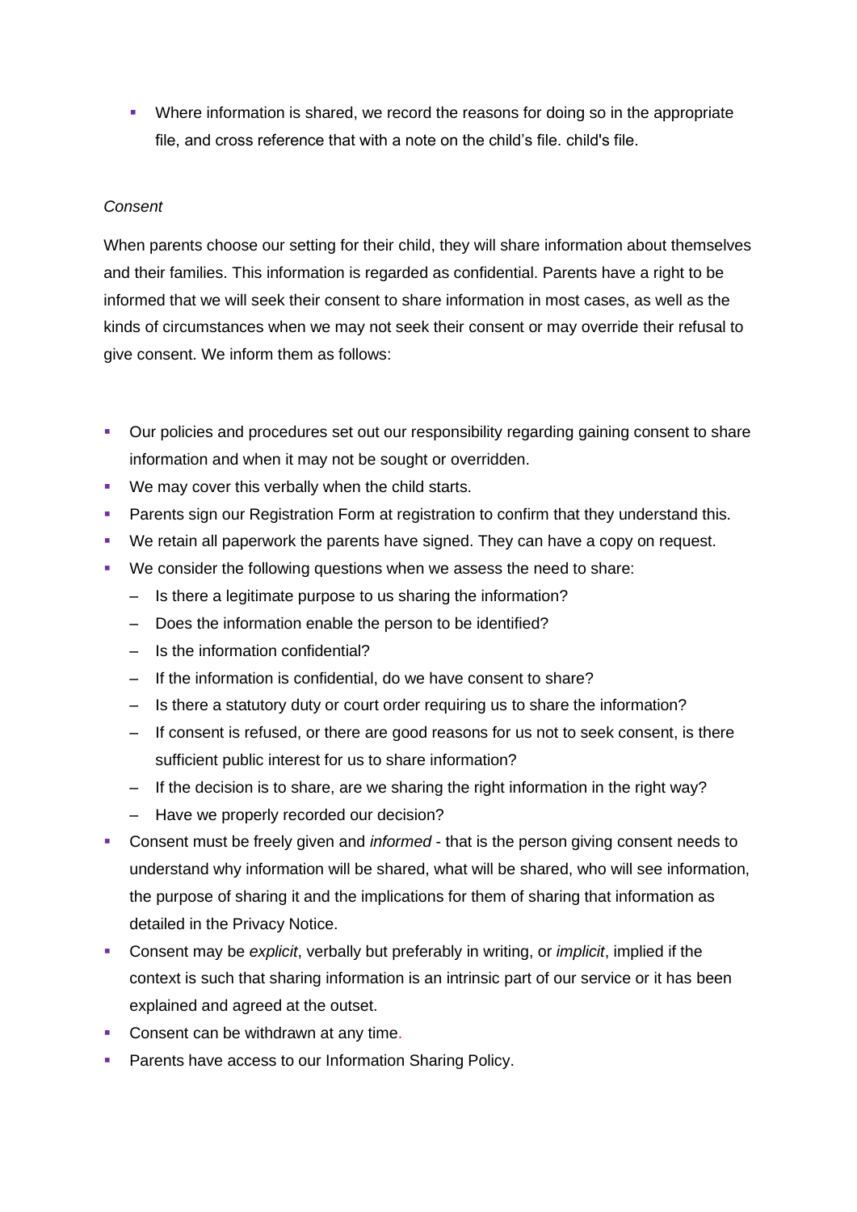- Where information is shared, we record the reasons for doing so in the appropriate file, and cross reference that with a note on the child's file. child's file.

*Consent*

When parents choose our setting for their child, they will share information about themselves and their families. This information is regarded as confidential. Parents have a right to be informed that we will seek their consent to share information in most cases, as well as the kinds of circumstances when we may not seek their consent or may override their refusal to give consent. We inform them as follows:

- Our policies and procedures set out our responsibility regarding gaining consent to share information and when it may not be sought or overridden.
- We may cover this verbally when the child starts.
- Parents sign our Registration Form at registration to confirm that they understand this.
- We retain all paperwork the parents have signed. They can have a copy on request.
- We consider the following questions when we assess the need to share:
  - Is there a legitimate purpose to us sharing the information?
  - Does the information enable the person to be identified?
  - Is the information confidential?
  - If the information is confidential, do we have consent to share?
  - Is there a statutory duty or court order requiring us to share the information?
  - If consent is refused, or there are good reasons for us not to seek consent, is there sufficient public interest for us to share information?
  - If the decision is to share, are we sharing the right information in the right way?
  - Have we properly recorded our decision?
- Consent must be freely given and *informed* - that is the person giving consent needs to understand why information will be shared, what will be shared, who will see information, the purpose of sharing it and the implications for them of sharing that information as detailed in the Privacy Notice.
- Consent may be *explicit*, verbally but preferably in writing, or *implicit*, implied if the context is such that sharing information is an intrinsic part of our service or it has been explained and agreed at the outset.
- Consent can be withdrawn at any time.
- Parents have access to our Information Sharing Policy.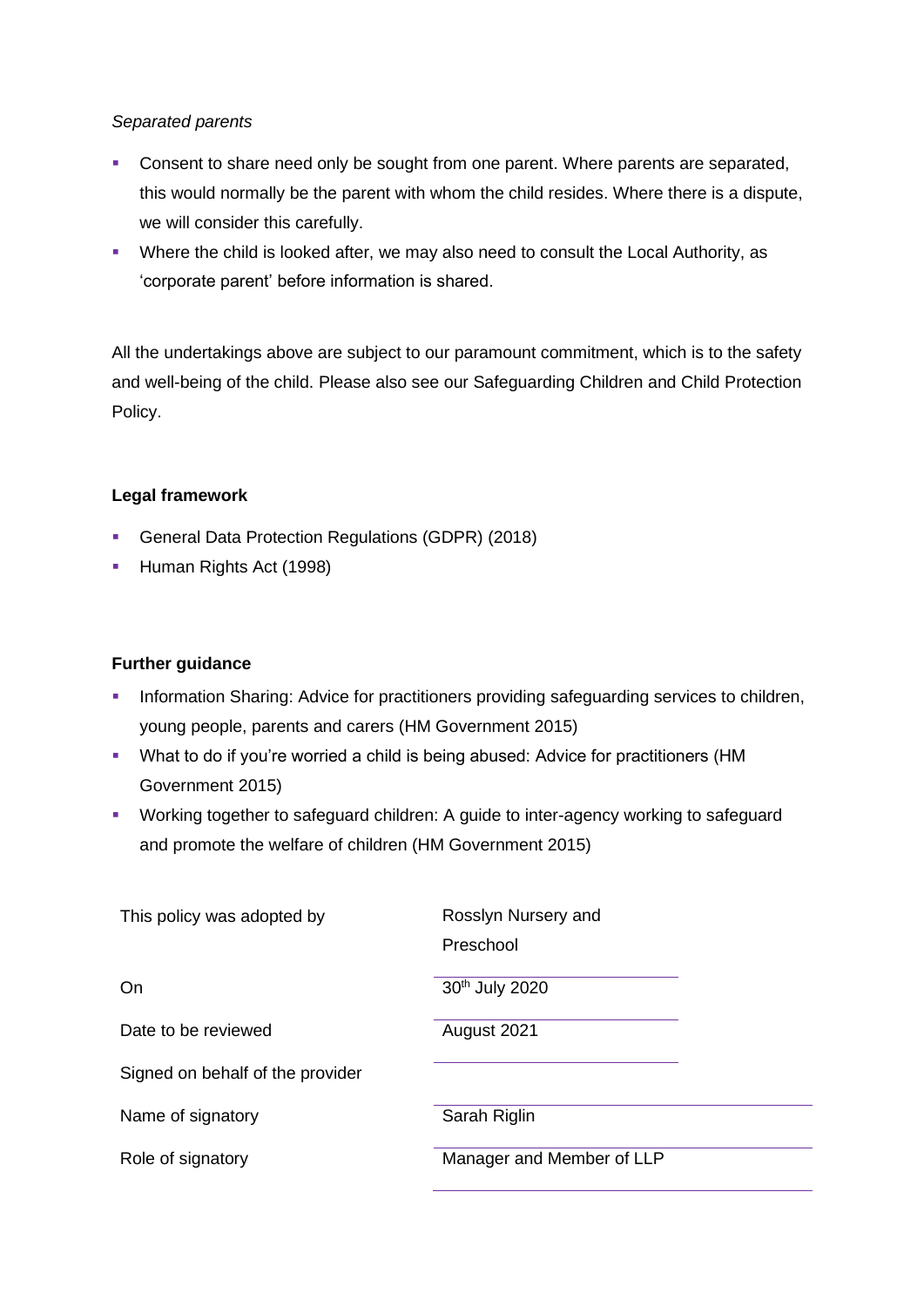*Separated parents*

- Consent to share need only be sought from one parent. Where parents are separated, this would normally be the parent with whom the child resides. Where there is a dispute, we will consider this carefully.
- Where the child is looked after, we may also need to consult the Local Authority, as 'corporate parent' before information is shared.

All the undertakings above are subject to our paramount commitment, which is to the safety and well-being of the child. Please also see our Safeguarding Children and Child Protection Policy.

**Legal framework**

- General Data Protection Regulations (GDPR) (2018)
- Human Rights Act (1998)

**Further guidance**

- Information Sharing: Advice for practitioners providing safeguarding services to children, young people, parents and carers (HM Government 2015)
- What to do if you're worried a child is being abused: Advice for practitioners (HM Government 2015)
- Working together to safeguard children: A guide to inter-agency working to safeguard and promote the welfare of children (HM Government 2015)

| | |
|---|---|
| This policy was adopted by | Rosslyn Nursery and Preschool |
| On | 30th July 2020 |
| Date to be reviewed | August 2021 |
| Signed on behalf of the provider | |
| Name of signatory | Sarah Riglin |
| Role of signatory | Manager and Member of LLP |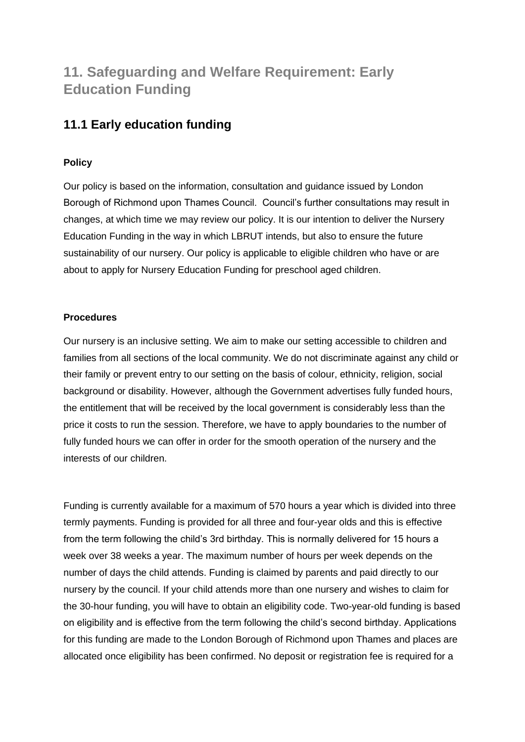# 11. Safeguarding and Welfare Requirement: Early Education Funding

## 11.1 Early education funding

**Policy**

Our policy is based on the information, consultation and guidance issued by London Borough of Richmond upon Thames Council. Council's further consultations may result in changes, at which time we may review our policy. It is our intention to deliver the Nursery Education Funding in the way in which LBRUT intends, but also to ensure the future sustainability of our nursery. Our policy is applicable to eligible children who have or are about to apply for Nursery Education Funding for preschool aged children.

**Procedures**

Our nursery is an inclusive setting. We aim to make our setting accessible to children and families from all sections of the local community. We do not discriminate against any child or their family or prevent entry to our setting on the basis of colour, ethnicity, religion, social background or disability. However, although the Government advertises fully funded hours, the entitlement that will be received by the local government is considerably less than the price it costs to run the session. Therefore, we have to apply boundaries to the number of fully funded hours we can offer in order for the smooth operation of the nursery and the interests of our children.

Funding is currently available for a maximum of 570 hours a year which is divided into three termly payments. Funding is provided for all three and four-year olds and this is effective from the term following the child's 3rd birthday. This is normally delivered for 15 hours a week over 38 weeks a year. The maximum number of hours per week depends on the number of days the child attends. Funding is claimed by parents and paid directly to our nursery by the council. If your child attends more than one nursery and wishes to claim for the 30-hour funding, you will have to obtain an eligibility code. Two-year-old funding is based on eligibility and is effective from the term following the child's second birthday. Applications for this funding are made to the London Borough of Richmond upon Thames and places are allocated once eligibility has been confirmed. No deposit or registration fee is required for a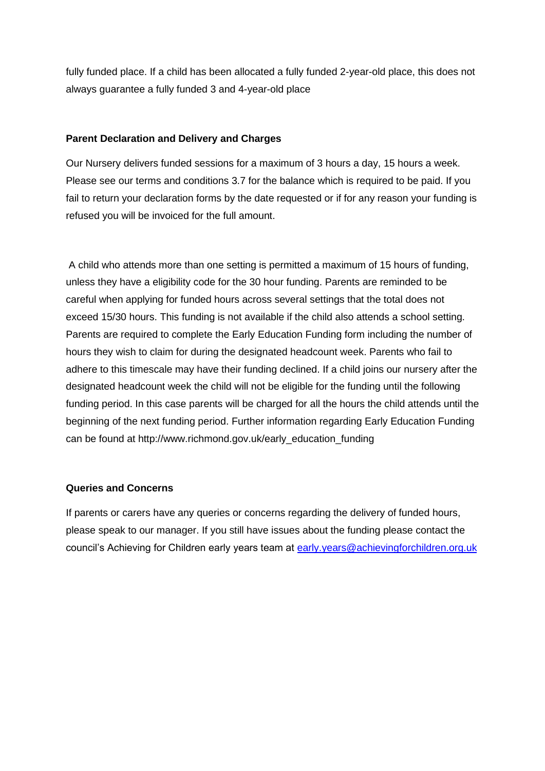fully funded place. If a child has been allocated a fully funded 2-year-old place, this does not always guarantee a fully funded 3 and 4-year-old place

**Parent Declaration and Delivery and Charges**

Our Nursery delivers funded sessions for a maximum of 3 hours a day, 15 hours a week. Please see our terms and conditions 3.7 for the balance which is required to be paid. If you fail to return your declaration forms by the date requested or if for any reason your funding is refused you will be invoiced for the full amount.

A child who attends more than one setting is permitted a maximum of 15 hours of funding, unless they have a eligibility code for the 30 hour funding. Parents are reminded to be careful when applying for funded hours across several settings that the total does not exceed 15/30 hours. This funding is not available if the child also attends a school setting. Parents are required to complete the Early Education Funding form including the number of hours they wish to claim for during the designated headcount week. Parents who fail to adhere to this timescale may have their funding declined. If a child joins our nursery after the designated headcount week the child will not be eligible for the funding until the following funding period. In this case parents will be charged for all the hours the child attends until the beginning of the next funding period. Further information regarding Early Education Funding can be found at http://www.richmond.gov.uk/early_education_funding

**Queries and Concerns**

If parents or carers have any queries or concerns regarding the delivery of funded hours, please speak to our manager. If you still have issues about the funding please contact the council's Achieving for Children early years team at [early.years@achievingforchildren.org.uk](mailto:early.years@achievingforchildren.org.uk)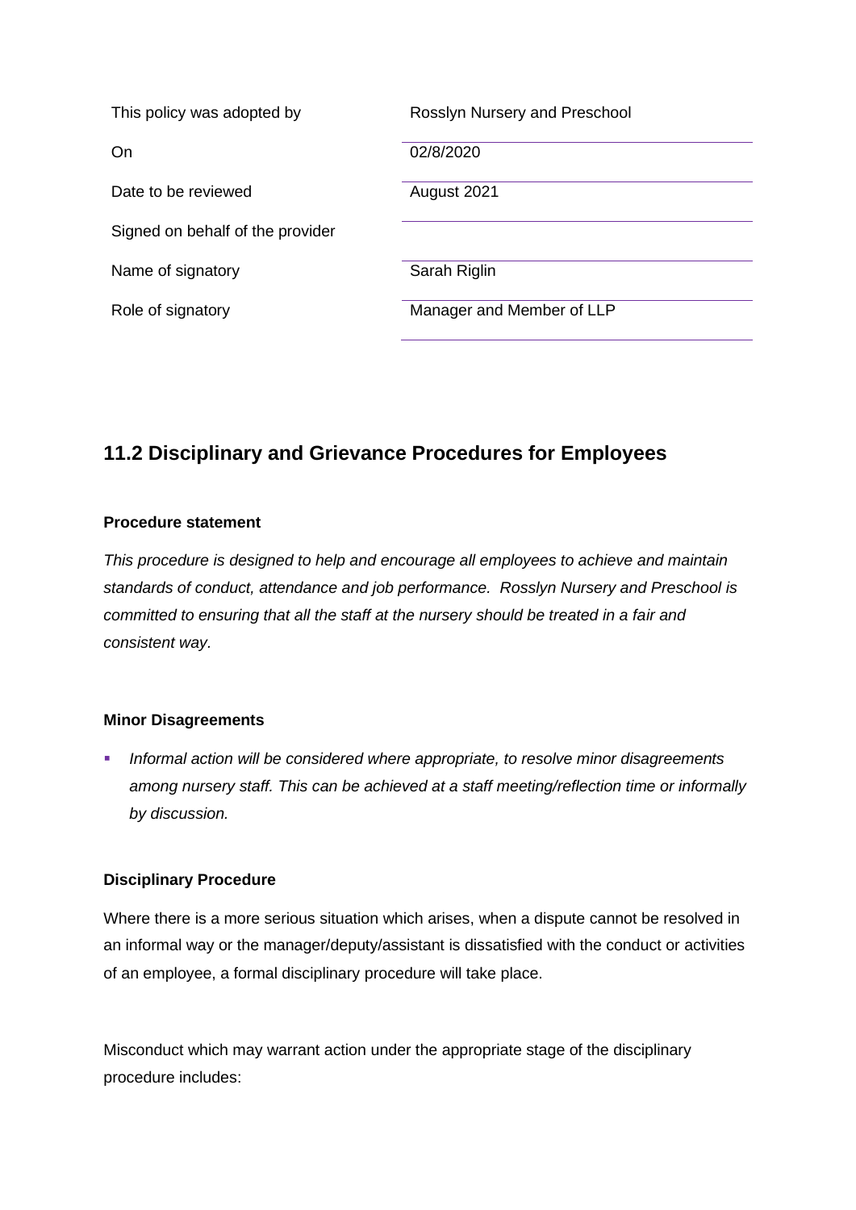| This policy was adopted by | Rosslyn Nursery and Preschool |
| --- | --- |
| On | 02/8/2020 |
| Date to be reviewed | August 2021 |
| Signed on behalf of the provider | |
| Name of signatory | Sarah Riglin |
| Role of signatory | Manager and Member of LLP |

## 11.2 Disciplinary and Grievance Procedures for Employees

**Procedure statement**

*This procedure is designed to help and encourage all employees to achieve and maintain standards of conduct, attendance and job performance. Rosslyn Nursery and Preschool is committed to ensuring that all the staff at the nursery should be treated in a fair and consistent way.*

**Minor Disagreements**

- *Informal action will be considered where appropriate, to resolve minor disagreements among nursery staff. This can be achieved at a staff meeting/reflection time or informally by discussion.*

**Disciplinary Procedure**

Where there is a more serious situation which arises, when a dispute cannot be resolved in an informal way or the manager/deputy/assistant is dissatisfied with the conduct or activities of an employee, a formal disciplinary procedure will take place.

Misconduct which may warrant action under the appropriate stage of the disciplinary procedure includes: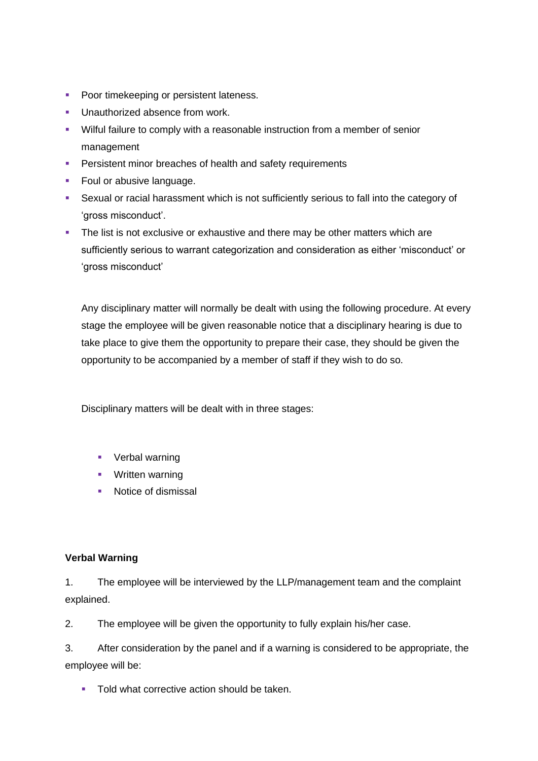- Poor timekeeping or persistent lateness.
- Unauthorized absence from work.
- Wilful failure to comply with a reasonable instruction from a member of senior management
- Persistent minor breaches of health and safety requirements
- Foul or abusive language.
- Sexual or racial harassment which is not sufficiently serious to fall into the category of 'gross misconduct'.
- The list is not exclusive or exhaustive and there may be other matters which are sufficiently serious to warrant categorization and consideration as either 'misconduct' or 'gross misconduct'

Any disciplinary matter will normally be dealt with using the following procedure. At every stage the employee will be given reasonable notice that a disciplinary hearing is due to take place to give them the opportunity to prepare their case, they should be given the opportunity to be accompanied by a member of staff if they wish to do so.

Disciplinary matters will be dealt with in three stages:

- Verbal warning
- Written warning
- Notice of dismissal

**Verbal Warning**

1. The employee will be interviewed by the LLP/management team and the complaint explained.

2. The employee will be given the opportunity to fully explain his/her case.

3. After consideration by the panel and if a warning is considered to be appropriate, the employee will be:

- Told what corrective action should be taken.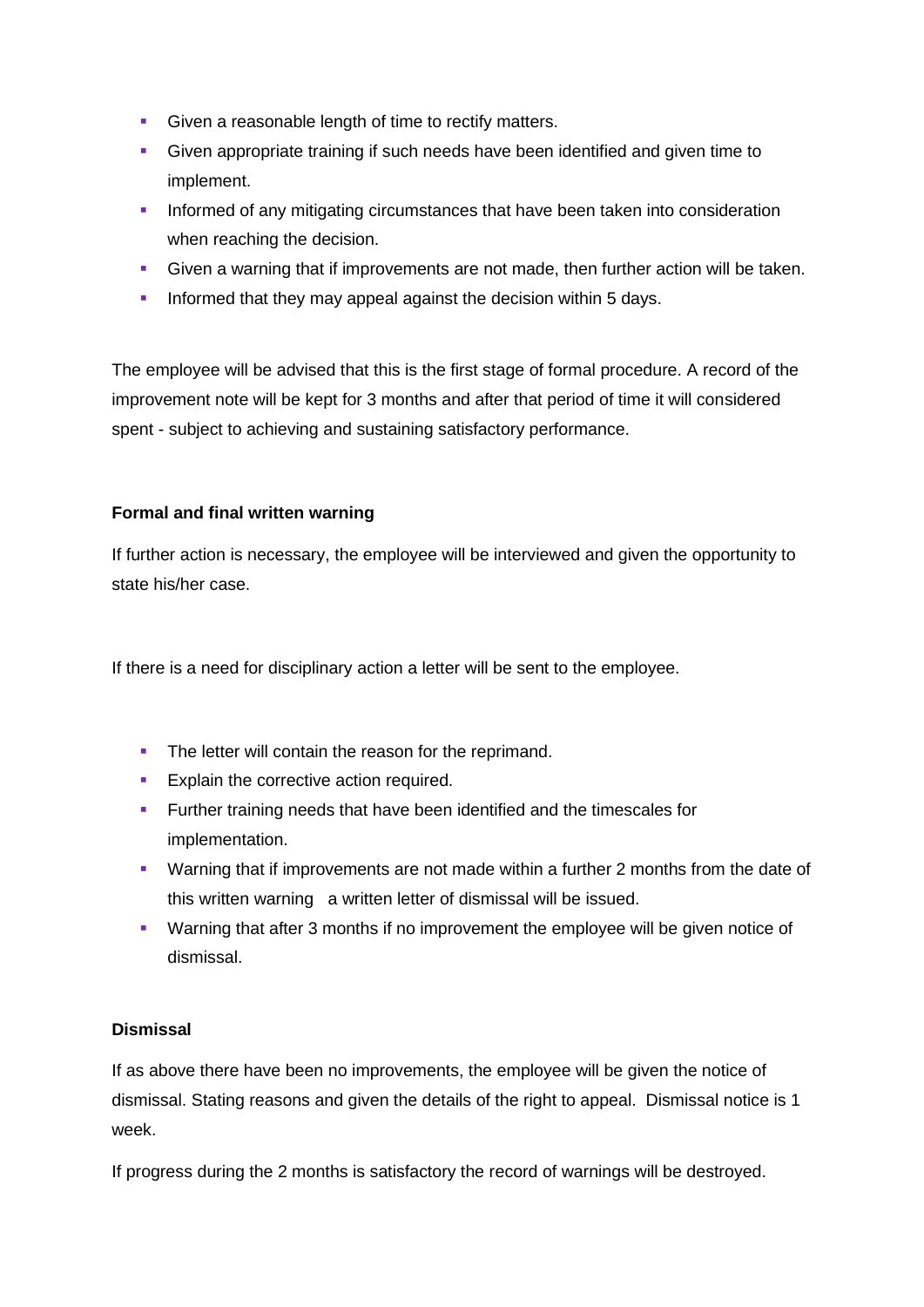- Given a reasonable length of time to rectify matters.
- Given appropriate training if such needs have been identified and given time to implement.
- Informed of any mitigating circumstances that have been taken into consideration when reaching the decision.
- Given a warning that if improvements are not made, then further action will be taken.
- Informed that they may appeal against the decision within 5 days.

The employee will be advised that this is the first stage of formal procedure. A record of the improvement note will be kept for 3 months and after that period of time it will considered spent - subject to achieving and sustaining satisfactory performance.

**Formal and final written warning**

If further action is necessary, the employee will be interviewed and given the opportunity to state his/her case.

If there is a need for disciplinary action a letter will be sent to the employee.

- The letter will contain the reason for the reprimand.
- Explain the corrective action required.
- Further training needs that have been identified and the timescales for implementation.
- Warning that if improvements are not made within a further 2 months from the date of this written warning a written letter of dismissal will be issued.
- Warning that after 3 months if no improvement the employee will be given notice of dismissal.

**Dismissal**

If as above there have been no improvements, the employee will be given the notice of dismissal. Stating reasons and given the details of the right to appeal. Dismissal notice is 1 week.

If progress during the 2 months is satisfactory the record of warnings will be destroyed.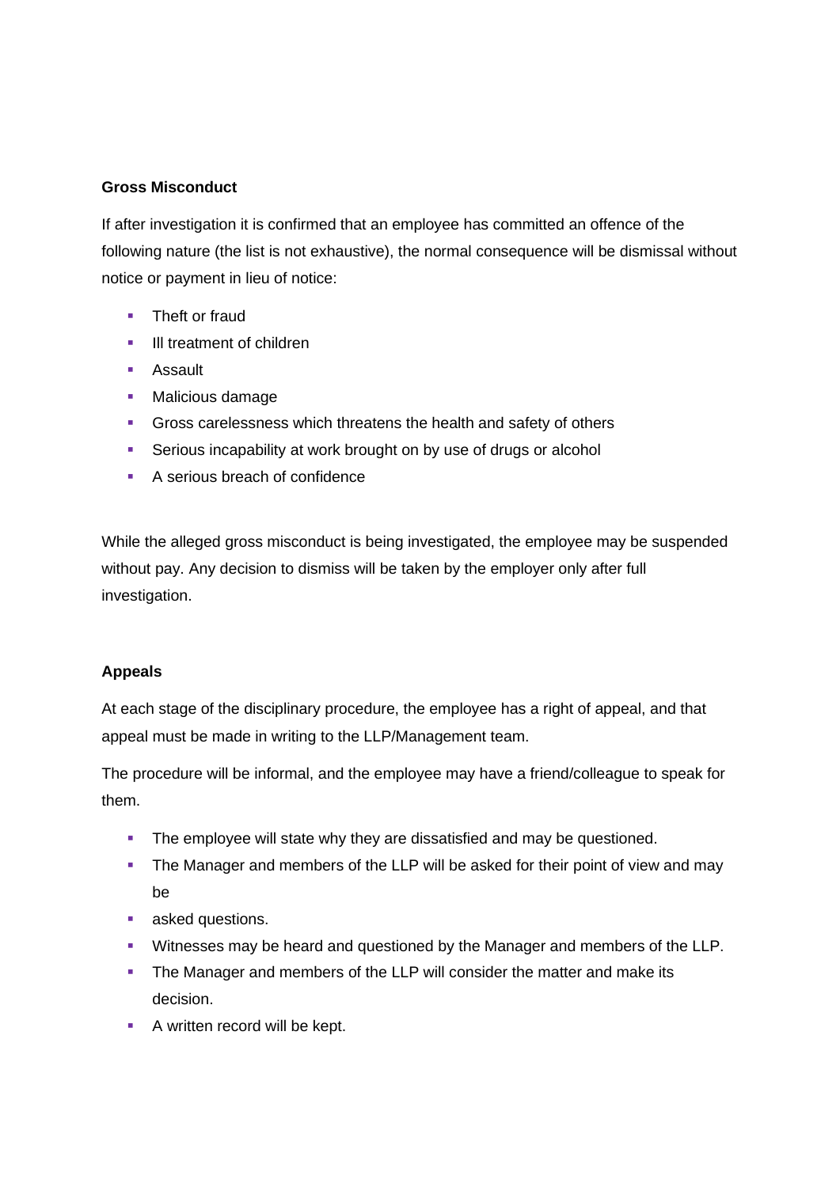**Gross Misconduct**

If after investigation it is confirmed that an employee has committed an offence of the following nature (the list is not exhaustive), the normal consequence will be dismissal without notice or payment in lieu of notice:

- Theft or fraud
- Ill treatment of children
- Assault
- Malicious damage
- Gross carelessness which threatens the health and safety of others
- Serious incapability at work brought on by use of drugs or alcohol
- A serious breach of confidence

While the alleged gross misconduct is being investigated, the employee may be suspended without pay. Any decision to dismiss will be taken by the employer only after full investigation.

**Appeals**

At each stage of the disciplinary procedure, the employee has a right of appeal, and that appeal must be made in writing to the LLP/Management team.

The procedure will be informal, and the employee may have a friend/colleague to speak for them.

- The employee will state why they are dissatisfied and may be questioned.
- The Manager and members of the LLP will be asked for their point of view and may be
- asked questions.
- Witnesses may be heard and questioned by the Manager and members of the LLP.
- The Manager and members of the LLP will consider the matter and make its decision.
- A written record will be kept.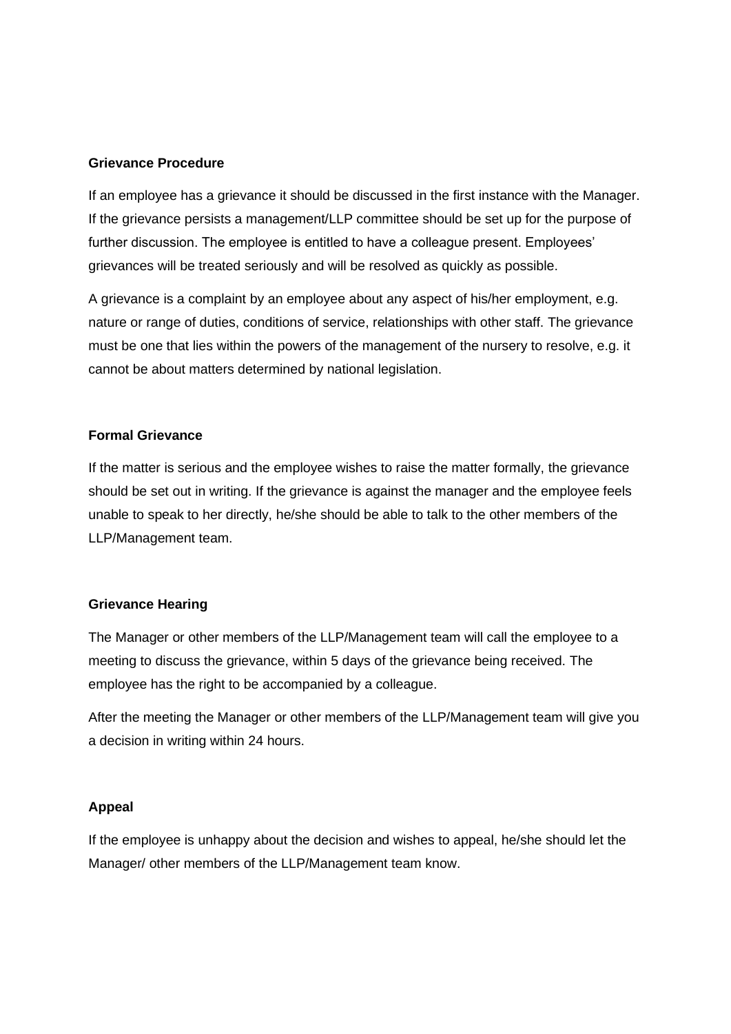**Grievance Procedure**

If an employee has a grievance it should be discussed in the first instance with the Manager. If the grievance persists a management/LLP committee should be set up for the purpose of further discussion. The employee is entitled to have a colleague present. Employees' grievances will be treated seriously and will be resolved as quickly as possible.

A grievance is a complaint by an employee about any aspect of his/her employment, e.g. nature or range of duties, conditions of service, relationships with other staff. The grievance must be one that lies within the powers of the management of the nursery to resolve, e.g. it cannot be about matters determined by national legislation.

**Formal Grievance**

If the matter is serious and the employee wishes to raise the matter formally, the grievance should be set out in writing. If the grievance is against the manager and the employee feels unable to speak to her directly, he/she should be able to talk to the other members of the LLP/Management team.

**Grievance Hearing**

The Manager or other members of the LLP/Management team will call the employee to a meeting to discuss the grievance, within 5 days of the grievance being received. The employee has the right to be accompanied by a colleague.

After the meeting the Manager or other members of the LLP/Management team will give you a decision in writing within 24 hours.

**Appeal**

If the employee is unhappy about the decision and wishes to appeal, he/she should let the Manager/ other members of the LLP/Management team know.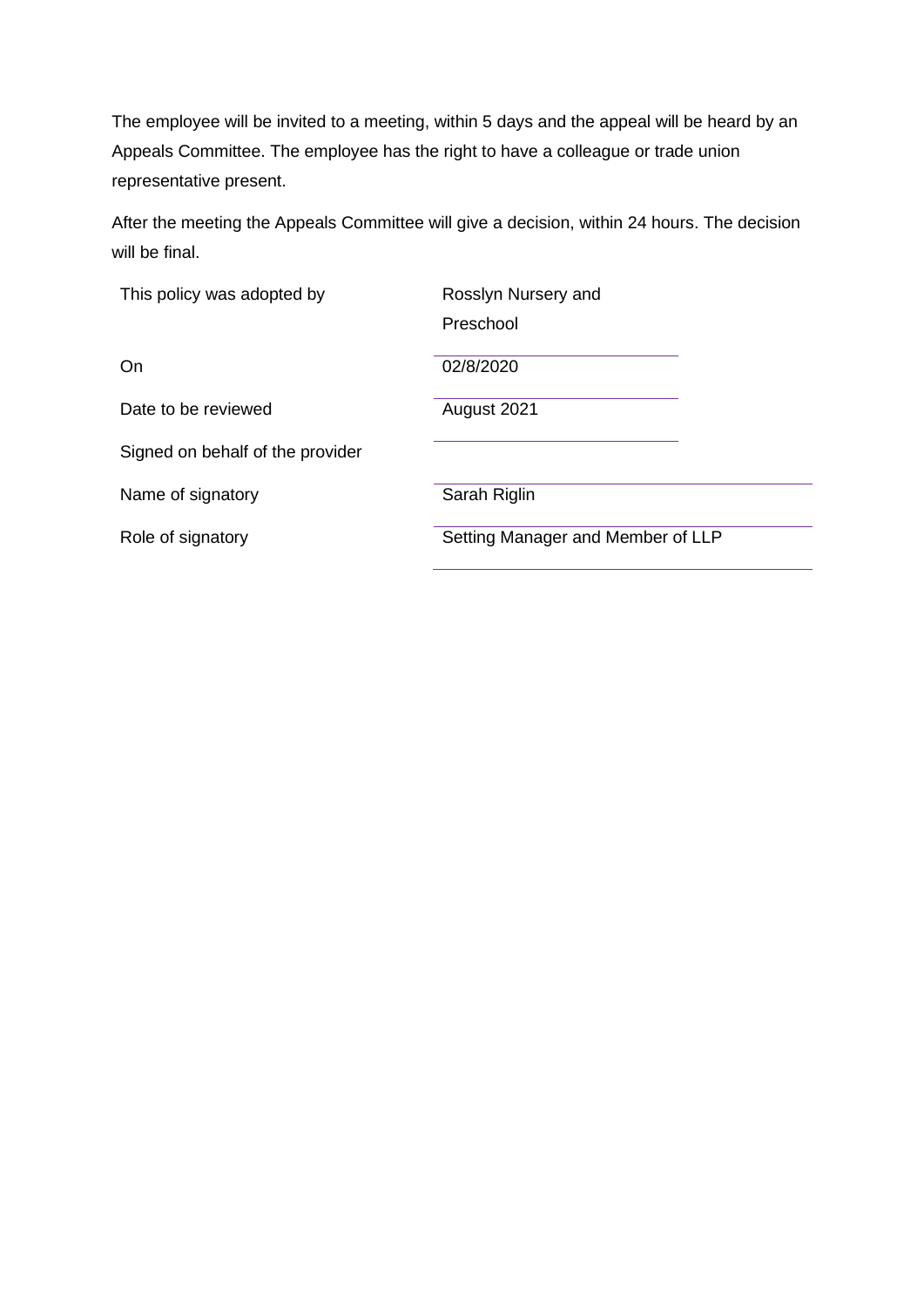The employee will be invited to a meeting, within 5 days and the appeal will be heard by an Appeals Committee. The employee has the right to have a colleague or trade union representative present.

After the meeting the Appeals Committee will give a decision, within 24 hours. The decision will be final.

| | |
|---|---|
| This policy was adopted by | Rosslyn Nursery and Preschool |
| On | 02/8/2020 |
| Date to be reviewed | August 2021 |
| Signed on behalf of the provider | |
| Name of signatory | Sarah Riglin |
| Role of signatory | Setting Manager and Member of LLP |